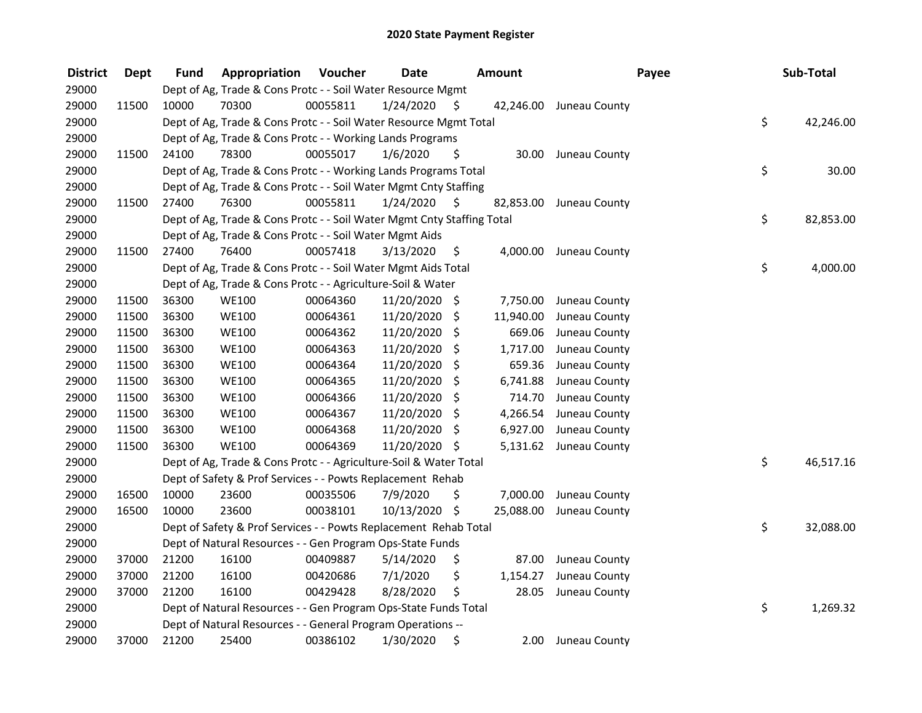# 2020 State Payment Register

| District | Dept | Fund | Appropriation | Voucher | Date | Amount | Payee | Sub-Total |
|---|---|---|---|---|---|---|---|---|
| 29000 | | Dept of Ag, Trade & Cons Protc - - Soil Water Resource Mgmt | | | | | | |
| 29000 | 11500 | 10000 | 70300 | 00055811 | 1/24/2020 | $ 42,246.00 | Juneau County | |
| 29000 | | Dept of Ag, Trade & Cons Protc - - Soil Water Resource Mgmt Total | | | | | | $ 42,246.00 |
| 29000 | | Dept of Ag, Trade & Cons Protc - - Working Lands Programs | | | | | | |
| 29000 | 11500 | 24100 | 78300 | 00055017 | 1/6/2020 | $ 30.00 | Juneau County | |
| 29000 | | Dept of Ag, Trade & Cons Protc - - Working Lands Programs Total | | | | | | $ 30.00 |
| 29000 | | Dept of Ag, Trade & Cons Protc - - Soil Water Mgmt Cnty Staffing | | | | | | |
| 29000 | 11500 | 27400 | 76300 | 00055811 | 1/24/2020 | $ 82,853.00 | Juneau County | |
| 29000 | | Dept of Ag, Trade & Cons Protc - - Soil Water Mgmt Cnty Staffing Total | | | | | | $ 82,853.00 |
| 29000 | | Dept of Ag, Trade & Cons Protc - - Soil Water Mgmt Aids | | | | | | |
| 29000 | 11500 | 27400 | 76400 | 00057418 | 3/13/2020 | $ 4,000.00 | Juneau County | |
| 29000 | | Dept of Ag, Trade & Cons Protc - - Soil Water Mgmt Aids Total | | | | | | $ 4,000.00 |
| 29000 | | Dept of Ag, Trade & Cons Protc - - Agriculture-Soil & Water | | | | | | |
| 29000 | 11500 | 36300 | WE100 | 00064360 | 11/20/2020 | $ 7,750.00 | Juneau County | |
| 29000 | 11500 | 36300 | WE100 | 00064361 | 11/20/2020 | $ 11,940.00 | Juneau County | |
| 29000 | 11500 | 36300 | WE100 | 00064362 | 11/20/2020 | $ 669.06 | Juneau County | |
| 29000 | 11500 | 36300 | WE100 | 00064363 | 11/20/2020 | $ 1,717.00 | Juneau County | |
| 29000 | 11500 | 36300 | WE100 | 00064364 | 11/20/2020 | $ 659.36 | Juneau County | |
| 29000 | 11500 | 36300 | WE100 | 00064365 | 11/20/2020 | $ 6,741.88 | Juneau County | |
| 29000 | 11500 | 36300 | WE100 | 00064366 | 11/20/2020 | $ 714.70 | Juneau County | |
| 29000 | 11500 | 36300 | WE100 | 00064367 | 11/20/2020 | $ 4,266.54 | Juneau County | |
| 29000 | 11500 | 36300 | WE100 | 00064368 | 11/20/2020 | $ 6,927.00 | Juneau County | |
| 29000 | 11500 | 36300 | WE100 | 00064369 | 11/20/2020 | $ 5,131.62 | Juneau County | |
| 29000 | | Dept of Ag, Trade & Cons Protc - - Agriculture-Soil & Water Total | | | | | | $ 46,517.16 |
| 29000 | | Dept of Safety & Prof Services - - Powts Replacement Rehab | | | | | | |
| 29000 | 16500 | 10000 | 23600 | 00035506 | 7/9/2020 | $ 7,000.00 | Juneau County | |
| 29000 | 16500 | 10000 | 23600 | 00038101 | 10/13/2020 | $ 25,088.00 | Juneau County | |
| 29000 | | Dept of Safety & Prof Services - - Powts Replacement Rehab Total | | | | | | $ 32,088.00 |
| 29000 | | Dept of Natural Resources - - Gen Program Ops-State Funds | | | | | | |
| 29000 | 37000 | 21200 | 16100 | 00409887 | 5/14/2020 | $ 87.00 | Juneau County | |
| 29000 | 37000 | 21200 | 16100 | 00420686 | 7/1/2020 | $ 1,154.27 | Juneau County | |
| 29000 | 37000 | 21200 | 16100 | 00429428 | 8/28/2020 | $ 28.05 | Juneau County | |
| 29000 | | Dept of Natural Resources - - Gen Program Ops-State Funds Total | | | | | | $ 1,269.32 |
| 29000 | | Dept of Natural Resources - - General Program Operations -- | | | | | | |
| 29000 | 37000 | 21200 | 25400 | 00386102 | 1/30/2020 | $ 2.00 | Juneau County | |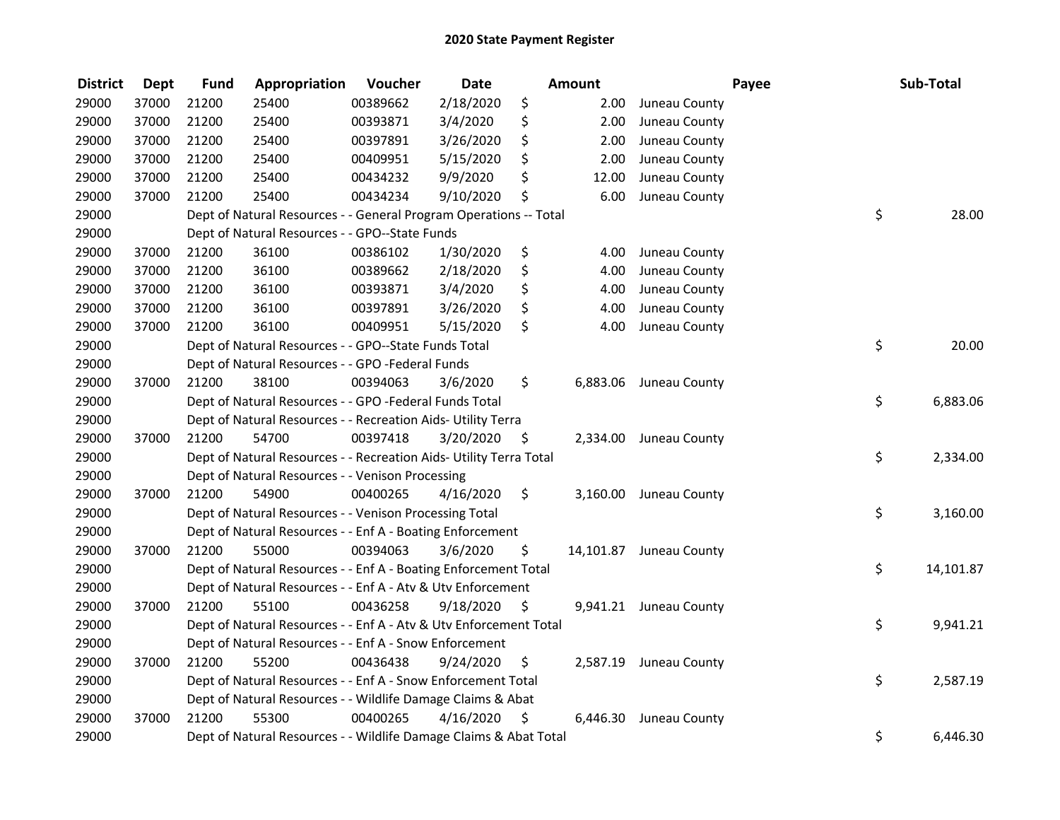# 2020 State Payment Register

| District | Dept | Fund | Appropriation | Voucher | Date | Amount | Payee | Sub-Total |
|---|---|---|---|---|---|---|---|---|
| 29000 | 37000 | 21200 | 25400 | 00389662 | 2/18/2020 | $ 2.00 | Juneau County | |
| 29000 | 37000 | 21200 | 25400 | 00393871 | 3/4/2020 | $ 2.00 | Juneau County | |
| 29000 | 37000 | 21200 | 25400 | 00397891 | 3/26/2020 | $ 2.00 | Juneau County | |
| 29000 | 37000 | 21200 | 25400 | 00409951 | 5/15/2020 | $ 2.00 | Juneau County | |
| 29000 | 37000 | 21200 | 25400 | 00434232 | 9/9/2020 | $ 12.00 | Juneau County | |
| 29000 | 37000 | 21200 | 25400 | 00434234 | 9/10/2020 | $ 6.00 | Juneau County | |
| 29000 | | Dept of Natural Resources - - General Program Operations -- Total | | | | | | $ 28.00 |
| 29000 | | Dept of Natural Resources - - GPO--State Funds | | | | | | |
| 29000 | 37000 | 21200 | 36100 | 00386102 | 1/30/2020 | $ 4.00 | Juneau County | |
| 29000 | 37000 | 21200 | 36100 | 00389662 | 2/18/2020 | $ 4.00 | Juneau County | |
| 29000 | 37000 | 21200 | 36100 | 00393871 | 3/4/2020 | $ 4.00 | Juneau County | |
| 29000 | 37000 | 21200 | 36100 | 00397891 | 3/26/2020 | $ 4.00 | Juneau County | |
| 29000 | 37000 | 21200 | 36100 | 00409951 | 5/15/2020 | $ 4.00 | Juneau County | |
| 29000 | | Dept of Natural Resources - - GPO--State Funds Total | | | | | | $ 20.00 |
| 29000 | | Dept of Natural Resources - - GPO -Federal Funds | | | | | | |
| 29000 | 37000 | 21200 | 38100 | 00394063 | 3/6/2020 | $ 6,883.06 | Juneau County | |
| 29000 | | Dept of Natural Resources - - GPO -Federal Funds Total | | | | | | $ 6,883.06 |
| 29000 | | Dept of Natural Resources - - Recreation Aids- Utility Terra | | | | | | |
| 29000 | 37000 | 21200 | 54700 | 00397418 | 3/20/2020 | $ 2,334.00 | Juneau County | |
| 29000 | | Dept of Natural Resources - - Recreation Aids- Utility Terra Total | | | | | | $ 2,334.00 |
| 29000 | | Dept of Natural Resources - - Venison Processing | | | | | | |
| 29000 | 37000 | 21200 | 54900 | 00400265 | 4/16/2020 | $ 3,160.00 | Juneau County | |
| 29000 | | Dept of Natural Resources - - Venison Processing Total | | | | | | $ 3,160.00 |
| 29000 | | Dept of Natural Resources - - Enf A - Boating Enforcement | | | | | | |
| 29000 | 37000 | 21200 | 55000 | 00394063 | 3/6/2020 | $ 14,101.87 | Juneau County | |
| 29000 | | Dept of Natural Resources - - Enf A - Boating Enforcement Total | | | | | | $ 14,101.87 |
| 29000 | | Dept of Natural Resources - - Enf A - Atv & Utv Enforcement | | | | | | |
| 29000 | 37000 | 21200 | 55100 | 00436258 | 9/18/2020 | $ 9,941.21 | Juneau County | |
| 29000 | | Dept of Natural Resources - - Enf A - Atv & Utv Enforcement Total | | | | | | $ 9,941.21 |
| 29000 | | Dept of Natural Resources - - Enf A - Snow Enforcement | | | | | | |
| 29000 | 37000 | 21200 | 55200 | 00436438 | 9/24/2020 | $ 2,587.19 | Juneau County | |
| 29000 | | Dept of Natural Resources - - Enf A - Snow Enforcement Total | | | | | | $ 2,587.19 |
| 29000 | | Dept of Natural Resources - - Wildlife Damage Claims & Abat | | | | | | |
| 29000 | 37000 | 21200 | 55300 | 00400265 | 4/16/2020 | $ 6,446.30 | Juneau County | |
| 29000 | | Dept of Natural Resources - - Wildlife Damage Claims & Abat Total | | | | | | $ 6,446.30 |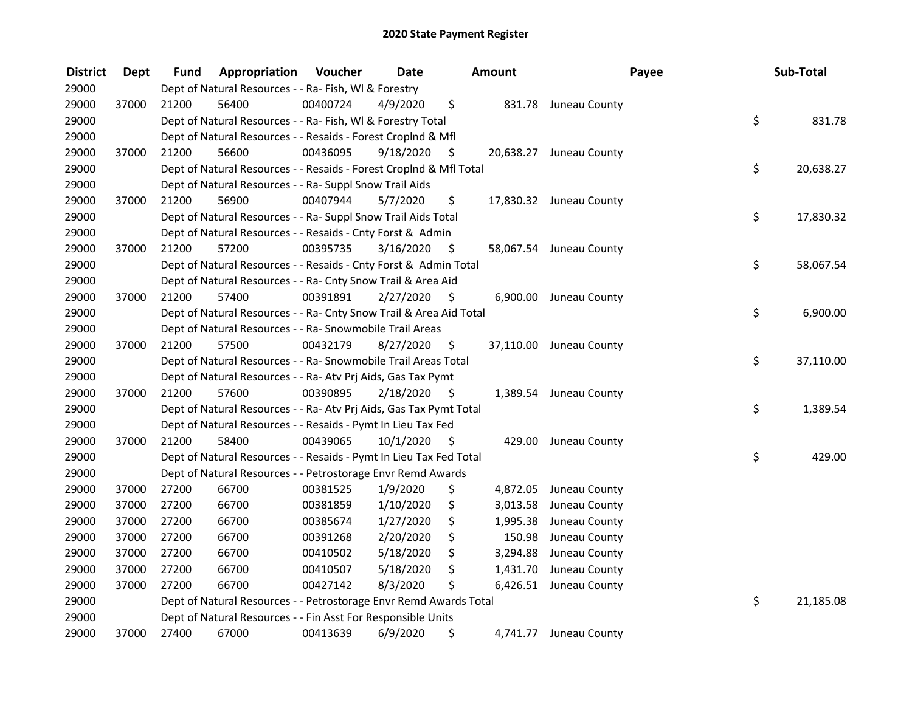## 2020 State Payment Register

| District | Dept | Fund | Appropriation | Voucher | Date | Amount | Payee | Sub-Total |
|---|---|---|---|---|---|---|---|---|
| 29000 | | Dept of Natural Resources - - Ra- Fish, Wl & Forestry | | | | | | |
| 29000 | 37000 | 21200 | 56400 | 00400724 | 4/9/2020 | $ 831.78 | Juneau County | |
| 29000 | | Dept of Natural Resources - - Ra- Fish, Wl & Forestry Total | | | | | | $ 831.78 |
| 29000 | | Dept of Natural Resources - - Resaids - Forest Croplnd & Mfl | | | | | | |
| 29000 | 37000 | 21200 | 56600 | 00436095 | 9/18/2020 | $ 20,638.27 | Juneau County | |
| 29000 | | Dept of Natural Resources - - Resaids - Forest Croplnd & Mfl Total | | | | | | $ 20,638.27 |
| 29000 | | Dept of Natural Resources - - Ra- Suppl Snow Trail Aids | | | | | | |
| 29000 | 37000 | 21200 | 56900 | 00407944 | 5/7/2020 | $ 17,830.32 | Juneau County | |
| 29000 | | Dept of Natural Resources - - Ra- Suppl Snow Trail Aids Total | | | | | | $ 17,830.32 |
| 29000 | | Dept of Natural Resources - - Resaids - Cnty Forst & Admin | | | | | | |
| 29000 | 37000 | 21200 | 57200 | 00395735 | 3/16/2020 | $ 58,067.54 | Juneau County | |
| 29000 | | Dept of Natural Resources - - Resaids - Cnty Forst & Admin Total | | | | | | $ 58,067.54 |
| 29000 | | Dept of Natural Resources - - Ra- Cnty Snow Trail & Area Aid | | | | | | |
| 29000 | 37000 | 21200 | 57400 | 00391891 | 2/27/2020 | $ 6,900.00 | Juneau County | |
| 29000 | | Dept of Natural Resources - - Ra- Cnty Snow Trail & Area Aid Total | | | | | | $ 6,900.00 |
| 29000 | | Dept of Natural Resources - - Ra- Snowmobile Trail Areas | | | | | | |
| 29000 | 37000 | 21200 | 57500 | 00432179 | 8/27/2020 | $ 37,110.00 | Juneau County | |
| 29000 | | Dept of Natural Resources - - Ra- Snowmobile Trail Areas Total | | | | | | $ 37,110.00 |
| 29000 | | Dept of Natural Resources - - Ra- Atv Prj Aids, Gas Tax Pymt | | | | | | |
| 29000 | 37000 | 21200 | 57600 | 00390895 | 2/18/2020 | $ 1,389.54 | Juneau County | |
| 29000 | | Dept of Natural Resources - - Ra- Atv Prj Aids, Gas Tax Pymt Total | | | | | | $ 1,389.54 |
| 29000 | | Dept of Natural Resources - - Resaids - Pymt In Lieu Tax Fed | | | | | | |
| 29000 | 37000 | 21200 | 58400 | 00439065 | 10/1/2020 | $ 429.00 | Juneau County | |
| 29000 | | Dept of Natural Resources - - Resaids - Pymt In Lieu Tax Fed Total | | | | | | $ 429.00 |
| 29000 | | Dept of Natural Resources - - Petrostorage Envr Remd Awards | | | | | | |
| 29000 | 37000 | 27200 | 66700 | 00381525 | 1/9/2020 | $ 4,872.05 | Juneau County | |
| 29000 | 37000 | 27200 | 66700 | 00381859 | 1/10/2020 | $ 3,013.58 | Juneau County | |
| 29000 | 37000 | 27200 | 66700 | 00385674 | 1/27/2020 | $ 1,995.38 | Juneau County | |
| 29000 | 37000 | 27200 | 66700 | 00391268 | 2/20/2020 | $ 150.98 | Juneau County | |
| 29000 | 37000 | 27200 | 66700 | 00410502 | 5/18/2020 | $ 3,294.88 | Juneau County | |
| 29000 | 37000 | 27200 | 66700 | 00410507 | 5/18/2020 | $ 1,431.70 | Juneau County | |
| 29000 | 37000 | 27200 | 66700 | 00427142 | 8/3/2020 | $ 6,426.51 | Juneau County | |
| 29000 | | Dept of Natural Resources - - Petrostorage Envr Remd Awards Total | | | | | | $ 21,185.08 |
| 29000 | | Dept of Natural Resources - - Fin Asst For Responsible Units | | | | | | |
| 29000 | 37000 | 27400 | 67000 | 00413639 | 6/9/2020 | $ 4,741.77 | Juneau County | |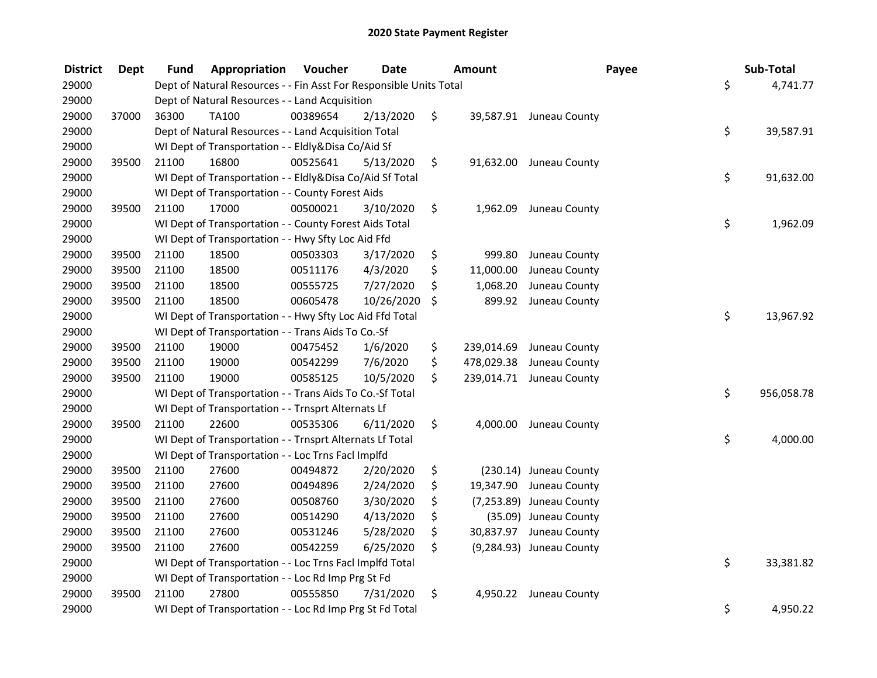# 2020 State Payment Register

| District | Dept | Fund | Appropriation | Voucher | Date | Amount | Payee | Sub-Total |
|---|---|---|---|---|---|---|---|---|
| 29000 | | | Dept of Natural Resources - - Fin Asst For Responsible Units Total | | | | | $ 4,741.77 |
| 29000 | | | Dept of Natural Resources - - Land Acquisition | | | | | |
| 29000 | 37000 | 36300 | TA100 | 00389654 | 2/13/2020 | $ 39,587.91 | Juneau County | |
| 29000 | | | Dept of Natural Resources - - Land Acquisition Total | | | | | $ 39,587.91 |
| 29000 | | | WI Dept of Transportation - - Eldly&Disa Co/Aid Sf | | | | | |
| 29000 | 39500 | 21100 | 16800 | 00525641 | 5/13/2020 | $ 91,632.00 | Juneau County | |
| 29000 | | | WI Dept of Transportation - - Eldly&Disa Co/Aid Sf Total | | | | | $ 91,632.00 |
| 29000 | | | WI Dept of Transportation - - County Forest Aids | | | | | |
| 29000 | 39500 | 21100 | 17000 | 00500021 | 3/10/2020 | $ 1,962.09 | Juneau County | |
| 29000 | | | WI Dept of Transportation - - County Forest Aids Total | | | | | $ 1,962.09 |
| 29000 | | | WI Dept of Transportation - - Hwy Sfty Loc Aid Ffd | | | | | |
| 29000 | 39500 | 21100 | 18500 | 00503303 | 3/17/2020 | $ 999.80 | Juneau County | |
| 29000 | 39500 | 21100 | 18500 | 00511176 | 4/3/2020 | $ 11,000.00 | Juneau County | |
| 29000 | 39500 | 21100 | 18500 | 00555725 | 7/27/2020 | $ 1,068.20 | Juneau County | |
| 29000 | 39500 | 21100 | 18500 | 00605478 | 10/26/2020 | $ 899.92 | Juneau County | |
| 29000 | | | WI Dept of Transportation - - Hwy Sfty Loc Aid Ffd Total | | | | | $ 13,967.92 |
| 29000 | | | WI Dept of Transportation - - Trans Aids To Co.-Sf | | | | | |
| 29000 | 39500 | 21100 | 19000 | 00475452 | 1/6/2020 | $ 239,014.69 | Juneau County | |
| 29000 | 39500 | 21100 | 19000 | 00542299 | 7/6/2020 | $ 478,029.38 | Juneau County | |
| 29000 | 39500 | 21100 | 19000 | 00585125 | 10/5/2020 | $ 239,014.71 | Juneau County | |
| 29000 | | | WI Dept of Transportation - - Trans Aids To Co.-Sf Total | | | | | $ 956,058.78 |
| 29000 | | | WI Dept of Transportation - - Trnsprt Alternats Lf | | | | | |
| 29000 | 39500 | 21100 | 22600 | 00535306 | 6/11/2020 | $ 4,000.00 | Juneau County | |
| 29000 | | | WI Dept of Transportation - - Trnsprt Alternats Lf Total | | | | | $ 4,000.00 |
| 29000 | | | WI Dept of Transportation - - Loc Trns Facl Implfd | | | | | |
| 29000 | 39500 | 21100 | 27600 | 00494872 | 2/20/2020 | $ (230.14) | Juneau County | |
| 29000 | 39500 | 21100 | 27600 | 00494896 | 2/24/2020 | $ 19,347.90 | Juneau County | |
| 29000 | 39500 | 21100 | 27600 | 00508760 | 3/30/2020 | $ (7,253.89) | Juneau County | |
| 29000 | 39500 | 21100 | 27600 | 00514290 | 4/13/2020 | $ (35.09) | Juneau County | |
| 29000 | 39500 | 21100 | 27600 | 00531246 | 5/28/2020 | $ 30,837.97 | Juneau County | |
| 29000 | 39500 | 21100 | 27600 | 00542259 | 6/25/2020 | $ (9,284.93) | Juneau County | |
| 29000 | | | WI Dept of Transportation - - Loc Trns Facl Implfd Total | | | | | $ 33,381.82 |
| 29000 | | | WI Dept of Transportation - - Loc Rd Imp Prg St Fd | | | | | |
| 29000 | 39500 | 21100 | 27800 | 00555850 | 7/31/2020 | $ 4,950.22 | Juneau County | |
| 29000 | | | WI Dept of Transportation - - Loc Rd Imp Prg St Fd Total | | | | | $ 4,950.22 |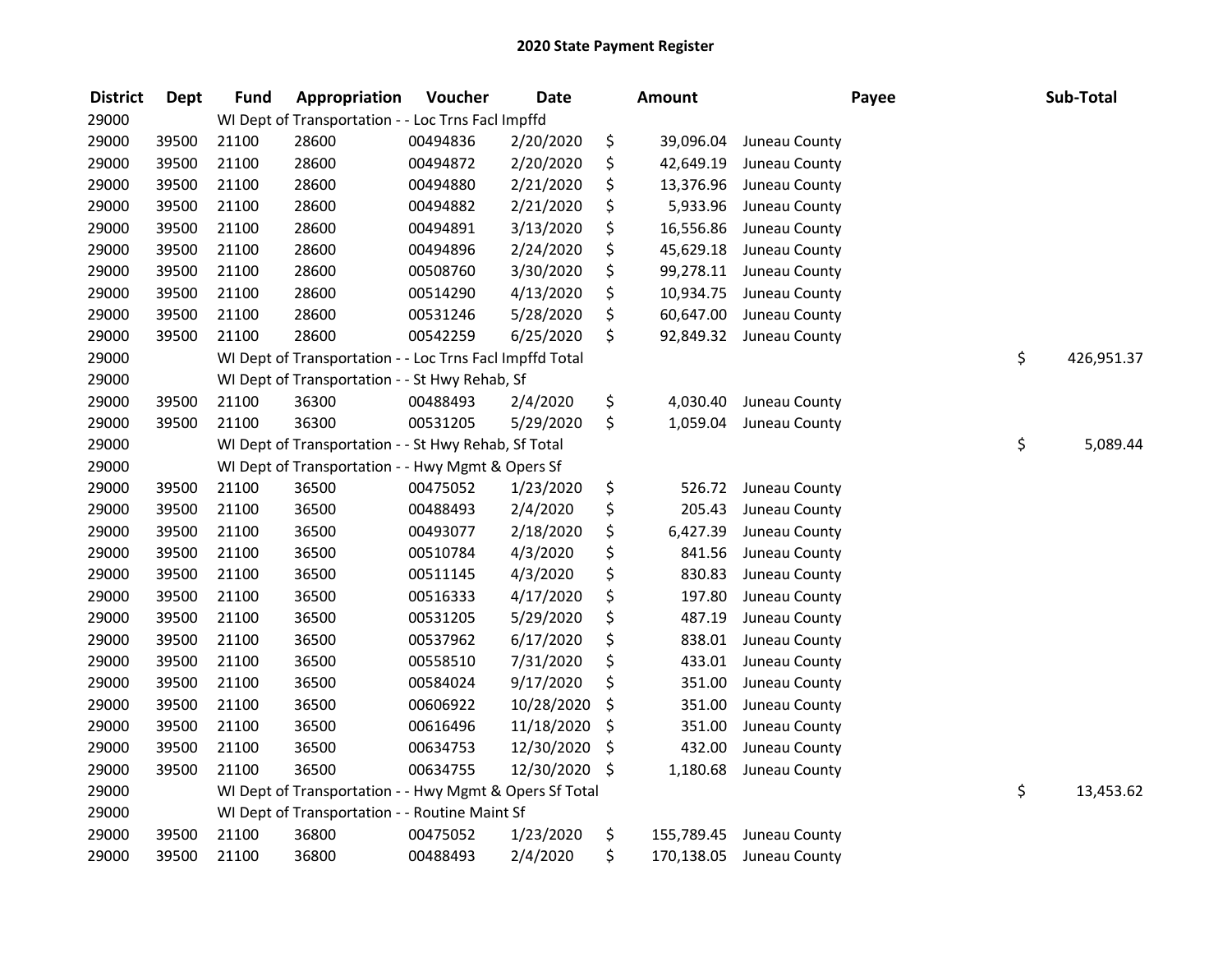# 2020 State Payment Register

| District | Dept | Fund | Appropriation | Voucher | Date | Amount | Payee | Sub-Total |
|---|---|---|---|---|---|---|---|---|
| 29000 | | WI Dept of Transportation - - Loc Trns Facl Impffd | | | | | | |
| 29000 | 39500 | 21100 | 28600 | 00494836 | 2/20/2020 | $ 39,096.04 | Juneau County | |
| 29000 | 39500 | 21100 | 28600 | 00494872 | 2/20/2020 | $ 42,649.19 | Juneau County | |
| 29000 | 39500 | 21100 | 28600 | 00494880 | 2/21/2020 | $ 13,376.96 | Juneau County | |
| 29000 | 39500 | 21100 | 28600 | 00494882 | 2/21/2020 | $ 5,933.96 | Juneau County | |
| 29000 | 39500 | 21100 | 28600 | 00494891 | 3/13/2020 | $ 16,556.86 | Juneau County | |
| 29000 | 39500 | 21100 | 28600 | 00494896 | 2/24/2020 | $ 45,629.18 | Juneau County | |
| 29000 | 39500 | 21100 | 28600 | 00508760 | 3/30/2020 | $ 99,278.11 | Juneau County | |
| 29000 | 39500 | 21100 | 28600 | 00514290 | 4/13/2020 | $ 10,934.75 | Juneau County | |
| 29000 | 39500 | 21100 | 28600 | 00531246 | 5/28/2020 | $ 60,647.00 | Juneau County | |
| 29000 | 39500 | 21100 | 28600 | 00542259 | 6/25/2020 | $ 92,849.32 | Juneau County | |
| 29000 | | WI Dept of Transportation - - Loc Trns Facl Impffd Total | | | | | | $ 426,951.37 |
| 29000 | | WI Dept of Transportation - - St Hwy Rehab, Sf | | | | | | |
| 29000 | 39500 | 21100 | 36300 | 00488493 | 2/4/2020 | $ 4,030.40 | Juneau County | |
| 29000 | 39500 | 21100 | 36300 | 00531205 | 5/29/2020 | $ 1,059.04 | Juneau County | |
| 29000 | | WI Dept of Transportation - - St Hwy Rehab, Sf Total | | | | | | $ 5,089.44 |
| 29000 | | WI Dept of Transportation - - Hwy Mgmt & Opers Sf | | | | | | |
| 29000 | 39500 | 21100 | 36500 | 00475052 | 1/23/2020 | $ 526.72 | Juneau County | |
| 29000 | 39500 | 21100 | 36500 | 00488493 | 2/4/2020 | $ 205.43 | Juneau County | |
| 29000 | 39500 | 21100 | 36500 | 00493077 | 2/18/2020 | $ 6,427.39 | Juneau County | |
| 29000 | 39500 | 21100 | 36500 | 00510784 | 4/3/2020 | $ 841.56 | Juneau County | |
| 29000 | 39500 | 21100 | 36500 | 00511145 | 4/3/2020 | $ 830.83 | Juneau County | |
| 29000 | 39500 | 21100 | 36500 | 00516333 | 4/17/2020 | $ 197.80 | Juneau County | |
| 29000 | 39500 | 21100 | 36500 | 00531205 | 5/29/2020 | $ 487.19 | Juneau County | |
| 29000 | 39500 | 21100 | 36500 | 00537962 | 6/17/2020 | $ 838.01 | Juneau County | |
| 29000 | 39500 | 21100 | 36500 | 00558510 | 7/31/2020 | $ 433.01 | Juneau County | |
| 29000 | 39500 | 21100 | 36500 | 00584024 | 9/17/2020 | $ 351.00 | Juneau County | |
| 29000 | 39500 | 21100 | 36500 | 00606922 | 10/28/2020 | $ 351.00 | Juneau County | |
| 29000 | 39500 | 21100 | 36500 | 00616496 | 11/18/2020 | $ 351.00 | Juneau County | |
| 29000 | 39500 | 21100 | 36500 | 00634753 | 12/30/2020 | $ 432.00 | Juneau County | |
| 29000 | 39500 | 21100 | 36500 | 00634755 | 12/30/2020 | $ 1,180.68 | Juneau County | |
| 29000 | | WI Dept of Transportation - - Hwy Mgmt & Opers Sf Total | | | | | | $ 13,453.62 |
| 29000 | | WI Dept of Transportation - - Routine Maint Sf | | | | | | |
| 29000 | 39500 | 21100 | 36800 | 00475052 | 1/23/2020 | $ 155,789.45 | Juneau County | |
| 29000 | 39500 | 21100 | 36800 | 00488493 | 2/4/2020 | $ 170,138.05 | Juneau County | |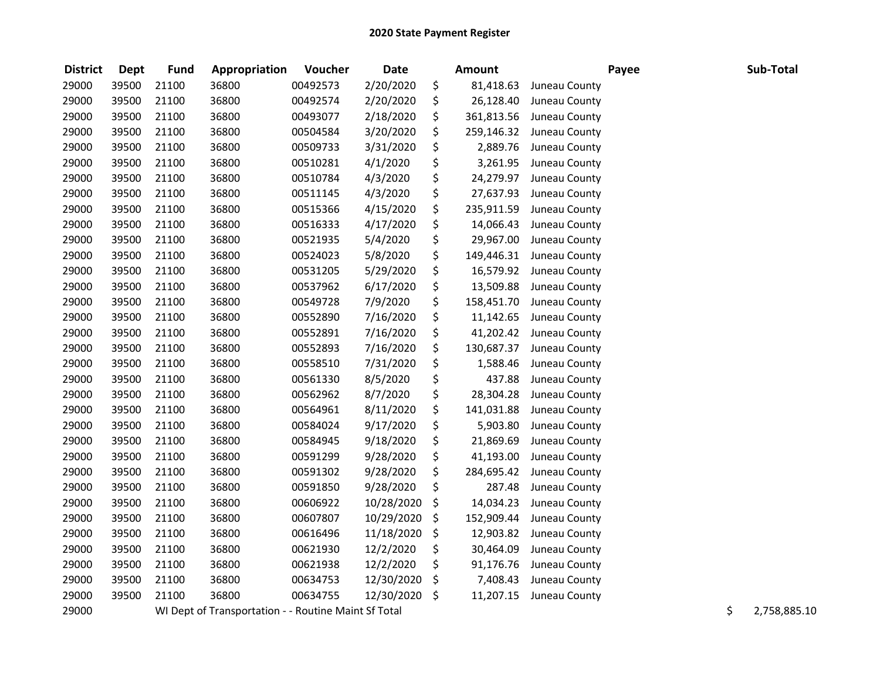## 2020 State Payment Register

| District | Dept | Fund | Appropriation | Voucher | Date | Amount | Payee | Sub-Total |
|---|---|---|---|---|---|---|---|---|
| 29000 | 39500 | 21100 | 36800 | 00492573 | 2/20/2020 | $ 81,418.63 | Juneau County | |
| 29000 | 39500 | 21100 | 36800 | 00492574 | 2/20/2020 | $ 26,128.40 | Juneau County | |
| 29000 | 39500 | 21100 | 36800 | 00493077 | 2/18/2020 | $ 361,813.56 | Juneau County | |
| 29000 | 39500 | 21100 | 36800 | 00504584 | 3/20/2020 | $ 259,146.32 | Juneau County | |
| 29000 | 39500 | 21100 | 36800 | 00509733 | 3/31/2020 | $ 2,889.76 | Juneau County | |
| 29000 | 39500 | 21100 | 36800 | 00510281 | 4/1/2020 | $ 3,261.95 | Juneau County | |
| 29000 | 39500 | 21100 | 36800 | 00510784 | 4/3/2020 | $ 24,279.97 | Juneau County | |
| 29000 | 39500 | 21100 | 36800 | 00511145 | 4/3/2020 | $ 27,637.93 | Juneau County | |
| 29000 | 39500 | 21100 | 36800 | 00515366 | 4/15/2020 | $ 235,911.59 | Juneau County | |
| 29000 | 39500 | 21100 | 36800 | 00516333 | 4/17/2020 | $ 14,066.43 | Juneau County | |
| 29000 | 39500 | 21100 | 36800 | 00521935 | 5/4/2020 | $ 29,967.00 | Juneau County | |
| 29000 | 39500 | 21100 | 36800 | 00524023 | 5/8/2020 | $ 149,446.31 | Juneau County | |
| 29000 | 39500 | 21100 | 36800 | 00531205 | 5/29/2020 | $ 16,579.92 | Juneau County | |
| 29000 | 39500 | 21100 | 36800 | 00537962 | 6/17/2020 | $ 13,509.88 | Juneau County | |
| 29000 | 39500 | 21100 | 36800 | 00549728 | 7/9/2020 | $ 158,451.70 | Juneau County | |
| 29000 | 39500 | 21100 | 36800 | 00552890 | 7/16/2020 | $ 11,142.65 | Juneau County | |
| 29000 | 39500 | 21100 | 36800 | 00552891 | 7/16/2020 | $ 41,202.42 | Juneau County | |
| 29000 | 39500 | 21100 | 36800 | 00552893 | 7/16/2020 | $ 130,687.37 | Juneau County | |
| 29000 | 39500 | 21100 | 36800 | 00558510 | 7/31/2020 | $ 1,588.46 | Juneau County | |
| 29000 | 39500 | 21100 | 36800 | 00561330 | 8/5/2020 | $ 437.88 | Juneau County | |
| 29000 | 39500 | 21100 | 36800 | 00562962 | 8/7/2020 | $ 28,304.28 | Juneau County | |
| 29000 | 39500 | 21100 | 36800 | 00564961 | 8/11/2020 | $ 141,031.88 | Juneau County | |
| 29000 | 39500 | 21100 | 36800 | 00584024 | 9/17/2020 | $ 5,903.80 | Juneau County | |
| 29000 | 39500 | 21100 | 36800 | 00584945 | 9/18/2020 | $ 21,869.69 | Juneau County | |
| 29000 | 39500 | 21100 | 36800 | 00591299 | 9/28/2020 | $ 41,193.00 | Juneau County | |
| 29000 | 39500 | 21100 | 36800 | 00591302 | 9/28/2020 | $ 284,695.42 | Juneau County | |
| 29000 | 39500 | 21100 | 36800 | 00591850 | 9/28/2020 | $ 287.48 | Juneau County | |
| 29000 | 39500 | 21100 | 36800 | 00606922 | 10/28/2020 | $ 14,034.23 | Juneau County | |
| 29000 | 39500 | 21100 | 36800 | 00607807 | 10/29/2020 | $ 152,909.44 | Juneau County | |
| 29000 | 39500 | 21100 | 36800 | 00616496 | 11/18/2020 | $ 12,903.82 | Juneau County | |
| 29000 | 39500 | 21100 | 36800 | 00621930 | 12/2/2020 | $ 30,464.09 | Juneau County | |
| 29000 | 39500 | 21100 | 36800 | 00621938 | 12/2/2020 | $ 91,176.76 | Juneau County | |
| 29000 | 39500 | 21100 | 36800 | 00634753 | 12/30/2020 | $ 7,408.43 | Juneau County | |
| 29000 | 39500 | 21100 | 36800 | 00634755 | 12/30/2020 | $ 11,207.15 | Juneau County | |
| 29000 | | WI Dept of Transportation - - Routine Maint Sf Total | | | | | | $ 2,758,885.10 |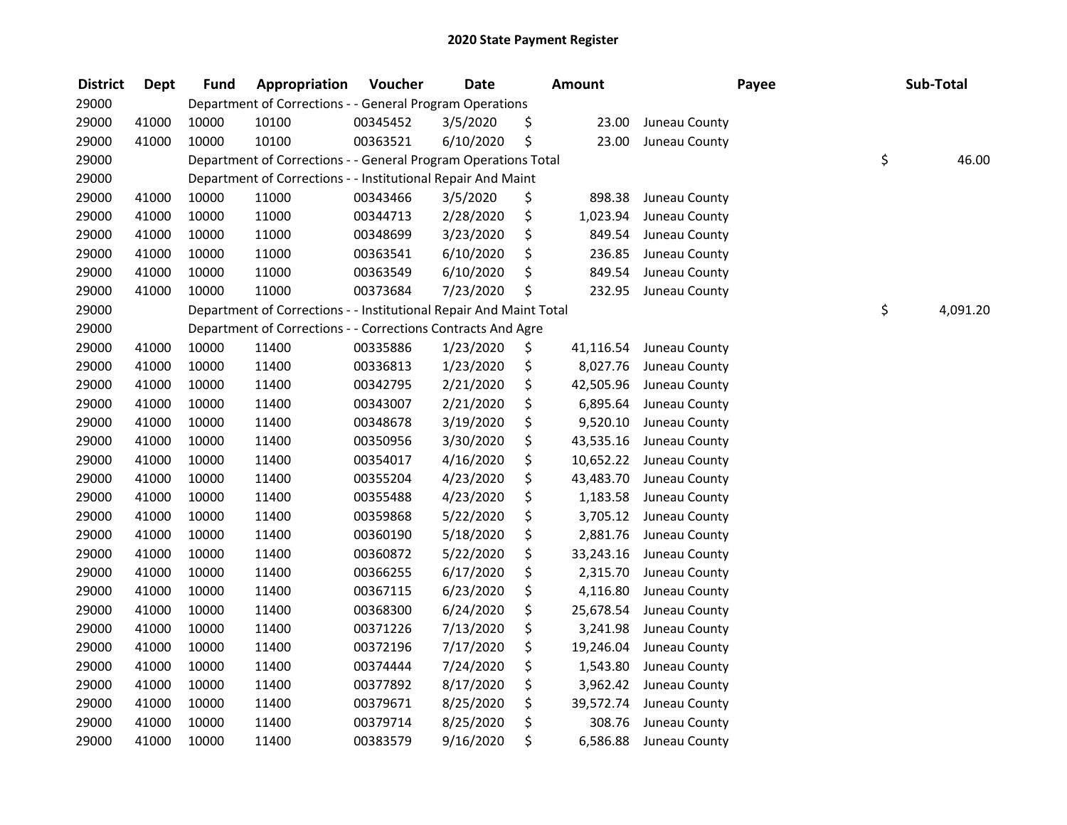## 2020 State Payment Register

| District | Dept | Fund | Appropriation | Voucher | Date | Amount | Payee | Sub-Total |
|---|---|---|---|---|---|---|---|---|
| 29000 | | | Department of Corrections - - General Program Operations | | | | | |
| 29000 | 41000 | 10000 | 10100 | 00345452 | 3/5/2020 | $ 23.00 | Juneau County | |
| 29000 | 41000 | 10000 | 10100 | 00363521 | 6/10/2020 | $ 23.00 | Juneau County | |
| 29000 | | | Department of Corrections - - General Program Operations Total | | | | | $ 46.00 |
| 29000 | | | Department of Corrections - - Institutional Repair And Maint | | | | | |
| 29000 | 41000 | 10000 | 11000 | 00343466 | 3/5/2020 | $ 898.38 | Juneau County | |
| 29000 | 41000 | 10000 | 11000 | 00344713 | 2/28/2020 | $ 1,023.94 | Juneau County | |
| 29000 | 41000 | 10000 | 11000 | 00348699 | 3/23/2020 | $ 849.54 | Juneau County | |
| 29000 | 41000 | 10000 | 11000 | 00363541 | 6/10/2020 | $ 236.85 | Juneau County | |
| 29000 | 41000 | 10000 | 11000 | 00363549 | 6/10/2020 | $ 849.54 | Juneau County | |
| 29000 | 41000 | 10000 | 11000 | 00373684 | 7/23/2020 | $ 232.95 | Juneau County | |
| 29000 | | | Department of Corrections - - Institutional Repair And Maint Total | | | | | $ 4,091.20 |
| 29000 | | | Department of Corrections - - Corrections Contracts And Agre | | | | | |
| 29000 | 41000 | 10000 | 11400 | 00335886 | 1/23/2020 | $ 41,116.54 | Juneau County | |
| 29000 | 41000 | 10000 | 11400 | 00336813 | 1/23/2020 | $ 8,027.76 | Juneau County | |
| 29000 | 41000 | 10000 | 11400 | 00342795 | 2/21/2020 | $ 42,505.96 | Juneau County | |
| 29000 | 41000 | 10000 | 11400 | 00343007 | 2/21/2020 | $ 6,895.64 | Juneau County | |
| 29000 | 41000 | 10000 | 11400 | 00348678 | 3/19/2020 | $ 9,520.10 | Juneau County | |
| 29000 | 41000 | 10000 | 11400 | 00350956 | 3/30/2020 | $ 43,535.16 | Juneau County | |
| 29000 | 41000 | 10000 | 11400 | 00354017 | 4/16/2020 | $ 10,652.22 | Juneau County | |
| 29000 | 41000 | 10000 | 11400 | 00355204 | 4/23/2020 | $ 43,483.70 | Juneau County | |
| 29000 | 41000 | 10000 | 11400 | 00355488 | 4/23/2020 | $ 1,183.58 | Juneau County | |
| 29000 | 41000 | 10000 | 11400 | 00359868 | 5/22/2020 | $ 3,705.12 | Juneau County | |
| 29000 | 41000 | 10000 | 11400 | 00360190 | 5/18/2020 | $ 2,881.76 | Juneau County | |
| 29000 | 41000 | 10000 | 11400 | 00360872 | 5/22/2020 | $ 33,243.16 | Juneau County | |
| 29000 | 41000 | 10000 | 11400 | 00366255 | 6/17/2020 | $ 2,315.70 | Juneau County | |
| 29000 | 41000 | 10000 | 11400 | 00367115 | 6/23/2020 | $ 4,116.80 | Juneau County | |
| 29000 | 41000 | 10000 | 11400 | 00368300 | 6/24/2020 | $ 25,678.54 | Juneau County | |
| 29000 | 41000 | 10000 | 11400 | 00371226 | 7/13/2020 | $ 3,241.98 | Juneau County | |
| 29000 | 41000 | 10000 | 11400 | 00372196 | 7/17/2020 | $ 19,246.04 | Juneau County | |
| 29000 | 41000 | 10000 | 11400 | 00374444 | 7/24/2020 | $ 1,543.80 | Juneau County | |
| 29000 | 41000 | 10000 | 11400 | 00377892 | 8/17/2020 | $ 3,962.42 | Juneau County | |
| 29000 | 41000 | 10000 | 11400 | 00379671 | 8/25/2020 | $ 39,572.74 | Juneau County | |
| 29000 | 41000 | 10000 | 11400 | 00379714 | 8/25/2020 | $ 308.76 | Juneau County | |
| 29000 | 41000 | 10000 | 11400 | 00383579 | 9/16/2020 | $ 6,586.88 | Juneau County | |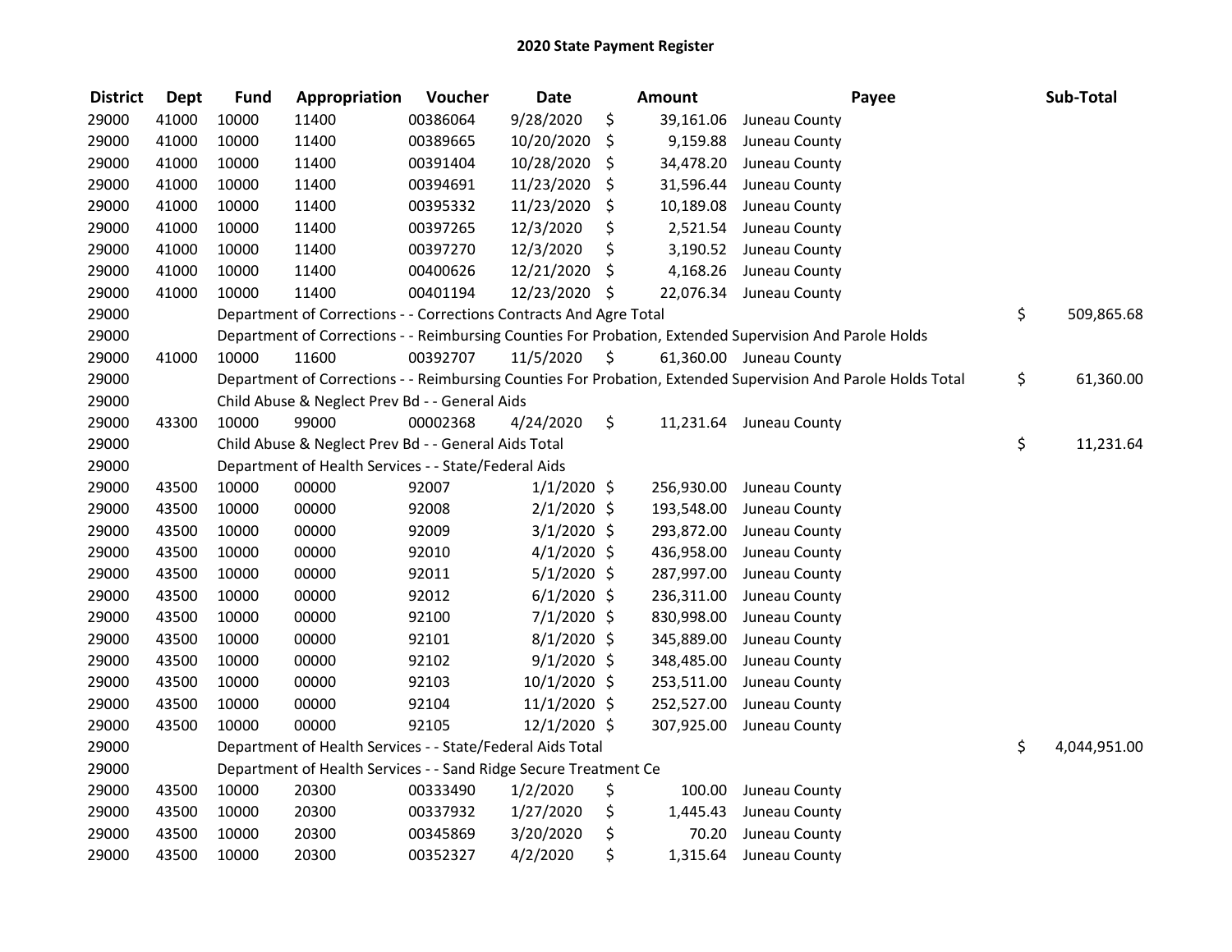# 2020 State Payment Register

| District | Dept | Fund | Appropriation | Voucher | Date | Amount | Payee | Sub-Total |
|---|---|---|---|---|---|---|---|---|
| 29000 | 41000 | 10000 | 11400 | 00386064 | 9/28/2020 | $ 39,161.06 | Juneau County | |
| 29000 | 41000 | 10000 | 11400 | 00389665 | 10/20/2020 | $ 9,159.88 | Juneau County | |
| 29000 | 41000 | 10000 | 11400 | 00391404 | 10/28/2020 | $ 34,478.20 | Juneau County | |
| 29000 | 41000 | 10000 | 11400 | 00394691 | 11/23/2020 | $ 31,596.44 | Juneau County | |
| 29000 | 41000 | 10000 | 11400 | 00395332 | 11/23/2020 | $ 10,189.08 | Juneau County | |
| 29000 | 41000 | 10000 | 11400 | 00397265 | 12/3/2020 | $ 2,521.54 | Juneau County | |
| 29000 | 41000 | 10000 | 11400 | 00397270 | 12/3/2020 | $ 3,190.52 | Juneau County | |
| 29000 | 41000 | 10000 | 11400 | 00400626 | 12/21/2020 | $ 4,168.26 | Juneau County | |
| 29000 | 41000 | 10000 | 11400 | 00401194 | 12/23/2020 | $ 22,076.34 | Juneau County | |
| 29000 | | Department of Corrections - - Corrections Contracts And Agre Total | | | | | | $ 509,865.68 |
| 29000 | | Department of Corrections - - Reimbursing Counties For Probation, Extended Supervision And Parole Holds | | | | | | |
| 29000 | 41000 | 10000 | 11600 | 00392707 | 11/5/2020 | $ 61,360.00 | Juneau County | |
| 29000 | | Department of Corrections - - Reimbursing Counties For Probation, Extended Supervision And Parole Holds Total | | | | | | $ 61,360.00 |
| 29000 | | Child Abuse & Neglect Prev Bd - - General Aids | | | | | | |
| 29000 | 43300 | 10000 | 99000 | 00002368 | 4/24/2020 | $ 11,231.64 | Juneau County | |
| 29000 | | Child Abuse & Neglect Prev Bd - - General Aids Total | | | | | | $ 11,231.64 |
| 29000 | | Department of Health Services - - State/Federal Aids | | | | | | |
| 29000 | 43500 | 10000 | 00000 | 92007 | 1/1/2020 | $ 256,930.00 | Juneau County | |
| 29000 | 43500 | 10000 | 00000 | 92008 | 2/1/2020 | $ 193,548.00 | Juneau County | |
| 29000 | 43500 | 10000 | 00000 | 92009 | 3/1/2020 | $ 293,872.00 | Juneau County | |
| 29000 | 43500 | 10000 | 00000 | 92010 | 4/1/2020 | $ 436,958.00 | Juneau County | |
| 29000 | 43500 | 10000 | 00000 | 92011 | 5/1/2020 | $ 287,997.00 | Juneau County | |
| 29000 | 43500 | 10000 | 00000 | 92012 | 6/1/2020 | $ 236,311.00 | Juneau County | |
| 29000 | 43500 | 10000 | 00000 | 92100 | 7/1/2020 | $ 830,998.00 | Juneau County | |
| 29000 | 43500 | 10000 | 00000 | 92101 | 8/1/2020 | $ 345,889.00 | Juneau County | |
| 29000 | 43500 | 10000 | 00000 | 92102 | 9/1/2020 | $ 348,485.00 | Juneau County | |
| 29000 | 43500 | 10000 | 00000 | 92103 | 10/1/2020 | $ 253,511.00 | Juneau County | |
| 29000 | 43500 | 10000 | 00000 | 92104 | 11/1/2020 | $ 252,527.00 | Juneau County | |
| 29000 | 43500 | 10000 | 00000 | 92105 | 12/1/2020 | $ 307,925.00 | Juneau County | |
| 29000 | | Department of Health Services - - State/Federal Aids Total | | | | | | $ 4,044,951.00 |
| 29000 | | Department of Health Services - - Sand Ridge Secure Treatment Ce | | | | | | |
| 29000 | 43500 | 10000 | 20300 | 00333490 | 1/2/2020 | $ 100.00 | Juneau County | |
| 29000 | 43500 | 10000 | 20300 | 00337932 | 1/27/2020 | $ 1,445.43 | Juneau County | |
| 29000 | 43500 | 10000 | 20300 | 00345869 | 3/20/2020 | $ 70.20 | Juneau County | |
| 29000 | 43500 | 10000 | 20300 | 00352327 | 4/2/2020 | $ 1,315.64 | Juneau County | |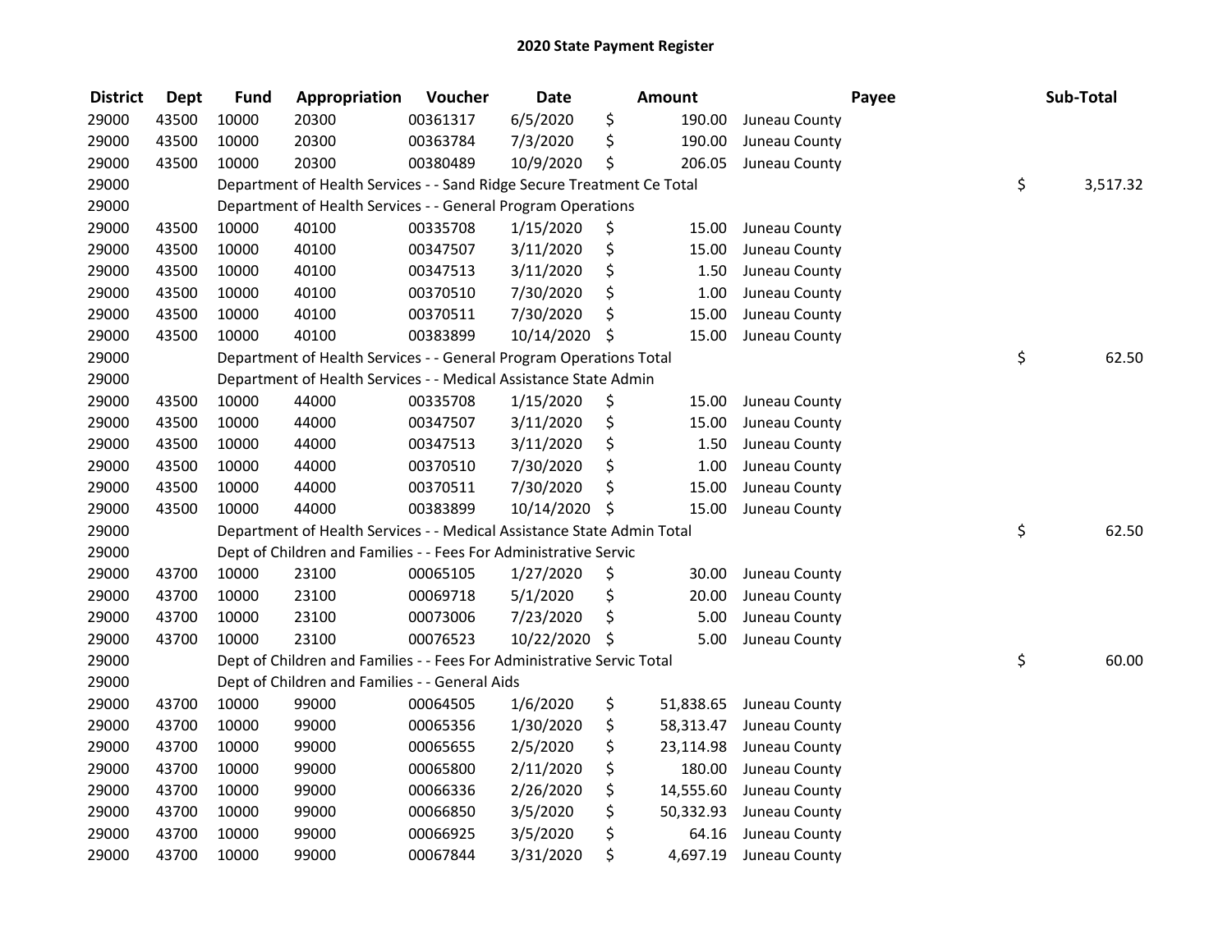# 2020 State Payment Register

| District | Dept | Fund | Appropriation | Voucher | Date | Amount | Payee | Sub-Total |
|---|---|---|---|---|---|---|---|---|
| 29000 | 43500 | 10000 | 20300 | 00361317 | 6/5/2020 | $ 190.00 | Juneau County | |
| 29000 | 43500 | 10000 | 20300 | 00363784 | 7/3/2020 | $ 190.00 | Juneau County | |
| 29000 | 43500 | 10000 | 20300 | 00380489 | 10/9/2020 | $ 206.05 | Juneau County | |
| 29000 | | Department of Health Services - - Sand Ridge Secure Treatment Ce Total | | | | | | $ 3,517.32 |
| 29000 | | Department of Health Services - - General Program Operations | | | | | | |
| 29000 | 43500 | 10000 | 40100 | 00335708 | 1/15/2020 | $ 15.00 | Juneau County | |
| 29000 | 43500 | 10000 | 40100 | 00347507 | 3/11/2020 | $ 15.00 | Juneau County | |
| 29000 | 43500 | 10000 | 40100 | 00347513 | 3/11/2020 | $ 1.50 | Juneau County | |
| 29000 | 43500 | 10000 | 40100 | 00370510 | 7/30/2020 | $ 1.00 | Juneau County | |
| 29000 | 43500 | 10000 | 40100 | 00370511 | 7/30/2020 | $ 15.00 | Juneau County | |
| 29000 | 43500 | 10000 | 40100 | 00383899 | 10/14/2020 | $ 15.00 | Juneau County | |
| 29000 | | Department of Health Services - - General Program Operations Total | | | | | | $ 62.50 |
| 29000 | | Department of Health Services - - Medical Assistance State Admin | | | | | | |
| 29000 | 43500 | 10000 | 44000 | 00335708 | 1/15/2020 | $ 15.00 | Juneau County | |
| 29000 | 43500 | 10000 | 44000 | 00347507 | 3/11/2020 | $ 15.00 | Juneau County | |
| 29000 | 43500 | 10000 | 44000 | 00347513 | 3/11/2020 | $ 1.50 | Juneau County | |
| 29000 | 43500 | 10000 | 44000 | 00370510 | 7/30/2020 | $ 1.00 | Juneau County | |
| 29000 | 43500 | 10000 | 44000 | 00370511 | 7/30/2020 | $ 15.00 | Juneau County | |
| 29000 | 43500 | 10000 | 44000 | 00383899 | 10/14/2020 | $ 15.00 | Juneau County | |
| 29000 | | Department of Health Services - - Medical Assistance State Admin Total | | | | | | $ 62.50 |
| 29000 | | Dept of Children and Families - - Fees For Administrative Servic | | | | | | |
| 29000 | 43700 | 10000 | 23100 | 00065105 | 1/27/2020 | $ 30.00 | Juneau County | |
| 29000 | 43700 | 10000 | 23100 | 00069718 | 5/1/2020 | $ 20.00 | Juneau County | |
| 29000 | 43700 | 10000 | 23100 | 00073006 | 7/23/2020 | $ 5.00 | Juneau County | |
| 29000 | 43700 | 10000 | 23100 | 00076523 | 10/22/2020 | $ 5.00 | Juneau County | |
| 29000 | | Dept of Children and Families - - Fees For Administrative Servic Total | | | | | | $ 60.00 |
| 29000 | | Dept of Children and Families - - General Aids | | | | | | |
| 29000 | 43700 | 10000 | 99000 | 00064505 | 1/6/2020 | $ 51,838.65 | Juneau County | |
| 29000 | 43700 | 10000 | 99000 | 00065356 | 1/30/2020 | $ 58,313.47 | Juneau County | |
| 29000 | 43700 | 10000 | 99000 | 00065655 | 2/5/2020 | $ 23,114.98 | Juneau County | |
| 29000 | 43700 | 10000 | 99000 | 00065800 | 2/11/2020 | $ 180.00 | Juneau County | |
| 29000 | 43700 | 10000 | 99000 | 00066336 | 2/26/2020 | $ 14,555.60 | Juneau County | |
| 29000 | 43700 | 10000 | 99000 | 00066850 | 3/5/2020 | $ 50,332.93 | Juneau County | |
| 29000 | 43700 | 10000 | 99000 | 00066925 | 3/5/2020 | $ 64.16 | Juneau County | |
| 29000 | 43700 | 10000 | 99000 | 00067844 | 3/31/2020 | $ 4,697.19 | Juneau County | |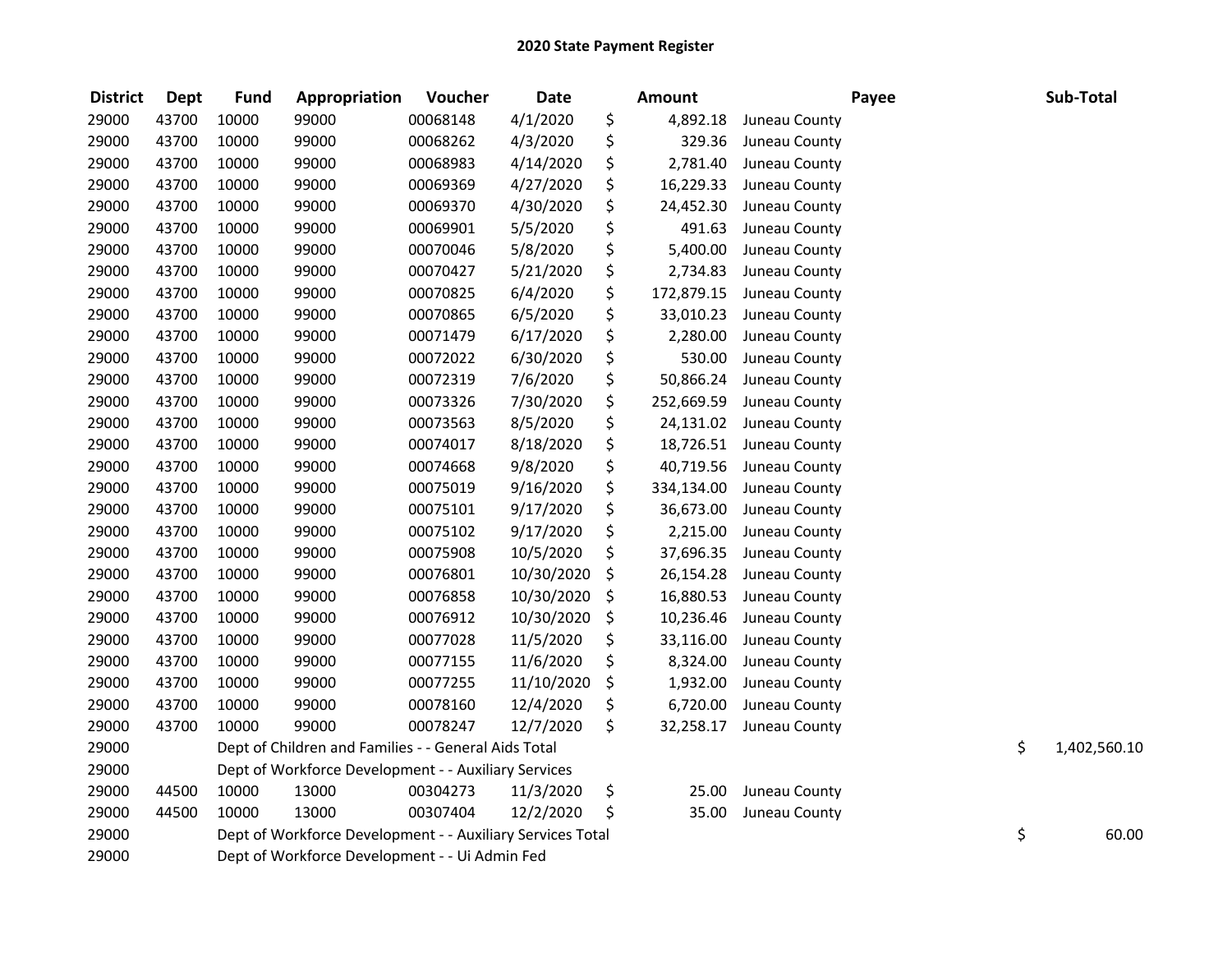## 2020 State Payment Register

| District | Dept | Fund | Appropriation | Voucher | Date | Amount | Payee | Sub-Total |
|---|---|---|---|---|---|---|---|---|
| 29000 | 43700 | 10000 | 99000 | 00068148 | 4/1/2020 | $ 4,892.18 | Juneau County | |
| 29000 | 43700 | 10000 | 99000 | 00068262 | 4/3/2020 | $ 329.36 | Juneau County | |
| 29000 | 43700 | 10000 | 99000 | 00068983 | 4/14/2020 | $ 2,781.40 | Juneau County | |
| 29000 | 43700 | 10000 | 99000 | 00069369 | 4/27/2020 | $ 16,229.33 | Juneau County | |
| 29000 | 43700 | 10000 | 99000 | 00069370 | 4/30/2020 | $ 24,452.30 | Juneau County | |
| 29000 | 43700 | 10000 | 99000 | 00069901 | 5/5/2020 | $ 491.63 | Juneau County | |
| 29000 | 43700 | 10000 | 99000 | 00070046 | 5/8/2020 | $ 5,400.00 | Juneau County | |
| 29000 | 43700 | 10000 | 99000 | 00070427 | 5/21/2020 | $ 2,734.83 | Juneau County | |
| 29000 | 43700 | 10000 | 99000 | 00070825 | 6/4/2020 | $ 172,879.15 | Juneau County | |
| 29000 | 43700 | 10000 | 99000 | 00070865 | 6/5/2020 | $ 33,010.23 | Juneau County | |
| 29000 | 43700 | 10000 | 99000 | 00071479 | 6/17/2020 | $ 2,280.00 | Juneau County | |
| 29000 | 43700 | 10000 | 99000 | 00072022 | 6/30/2020 | $ 530.00 | Juneau County | |
| 29000 | 43700 | 10000 | 99000 | 00072319 | 7/6/2020 | $ 50,866.24 | Juneau County | |
| 29000 | 43700 | 10000 | 99000 | 00073326 | 7/30/2020 | $ 252,669.59 | Juneau County | |
| 29000 | 43700 | 10000 | 99000 | 00073563 | 8/5/2020 | $ 24,131.02 | Juneau County | |
| 29000 | 43700 | 10000 | 99000 | 00074017 | 8/18/2020 | $ 18,726.51 | Juneau County | |
| 29000 | 43700 | 10000 | 99000 | 00074668 | 9/8/2020 | $ 40,719.56 | Juneau County | |
| 29000 | 43700 | 10000 | 99000 | 00075019 | 9/16/2020 | $ 334,134.00 | Juneau County | |
| 29000 | 43700 | 10000 | 99000 | 00075101 | 9/17/2020 | $ 36,673.00 | Juneau County | |
| 29000 | 43700 | 10000 | 99000 | 00075102 | 9/17/2020 | $ 2,215.00 | Juneau County | |
| 29000 | 43700 | 10000 | 99000 | 00075908 | 10/5/2020 | $ 37,696.35 | Juneau County | |
| 29000 | 43700 | 10000 | 99000 | 00076801 | 10/30/2020 | $ 26,154.28 | Juneau County | |
| 29000 | 43700 | 10000 | 99000 | 00076858 | 10/30/2020 | $ 16,880.53 | Juneau County | |
| 29000 | 43700 | 10000 | 99000 | 00076912 | 10/30/2020 | $ 10,236.46 | Juneau County | |
| 29000 | 43700 | 10000 | 99000 | 00077028 | 11/5/2020 | $ 33,116.00 | Juneau County | |
| 29000 | 43700 | 10000 | 99000 | 00077155 | 11/6/2020 | $ 8,324.00 | Juneau County | |
| 29000 | 43700 | 10000 | 99000 | 00077255 | 11/10/2020 | $ 1,932.00 | Juneau County | |
| 29000 | 43700 | 10000 | 99000 | 00078160 | 12/4/2020 | $ 6,720.00 | Juneau County | |
| 29000 | 43700 | 10000 | 99000 | 00078247 | 12/7/2020 | $ 32,258.17 | Juneau County | |
| 29000 | | Dept of Children and Families - - General Aids Total | | | | | | $ 1,402,560.10 |
| 29000 | | Dept of Workforce Development - - Auxiliary Services | | | | | | |
| 29000 | 44500 | 10000 | 13000 | 00304273 | 11/3/2020 | $ 25.00 | Juneau County | |
| 29000 | 44500 | 10000 | 13000 | 00307404 | 12/2/2020 | $ 35.00 | Juneau County | |
| 29000 | | Dept of Workforce Development - - Auxiliary Services Total | | | | | | $ 60.00 |
| 29000 | | Dept of Workforce Development - - Ui Admin Fed | | | | | | |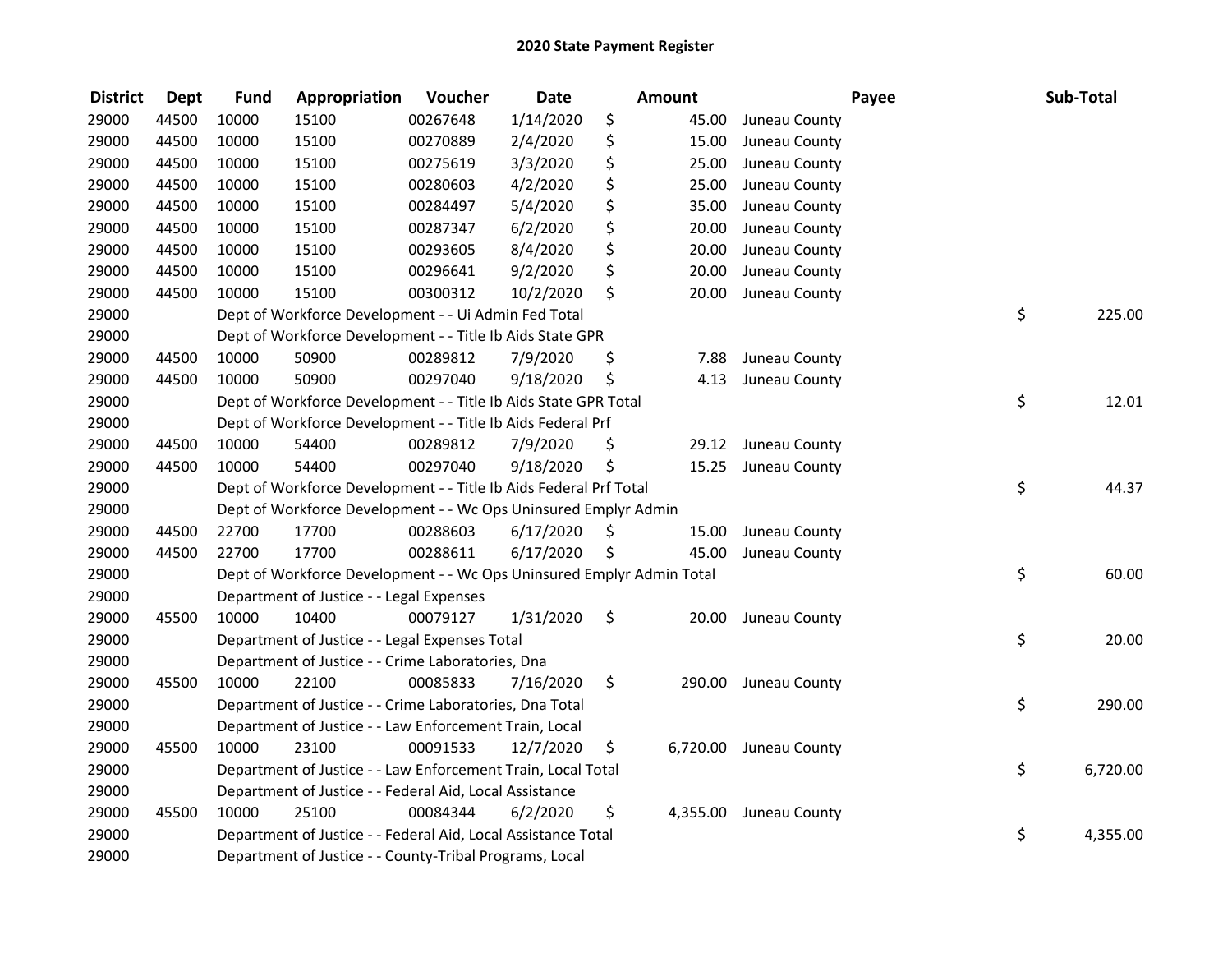# 2020 State Payment Register

| District | Dept | Fund | Appropriation | Voucher | Date | Amount | Payee | Sub-Total |
|---|---|---|---|---|---|---|---|---|
| 29000 | 44500 | 10000 | 15100 | 00267648 | 1/14/2020 | $ 45.00 | Juneau County | |
| 29000 | 44500 | 10000 | 15100 | 00270889 | 2/4/2020 | $ 15.00 | Juneau County | |
| 29000 | 44500 | 10000 | 15100 | 00275619 | 3/3/2020 | $ 25.00 | Juneau County | |
| 29000 | 44500 | 10000 | 15100 | 00280603 | 4/2/2020 | $ 25.00 | Juneau County | |
| 29000 | 44500 | 10000 | 15100 | 00284497 | 5/4/2020 | $ 35.00 | Juneau County | |
| 29000 | 44500 | 10000 | 15100 | 00287347 | 6/2/2020 | $ 20.00 | Juneau County | |
| 29000 | 44500 | 10000 | 15100 | 00293605 | 8/4/2020 | $ 20.00 | Juneau County | |
| 29000 | 44500 | 10000 | 15100 | 00296641 | 9/2/2020 | $ 20.00 | Juneau County | |
| 29000 | 44500 | 10000 | 15100 | 00300312 | 10/2/2020 | $ 20.00 | Juneau County | |
| 29000 | | Dept of Workforce Development - - Ui Admin Fed Total | | | | | | $ 225.00 |
| 29000 | | Dept of Workforce Development - - Title Ib Aids State GPR | | | | | | |
| 29000 | 44500 | 10000 | 50900 | 00289812 | 7/9/2020 | $ 7.88 | Juneau County | |
| 29000 | 44500 | 10000 | 50900 | 00297040 | 9/18/2020 | $ 4.13 | Juneau County | |
| 29000 | | Dept of Workforce Development - - Title Ib Aids State GPR Total | | | | | | $ 12.01 |
| 29000 | | Dept of Workforce Development - - Title Ib Aids Federal Prf | | | | | | |
| 29000 | 44500 | 10000 | 54400 | 00289812 | 7/9/2020 | $ 29.12 | Juneau County | |
| 29000 | 44500 | 10000 | 54400 | 00297040 | 9/18/2020 | $ 15.25 | Juneau County | |
| 29000 | | Dept of Workforce Development - - Title Ib Aids Federal Prf Total | | | | | | $ 44.37 |
| 29000 | | Dept of Workforce Development - - Wc Ops Uninsured Emplyr Admin | | | | | | |
| 29000 | 44500 | 22700 | 17700 | 00288603 | 6/17/2020 | $ 15.00 | Juneau County | |
| 29000 | 44500 | 22700 | 17700 | 00288611 | 6/17/2020 | $ 45.00 | Juneau County | |
| 29000 | | Dept of Workforce Development - - Wc Ops Uninsured Emplyr Admin Total | | | | | | $ 60.00 |
| 29000 | | Department of Justice - - Legal Expenses | | | | | | |
| 29000 | 45500 | 10000 | 10400 | 00079127 | 1/31/2020 | $ 20.00 | Juneau County | |
| 29000 | | Department of Justice - - Legal Expenses Total | | | | | | $ 20.00 |
| 29000 | | Department of Justice - - Crime Laboratories, Dna | | | | | | |
| 29000 | 45500 | 10000 | 22100 | 00085833 | 7/16/2020 | $ 290.00 | Juneau County | |
| 29000 | | Department of Justice - - Crime Laboratories, Dna Total | | | | | | $ 290.00 |
| 29000 | | Department of Justice - - Law Enforcement Train, Local | | | | | | |
| 29000 | 45500 | 10000 | 23100 | 00091533 | 12/7/2020 | $ 6,720.00 | Juneau County | |
| 29000 | | Department of Justice - - Law Enforcement Train, Local Total | | | | | | $ 6,720.00 |
| 29000 | | Department of Justice - - Federal Aid, Local Assistance | | | | | | |
| 29000 | 45500 | 10000 | 25100 | 00084344 | 6/2/2020 | $ 4,355.00 | Juneau County | |
| 29000 | | Department of Justice - - Federal Aid, Local Assistance Total | | | | | | $ 4,355.00 |
| 29000 | | Department of Justice - - County-Tribal Programs, Local | | | | | | |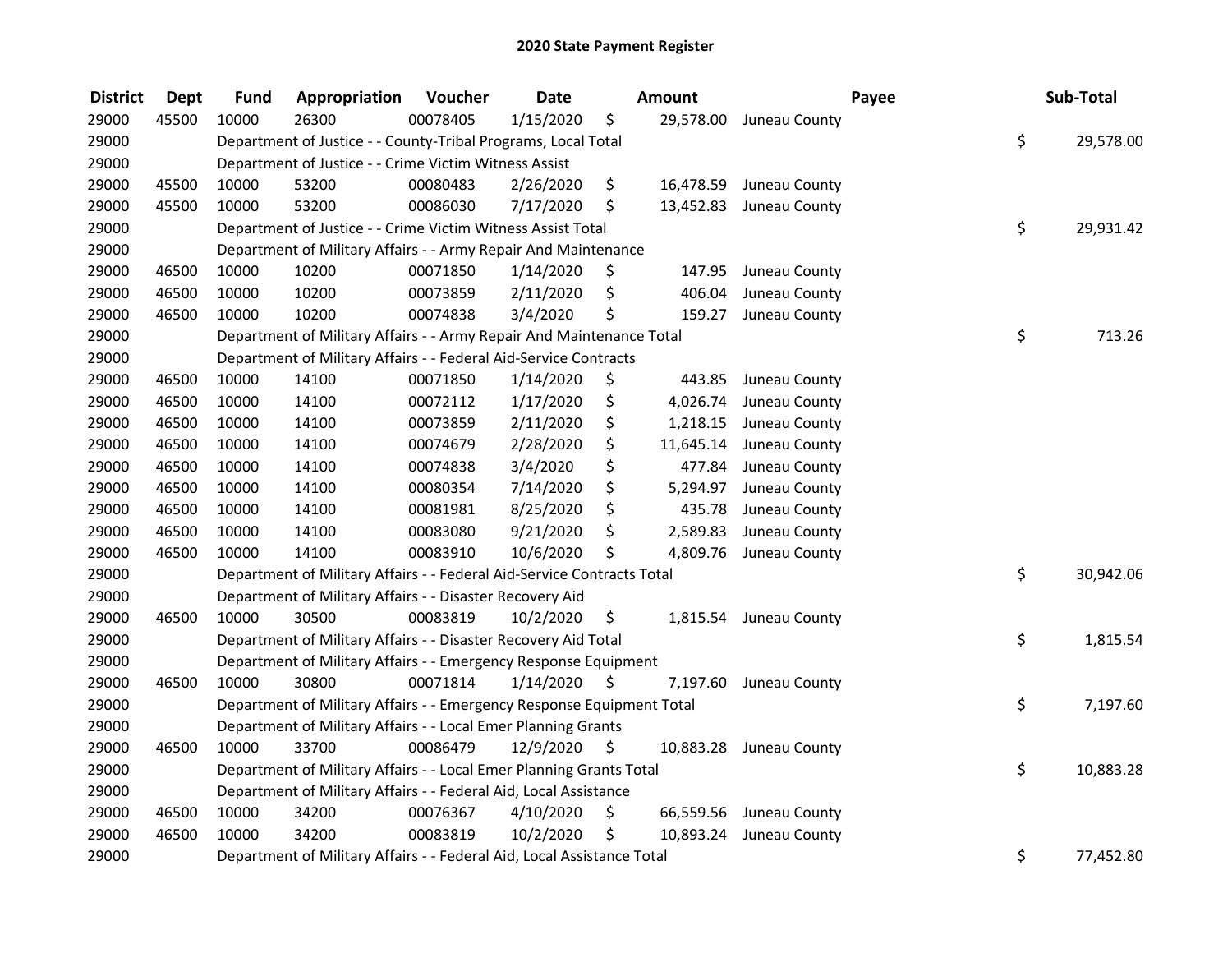# 2020 State Payment Register

| District | Dept | Fund | Appropriation | Voucher | Date | Amount | Payee | Sub-Total |
|---|---|---|---|---|---|---|---|---|
| 29000 | 45500 | 10000 | 26300 | 00078405 | 1/15/2020 | $ 29,578.00 | Juneau County | |
| 29000 | | Department of Justice - - County-Tribal Programs, Local Total | | | | | | $ 29,578.00 |
| 29000 | | Department of Justice - - Crime Victim Witness Assist | | | | | | |
| 29000 | 45500 | 10000 | 53200 | 00080483 | 2/26/2020 | $ 16,478.59 | Juneau County | |
| 29000 | 45500 | 10000 | 53200 | 00086030 | 7/17/2020 | $ 13,452.83 | Juneau County | |
| 29000 | | Department of Justice - - Crime Victim Witness Assist Total | | | | | | $ 29,931.42 |
| 29000 | | Department of Military Affairs - - Army Repair And Maintenance | | | | | | |
| 29000 | 46500 | 10000 | 10200 | 00071850 | 1/14/2020 | $ 147.95 | Juneau County | |
| 29000 | 46500 | 10000 | 10200 | 00073859 | 2/11/2020 | $ 406.04 | Juneau County | |
| 29000 | 46500 | 10000 | 10200 | 00074838 | 3/4/2020 | $ 159.27 | Juneau County | |
| 29000 | | Department of Military Affairs - - Army Repair And Maintenance Total | | | | | | $ 713.26 |
| 29000 | | Department of Military Affairs - - Federal Aid-Service Contracts | | | | | | |
| 29000 | 46500 | 10000 | 14100 | 00071850 | 1/14/2020 | $ 443.85 | Juneau County | |
| 29000 | 46500 | 10000 | 14100 | 00072112 | 1/17/2020 | $ 4,026.74 | Juneau County | |
| 29000 | 46500 | 10000 | 14100 | 00073859 | 2/11/2020 | $ 1,218.15 | Juneau County | |
| 29000 | 46500 | 10000 | 14100 | 00074679 | 2/28/2020 | $ 11,645.14 | Juneau County | |
| 29000 | 46500 | 10000 | 14100 | 00074838 | 3/4/2020 | $ 477.84 | Juneau County | |
| 29000 | 46500 | 10000 | 14100 | 00080354 | 7/14/2020 | $ 5,294.97 | Juneau County | |
| 29000 | 46500 | 10000 | 14100 | 00081981 | 8/25/2020 | $ 435.78 | Juneau County | |
| 29000 | 46500 | 10000 | 14100 | 00083080 | 9/21/2020 | $ 2,589.83 | Juneau County | |
| 29000 | 46500 | 10000 | 14100 | 00083910 | 10/6/2020 | $ 4,809.76 | Juneau County | |
| 29000 | | Department of Military Affairs - - Federal Aid-Service Contracts Total | | | | | | $ 30,942.06 |
| 29000 | | Department of Military Affairs - - Disaster Recovery Aid | | | | | | |
| 29000 | 46500 | 10000 | 30500 | 00083819 | 10/2/2020 | $ 1,815.54 | Juneau County | |
| 29000 | | Department of Military Affairs - - Disaster Recovery Aid Total | | | | | | $ 1,815.54 |
| 29000 | | Department of Military Affairs - - Emergency Response Equipment | | | | | | |
| 29000 | 46500 | 10000 | 30800 | 00071814 | 1/14/2020 | $ 7,197.60 | Juneau County | |
| 29000 | | Department of Military Affairs - - Emergency Response Equipment Total | | | | | | $ 7,197.60 |
| 29000 | | Department of Military Affairs - - Local Emer Planning Grants | | | | | | |
| 29000 | 46500 | 10000 | 33700 | 00086479 | 12/9/2020 | $ 10,883.28 | Juneau County | |
| 29000 | | Department of Military Affairs - - Local Emer Planning Grants Total | | | | | | $ 10,883.28 |
| 29000 | | Department of Military Affairs - - Federal Aid, Local Assistance | | | | | | |
| 29000 | 46500 | 10000 | 34200 | 00076367 | 4/10/2020 | $ 66,559.56 | Juneau County | |
| 29000 | 46500 | 10000 | 34200 | 00083819 | 10/2/2020 | $ 10,893.24 | Juneau County | |
| 29000 | | Department of Military Affairs - - Federal Aid, Local Assistance Total | | | | | | $ 77,452.80 |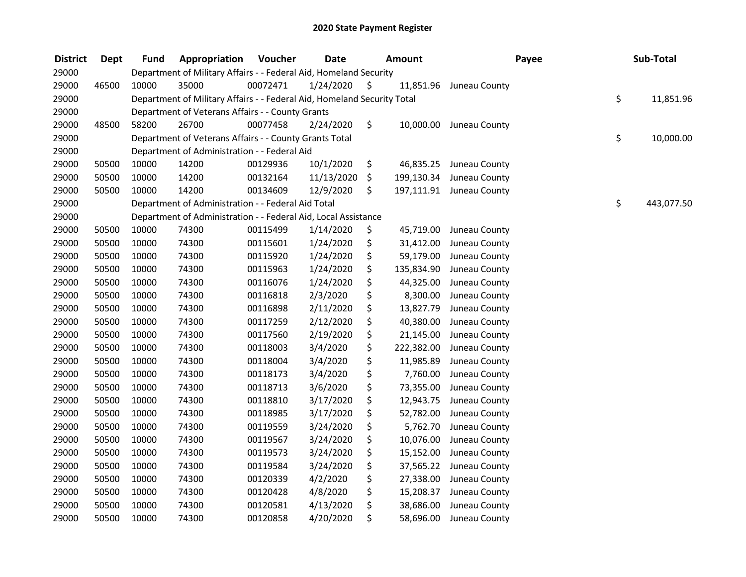# 2020 State Payment Register

| District | Dept | Fund | Appropriation | Voucher | Date | Amount | Payee | Sub-Total |
|---|---|---|---|---|---|---|---|---|
| 29000 | | Department of Military Affairs - - Federal Aid, Homeland Security | | | | | | |
| 29000 | 46500 | 10000 | 35000 | 00072471 | 1/24/2020 | $ 11,851.96 | Juneau County | |
| 29000 | | Department of Military Affairs - - Federal Aid, Homeland Security Total | | | | | | $ 11,851.96 |
| 29000 | | Department of Veterans Affairs - - County Grants | | | | | | |
| 29000 | 48500 | 58200 | 26700 | 00077458 | 2/24/2020 | $ 10,000.00 | Juneau County | |
| 29000 | | Department of Veterans Affairs - - County Grants Total | | | | | | $ 10,000.00 |
| 29000 | | Department of Administration - - Federal Aid | | | | | | |
| 29000 | 50500 | 10000 | 14200 | 00129936 | 10/1/2020 | $ 46,835.25 | Juneau County | |
| 29000 | 50500 | 10000 | 14200 | 00132164 | 11/13/2020 | $ 199,130.34 | Juneau County | |
| 29000 | 50500 | 10000 | 14200 | 00134609 | 12/9/2020 | $ 197,111.91 | Juneau County | |
| 29000 | | Department of Administration - - Federal Aid Total | | | | | | $ 443,077.50 |
| 29000 | | Department of Administration - - Federal Aid, Local Assistance | | | | | | |
| 29000 | 50500 | 10000 | 74300 | 00115499 | 1/14/2020 | $ 45,719.00 | Juneau County | |
| 29000 | 50500 | 10000 | 74300 | 00115601 | 1/24/2020 | $ 31,412.00 | Juneau County | |
| 29000 | 50500 | 10000 | 74300 | 00115920 | 1/24/2020 | $ 59,179.00 | Juneau County | |
| 29000 | 50500 | 10000 | 74300 | 00115963 | 1/24/2020 | $ 135,834.90 | Juneau County | |
| 29000 | 50500 | 10000 | 74300 | 00116076 | 1/24/2020 | $ 44,325.00 | Juneau County | |
| 29000 | 50500 | 10000 | 74300 | 00116818 | 2/3/2020 | $ 8,300.00 | Juneau County | |
| 29000 | 50500 | 10000 | 74300 | 00116898 | 2/11/2020 | $ 13,827.79 | Juneau County | |
| 29000 | 50500 | 10000 | 74300 | 00117259 | 2/12/2020 | $ 40,380.00 | Juneau County | |
| 29000 | 50500 | 10000 | 74300 | 00117560 | 2/19/2020 | $ 21,145.00 | Juneau County | |
| 29000 | 50500 | 10000 | 74300 | 00118003 | 3/4/2020 | $ 222,382.00 | Juneau County | |
| 29000 | 50500 | 10000 | 74300 | 00118004 | 3/4/2020 | $ 11,985.89 | Juneau County | |
| 29000 | 50500 | 10000 | 74300 | 00118173 | 3/4/2020 | $ 7,760.00 | Juneau County | |
| 29000 | 50500 | 10000 | 74300 | 00118713 | 3/6/2020 | $ 73,355.00 | Juneau County | |
| 29000 | 50500 | 10000 | 74300 | 00118810 | 3/17/2020 | $ 12,943.75 | Juneau County | |
| 29000 | 50500 | 10000 | 74300 | 00118985 | 3/17/2020 | $ 52,782.00 | Juneau County | |
| 29000 | 50500 | 10000 | 74300 | 00119559 | 3/24/2020 | $ 5,762.70 | Juneau County | |
| 29000 | 50500 | 10000 | 74300 | 00119567 | 3/24/2020 | $ 10,076.00 | Juneau County | |
| 29000 | 50500 | 10000 | 74300 | 00119573 | 3/24/2020 | $ 15,152.00 | Juneau County | |
| 29000 | 50500 | 10000 | 74300 | 00119584 | 3/24/2020 | $ 37,565.22 | Juneau County | |
| 29000 | 50500 | 10000 | 74300 | 00120339 | 4/2/2020 | $ 27,338.00 | Juneau County | |
| 29000 | 50500 | 10000 | 74300 | 00120428 | 4/8/2020 | $ 15,208.37 | Juneau County | |
| 29000 | 50500 | 10000 | 74300 | 00120581 | 4/13/2020 | $ 38,686.00 | Juneau County | |
| 29000 | 50500 | 10000 | 74300 | 00120858 | 4/20/2020 | $ 58,696.00 | Juneau County | |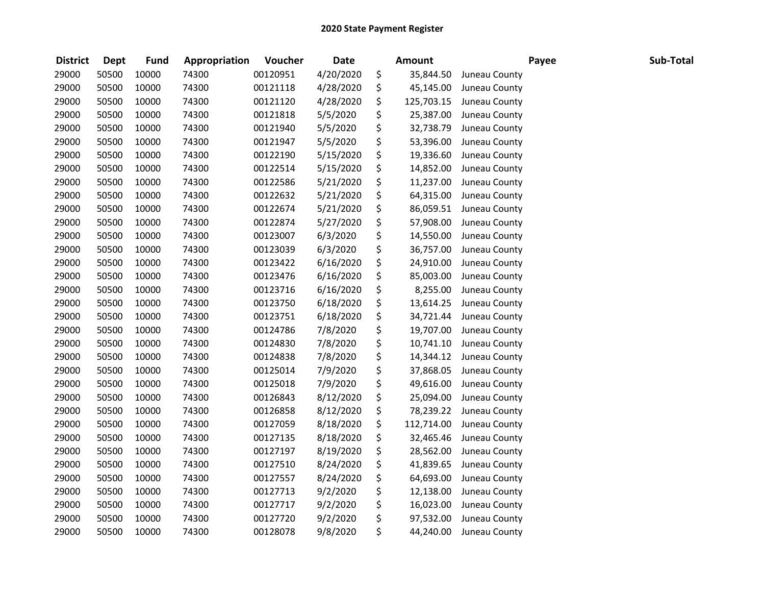**2020 State Payment Register**

| District | Dept | Fund | Appropriation | Voucher | Date | Amount | Payee | Sub-Total |
|---|---|---|---|---|---|---|---|---|
| 29000 | 50500 | 10000 | 74300 | 00120951 | 4/20/2020 | $ 35,844.50 | Juneau County | |
| 29000 | 50500 | 10000 | 74300 | 00121118 | 4/28/2020 | $ 45,145.00 | Juneau County | |
| 29000 | 50500 | 10000 | 74300 | 00121120 | 4/28/2020 | $ 125,703.15 | Juneau County | |
| 29000 | 50500 | 10000 | 74300 | 00121818 | 5/5/2020 | $ 25,387.00 | Juneau County | |
| 29000 | 50500 | 10000 | 74300 | 00121940 | 5/5/2020 | $ 32,738.79 | Juneau County | |
| 29000 | 50500 | 10000 | 74300 | 00121947 | 5/5/2020 | $ 53,396.00 | Juneau County | |
| 29000 | 50500 | 10000 | 74300 | 00122190 | 5/15/2020 | $ 19,336.60 | Juneau County | |
| 29000 | 50500 | 10000 | 74300 | 00122514 | 5/15/2020 | $ 14,852.00 | Juneau County | |
| 29000 | 50500 | 10000 | 74300 | 00122586 | 5/21/2020 | $ 11,237.00 | Juneau County | |
| 29000 | 50500 | 10000 | 74300 | 00122632 | 5/21/2020 | $ 64,315.00 | Juneau County | |
| 29000 | 50500 | 10000 | 74300 | 00122674 | 5/21/2020 | $ 86,059.51 | Juneau County | |
| 29000 | 50500 | 10000 | 74300 | 00122874 | 5/27/2020 | $ 57,908.00 | Juneau County | |
| 29000 | 50500 | 10000 | 74300 | 00123007 | 6/3/2020 | $ 14,550.00 | Juneau County | |
| 29000 | 50500 | 10000 | 74300 | 00123039 | 6/3/2020 | $ 36,757.00 | Juneau County | |
| 29000 | 50500 | 10000 | 74300 | 00123422 | 6/16/2020 | $ 24,910.00 | Juneau County | |
| 29000 | 50500 | 10000 | 74300 | 00123476 | 6/16/2020 | $ 85,003.00 | Juneau County | |
| 29000 | 50500 | 10000 | 74300 | 00123716 | 6/16/2020 | $ 8,255.00 | Juneau County | |
| 29000 | 50500 | 10000 | 74300 | 00123750 | 6/18/2020 | $ 13,614.25 | Juneau County | |
| 29000 | 50500 | 10000 | 74300 | 00123751 | 6/18/2020 | $ 34,721.44 | Juneau County | |
| 29000 | 50500 | 10000 | 74300 | 00124786 | 7/8/2020 | $ 19,707.00 | Juneau County | |
| 29000 | 50500 | 10000 | 74300 | 00124830 | 7/8/2020 | $ 10,741.10 | Juneau County | |
| 29000 | 50500 | 10000 | 74300 | 00124838 | 7/8/2020 | $ 14,344.12 | Juneau County | |
| 29000 | 50500 | 10000 | 74300 | 00125014 | 7/9/2020 | $ 37,868.05 | Juneau County | |
| 29000 | 50500 | 10000 | 74300 | 00125018 | 7/9/2020 | $ 49,616.00 | Juneau County | |
| 29000 | 50500 | 10000 | 74300 | 00126843 | 8/12/2020 | $ 25,094.00 | Juneau County | |
| 29000 | 50500 | 10000 | 74300 | 00126858 | 8/12/2020 | $ 78,239.22 | Juneau County | |
| 29000 | 50500 | 10000 | 74300 | 00127059 | 8/18/2020 | $ 112,714.00 | Juneau County | |
| 29000 | 50500 | 10000 | 74300 | 00127135 | 8/18/2020 | $ 32,465.46 | Juneau County | |
| 29000 | 50500 | 10000 | 74300 | 00127197 | 8/19/2020 | $ 28,562.00 | Juneau County | |
| 29000 | 50500 | 10000 | 74300 | 00127510 | 8/24/2020 | $ 41,839.65 | Juneau County | |
| 29000 | 50500 | 10000 | 74300 | 00127557 | 8/24/2020 | $ 64,693.00 | Juneau County | |
| 29000 | 50500 | 10000 | 74300 | 00127713 | 9/2/2020 | $ 12,138.00 | Juneau County | |
| 29000 | 50500 | 10000 | 74300 | 00127717 | 9/2/2020 | $ 16,023.00 | Juneau County | |
| 29000 | 50500 | 10000 | 74300 | 00127720 | 9/2/2020 | $ 97,532.00 | Juneau County | |
| 29000 | 50500 | 10000 | 74300 | 00128078 | 9/8/2020 | $ 44,240.00 | Juneau County | |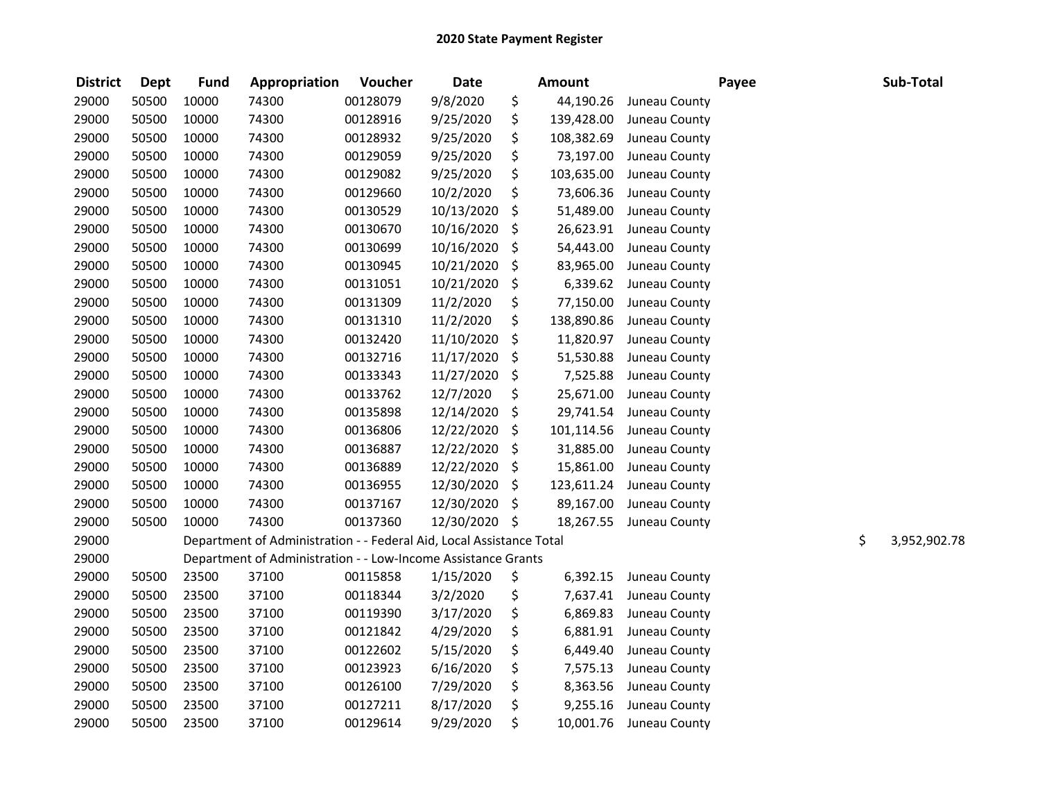# 2020 State Payment Register

| District | Dept | Fund | Appropriation | Voucher | Date | Amount | Payee | Sub-Total |
|---|---|---|---|---|---|---|---|---|
| 29000 | 50500 | 10000 | 74300 | 00128079 | 9/8/2020 | $ 44,190.26 | Juneau County | |
| 29000 | 50500 | 10000 | 74300 | 00128916 | 9/25/2020 | $ 139,428.00 | Juneau County | |
| 29000 | 50500 | 10000 | 74300 | 00128932 | 9/25/2020 | $ 108,382.69 | Juneau County | |
| 29000 | 50500 | 10000 | 74300 | 00129059 | 9/25/2020 | $ 73,197.00 | Juneau County | |
| 29000 | 50500 | 10000 | 74300 | 00129082 | 9/25/2020 | $ 103,635.00 | Juneau County | |
| 29000 | 50500 | 10000 | 74300 | 00129660 | 10/2/2020 | $ 73,606.36 | Juneau County | |
| 29000 | 50500 | 10000 | 74300 | 00130529 | 10/13/2020 | $ 51,489.00 | Juneau County | |
| 29000 | 50500 | 10000 | 74300 | 00130670 | 10/16/2020 | $ 26,623.91 | Juneau County | |
| 29000 | 50500 | 10000 | 74300 | 00130699 | 10/16/2020 | $ 54,443.00 | Juneau County | |
| 29000 | 50500 | 10000 | 74300 | 00130945 | 10/21/2020 | $ 83,965.00 | Juneau County | |
| 29000 | 50500 | 10000 | 74300 | 00131051 | 10/21/2020 | $ 6,339.62 | Juneau County | |
| 29000 | 50500 | 10000 | 74300 | 00131309 | 11/2/2020 | $ 77,150.00 | Juneau County | |
| 29000 | 50500 | 10000 | 74300 | 00131310 | 11/2/2020 | $ 138,890.86 | Juneau County | |
| 29000 | 50500 | 10000 | 74300 | 00132420 | 11/10/2020 | $ 11,820.97 | Juneau County | |
| 29000 | 50500 | 10000 | 74300 | 00132716 | 11/17/2020 | $ 51,530.88 | Juneau County | |
| 29000 | 50500 | 10000 | 74300 | 00133343 | 11/27/2020 | $ 7,525.88 | Juneau County | |
| 29000 | 50500 | 10000 | 74300 | 00133762 | 12/7/2020 | $ 25,671.00 | Juneau County | |
| 29000 | 50500 | 10000 | 74300 | 00135898 | 12/14/2020 | $ 29,741.54 | Juneau County | |
| 29000 | 50500 | 10000 | 74300 | 00136806 | 12/22/2020 | $ 101,114.56 | Juneau County | |
| 29000 | 50500 | 10000 | 74300 | 00136887 | 12/22/2020 | $ 31,885.00 | Juneau County | |
| 29000 | 50500 | 10000 | 74300 | 00136889 | 12/22/2020 | $ 15,861.00 | Juneau County | |
| 29000 | 50500 | 10000 | 74300 | 00136955 | 12/30/2020 | $ 123,611.24 | Juneau County | |
| 29000 | 50500 | 10000 | 74300 | 00137167 | 12/30/2020 | $ 89,167.00 | Juneau County | |
| 29000 | 50500 | 10000 | 74300 | 00137360 | 12/30/2020 | $ 18,267.55 | Juneau County | |
| 29000 | | Department of Administration - - Federal Aid, Local Assistance Total | | | | | | $ 3,952,902.78 |
| 29000 | | Department of Administration - - Low-Income Assistance Grants | | | | | | |
| 29000 | 50500 | 23500 | 37100 | 00115858 | 1/15/2020 | $ 6,392.15 | Juneau County | |
| 29000 | 50500 | 23500 | 37100 | 00118344 | 3/2/2020 | $ 7,637.41 | Juneau County | |
| 29000 | 50500 | 23500 | 37100 | 00119390 | 3/17/2020 | $ 6,869.83 | Juneau County | |
| 29000 | 50500 | 23500 | 37100 | 00121842 | 4/29/2020 | $ 6,881.91 | Juneau County | |
| 29000 | 50500 | 23500 | 37100 | 00122602 | 5/15/2020 | $ 6,449.40 | Juneau County | |
| 29000 | 50500 | 23500 | 37100 | 00123923 | 6/16/2020 | $ 7,575.13 | Juneau County | |
| 29000 | 50500 | 23500 | 37100 | 00126100 | 7/29/2020 | $ 8,363.56 | Juneau County | |
| 29000 | 50500 | 23500 | 37100 | 00127211 | 8/17/2020 | $ 9,255.16 | Juneau County | |
| 29000 | 50500 | 23500 | 37100 | 00129614 | 9/29/2020 | $ 10,001.76 | Juneau County | |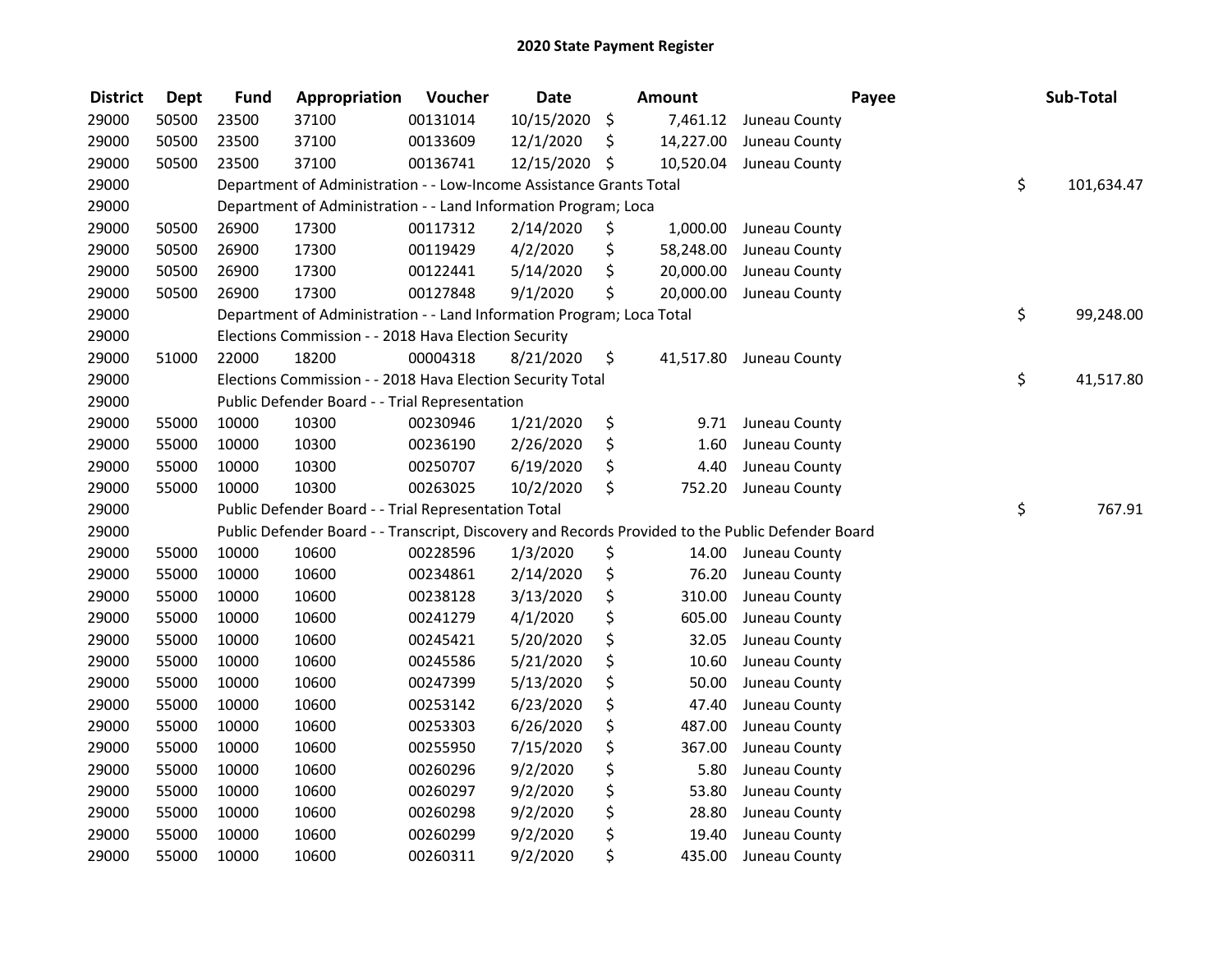# 2020 State Payment Register

| District | Dept | Fund | Appropriation | Voucher | Date | Amount | Payee | Sub-Total |
|---|---|---|---|---|---|---|---|---|
| 29000 | 50500 | 23500 | 37100 | 00131014 | 10/15/2020 | $ 7,461.12 | Juneau County | |
| 29000 | 50500 | 23500 | 37100 | 00133609 | 12/1/2020 | $ 14,227.00 | Juneau County | |
| 29000 | 50500 | 23500 | 37100 | 00136741 | 12/15/2020 | $ 10,520.04 | Juneau County | |
| 29000 | | Department of Administration - - Low-Income Assistance Grants Total | | | | | | $ 101,634.47 |
| 29000 | | Department of Administration - - Land Information Program; Loca | | | | | | |
| 29000 | 50500 | 26900 | 17300 | 00117312 | 2/14/2020 | $ 1,000.00 | Juneau County | |
| 29000 | 50500 | 26900 | 17300 | 00119429 | 4/2/2020 | $ 58,248.00 | Juneau County | |
| 29000 | 50500 | 26900 | 17300 | 00122441 | 5/14/2020 | $ 20,000.00 | Juneau County | |
| 29000 | 50500 | 26900 | 17300 | 00127848 | 9/1/2020 | $ 20,000.00 | Juneau County | |
| 29000 | | Department of Administration - - Land Information Program; Loca Total | | | | | | $ 99,248.00 |
| 29000 | | Elections Commission - - 2018 Hava Election Security | | | | | | |
| 29000 | 51000 | 22000 | 18200 | 00004318 | 8/21/2020 | $ 41,517.80 | Juneau County | |
| 29000 | | Elections Commission - - 2018 Hava Election Security Total | | | | | | $ 41,517.80 |
| 29000 | | Public Defender Board - - Trial Representation | | | | | | |
| 29000 | 55000 | 10000 | 10300 | 00230946 | 1/21/2020 | $ 9.71 | Juneau County | |
| 29000 | 55000 | 10000 | 10300 | 00236190 | 2/26/2020 | $ 1.60 | Juneau County | |
| 29000 | 55000 | 10000 | 10300 | 00250707 | 6/19/2020 | $ 4.40 | Juneau County | |
| 29000 | 55000 | 10000 | 10300 | 00263025 | 10/2/2020 | $ 752.20 | Juneau County | |
| 29000 | | Public Defender Board - - Trial Representation Total | | | | | | $ 767.91 |
| 29000 | | Public Defender Board - - Transcript, Discovery and Records Provided to the Public Defender Board | | | | | | |
| 29000 | 55000 | 10000 | 10600 | 00228596 | 1/3/2020 | $ 14.00 | Juneau County | |
| 29000 | 55000 | 10000 | 10600 | 00234861 | 2/14/2020 | $ 76.20 | Juneau County | |
| 29000 | 55000 | 10000 | 10600 | 00238128 | 3/13/2020 | $ 310.00 | Juneau County | |
| 29000 | 55000 | 10000 | 10600 | 00241279 | 4/1/2020 | $ 605.00 | Juneau County | |
| 29000 | 55000 | 10000 | 10600 | 00245421 | 5/20/2020 | $ 32.05 | Juneau County | |
| 29000 | 55000 | 10000 | 10600 | 00245586 | 5/21/2020 | $ 10.60 | Juneau County | |
| 29000 | 55000 | 10000 | 10600 | 00247399 | 5/13/2020 | $ 50.00 | Juneau County | |
| 29000 | 55000 | 10000 | 10600 | 00253142 | 6/23/2020 | $ 47.40 | Juneau County | |
| 29000 | 55000 | 10000 | 10600 | 00253303 | 6/26/2020 | $ 487.00 | Juneau County | |
| 29000 | 55000 | 10000 | 10600 | 00255950 | 7/15/2020 | $ 367.00 | Juneau County | |
| 29000 | 55000 | 10000 | 10600 | 00260296 | 9/2/2020 | $ 5.80 | Juneau County | |
| 29000 | 55000 | 10000 | 10600 | 00260297 | 9/2/2020 | $ 53.80 | Juneau County | |
| 29000 | 55000 | 10000 | 10600 | 00260298 | 9/2/2020 | $ 28.80 | Juneau County | |
| 29000 | 55000 | 10000 | 10600 | 00260299 | 9/2/2020 | $ 19.40 | Juneau County | |
| 29000 | 55000 | 10000 | 10600 | 00260311 | 9/2/2020 | $ 435.00 | Juneau County | |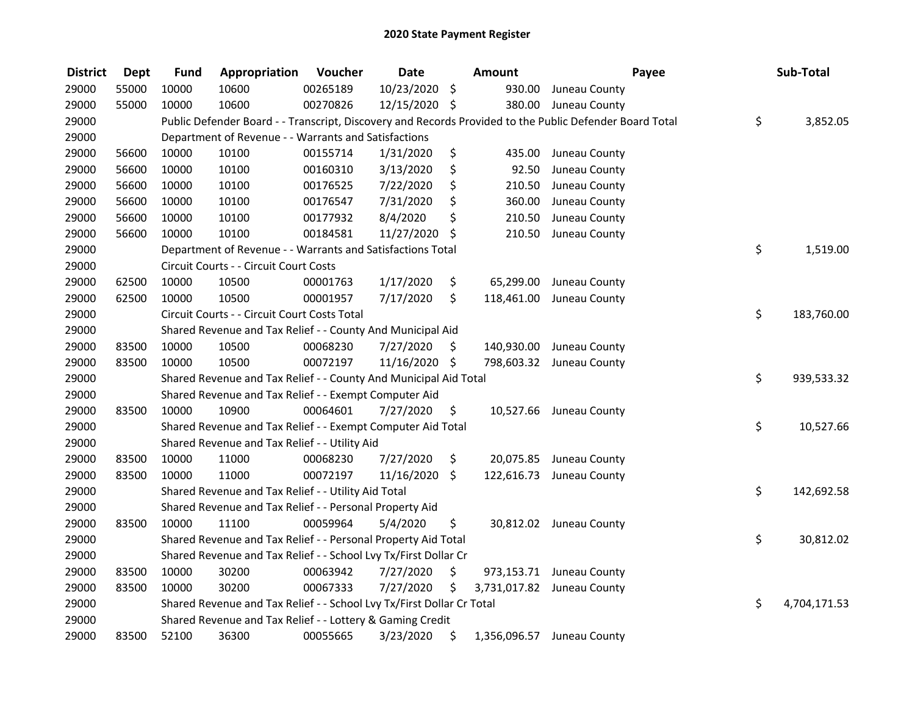# 2020 State Payment Register

| District | Dept | Fund | Appropriation | Voucher | Date | Amount | Payee | Sub-Total |
|---|---|---|---|---|---|---|---|---|
| 29000 | 55000 | 10000 | 10600 | 00265189 | 10/23/2020 | $ 930.00 | Juneau County | |
| 29000 | 55000 | 10000 | 10600 | 00270826 | 12/15/2020 | $ 380.00 | Juneau County | |
| 29000 | | Public Defender Board - - Transcript, Discovery and Records Provided to the Public Defender Board Total | | | | | | $ 3,852.05 |
| 29000 | | Department of Revenue - - Warrants and Satisfactions | | | | | | |
| 29000 | 56600 | 10000 | 10100 | 00155714 | 1/31/2020 | $ 435.00 | Juneau County | |
| 29000 | 56600 | 10000 | 10100 | 00160310 | 3/13/2020 | $ 92.50 | Juneau County | |
| 29000 | 56600 | 10000 | 10100 | 00176525 | 7/22/2020 | $ 210.50 | Juneau County | |
| 29000 | 56600 | 10000 | 10100 | 00176547 | 7/31/2020 | $ 360.00 | Juneau County | |
| 29000 | 56600 | 10000 | 10100 | 00177932 | 8/4/2020 | $ 210.50 | Juneau County | |
| 29000 | 56600 | 10000 | 10100 | 00184581 | 11/27/2020 | $ 210.50 | Juneau County | |
| 29000 | | Department of Revenue - - Warrants and Satisfactions Total | | | | | | $ 1,519.00 |
| 29000 | | Circuit Courts - - Circuit Court Costs | | | | | | |
| 29000 | 62500 | 10000 | 10500 | 00001763 | 1/17/2020 | $ 65,299.00 | Juneau County | |
| 29000 | 62500 | 10000 | 10500 | 00001957 | 7/17/2020 | $ 118,461.00 | Juneau County | |
| 29000 | | Circuit Courts - - Circuit Court Costs Total | | | | | | $ 183,760.00 |
| 29000 | | Shared Revenue and Tax Relief - - County And Municipal Aid | | | | | | |
| 29000 | 83500 | 10000 | 10500 | 00068230 | 7/27/2020 | $ 140,930.00 | Juneau County | |
| 29000 | 83500 | 10000 | 10500 | 00072197 | 11/16/2020 | $ 798,603.32 | Juneau County | |
| 29000 | | Shared Revenue and Tax Relief - - County And Municipal Aid Total | | | | | | $ 939,533.32 |
| 29000 | | Shared Revenue and Tax Relief - - Exempt Computer Aid | | | | | | |
| 29000 | 83500 | 10000 | 10900 | 00064601 | 7/27/2020 | $ 10,527.66 | Juneau County | |
| 29000 | | Shared Revenue and Tax Relief - - Exempt Computer Aid Total | | | | | | $ 10,527.66 |
| 29000 | | Shared Revenue and Tax Relief - - Utility Aid | | | | | | |
| 29000 | 83500 | 10000 | 11000 | 00068230 | 7/27/2020 | $ 20,075.85 | Juneau County | |
| 29000 | 83500 | 10000 | 11000 | 00072197 | 11/16/2020 | $ 122,616.73 | Juneau County | |
| 29000 | | Shared Revenue and Tax Relief - - Utility Aid Total | | | | | | $ 142,692.58 |
| 29000 | | Shared Revenue and Tax Relief - - Personal Property Aid | | | | | | |
| 29000 | 83500 | 10000 | 11100 | 00059964 | 5/4/2020 | $ 30,812.02 | Juneau County | |
| 29000 | | Shared Revenue and Tax Relief - - Personal Property Aid Total | | | | | | $ 30,812.02 |
| 29000 | | Shared Revenue and Tax Relief - - School Lvy Tx/First Dollar Cr | | | | | | |
| 29000 | 83500 | 10000 | 30200 | 00063942 | 7/27/2020 | $ 973,153.71 | Juneau County | |
| 29000 | 83500 | 10000 | 30200 | 00067333 | 7/27/2020 | $ 3,731,017.82 | Juneau County | |
| 29000 | | Shared Revenue and Tax Relief - - School Lvy Tx/First Dollar Cr Total | | | | | | $ 4,704,171.53 |
| 29000 | | Shared Revenue and Tax Relief - - Lottery & Gaming Credit | | | | | | |
| 29000 | 83500 | 52100 | 36300 | 00055665 | 3/23/2020 | $ 1,356,096.57 | Juneau County | |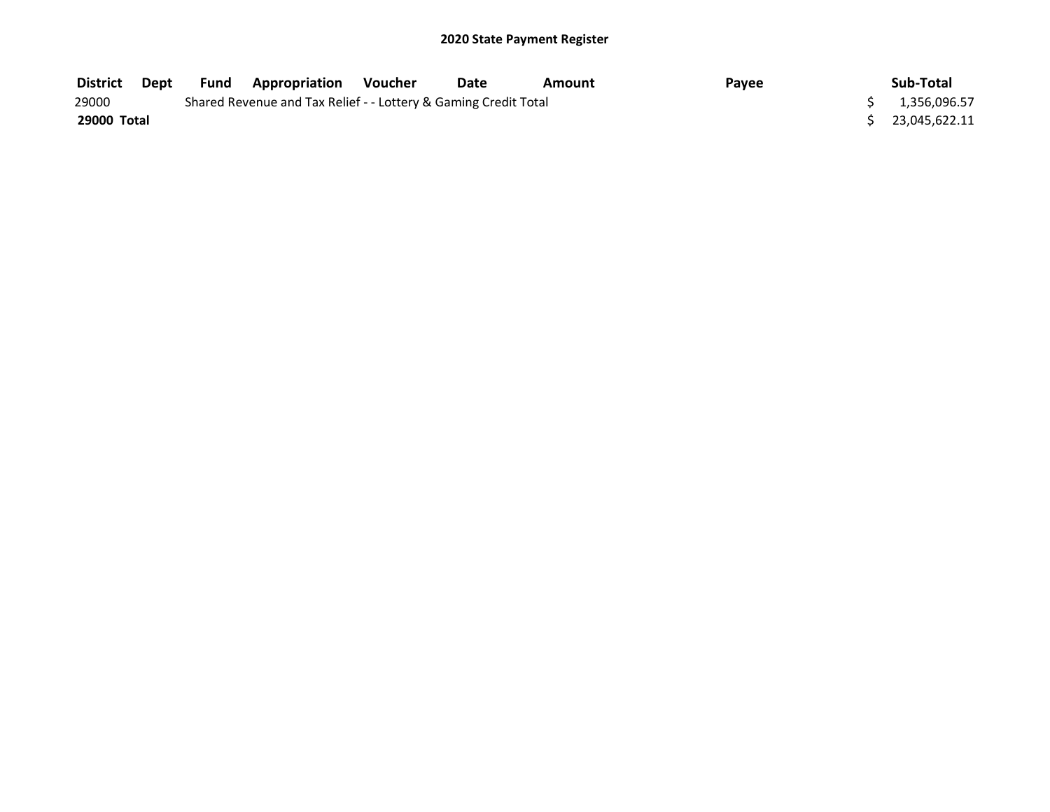## 2020 State Payment Register

| District | Dept | Fund | Appropriation | Voucher | Date | Amount | Payee | Sub-Total |
|---|---|---|---|---|---|---|---|---|
| 29000 | | Shared Revenue and Tax Relief - - Lottery & Gaming Credit Total | | | | | | $ 1,356,096.57 |
| **29000 Total** | | | | | | | | $ 23,045,622.11 |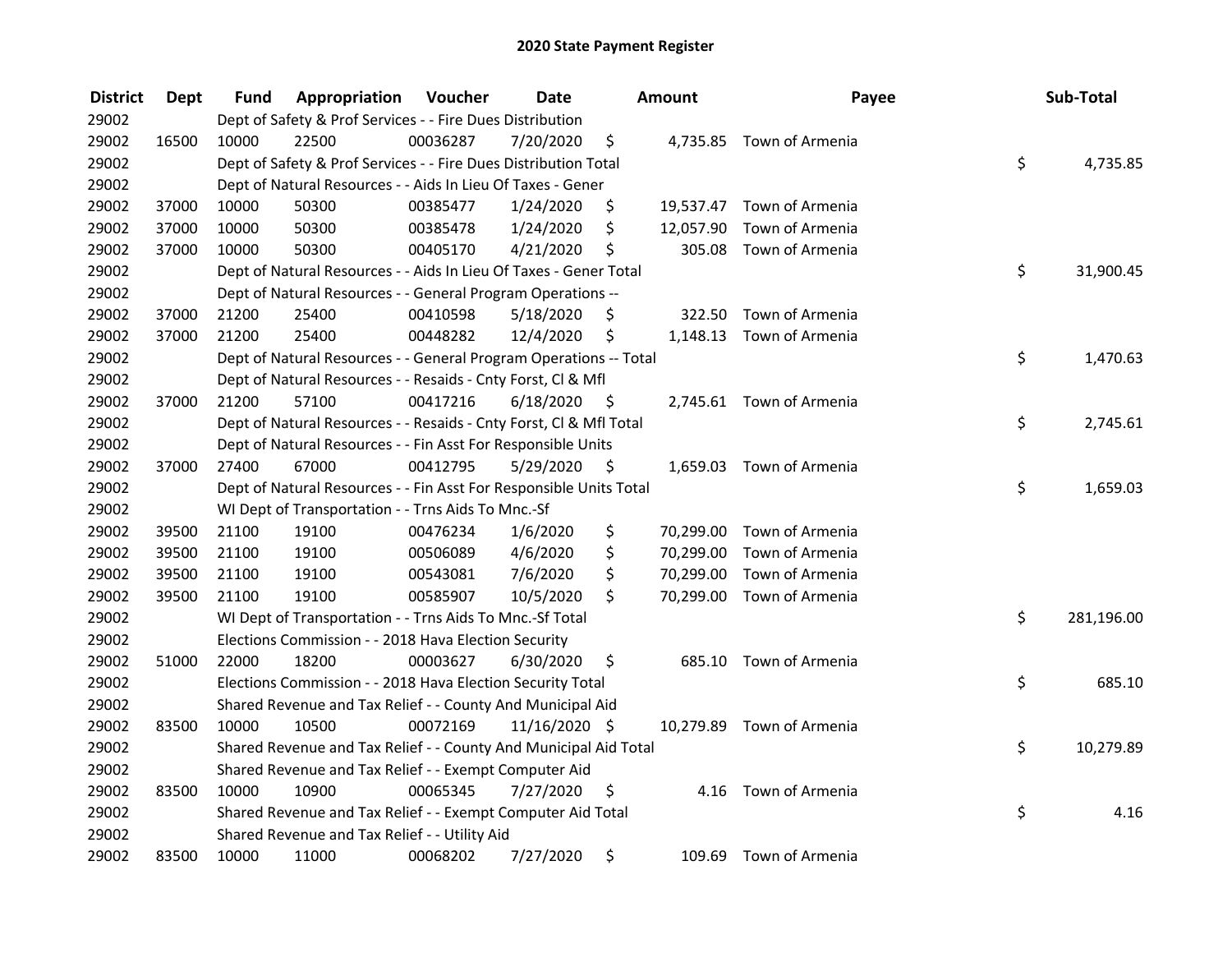# 2020 State Payment Register

| District | Dept | Fund | Appropriation | Voucher | Date | Amount | Payee | Sub-Total |
|---|---|---|---|---|---|---|---|---|
| 29002 | | Dept of Safety & Prof Services - - Fire Dues Distribution | | | | | | |
| 29002 | 16500 | 10000 | 22500 | 00036287 | 7/20/2020 | $ 4,735.85 | Town of Armenia | |
| 29002 | | Dept of Safety & Prof Services - - Fire Dues Distribution Total | | | | | | $ 4,735.85 |
| 29002 | | Dept of Natural Resources - - Aids In Lieu Of Taxes - Gener | | | | | | |
| 29002 | 37000 | 10000 | 50300 | 00385477 | 1/24/2020 | $ 19,537.47 | Town of Armenia | |
| 29002 | 37000 | 10000 | 50300 | 00385478 | 1/24/2020 | $ 12,057.90 | Town of Armenia | |
| 29002 | 37000 | 10000 | 50300 | 00405170 | 4/21/2020 | $ 305.08 | Town of Armenia | |
| 29002 | | Dept of Natural Resources - - Aids In Lieu Of Taxes - Gener Total | | | | | | $ 31,900.45 |
| 29002 | | Dept of Natural Resources - - General Program Operations -- | | | | | | |
| 29002 | 37000 | 21200 | 25400 | 00410598 | 5/18/2020 | $ 322.50 | Town of Armenia | |
| 29002 | 37000 | 21200 | 25400 | 00448282 | 12/4/2020 | $ 1,148.13 | Town of Armenia | |
| 29002 | | Dept of Natural Resources - - General Program Operations -- Total | | | | | | $ 1,470.63 |
| 29002 | | Dept of Natural Resources - - Resaids - Cnty Forst, Cl & Mfl | | | | | | |
| 29002 | 37000 | 21200 | 57100 | 00417216 | 6/18/2020 | $ 2,745.61 | Town of Armenia | |
| 29002 | | Dept of Natural Resources - - Resaids - Cnty Forst, Cl & Mfl Total | | | | | | $ 2,745.61 |
| 29002 | | Dept of Natural Resources - - Fin Asst For Responsible Units | | | | | | |
| 29002 | 37000 | 27400 | 67000 | 00412795 | 5/29/2020 | $ 1,659.03 | Town of Armenia | |
| 29002 | | Dept of Natural Resources - - Fin Asst For Responsible Units Total | | | | | | $ 1,659.03 |
| 29002 | | WI Dept of Transportation - - Trns Aids To Mnc.-Sf | | | | | | |
| 29002 | 39500 | 21100 | 19100 | 00476234 | 1/6/2020 | $ 70,299.00 | Town of Armenia | |
| 29002 | 39500 | 21100 | 19100 | 00506089 | 4/6/2020 | $ 70,299.00 | Town of Armenia | |
| 29002 | 39500 | 21100 | 19100 | 00543081 | 7/6/2020 | $ 70,299.00 | Town of Armenia | |
| 29002 | 39500 | 21100 | 19100 | 00585907 | 10/5/2020 | $ 70,299.00 | Town of Armenia | |
| 29002 | | WI Dept of Transportation - - Trns Aids To Mnc.-Sf Total | | | | | | $ 281,196.00 |
| 29002 | | Elections Commission - - 2018 Hava Election Security | | | | | | |
| 29002 | 51000 | 22000 | 18200 | 00003627 | 6/30/2020 | $ 685.10 | Town of Armenia | |
| 29002 | | Elections Commission - - 2018 Hava Election Security Total | | | | | | $ 685.10 |
| 29002 | | Shared Revenue and Tax Relief - - County And Municipal Aid | | | | | | |
| 29002 | 83500 | 10000 | 10500 | 00072169 | 11/16/2020 | $ 10,279.89 | Town of Armenia | |
| 29002 | | Shared Revenue and Tax Relief - - County And Municipal Aid Total | | | | | | $ 10,279.89 |
| 29002 | | Shared Revenue and Tax Relief - - Exempt Computer Aid | | | | | | |
| 29002 | 83500 | 10000 | 10900 | 00065345 | 7/27/2020 | $ 4.16 | Town of Armenia | |
| 29002 | | Shared Revenue and Tax Relief - - Exempt Computer Aid Total | | | | | | $ 4.16 |
| 29002 | | Shared Revenue and Tax Relief - - Utility Aid | | | | | | |
| 29002 | 83500 | 10000 | 11000 | 00068202 | 7/27/2020 | $ 109.69 | Town of Armenia | |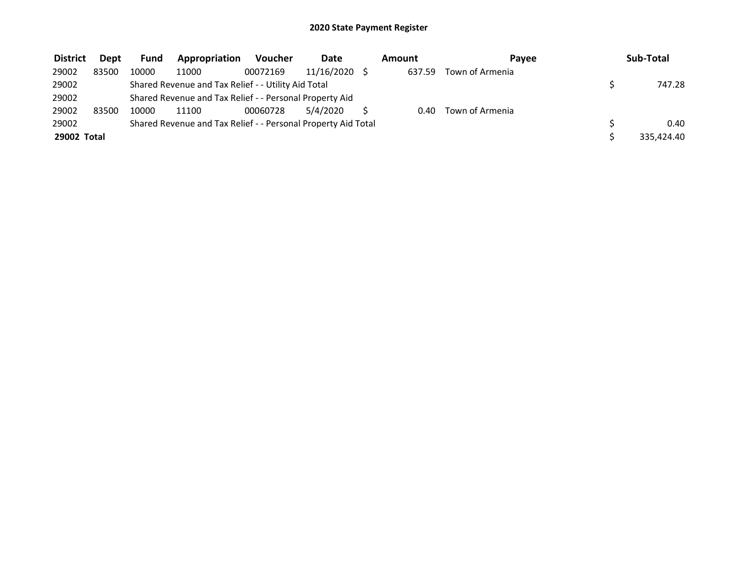# 2020 State Payment Register

| District | Dept | Fund | Appropriation | Voucher | Date | Amount | Payee | Sub-Total |
|---|---|---|---|---|---|---|---|---|
| 29002 | 83500 | 10000 | 11000 | 00072169 | 11/16/2020 | $ 637.59 | Town of Armenia | |
| 29002 | | Shared Revenue and Tax Relief - - Utility Aid Total | | | | | | $ 747.28 |
| 29002 | | Shared Revenue and Tax Relief - - Personal Property Aid | | | | | | |
| 29002 | 83500 | 10000 | 11100 | 00060728 | 5/4/2020 | $ 0.40 | Town of Armenia | |
| 29002 | | Shared Revenue and Tax Relief - - Personal Property Aid Total | | | | | | $ 0.40 |
| **29002 Total** | | | | | | | | $ 335,424.40 |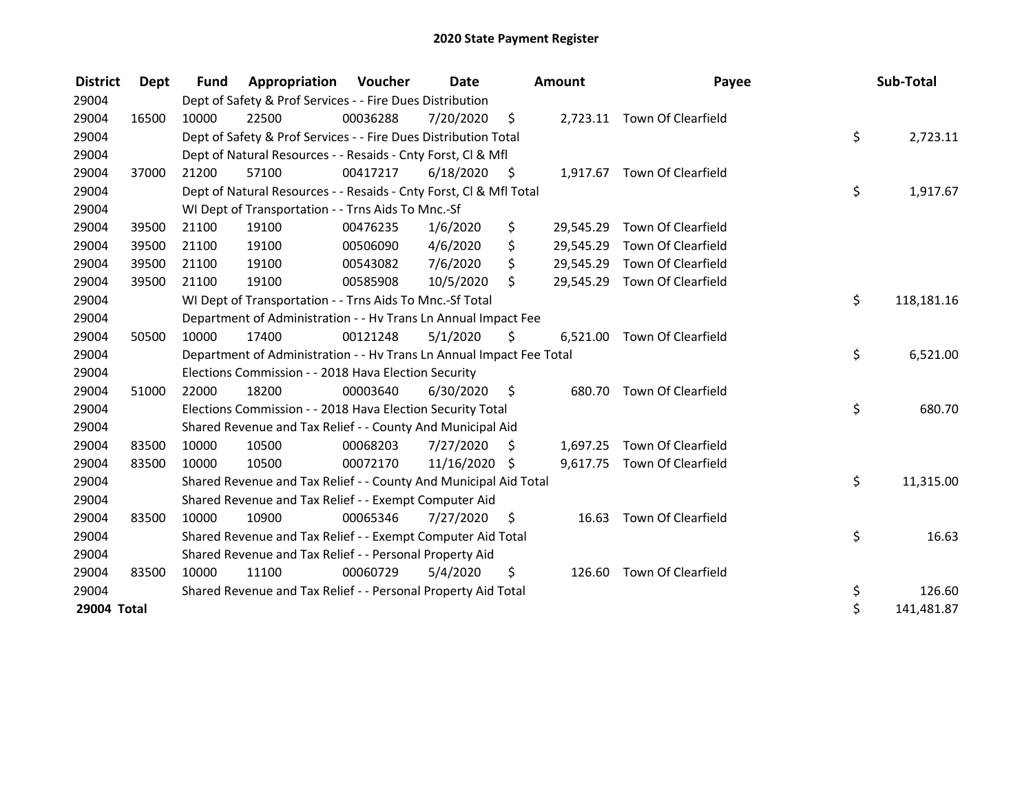# 2020 State Payment Register

| District | Dept | Fund | Appropriation | Voucher | Date | Amount | Payee | Sub-Total |
|---|---|---|---|---|---|---|---|---|
| 29004 | | Dept of Safety & Prof Services - - Fire Dues Distribution | | | | | | |
| 29004 | 16500 | 10000 | 22500 | 00036288 | 7/20/2020 | $ 2,723.11 | Town Of Clearfield | |
| 29004 | | Dept of Safety & Prof Services - - Fire Dues Distribution Total | | | | | | $ 2,723.11 |
| 29004 | | Dept of Natural Resources - - Resaids - Cnty Forst, Cl & Mfl | | | | | | |
| 29004 | 37000 | 21200 | 57100 | 00417217 | 6/18/2020 | $ 1,917.67 | Town Of Clearfield | |
| 29004 | | Dept of Natural Resources - - Resaids - Cnty Forst, Cl & Mfl Total | | | | | | $ 1,917.67 |
| 29004 | | WI Dept of Transportation - - Trns Aids To Mnc.-Sf | | | | | | |
| 29004 | 39500 | 21100 | 19100 | 00476235 | 1/6/2020 | $ 29,545.29 | Town Of Clearfield | |
| 29004 | 39500 | 21100 | 19100 | 00506090 | 4/6/2020 | $ 29,545.29 | Town Of Clearfield | |
| 29004 | 39500 | 21100 | 19100 | 00543082 | 7/6/2020 | $ 29,545.29 | Town Of Clearfield | |
| 29004 | 39500 | 21100 | 19100 | 00585908 | 10/5/2020 | $ 29,545.29 | Town Of Clearfield | |
| 29004 | | WI Dept of Transportation - - Trns Aids To Mnc.-Sf Total | | | | | | $ 118,181.16 |
| 29004 | | Department of Administration - - Hv Trans Ln Annual Impact Fee | | | | | | |
| 29004 | 50500 | 10000 | 17400 | 00121248 | 5/1/2020 | $ 6,521.00 | Town Of Clearfield | |
| 29004 | | Department of Administration - - Hv Trans Ln Annual Impact Fee Total | | | | | | $ 6,521.00 |
| 29004 | | Elections Commission - - 2018 Hava Election Security | | | | | | |
| 29004 | 51000 | 22000 | 18200 | 00003640 | 6/30/2020 | $ 680.70 | Town Of Clearfield | |
| 29004 | | Elections Commission - - 2018 Hava Election Security Total | | | | | | $ 680.70 |
| 29004 | | Shared Revenue and Tax Relief - - County And Municipal Aid | | | | | | |
| 29004 | 83500 | 10000 | 10500 | 00068203 | 7/27/2020 | $ 1,697.25 | Town Of Clearfield | |
| 29004 | 83500 | 10000 | 10500 | 00072170 | 11/16/2020 | $ 9,617.75 | Town Of Clearfield | |
| 29004 | | Shared Revenue and Tax Relief - - County And Municipal Aid Total | | | | | | $ 11,315.00 |
| 29004 | | Shared Revenue and Tax Relief - - Exempt Computer Aid | | | | | | |
| 29004 | 83500 | 10000 | 10900 | 00065346 | 7/27/2020 | $ 16.63 | Town Of Clearfield | |
| 29004 | | Shared Revenue and Tax Relief - - Exempt Computer Aid Total | | | | | | $ 16.63 |
| 29004 | | Shared Revenue and Tax Relief - - Personal Property Aid | | | | | | |
| 29004 | 83500 | 10000 | 11100 | 00060729 | 5/4/2020 | $ 126.60 | Town Of Clearfield | |
| 29004 | | Shared Revenue and Tax Relief - - Personal Property Aid Total | | | | | | $ 126.60 |
| **29004 Total** | | | | | | | | $ 141,481.87 |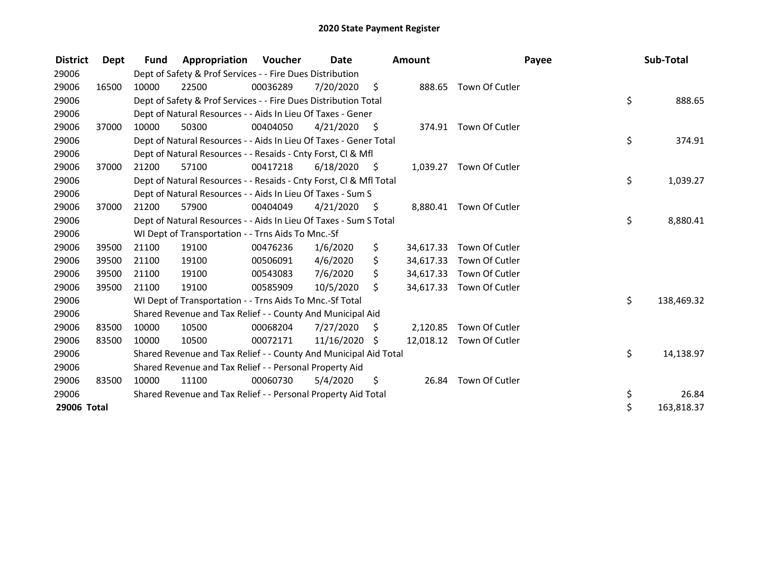## 2020 State Payment Register

| District | Dept | Fund | Appropriation | Voucher | Date | Amount | Payee | Sub-Total |
|---|---|---|---|---|---|---|---|---|
| 29006 | | Dept of Safety & Prof Services - - Fire Dues Distribution | | | | | | |
| 29006 | 16500 | 10000 | 22500 | 00036289 | 7/20/2020 | $ 888.65 | Town Of Cutler | |
| 29006 | | Dept of Safety & Prof Services - - Fire Dues Distribution Total | | | | | | $ 888.65 |
| 29006 | | Dept of Natural Resources - - Aids In Lieu Of Taxes - Gener | | | | | | |
| 29006 | 37000 | 10000 | 50300 | 00404050 | 4/21/2020 | $ 374.91 | Town Of Cutler | |
| 29006 | | Dept of Natural Resources - - Aids In Lieu Of Taxes - Gener Total | | | | | | $ 374.91 |
| 29006 | | Dept of Natural Resources - - Resaids - Cnty Forst, Cl & Mfl | | | | | | |
| 29006 | 37000 | 21200 | 57100 | 00417218 | 6/18/2020 | $ 1,039.27 | Town Of Cutler | |
| 29006 | | Dept of Natural Resources - - Resaids - Cnty Forst, Cl & Mfl Total | | | | | | $ 1,039.27 |
| 29006 | | Dept of Natural Resources - - Aids In Lieu Of Taxes - Sum S | | | | | | |
| 29006 | 37000 | 21200 | 57900 | 00404049 | 4/21/2020 | $ 8,880.41 | Town Of Cutler | |
| 29006 | | Dept of Natural Resources - - Aids In Lieu Of Taxes - Sum S Total | | | | | | $ 8,880.41 |
| 29006 | | WI Dept of Transportation - - Trns Aids To Mnc.-Sf | | | | | | |
| 29006 | 39500 | 21100 | 19100 | 00476236 | 1/6/2020 | $ 34,617.33 | Town Of Cutler | |
| 29006 | 39500 | 21100 | 19100 | 00506091 | 4/6/2020 | $ 34,617.33 | Town Of Cutler | |
| 29006 | 39500 | 21100 | 19100 | 00543083 | 7/6/2020 | $ 34,617.33 | Town Of Cutler | |
| 29006 | 39500 | 21100 | 19100 | 00585909 | 10/5/2020 | $ 34,617.33 | Town Of Cutler | |
| 29006 | | WI Dept of Transportation - - Trns Aids To Mnc.-Sf Total | | | | | | $ 138,469.32 |
| 29006 | | Shared Revenue and Tax Relief - - County And Municipal Aid | | | | | | |
| 29006 | 83500 | 10000 | 10500 | 00068204 | 7/27/2020 | $ 2,120.85 | Town Of Cutler | |
| 29006 | 83500 | 10000 | 10500 | 00072171 | 11/16/2020 | $ 12,018.12 | Town Of Cutler | |
| 29006 | | Shared Revenue and Tax Relief - - County And Municipal Aid Total | | | | | | $ 14,138.97 |
| 29006 | | Shared Revenue and Tax Relief - - Personal Property Aid | | | | | | |
| 29006 | 83500 | 10000 | 11100 | 00060730 | 5/4/2020 | $ 26.84 | Town Of Cutler | |
| 29006 | | Shared Revenue and Tax Relief - - Personal Property Aid Total | | | | | | $ 26.84 |
| **29006 Total** | | | | | | | | $ 163,818.37 |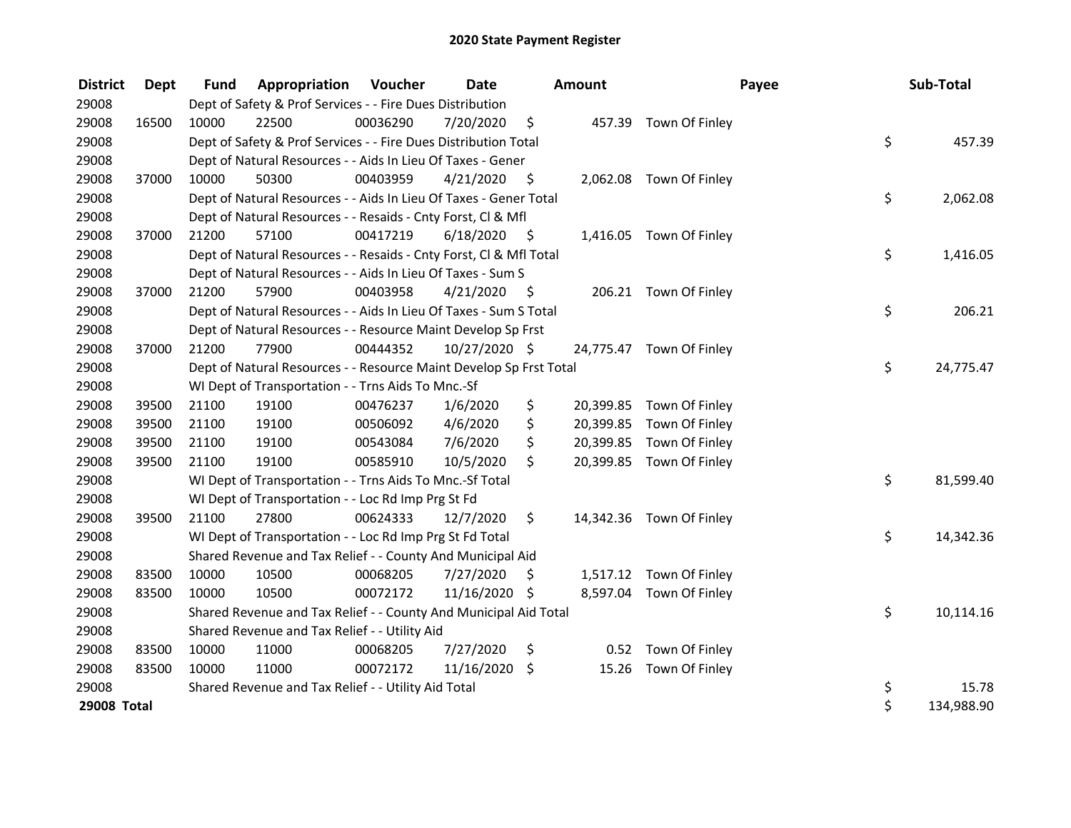# 2020 State Payment Register

| District | Dept | Fund | Appropriation | Voucher | Date | Amount | Payee | Sub-Total |
|---|---|---|---|---|---|---|---|---|
| 29008 | | Dept of Safety & Prof Services - - Fire Dues Distribution | | | | | | |
| 29008 | 16500 | 10000 | 22500 | 00036290 | 7/20/2020 | $ 457.39 | Town Of Finley | |
| 29008 | | Dept of Safety & Prof Services - - Fire Dues Distribution Total | | | | | | $ 457.39 |
| 29008 | | Dept of Natural Resources - - Aids In Lieu Of Taxes - Gener | | | | | | |
| 29008 | 37000 | 10000 | 50300 | 00403959 | 4/21/2020 | $ 2,062.08 | Town Of Finley | |
| 29008 | | Dept of Natural Resources - - Aids In Lieu Of Taxes - Gener Total | | | | | | $ 2,062.08 |
| 29008 | | Dept of Natural Resources - - Resaids - Cnty Forst, Cl & Mfl | | | | | | |
| 29008 | 37000 | 21200 | 57100 | 00417219 | 6/18/2020 | $ 1,416.05 | Town Of Finley | |
| 29008 | | Dept of Natural Resources - - Resaids - Cnty Forst, Cl & Mfl Total | | | | | | $ 1,416.05 |
| 29008 | | Dept of Natural Resources - - Aids In Lieu Of Taxes - Sum S | | | | | | |
| 29008 | 37000 | 21200 | 57900 | 00403958 | 4/21/2020 | $ 206.21 | Town Of Finley | |
| 29008 | | Dept of Natural Resources - - Aids In Lieu Of Taxes - Sum S Total | | | | | | $ 206.21 |
| 29008 | | Dept of Natural Resources - - Resource Maint Develop Sp Frst | | | | | | |
| 29008 | 37000 | 21200 | 77900 | 00444352 | 10/27/2020 | $ 24,775.47 | Town Of Finley | |
| 29008 | | Dept of Natural Resources - - Resource Maint Develop Sp Frst Total | | | | | | $ 24,775.47 |
| 29008 | | WI Dept of Transportation - - Trns Aids To Mnc.-Sf | | | | | | |
| 29008 | 39500 | 21100 | 19100 | 00476237 | 1/6/2020 | $ 20,399.85 | Town Of Finley | |
| 29008 | 39500 | 21100 | 19100 | 00506092 | 4/6/2020 | $ 20,399.85 | Town Of Finley | |
| 29008 | 39500 | 21100 | 19100 | 00543084 | 7/6/2020 | $ 20,399.85 | Town Of Finley | |
| 29008 | 39500 | 21100 | 19100 | 00585910 | 10/5/2020 | $ 20,399.85 | Town Of Finley | |
| 29008 | | WI Dept of Transportation - - Trns Aids To Mnc.-Sf Total | | | | | | $ 81,599.40 |
| 29008 | | WI Dept of Transportation - - Loc Rd Imp Prg St Fd | | | | | | |
| 29008 | 39500 | 21100 | 27800 | 00624333 | 12/7/2020 | $ 14,342.36 | Town Of Finley | |
| 29008 | | WI Dept of Transportation - - Loc Rd Imp Prg St Fd Total | | | | | | $ 14,342.36 |
| 29008 | | Shared Revenue and Tax Relief - - County And Municipal Aid | | | | | | |
| 29008 | 83500 | 10000 | 10500 | 00068205 | 7/27/2020 | $ 1,517.12 | Town Of Finley | |
| 29008 | 83500 | 10000 | 10500 | 00072172 | 11/16/2020 | $ 8,597.04 | Town Of Finley | |
| 29008 | | Shared Revenue and Tax Relief - - County And Municipal Aid Total | | | | | | $ 10,114.16 |
| 29008 | | Shared Revenue and Tax Relief - - Utility Aid | | | | | | |
| 29008 | 83500 | 10000 | 11000 | 00068205 | 7/27/2020 | $ 0.52 | Town Of Finley | |
| 29008 | 83500 | 10000 | 11000 | 00072172 | 11/16/2020 | $ 15.26 | Town Of Finley | |
| 29008 | | Shared Revenue and Tax Relief - - Utility Aid Total | | | | | | $ 15.78 |
| **29008 Total** | | | | | | | | $ 134,988.90 |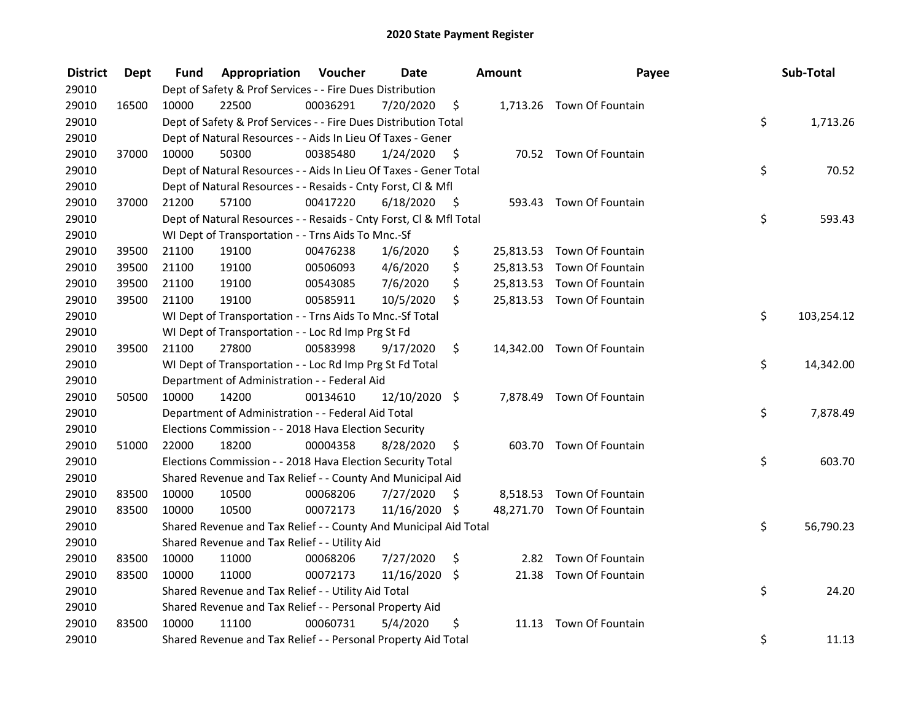# 2020 State Payment Register

| District | Dept | Fund | Appropriation | Voucher | Date | Amount | Payee | Sub-Total |
|---|---|---|---|---|---|---|---|---|
| 29010 | | Dept of Safety & Prof Services - - Fire Dues Distribution | | | | | | |
| 29010 | 16500 | 10000 | 22500 | 00036291 | 7/20/2020 | $ 1,713.26 | Town Of Fountain | |
| 29010 | | Dept of Safety & Prof Services - - Fire Dues Distribution Total | | | | | | $ 1,713.26 |
| 29010 | | Dept of Natural Resources - - Aids In Lieu Of Taxes - Gener | | | | | | |
| 29010 | 37000 | 10000 | 50300 | 00385480 | 1/24/2020 | $ 70.52 | Town Of Fountain | |
| 29010 | | Dept of Natural Resources - - Aids In Lieu Of Taxes - Gener Total | | | | | | $ 70.52 |
| 29010 | | Dept of Natural Resources - - Resaids - Cnty Forst, Cl & Mfl | | | | | | |
| 29010 | 37000 | 21200 | 57100 | 00417220 | 6/18/2020 | $ 593.43 | Town Of Fountain | |
| 29010 | | Dept of Natural Resources - - Resaids - Cnty Forst, Cl & Mfl Total | | | | | | $ 593.43 |
| 29010 | | WI Dept of Transportation - - Trns Aids To Mnc.-Sf | | | | | | |
| 29010 | 39500 | 21100 | 19100 | 00476238 | 1/6/2020 | $ 25,813.53 | Town Of Fountain | |
| 29010 | 39500 | 21100 | 19100 | 00506093 | 4/6/2020 | $ 25,813.53 | Town Of Fountain | |
| 29010 | 39500 | 21100 | 19100 | 00543085 | 7/6/2020 | $ 25,813.53 | Town Of Fountain | |
| 29010 | 39500 | 21100 | 19100 | 00585911 | 10/5/2020 | $ 25,813.53 | Town Of Fountain | |
| 29010 | | WI Dept of Transportation - - Trns Aids To Mnc.-Sf Total | | | | | | $ 103,254.12 |
| 29010 | | WI Dept of Transportation - - Loc Rd Imp Prg St Fd | | | | | | |
| 29010 | 39500 | 21100 | 27800 | 00583998 | 9/17/2020 | $ 14,342.00 | Town Of Fountain | |
| 29010 | | WI Dept of Transportation - - Loc Rd Imp Prg St Fd Total | | | | | | $ 14,342.00 |
| 29010 | | Department of Administration - - Federal Aid | | | | | | |
| 29010 | 50500 | 10000 | 14200 | 00134610 | 12/10/2020 | $ 7,878.49 | Town Of Fountain | |
| 29010 | | Department of Administration - - Federal Aid Total | | | | | | $ 7,878.49 |
| 29010 | | Elections Commission - - 2018 Hava Election Security | | | | | | |
| 29010 | 51000 | 22000 | 18200 | 00004358 | 8/28/2020 | $ 603.70 | Town Of Fountain | |
| 29010 | | Elections Commission - - 2018 Hava Election Security Total | | | | | | $ 603.70 |
| 29010 | | Shared Revenue and Tax Relief - - County And Municipal Aid | | | | | | |
| 29010 | 83500 | 10000 | 10500 | 00068206 | 7/27/2020 | $ 8,518.53 | Town Of Fountain | |
| 29010 | 83500 | 10000 | 10500 | 00072173 | 11/16/2020 | $ 48,271.70 | Town Of Fountain | |
| 29010 | | Shared Revenue and Tax Relief - - County And Municipal Aid Total | | | | | | $ 56,790.23 |
| 29010 | | Shared Revenue and Tax Relief - - Utility Aid | | | | | | |
| 29010 | 83500 | 10000 | 11000 | 00068206 | 7/27/2020 | $ 2.82 | Town Of Fountain | |
| 29010 | 83500 | 10000 | 11000 | 00072173 | 11/16/2020 | $ 21.38 | Town Of Fountain | |
| 29010 | | Shared Revenue and Tax Relief - - Utility Aid Total | | | | | | $ 24.20 |
| 29010 | | Shared Revenue and Tax Relief - - Personal Property Aid | | | | | | |
| 29010 | 83500 | 10000 | 11100 | 00060731 | 5/4/2020 | $ 11.13 | Town Of Fountain | |
| 29010 | | Shared Revenue and Tax Relief - - Personal Property Aid Total | | | | | | $ 11.13 |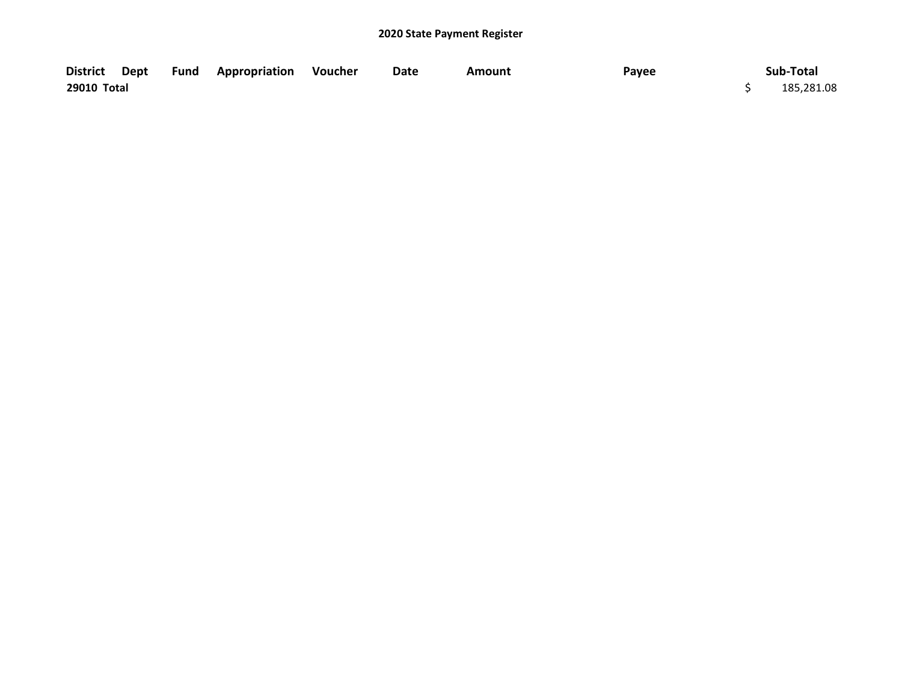**2020 State Payment Register**

| District | Dept | Fund | Appropriation | Voucher | Date | Amount | Payee | Sub-Total |
|---|---|---|---|---|---|---|---|---|
| **29010 Total** | | | | | | | | $ 185,281.08 |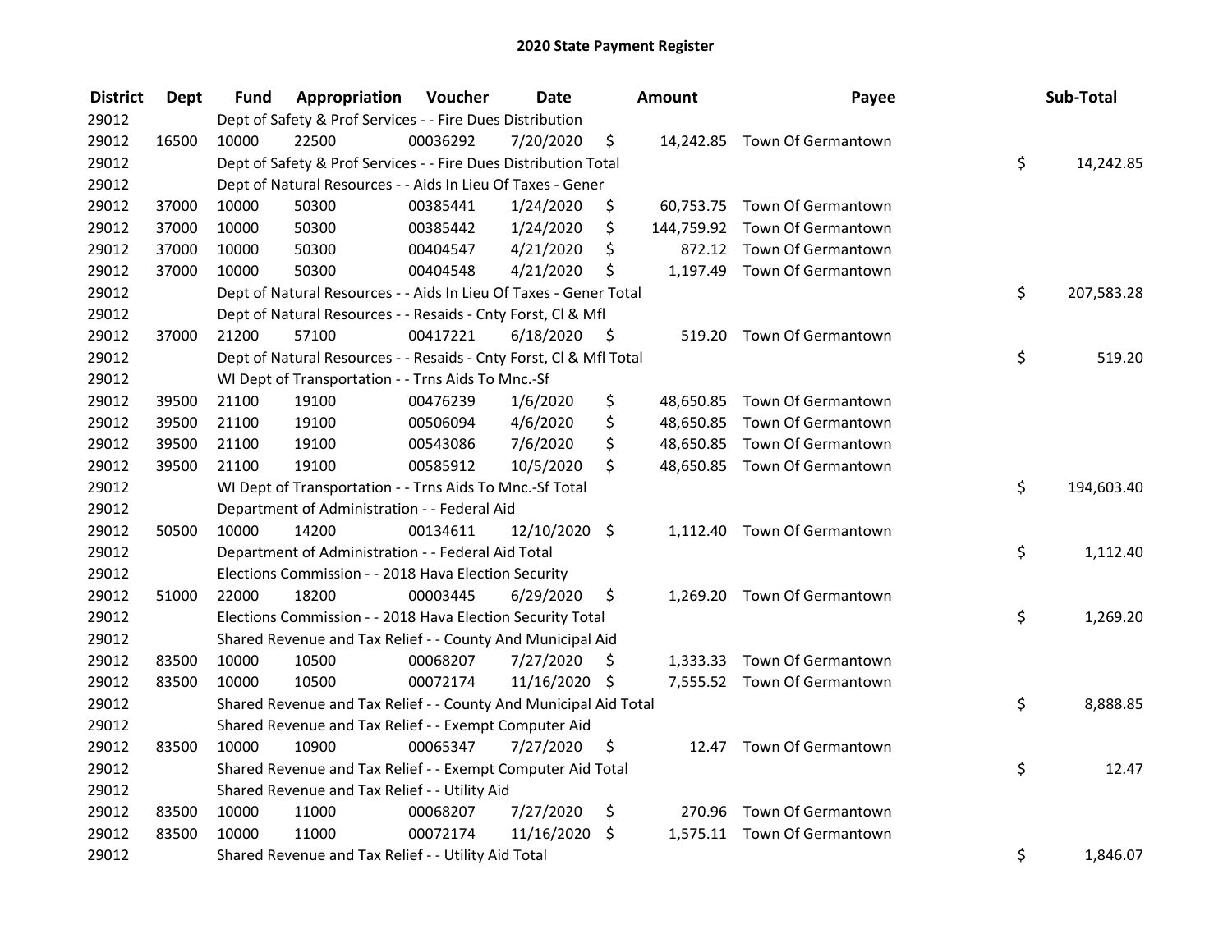## 2020 State Payment Register

| District | Dept | Fund | Appropriation | Voucher | Date | Amount | Payee | Sub-Total |
|---|---|---|---|---|---|---|---|---|
| 29012 | | Dept of Safety & Prof Services - - Fire Dues Distribution | | | | | | |
| 29012 | 16500 | 10000 | 22500 | 00036292 | 7/20/2020 | $ 14,242.85 | Town Of Germantown | |
| 29012 | | Dept of Safety & Prof Services - - Fire Dues Distribution Total | | | | | | $ 14,242.85 |
| 29012 | | Dept of Natural Resources - - Aids In Lieu Of Taxes - Gener | | | | | | |
| 29012 | 37000 | 10000 | 50300 | 00385441 | 1/24/2020 | $ 60,753.75 | Town Of Germantown | |
| 29012 | 37000 | 10000 | 50300 | 00385442 | 1/24/2020 | $ 144,759.92 | Town Of Germantown | |
| 29012 | 37000 | 10000 | 50300 | 00404547 | 4/21/2020 | $ 872.12 | Town Of Germantown | |
| 29012 | 37000 | 10000 | 50300 | 00404548 | 4/21/2020 | $ 1,197.49 | Town Of Germantown | |
| 29012 | | Dept of Natural Resources - - Aids In Lieu Of Taxes - Gener Total | | | | | | $ 207,583.28 |
| 29012 | | Dept of Natural Resources - - Resaids - Cnty Forst, Cl & Mfl | | | | | | |
| 29012 | 37000 | 21200 | 57100 | 00417221 | 6/18/2020 | $ 519.20 | Town Of Germantown | |
| 29012 | | Dept of Natural Resources - - Resaids - Cnty Forst, Cl & Mfl Total | | | | | | $ 519.20 |
| 29012 | | WI Dept of Transportation - - Trns Aids To Mnc.-Sf | | | | | | |
| 29012 | 39500 | 21100 | 19100 | 00476239 | 1/6/2020 | $ 48,650.85 | Town Of Germantown | |
| 29012 | 39500 | 21100 | 19100 | 00506094 | 4/6/2020 | $ 48,650.85 | Town Of Germantown | |
| 29012 | 39500 | 21100 | 19100 | 00543086 | 7/6/2020 | $ 48,650.85 | Town Of Germantown | |
| 29012 | 39500 | 21100 | 19100 | 00585912 | 10/5/2020 | $ 48,650.85 | Town Of Germantown | |
| 29012 | | WI Dept of Transportation - - Trns Aids To Mnc.-Sf Total | | | | | | $ 194,603.40 |
| 29012 | | Department of Administration - - Federal Aid | | | | | | |
| 29012 | 50500 | 10000 | 14200 | 00134611 | 12/10/2020 | $ 1,112.40 | Town Of Germantown | |
| 29012 | | Department of Administration - - Federal Aid Total | | | | | | $ 1,112.40 |
| 29012 | | Elections Commission - - 2018 Hava Election Security | | | | | | |
| 29012 | 51000 | 22000 | 18200 | 00003445 | 6/29/2020 | $ 1,269.20 | Town Of Germantown | |
| 29012 | | Elections Commission - - 2018 Hava Election Security Total | | | | | | $ 1,269.20 |
| 29012 | | Shared Revenue and Tax Relief - - County And Municipal Aid | | | | | | |
| 29012 | 83500 | 10000 | 10500 | 00068207 | 7/27/2020 | $ 1,333.33 | Town Of Germantown | |
| 29012 | 83500 | 10000 | 10500 | 00072174 | 11/16/2020 | $ 7,555.52 | Town Of Germantown | |
| 29012 | | Shared Revenue and Tax Relief - - County And Municipal Aid Total | | | | | | $ 8,888.85 |
| 29012 | | Shared Revenue and Tax Relief - - Exempt Computer Aid | | | | | | |
| 29012 | 83500 | 10000 | 10900 | 00065347 | 7/27/2020 | $ 12.47 | Town Of Germantown | |
| 29012 | | Shared Revenue and Tax Relief - - Exempt Computer Aid Total | | | | | | $ 12.47 |
| 29012 | | Shared Revenue and Tax Relief - - Utility Aid | | | | | | |
| 29012 | 83500 | 10000 | 11000 | 00068207 | 7/27/2020 | $ 270.96 | Town Of Germantown | |
| 29012 | 83500 | 10000 | 11000 | 00072174 | 11/16/2020 | $ 1,575.11 | Town Of Germantown | |
| 29012 | | Shared Revenue and Tax Relief - - Utility Aid Total | | | | | | $ 1,846.07 |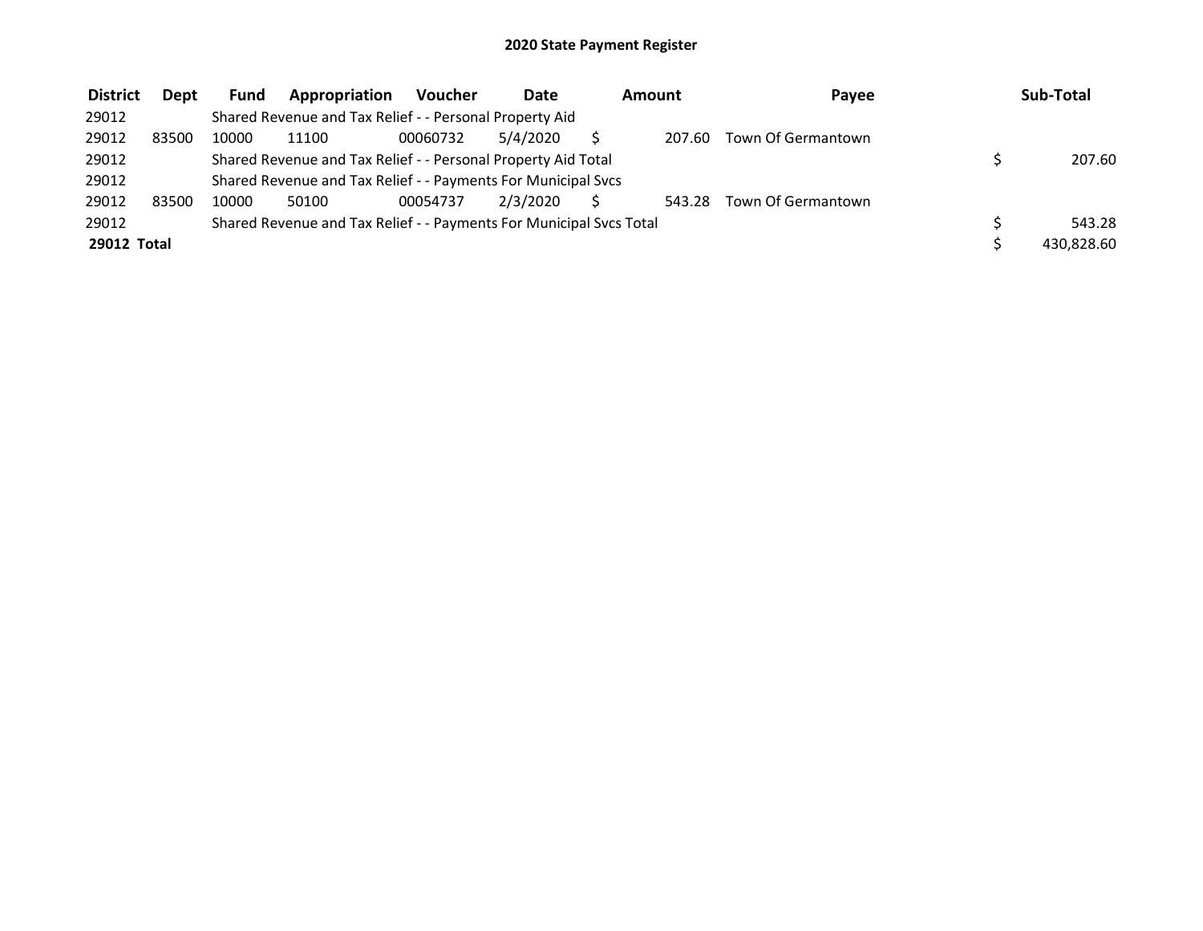## 2020 State Payment Register

| District | Dept | Fund | Appropriation | Voucher | Date | Amount | Payee | Sub-Total |
|---|---|---|---|---|---|---|---|---|
| 29012 | | Shared Revenue and Tax Relief - - Personal Property Aid | | | | | | |
| 29012 | 83500 | 10000 | 11100 | 00060732 | 5/4/2020 | $ 207.60 | Town Of Germantown | |
| 29012 | | Shared Revenue and Tax Relief - - Personal Property Aid Total | | | | | | $ 207.60 |
| 29012 | | Shared Revenue and Tax Relief - - Payments For Municipal Svcs | | | | | | |
| 29012 | 83500 | 10000 | 50100 | 00054737 | 2/3/2020 | $ 543.28 | Town Of Germantown | |
| 29012 | | Shared Revenue and Tax Relief - - Payments For Municipal Svcs Total | | | | | | $ 543.28 |
| **29012 Total** | | | | | | | | $ 430,828.60 |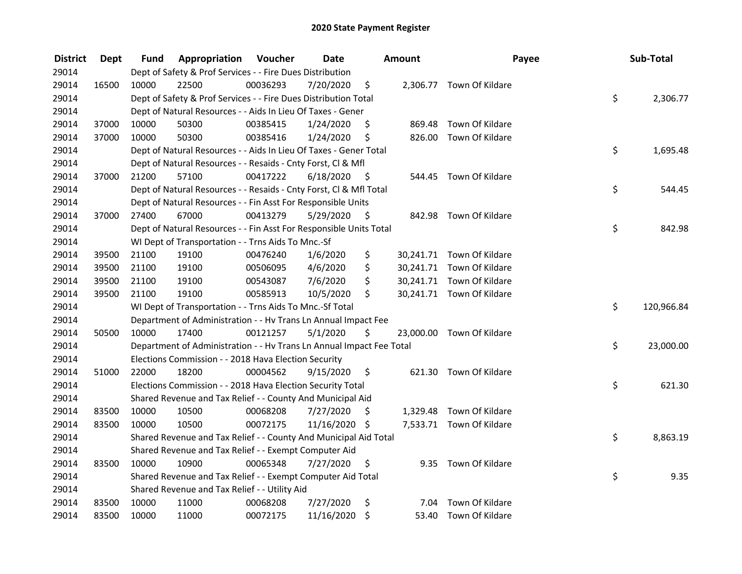# 2020 State Payment Register

| District | Dept | Fund | Appropriation | Voucher | Date | Amount | Payee | Sub-Total |
|---|---|---|---|---|---|---|---|---|
| 29014 | | Dept of Safety & Prof Services - - Fire Dues Distribution | | | | | | |
| 29014 | 16500 | 10000 | 22500 | 00036293 | 7/20/2020 | $ 2,306.77 | Town Of Kildare | |
| 29014 | | Dept of Safety & Prof Services - - Fire Dues Distribution Total | | | | | | $ 2,306.77 |
| 29014 | | Dept of Natural Resources - - Aids In Lieu Of Taxes - Gener | | | | | | |
| 29014 | 37000 | 10000 | 50300 | 00385415 | 1/24/2020 | $ 869.48 | Town Of Kildare | |
| 29014 | 37000 | 10000 | 50300 | 00385416 | 1/24/2020 | $ 826.00 | Town Of Kildare | |
| 29014 | | Dept of Natural Resources - - Aids In Lieu Of Taxes - Gener Total | | | | | | $ 1,695.48 |
| 29014 | | Dept of Natural Resources - - Resaids - Cnty Forst, Cl & Mfl | | | | | | |
| 29014 | 37000 | 21200 | 57100 | 00417222 | 6/18/2020 | $ 544.45 | Town Of Kildare | |
| 29014 | | Dept of Natural Resources - - Resaids - Cnty Forst, Cl & Mfl Total | | | | | | $ 544.45 |
| 29014 | | Dept of Natural Resources - - Fin Asst For Responsible Units | | | | | | |
| 29014 | 37000 | 27400 | 67000 | 00413279 | 5/29/2020 | $ 842.98 | Town Of Kildare | |
| 29014 | | Dept of Natural Resources - - Fin Asst For Responsible Units Total | | | | | | $ 842.98 |
| 29014 | | WI Dept of Transportation - - Trns Aids To Mnc.-Sf | | | | | | |
| 29014 | 39500 | 21100 | 19100 | 00476240 | 1/6/2020 | $ 30,241.71 | Town Of Kildare | |
| 29014 | 39500 | 21100 | 19100 | 00506095 | 4/6/2020 | $ 30,241.71 | Town Of Kildare | |
| 29014 | 39500 | 21100 | 19100 | 00543087 | 7/6/2020 | $ 30,241.71 | Town Of Kildare | |
| 29014 | 39500 | 21100 | 19100 | 00585913 | 10/5/2020 | $ 30,241.71 | Town Of Kildare | |
| 29014 | | WI Dept of Transportation - - Trns Aids To Mnc.-Sf Total | | | | | | $ 120,966.84 |
| 29014 | | Department of Administration - - Hv Trans Ln Annual Impact Fee | | | | | | |
| 29014 | 50500 | 10000 | 17400 | 00121257 | 5/1/2020 | $ 23,000.00 | Town Of Kildare | |
| 29014 | | Department of Administration - - Hv Trans Ln Annual Impact Fee Total | | | | | | $ 23,000.00 |
| 29014 | | Elections Commission - - 2018 Hava Election Security | | | | | | |
| 29014 | 51000 | 22000 | 18200 | 00004562 | 9/15/2020 | $ 621.30 | Town Of Kildare | |
| 29014 | | Elections Commission - - 2018 Hava Election Security Total | | | | | | $ 621.30 |
| 29014 | | Shared Revenue and Tax Relief - - County And Municipal Aid | | | | | | |
| 29014 | 83500 | 10000 | 10500 | 00068208 | 7/27/2020 | $ 1,329.48 | Town Of Kildare | |
| 29014 | 83500 | 10000 | 10500 | 00072175 | 11/16/2020 | $ 7,533.71 | Town Of Kildare | |
| 29014 | | Shared Revenue and Tax Relief - - County And Municipal Aid Total | | | | | | $ 8,863.19 |
| 29014 | | Shared Revenue and Tax Relief - - Exempt Computer Aid | | | | | | |
| 29014 | 83500 | 10000 | 10900 | 00065348 | 7/27/2020 | $ 9.35 | Town Of Kildare | |
| 29014 | | Shared Revenue and Tax Relief - - Exempt Computer Aid Total | | | | | | $ 9.35 |
| 29014 | | Shared Revenue and Tax Relief - - Utility Aid | | | | | | |
| 29014 | 83500 | 10000 | 11000 | 00068208 | 7/27/2020 | $ 7.04 | Town Of Kildare | |
| 29014 | 83500 | 10000 | 11000 | 00072175 | 11/16/2020 | $ 53.40 | Town Of Kildare | |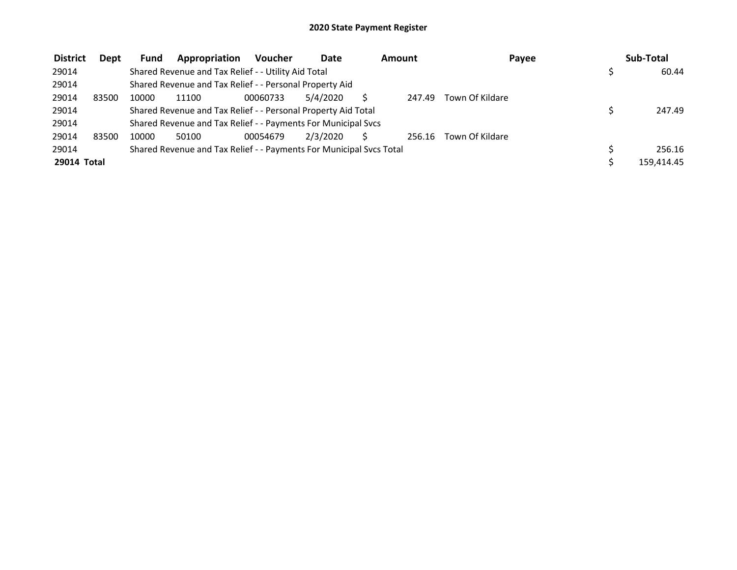# 2020 State Payment Register

| District | Dept | Fund | Appropriation | Voucher | Date | Amount | Payee | Sub-Total |
|---|---|---|---|---|---|---|---|---|
| 29014 | | Shared Revenue and Tax Relief - - Utility Aid Total | | | | | | $ 60.44 |
| 29014 | | Shared Revenue and Tax Relief - - Personal Property Aid | | | | | | |
| 29014 | 83500 | 10000 | 11100 | 00060733 | 5/4/2020 | $ 247.49 | Town Of Kildare | |
| 29014 | | Shared Revenue and Tax Relief - - Personal Property Aid Total | | | | | | $ 247.49 |
| 29014 | | Shared Revenue and Tax Relief - - Payments For Municipal Svcs | | | | | | |
| 29014 | 83500 | 10000 | 50100 | 00054679 | 2/3/2020 | $ 256.16 | Town Of Kildare | |
| 29014 | | Shared Revenue and Tax Relief - - Payments For Municipal Svcs Total | | | | | | $ 256.16 |
| **29014 Total** | | | | | | | | $ 159,414.45 |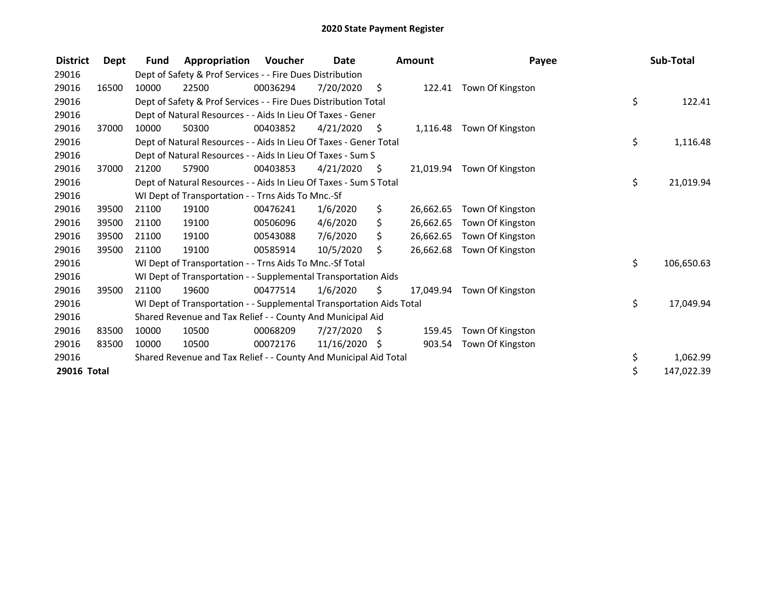# 2020 State Payment Register

| District | Dept | Fund | Appropriation | Voucher | Date | Amount | Payee | Sub-Total |
|---|---|---|---|---|---|---|---|---|
| 29016 | | Dept of Safety & Prof Services - - Fire Dues Distribution | | | | | | |
| 29016 | 16500 | 10000 | 22500 | 00036294 | 7/20/2020 | $ 122.41 | Town Of Kingston | |
| 29016 | | Dept of Safety & Prof Services - - Fire Dues Distribution Total | | | | | | $ 122.41 |
| 29016 | | Dept of Natural Resources - - Aids In Lieu Of Taxes - Gener | | | | | | |
| 29016 | 37000 | 10000 | 50300 | 00403852 | 4/21/2020 | $ 1,116.48 | Town Of Kingston | |
| 29016 | | Dept of Natural Resources - - Aids In Lieu Of Taxes - Gener Total | | | | | | $ 1,116.48 |
| 29016 | | Dept of Natural Resources - - Aids In Lieu Of Taxes - Sum S | | | | | | |
| 29016 | 37000 | 21200 | 57900 | 00403853 | 4/21/2020 | $ 21,019.94 | Town Of Kingston | |
| 29016 | | Dept of Natural Resources - - Aids In Lieu Of Taxes - Sum S Total | | | | | | $ 21,019.94 |
| 29016 | | WI Dept of Transportation - - Trns Aids To Mnc.-Sf | | | | | | |
| 29016 | 39500 | 21100 | 19100 | 00476241 | 1/6/2020 | $ 26,662.65 | Town Of Kingston | |
| 29016 | 39500 | 21100 | 19100 | 00506096 | 4/6/2020 | $ 26,662.65 | Town Of Kingston | |
| 29016 | 39500 | 21100 | 19100 | 00543088 | 7/6/2020 | $ 26,662.65 | Town Of Kingston | |
| 29016 | 39500 | 21100 | 19100 | 00585914 | 10/5/2020 | $ 26,662.68 | Town Of Kingston | |
| 29016 | | WI Dept of Transportation - - Trns Aids To Mnc.-Sf Total | | | | | | $ 106,650.63 |
| 29016 | | WI Dept of Transportation - - Supplemental Transportation Aids | | | | | | |
| 29016 | 39500 | 21100 | 19600 | 00477514 | 1/6/2020 | $ 17,049.94 | Town Of Kingston | |
| 29016 | | WI Dept of Transportation - - Supplemental Transportation Aids Total | | | | | | $ 17,049.94 |
| 29016 | | Shared Revenue and Tax Relief - - County And Municipal Aid | | | | | | |
| 29016 | 83500 | 10000 | 10500 | 00068209 | 7/27/2020 | $ 159.45 | Town Of Kingston | |
| 29016 | 83500 | 10000 | 10500 | 00072176 | 11/16/2020 | $ 903.54 | Town Of Kingston | |
| 29016 | | Shared Revenue and Tax Relief - - County And Municipal Aid Total | | | | | | $ 1,062.99 |
| **29016 Total** | | | | | | | | $ 147,022.39 |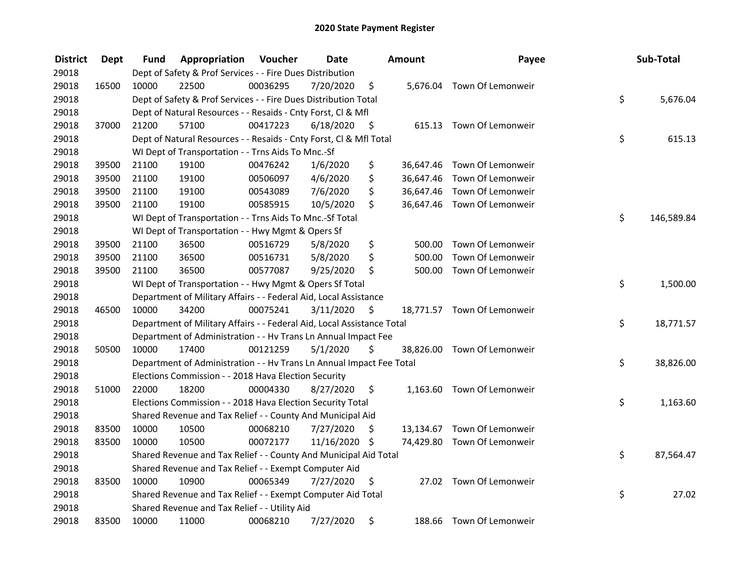# 2020 State Payment Register

| District | Dept | Fund | Appropriation | Voucher | Date | Amount | Payee | Sub-Total |
|---|---|---|---|---|---|---|---|---|
| 29018 | | Dept of Safety & Prof Services - - Fire Dues Distribution | | | | | | |
| 29018 | 16500 | 10000 | 22500 | 00036295 | 7/20/2020 | $ 5,676.04 | Town Of Lemonweir | |
| 29018 | | Dept of Safety & Prof Services - - Fire Dues Distribution Total | | | | | | $ 5,676.04 |
| 29018 | | Dept of Natural Resources - - Resaids - Cnty Forst, Cl & Mfl | | | | | | |
| 29018 | 37000 | 21200 | 57100 | 00417223 | 6/18/2020 | $ 615.13 | Town Of Lemonweir | |
| 29018 | | Dept of Natural Resources - - Resaids - Cnty Forst, Cl & Mfl Total | | | | | | $ 615.13 |
| 29018 | | WI Dept of Transportation - - Trns Aids To Mnc.-Sf | | | | | | |
| 29018 | 39500 | 21100 | 19100 | 00476242 | 1/6/2020 | $ 36,647.46 | Town Of Lemonweir | |
| 29018 | 39500 | 21100 | 19100 | 00506097 | 4/6/2020 | $ 36,647.46 | Town Of Lemonweir | |
| 29018 | 39500 | 21100 | 19100 | 00543089 | 7/6/2020 | $ 36,647.46 | Town Of Lemonweir | |
| 29018 | 39500 | 21100 | 19100 | 00585915 | 10/5/2020 | $ 36,647.46 | Town Of Lemonweir | |
| 29018 | | WI Dept of Transportation - - Trns Aids To Mnc.-Sf Total | | | | | | $ 146,589.84 |
| 29018 | | WI Dept of Transportation - - Hwy Mgmt & Opers Sf | | | | | | |
| 29018 | 39500 | 21100 | 36500 | 00516729 | 5/8/2020 | $ 500.00 | Town Of Lemonweir | |
| 29018 | 39500 | 21100 | 36500 | 00516731 | 5/8/2020 | $ 500.00 | Town Of Lemonweir | |
| 29018 | 39500 | 21100 | 36500 | 00577087 | 9/25/2020 | $ 500.00 | Town Of Lemonweir | |
| 29018 | | WI Dept of Transportation - - Hwy Mgmt & Opers Sf Total | | | | | | $ 1,500.00 |
| 29018 | | Department of Military Affairs - - Federal Aid, Local Assistance | | | | | | |
| 29018 | 46500 | 10000 | 34200 | 00075241 | 3/11/2020 | $ 18,771.57 | Town Of Lemonweir | |
| 29018 | | Department of Military Affairs - - Federal Aid, Local Assistance Total | | | | | | $ 18,771.57 |
| 29018 | | Department of Administration - - Hv Trans Ln Annual Impact Fee | | | | | | |
| 29018 | 50500 | 10000 | 17400 | 00121259 | 5/1/2020 | $ 38,826.00 | Town Of Lemonweir | |
| 29018 | | Department of Administration - - Hv Trans Ln Annual Impact Fee Total | | | | | | $ 38,826.00 |
| 29018 | | Elections Commission - - 2018 Hava Election Security | | | | | | |
| 29018 | 51000 | 22000 | 18200 | 00004330 | 8/27/2020 | $ 1,163.60 | Town Of Lemonweir | |
| 29018 | | Elections Commission - - 2018 Hava Election Security Total | | | | | | $ 1,163.60 |
| 29018 | | Shared Revenue and Tax Relief - - County And Municipal Aid | | | | | | |
| 29018 | 83500 | 10000 | 10500 | 00068210 | 7/27/2020 | $ 13,134.67 | Town Of Lemonweir | |
| 29018 | 83500 | 10000 | 10500 | 00072177 | 11/16/2020 | $ 74,429.80 | Town Of Lemonweir | |
| 29018 | | Shared Revenue and Tax Relief - - County And Municipal Aid Total | | | | | | $ 87,564.47 |
| 29018 | | Shared Revenue and Tax Relief - - Exempt Computer Aid | | | | | | |
| 29018 | 83500 | 10000 | 10900 | 00065349 | 7/27/2020 | $ 27.02 | Town Of Lemonweir | |
| 29018 | | Shared Revenue and Tax Relief - - Exempt Computer Aid Total | | | | | | $ 27.02 |
| 29018 | | Shared Revenue and Tax Relief - - Utility Aid | | | | | | |
| 29018 | 83500 | 10000 | 11000 | 00068210 | 7/27/2020 | $ 188.66 | Town Of Lemonweir | |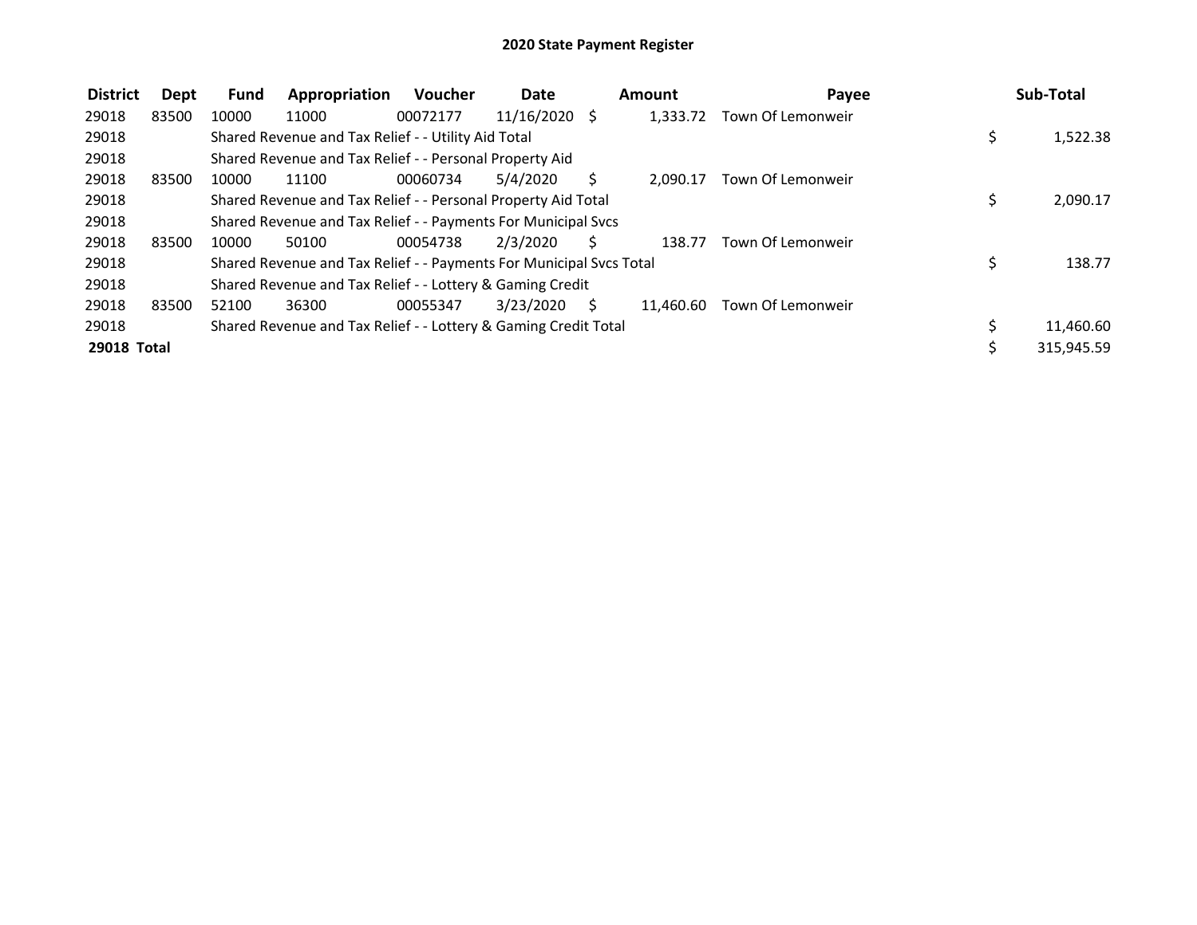# 2020 State Payment Register

| District | Dept | Fund | Appropriation | Voucher | Date | Amount | Payee | Sub-Total |
|---|---|---|---|---|---|---|---|---|
| 29018 | 83500 | 10000 | 11000 | 00072177 | 11/16/2020 | $ 1,333.72 | Town Of Lemonweir | |
| 29018 | | Shared Revenue and Tax Relief - - Utility Aid Total | | | | | | $ 1,522.38 |
| 29018 | | Shared Revenue and Tax Relief - - Personal Property Aid | | | | | | |
| 29018 | 83500 | 10000 | 11100 | 00060734 | 5/4/2020 | $ 2,090.17 | Town Of Lemonweir | |
| 29018 | | Shared Revenue and Tax Relief - - Personal Property Aid Total | | | | | | $ 2,090.17 |
| 29018 | | Shared Revenue and Tax Relief - - Payments For Municipal Svcs | | | | | | |
| 29018 | 83500 | 10000 | 50100 | 00054738 | 2/3/2020 | $ 138.77 | Town Of Lemonweir | |
| 29018 | | Shared Revenue and Tax Relief - - Payments For Municipal Svcs Total | | | | | | $ 138.77 |
| 29018 | | Shared Revenue and Tax Relief - - Lottery & Gaming Credit | | | | | | |
| 29018 | 83500 | 52100 | 36300 | 00055347 | 3/23/2020 | $ 11,460.60 | Town Of Lemonweir | |
| 29018 | | Shared Revenue and Tax Relief - - Lottery & Gaming Credit Total | | | | | | $ 11,460.60 |
| **29018 Total** | | | | | | | | $ 315,945.59 |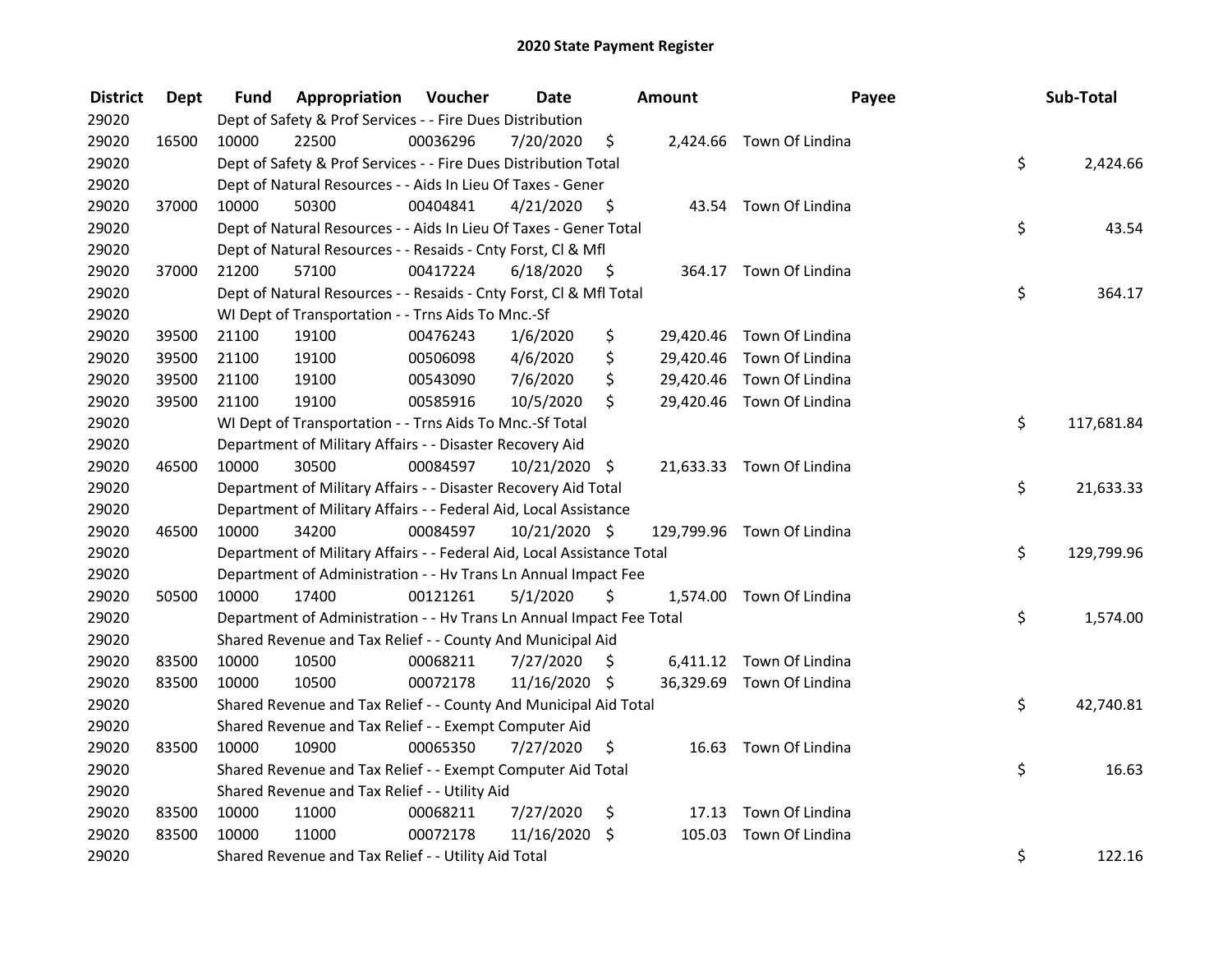# 2020 State Payment Register

| District | Dept | Fund | Appropriation | Voucher | Date | Amount | Payee | Sub-Total |
|---|---|---|---|---|---|---|---|---|
| 29020 | | Dept of Safety & Prof Services - - Fire Dues Distribution | | | | | | |
| 29020 | 16500 | 10000 | 22500 | 00036296 | 7/20/2020 | $ 2,424.66 | Town Of Lindina | |
| 29020 | | Dept of Safety & Prof Services - - Fire Dues Distribution Total | | | | | | $ 2,424.66 |
| 29020 | | Dept of Natural Resources - - Aids In Lieu Of Taxes - Gener | | | | | | |
| 29020 | 37000 | 10000 | 50300 | 00404841 | 4/21/2020 | $ 43.54 | Town Of Lindina | |
| 29020 | | Dept of Natural Resources - - Aids In Lieu Of Taxes - Gener Total | | | | | | $ 43.54 |
| 29020 | | Dept of Natural Resources - - Resaids - Cnty Forst, Cl & Mfl | | | | | | |
| 29020 | 37000 | 21200 | 57100 | 00417224 | 6/18/2020 | $ 364.17 | Town Of Lindina | |
| 29020 | | Dept of Natural Resources - - Resaids - Cnty Forst, Cl & Mfl Total | | | | | | $ 364.17 |
| 29020 | | WI Dept of Transportation - - Trns Aids To Mnc.-Sf | | | | | | |
| 29020 | 39500 | 21100 | 19100 | 00476243 | 1/6/2020 | $ 29,420.46 | Town Of Lindina | |
| 29020 | 39500 | 21100 | 19100 | 00506098 | 4/6/2020 | $ 29,420.46 | Town Of Lindina | |
| 29020 | 39500 | 21100 | 19100 | 00543090 | 7/6/2020 | $ 29,420.46 | Town Of Lindina | |
| 29020 | 39500 | 21100 | 19100 | 00585916 | 10/5/2020 | $ 29,420.46 | Town Of Lindina | |
| 29020 | | WI Dept of Transportation - - Trns Aids To Mnc.-Sf Total | | | | | | $ 117,681.84 |
| 29020 | | Department of Military Affairs - - Disaster Recovery Aid | | | | | | |
| 29020 | 46500 | 10000 | 30500 | 00084597 | 10/21/2020 | $ 21,633.33 | Town Of Lindina | |
| 29020 | | Department of Military Affairs - - Disaster Recovery Aid Total | | | | | | $ 21,633.33 |
| 29020 | | Department of Military Affairs - - Federal Aid, Local Assistance | | | | | | |
| 29020 | 46500 | 10000 | 34200 | 00084597 | 10/21/2020 | $ 129,799.96 | Town Of Lindina | |
| 29020 | | Department of Military Affairs - - Federal Aid, Local Assistance Total | | | | | | $ 129,799.96 |
| 29020 | | Department of Administration - - Hv Trans Ln Annual Impact Fee | | | | | | |
| 29020 | 50500 | 10000 | 17400 | 00121261 | 5/1/2020 | $ 1,574.00 | Town Of Lindina | |
| 29020 | | Department of Administration - - Hv Trans Ln Annual Impact Fee Total | | | | | | $ 1,574.00 |
| 29020 | | Shared Revenue and Tax Relief - - County And Municipal Aid | | | | | | |
| 29020 | 83500 | 10000 | 10500 | 00068211 | 7/27/2020 | $ 6,411.12 | Town Of Lindina | |
| 29020 | 83500 | 10000 | 10500 | 00072178 | 11/16/2020 | $ 36,329.69 | Town Of Lindina | |
| 29020 | | Shared Revenue and Tax Relief - - County And Municipal Aid Total | | | | | | $ 42,740.81 |
| 29020 | | Shared Revenue and Tax Relief - - Exempt Computer Aid | | | | | | |
| 29020 | 83500 | 10000 | 10900 | 00065350 | 7/27/2020 | $ 16.63 | Town Of Lindina | |
| 29020 | | Shared Revenue and Tax Relief - - Exempt Computer Aid Total | | | | | | $ 16.63 |
| 29020 | | Shared Revenue and Tax Relief - - Utility Aid | | | | | | |
| 29020 | 83500 | 10000 | 11000 | 00068211 | 7/27/2020 | $ 17.13 | Town Of Lindina | |
| 29020 | 83500 | 10000 | 11000 | 00072178 | 11/16/2020 | $ 105.03 | Town Of Lindina | |
| 29020 | | Shared Revenue and Tax Relief - - Utility Aid Total | | | | | | $ 122.16 |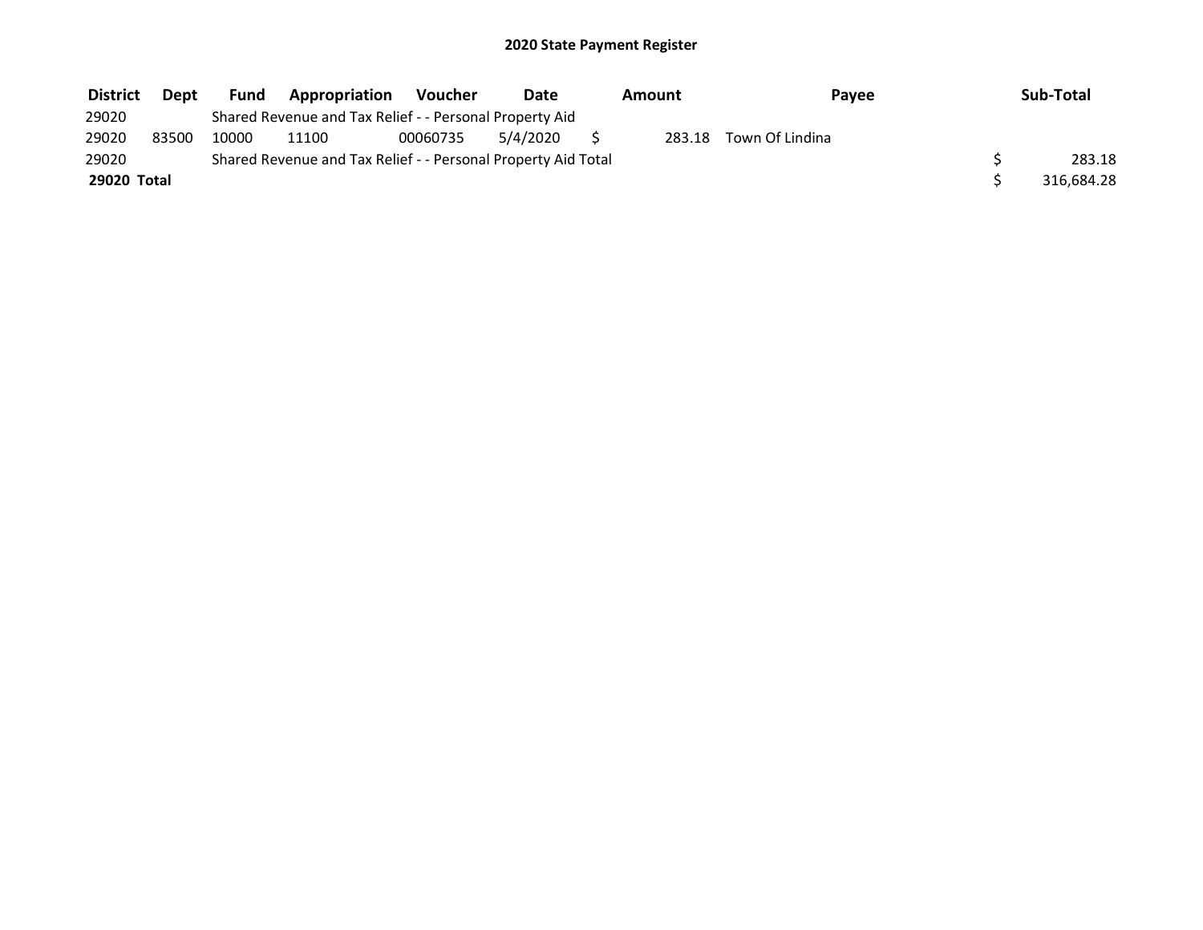# 2020 State Payment Register

| District | Dept | Fund | Appropriation | Voucher | Date | Amount | Payee | Sub-Total |
|---|---|---|---|---|---|---|---|---|
| 29020 | | Shared Revenue and Tax Relief - - Personal Property Aid | | | | | | |
| 29020 | 83500 | 10000 | 11100 | 00060735 | 5/4/2020 | $ 283.18 | Town Of Lindina | |
| 29020 | | Shared Revenue and Tax Relief - - Personal Property Aid Total | | | | | | $ 283.18 |
| **29020 Total** | | | | | | | | $ 316,684.28 |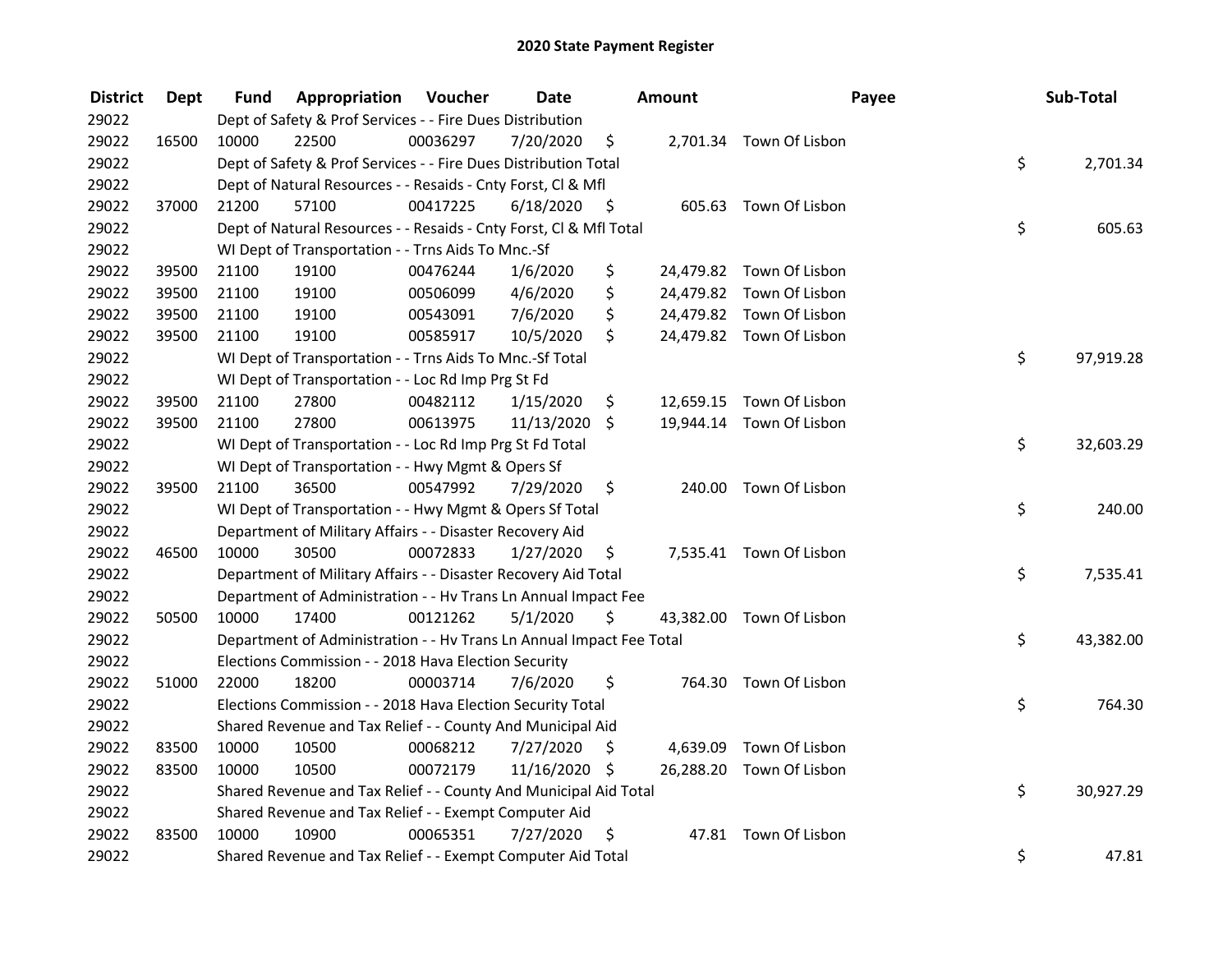## 2020 State Payment Register

| District | Dept | Fund | Appropriation | Voucher | Date | Amount | Payee | Sub-Total |
|---|---|---|---|---|---|---|---|---|
| 29022 | | Dept of Safety & Prof Services - - Fire Dues Distribution | | | | | | |
| 29022 | 16500 | 10000 | 22500 | 00036297 | 7/20/2020 | $ 2,701.34 | Town Of Lisbon | |
| 29022 | | Dept of Safety & Prof Services - - Fire Dues Distribution Total | | | | | | $ 2,701.34 |
| 29022 | | Dept of Natural Resources - - Resaids - Cnty Forst, Cl & Mfl | | | | | | |
| 29022 | 37000 | 21200 | 57100 | 00417225 | 6/18/2020 | $ 605.63 | Town Of Lisbon | |
| 29022 | | Dept of Natural Resources - - Resaids - Cnty Forst, Cl & Mfl Total | | | | | | $ 605.63 |
| 29022 | | WI Dept of Transportation - - Trns Aids To Mnc.-Sf | | | | | | |
| 29022 | 39500 | 21100 | 19100 | 00476244 | 1/6/2020 | $ 24,479.82 | Town Of Lisbon | |
| 29022 | 39500 | 21100 | 19100 | 00506099 | 4/6/2020 | $ 24,479.82 | Town Of Lisbon | |
| 29022 | 39500 | 21100 | 19100 | 00543091 | 7/6/2020 | $ 24,479.82 | Town Of Lisbon | |
| 29022 | 39500 | 21100 | 19100 | 00585917 | 10/5/2020 | $ 24,479.82 | Town Of Lisbon | |
| 29022 | | WI Dept of Transportation - - Trns Aids To Mnc.-Sf Total | | | | | | $ 97,919.28 |
| 29022 | | WI Dept of Transportation - - Loc Rd Imp Prg St Fd | | | | | | |
| 29022 | 39500 | 21100 | 27800 | 00482112 | 1/15/2020 | $ 12,659.15 | Town Of Lisbon | |
| 29022 | 39500 | 21100 | 27800 | 00613975 | 11/13/2020 | $ 19,944.14 | Town Of Lisbon | |
| 29022 | | WI Dept of Transportation - - Loc Rd Imp Prg St Fd Total | | | | | | $ 32,603.29 |
| 29022 | | WI Dept of Transportation - - Hwy Mgmt & Opers Sf | | | | | | |
| 29022 | 39500 | 21100 | 36500 | 00547992 | 7/29/2020 | $ 240.00 | Town Of Lisbon | |
| 29022 | | WI Dept of Transportation - - Hwy Mgmt & Opers Sf Total | | | | | | $ 240.00 |
| 29022 | | Department of Military Affairs - - Disaster Recovery Aid | | | | | | |
| 29022 | 46500 | 10000 | 30500 | 00072833 | 1/27/2020 | $ 7,535.41 | Town Of Lisbon | |
| 29022 | | Department of Military Affairs - - Disaster Recovery Aid Total | | | | | | $ 7,535.41 |
| 29022 | | Department of Administration - - Hv Trans Ln Annual Impact Fee | | | | | | |
| 29022 | 50500 | 10000 | 17400 | 00121262 | 5/1/2020 | $ 43,382.00 | Town Of Lisbon | |
| 29022 | | Department of Administration - - Hv Trans Ln Annual Impact Fee Total | | | | | | $ 43,382.00 |
| 29022 | | Elections Commission - - 2018 Hava Election Security | | | | | | |
| 29022 | 51000 | 22000 | 18200 | 00003714 | 7/6/2020 | $ 764.30 | Town Of Lisbon | |
| 29022 | | Elections Commission - - 2018 Hava Election Security Total | | | | | | $ 764.30 |
| 29022 | | Shared Revenue and Tax Relief - - County And Municipal Aid | | | | | | |
| 29022 | 83500 | 10000 | 10500 | 00068212 | 7/27/2020 | $ 4,639.09 | Town Of Lisbon | |
| 29022 | 83500 | 10000 | 10500 | 00072179 | 11/16/2020 | $ 26,288.20 | Town Of Lisbon | |
| 29022 | | Shared Revenue and Tax Relief - - County And Municipal Aid Total | | | | | | $ 30,927.29 |
| 29022 | | Shared Revenue and Tax Relief - - Exempt Computer Aid | | | | | | |
| 29022 | 83500 | 10000 | 10900 | 00065351 | 7/27/2020 | $ 47.81 | Town Of Lisbon | |
| 29022 | | Shared Revenue and Tax Relief - - Exempt Computer Aid Total | | | | | | $ 47.81 |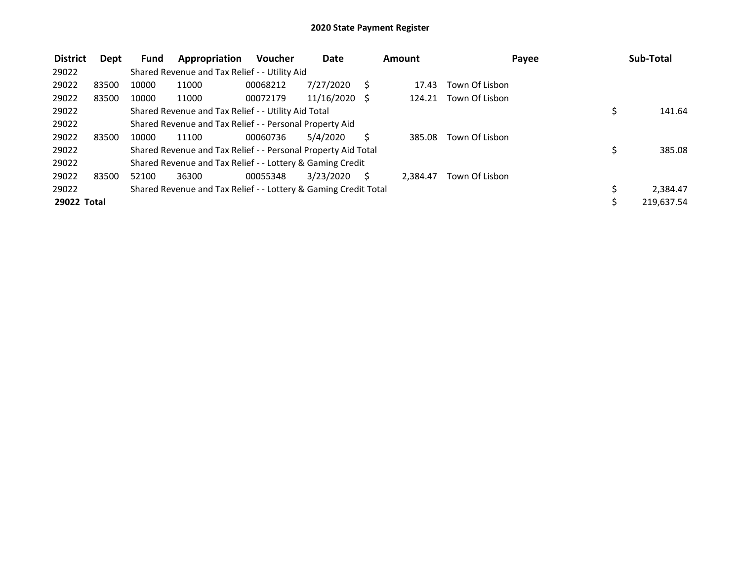**2020 State Payment Register**

| District | Dept | Fund | Appropriation | Voucher | Date | Amount | Payee | Sub-Total |
|---|---|---|---|---|---|---|---|---|
| 29022 | | Shared Revenue and Tax Relief - - Utility Aid | | | | | | |
| 29022 | 83500 | 10000 | 11000 | 00068212 | 7/27/2020 | $ 17.43 | Town Of Lisbon | |
| 29022 | 83500 | 10000 | 11000 | 00072179 | 11/16/2020 | $ 124.21 | Town Of Lisbon | |
| 29022 | | Shared Revenue and Tax Relief - - Utility Aid Total | | | | | | $ 141.64 |
| 29022 | | Shared Revenue and Tax Relief - - Personal Property Aid | | | | | | |
| 29022 | 83500 | 10000 | 11100 | 00060736 | 5/4/2020 | $ 385.08 | Town Of Lisbon | |
| 29022 | | Shared Revenue and Tax Relief - - Personal Property Aid Total | | | | | | $ 385.08 |
| 29022 | | Shared Revenue and Tax Relief - - Lottery & Gaming Credit | | | | | | |
| 29022 | 83500 | 52100 | 36300 | 00055348 | 3/23/2020 | $ 2,384.47 | Town Of Lisbon | |
| 29022 | | Shared Revenue and Tax Relief - - Lottery & Gaming Credit Total | | | | | | $ 2,384.47 |
| **29022 Total** | | | | | | | | $ 219,637.54 |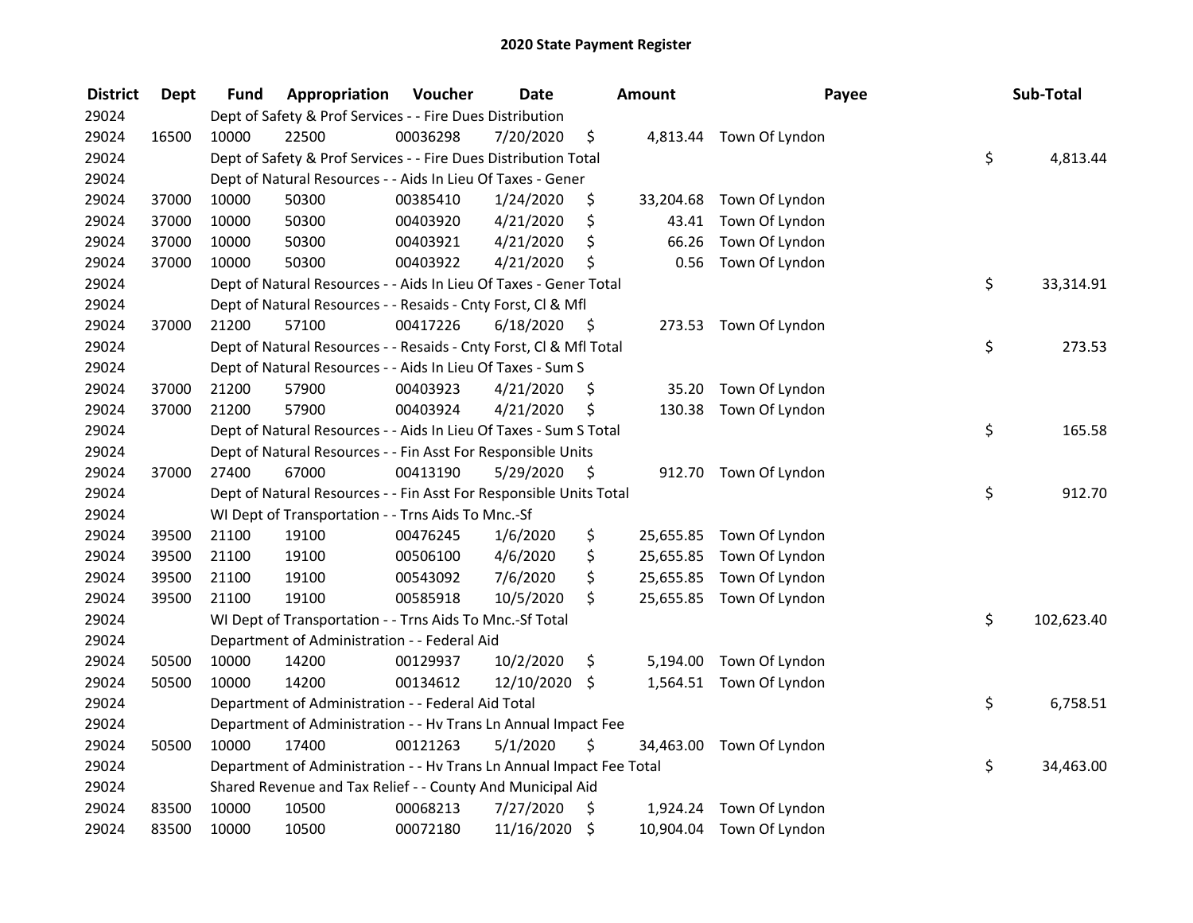# 2020 State Payment Register

| District | Dept | Fund | Appropriation | Voucher | Date | Amount | Payee | Sub-Total |
|---|---|---|---|---|---|---|---|---|
| 29024 | | Dept of Safety & Prof Services - - Fire Dues Distribution | | | | | | |
| 29024 | 16500 | 10000 | 22500 | 00036298 | 7/20/2020 | $ 4,813.44 | Town Of Lyndon | |
| 29024 | | Dept of Safety & Prof Services - - Fire Dues Distribution Total | | | | | | $ 4,813.44 |
| 29024 | | Dept of Natural Resources - - Aids In Lieu Of Taxes - Gener | | | | | | |
| 29024 | 37000 | 10000 | 50300 | 00385410 | 1/24/2020 | $ 33,204.68 | Town Of Lyndon | |
| 29024 | 37000 | 10000 | 50300 | 00403920 | 4/21/2020 | $ 43.41 | Town Of Lyndon | |
| 29024 | 37000 | 10000 | 50300 | 00403921 | 4/21/2020 | $ 66.26 | Town Of Lyndon | |
| 29024 | 37000 | 10000 | 50300 | 00403922 | 4/21/2020 | $ 0.56 | Town Of Lyndon | |
| 29024 | | Dept of Natural Resources - - Aids In Lieu Of Taxes - Gener Total | | | | | | $ 33,314.91 |
| 29024 | | Dept of Natural Resources - - Resaids - Cnty Forst, Cl & Mfl | | | | | | |
| 29024 | 37000 | 21200 | 57100 | 00417226 | 6/18/2020 | $ 273.53 | Town Of Lyndon | |
| 29024 | | Dept of Natural Resources - - Resaids - Cnty Forst, Cl & Mfl Total | | | | | | $ 273.53 |
| 29024 | | Dept of Natural Resources - - Aids In Lieu Of Taxes - Sum S | | | | | | |
| 29024 | 37000 | 21200 | 57900 | 00403923 | 4/21/2020 | $ 35.20 | Town Of Lyndon | |
| 29024 | 37000 | 21200 | 57900 | 00403924 | 4/21/2020 | $ 130.38 | Town Of Lyndon | |
| 29024 | | Dept of Natural Resources - - Aids In Lieu Of Taxes - Sum S Total | | | | | | $ 165.58 |
| 29024 | | Dept of Natural Resources - - Fin Asst For Responsible Units | | | | | | |
| 29024 | 37000 | 27400 | 67000 | 00413190 | 5/29/2020 | $ 912.70 | Town Of Lyndon | |
| 29024 | | Dept of Natural Resources - - Fin Asst For Responsible Units Total | | | | | | $ 912.70 |
| 29024 | | WI Dept of Transportation - - Trns Aids To Mnc.-Sf | | | | | | |
| 29024 | 39500 | 21100 | 19100 | 00476245 | 1/6/2020 | $ 25,655.85 | Town Of Lyndon | |
| 29024 | 39500 | 21100 | 19100 | 00506100 | 4/6/2020 | $ 25,655.85 | Town Of Lyndon | |
| 29024 | 39500 | 21100 | 19100 | 00543092 | 7/6/2020 | $ 25,655.85 | Town Of Lyndon | |
| 29024 | 39500 | 21100 | 19100 | 00585918 | 10/5/2020 | $ 25,655.85 | Town Of Lyndon | |
| 29024 | | WI Dept of Transportation - - Trns Aids To Mnc.-Sf Total | | | | | | $ 102,623.40 |
| 29024 | | Department of Administration - - Federal Aid | | | | | | |
| 29024 | 50500 | 10000 | 14200 | 00129937 | 10/2/2020 | $ 5,194.00 | Town Of Lyndon | |
| 29024 | 50500 | 10000 | 14200 | 00134612 | 12/10/2020 | $ 1,564.51 | Town Of Lyndon | |
| 29024 | | Department of Administration - - Federal Aid Total | | | | | | $ 6,758.51 |
| 29024 | | Department of Administration - - Hv Trans Ln Annual Impact Fee | | | | | | |
| 29024 | 50500 | 10000 | 17400 | 00121263 | 5/1/2020 | $ 34,463.00 | Town Of Lyndon | |
| 29024 | | Department of Administration - - Hv Trans Ln Annual Impact Fee Total | | | | | | $ 34,463.00 |
| 29024 | | Shared Revenue and Tax Relief - - County And Municipal Aid | | | | | | |
| 29024 | 83500 | 10000 | 10500 | 00068213 | 7/27/2020 | $ 1,924.24 | Town Of Lyndon | |
| 29024 | 83500 | 10000 | 10500 | 00072180 | 11/16/2020 | $ 10,904.04 | Town Of Lyndon | |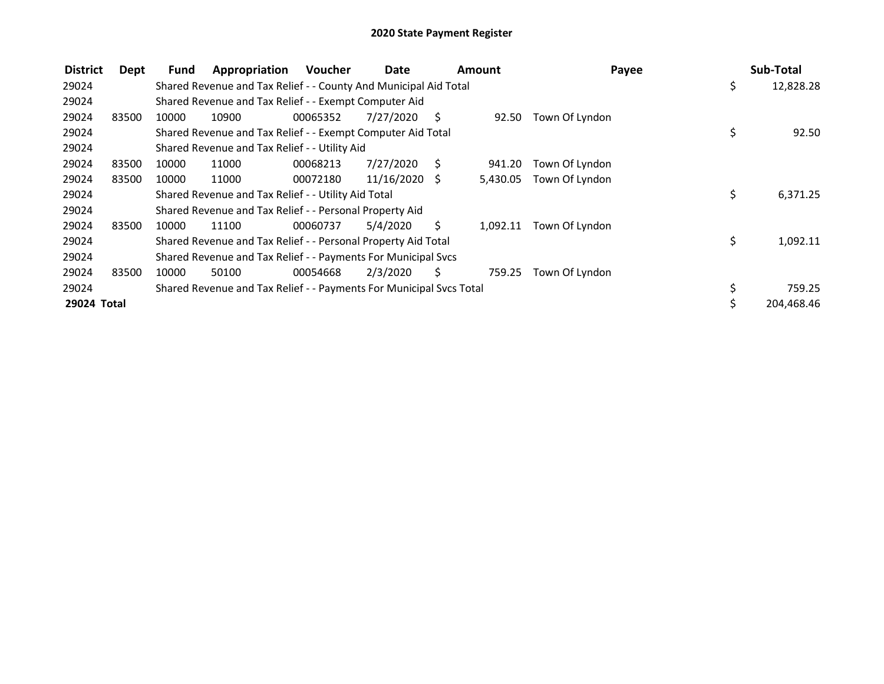# 2020 State Payment Register

| District | Dept | Fund | Appropriation | Voucher | Date | Amount | Payee | Sub-Total |
|---|---|---|---|---|---|---|---|---|
| 29024 | | Shared Revenue and Tax Relief - - County And Municipal Aid Total | | | | | | $ 12,828.28 |
| 29024 | | Shared Revenue and Tax Relief - - Exempt Computer Aid | | | | | | |
| 29024 | 83500 | 10000 | 10900 | 00065352 | 7/27/2020 | $ 92.50 | Town Of Lyndon | |
| 29024 | | Shared Revenue and Tax Relief - - Exempt Computer Aid Total | | | | | | $ 92.50 |
| 29024 | | Shared Revenue and Tax Relief - - Utility Aid | | | | | | |
| 29024 | 83500 | 10000 | 11000 | 00068213 | 7/27/2020 | $ 941.20 | Town Of Lyndon | |
| 29024 | 83500 | 10000 | 11000 | 00072180 | 11/16/2020 | $ 5,430.05 | Town Of Lyndon | |
| 29024 | | Shared Revenue and Tax Relief - - Utility Aid Total | | | | | | $ 6,371.25 |
| 29024 | | Shared Revenue and Tax Relief - - Personal Property Aid | | | | | | |
| 29024 | 83500 | 10000 | 11100 | 00060737 | 5/4/2020 | $ 1,092.11 | Town Of Lyndon | |
| 29024 | | Shared Revenue and Tax Relief - - Personal Property Aid Total | | | | | | $ 1,092.11 |
| 29024 | | Shared Revenue and Tax Relief - - Payments For Municipal Svcs | | | | | | |
| 29024 | 83500 | 10000 | 50100 | 00054668 | 2/3/2020 | $ 759.25 | Town Of Lyndon | |
| 29024 | | Shared Revenue and Tax Relief - - Payments For Municipal Svcs Total | | | | | | $ 759.25 |
| **29024 Total** | | | | | | | | $ 204,468.46 |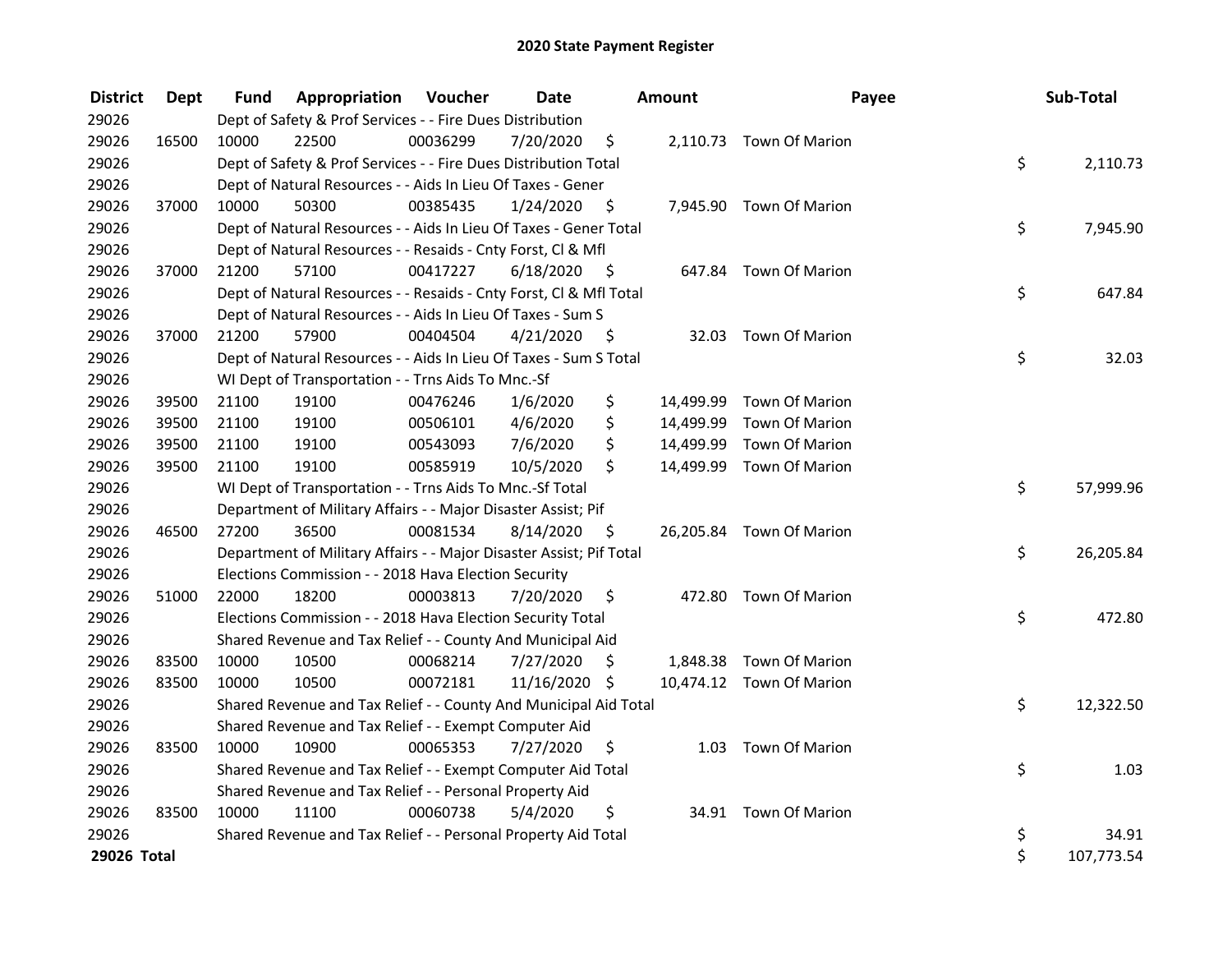# 2020 State Payment Register

| District | Dept | Fund | Appropriation | Voucher | Date | Amount | Payee | Sub-Total |
|---|---|---|---|---|---|---|---|---|
| 29026 | | Dept of Safety & Prof Services - - Fire Dues Distribution | | | | | | |
| 29026 | 16500 | 10000 | 22500 | 00036299 | 7/20/2020 | $ 2,110.73 | Town Of Marion | |
| 29026 | | Dept of Safety & Prof Services - - Fire Dues Distribution Total | | | | | | $ 2,110.73 |
| 29026 | | Dept of Natural Resources - - Aids In Lieu Of Taxes - Gener | | | | | | |
| 29026 | 37000 | 10000 | 50300 | 00385435 | 1/24/2020 | $ 7,945.90 | Town Of Marion | |
| 29026 | | Dept of Natural Resources - - Aids In Lieu Of Taxes - Gener Total | | | | | | $ 7,945.90 |
| 29026 | | Dept of Natural Resources - - Resaids - Cnty Forst, Cl & Mfl | | | | | | |
| 29026 | 37000 | 21200 | 57100 | 00417227 | 6/18/2020 | $ 647.84 | Town Of Marion | |
| 29026 | | Dept of Natural Resources - - Resaids - Cnty Forst, Cl & Mfl Total | | | | | | $ 647.84 |
| 29026 | | Dept of Natural Resources - - Aids In Lieu Of Taxes - Sum S | | | | | | |
| 29026 | 37000 | 21200 | 57900 | 00404504 | 4/21/2020 | $ 32.03 | Town Of Marion | |
| 29026 | | Dept of Natural Resources - - Aids In Lieu Of Taxes - Sum S Total | | | | | | $ 32.03 |
| 29026 | | WI Dept of Transportation - - Trns Aids To Mnc.-Sf | | | | | | |
| 29026 | 39500 | 21100 | 19100 | 00476246 | 1/6/2020 | $ 14,499.99 | Town Of Marion | |
| 29026 | 39500 | 21100 | 19100 | 00506101 | 4/6/2020 | $ 14,499.99 | Town Of Marion | |
| 29026 | 39500 | 21100 | 19100 | 00543093 | 7/6/2020 | $ 14,499.99 | Town Of Marion | |
| 29026 | 39500 | 21100 | 19100 | 00585919 | 10/5/2020 | $ 14,499.99 | Town Of Marion | |
| 29026 | | WI Dept of Transportation - - Trns Aids To Mnc.-Sf Total | | | | | | $ 57,999.96 |
| 29026 | | Department of Military Affairs - - Major Disaster Assist; Pif | | | | | | |
| 29026 | 46500 | 27200 | 36500 | 00081534 | 8/14/2020 | $ 26,205.84 | Town Of Marion | |
| 29026 | | Department of Military Affairs - - Major Disaster Assist; Pif Total | | | | | | $ 26,205.84 |
| 29026 | | Elections Commission - - 2018 Hava Election Security | | | | | | |
| 29026 | 51000 | 22000 | 18200 | 00003813 | 7/20/2020 | $ 472.80 | Town Of Marion | |
| 29026 | | Elections Commission - - 2018 Hava Election Security Total | | | | | | $ 472.80 |
| 29026 | | Shared Revenue and Tax Relief - - County And Municipal Aid | | | | | | |
| 29026 | 83500 | 10000 | 10500 | 00068214 | 7/27/2020 | $ 1,848.38 | Town Of Marion | |
| 29026 | 83500 | 10000 | 10500 | 00072181 | 11/16/2020 | $ 10,474.12 | Town Of Marion | |
| 29026 | | Shared Revenue and Tax Relief - - County And Municipal Aid Total | | | | | | $ 12,322.50 |
| 29026 | | Shared Revenue and Tax Relief - - Exempt Computer Aid | | | | | | |
| 29026 | 83500 | 10000 | 10900 | 00065353 | 7/27/2020 | $ 1.03 | Town Of Marion | |
| 29026 | | Shared Revenue and Tax Relief - - Exempt Computer Aid Total | | | | | | $ 1.03 |
| 29026 | | Shared Revenue and Tax Relief - - Personal Property Aid | | | | | | |
| 29026 | 83500 | 10000 | 11100 | 00060738 | 5/4/2020 | $ 34.91 | Town Of Marion | |
| 29026 | | Shared Revenue and Tax Relief - - Personal Property Aid Total | | | | | | $ 34.91 |
| **29026 Total** | | | | | | | | $ 107,773.54 |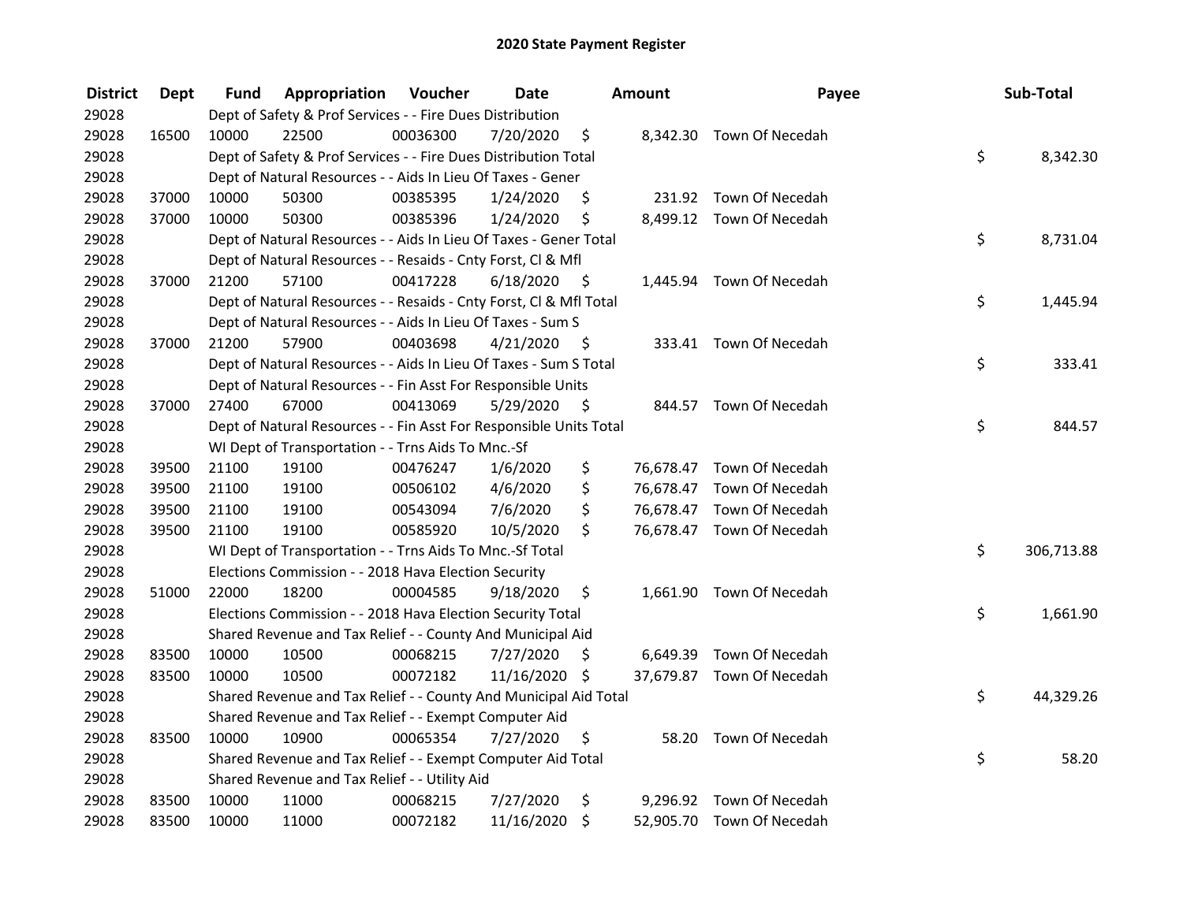# 2020 State Payment Register

| District | Dept | Fund | Appropriation | Voucher | Date | Amount | Payee | Sub-Total |
|---|---|---|---|---|---|---|---|---|
| 29028 | | Dept of Safety & Prof Services - - Fire Dues Distribution | | | | | | |
| 29028 | 16500 | 10000 | 22500 | 00036300 | 7/20/2020 | $ 8,342.30 | Town Of Necedah | |
| 29028 | | Dept of Safety & Prof Services - - Fire Dues Distribution Total | | | | | | $ 8,342.30 |
| 29028 | | Dept of Natural Resources - - Aids In Lieu Of Taxes - Gener | | | | | | |
| 29028 | 37000 | 10000 | 50300 | 00385395 | 1/24/2020 | $ 231.92 | Town Of Necedah | |
| 29028 | 37000 | 10000 | 50300 | 00385396 | 1/24/2020 | $ 8,499.12 | Town Of Necedah | |
| 29028 | | Dept of Natural Resources - - Aids In Lieu Of Taxes - Gener Total | | | | | | $ 8,731.04 |
| 29028 | | Dept of Natural Resources - - Resaids - Cnty Forst, Cl & Mfl | | | | | | |
| 29028 | 37000 | 21200 | 57100 | 00417228 | 6/18/2020 | $ 1,445.94 | Town Of Necedah | |
| 29028 | | Dept of Natural Resources - - Resaids - Cnty Forst, Cl & Mfl Total | | | | | | $ 1,445.94 |
| 29028 | | Dept of Natural Resources - - Aids In Lieu Of Taxes - Sum S | | | | | | |
| 29028 | 37000 | 21200 | 57900 | 00403698 | 4/21/2020 | $ 333.41 | Town Of Necedah | |
| 29028 | | Dept of Natural Resources - - Aids In Lieu Of Taxes - Sum S Total | | | | | | $ 333.41 |
| 29028 | | Dept of Natural Resources - - Fin Asst For Responsible Units | | | | | | |
| 29028 | 37000 | 27400 | 67000 | 00413069 | 5/29/2020 | $ 844.57 | Town Of Necedah | |
| 29028 | | Dept of Natural Resources - - Fin Asst For Responsible Units Total | | | | | | $ 844.57 |
| 29028 | | WI Dept of Transportation - - Trns Aids To Mnc.-Sf | | | | | | |
| 29028 | 39500 | 21100 | 19100 | 00476247 | 1/6/2020 | $ 76,678.47 | Town Of Necedah | |
| 29028 | 39500 | 21100 | 19100 | 00506102 | 4/6/2020 | $ 76,678.47 | Town Of Necedah | |
| 29028 | 39500 | 21100 | 19100 | 00543094 | 7/6/2020 | $ 76,678.47 | Town Of Necedah | |
| 29028 | 39500 | 21100 | 19100 | 00585920 | 10/5/2020 | $ 76,678.47 | Town Of Necedah | |
| 29028 | | WI Dept of Transportation - - Trns Aids To Mnc.-Sf Total | | | | | | $ 306,713.88 |
| 29028 | | Elections Commission - - 2018 Hava Election Security | | | | | | |
| 29028 | 51000 | 22000 | 18200 | 00004585 | 9/18/2020 | $ 1,661.90 | Town Of Necedah | |
| 29028 | | Elections Commission - - 2018 Hava Election Security Total | | | | | | $ 1,661.90 |
| 29028 | | Shared Revenue and Tax Relief - - County And Municipal Aid | | | | | | |
| 29028 | 83500 | 10000 | 10500 | 00068215 | 7/27/2020 | $ 6,649.39 | Town Of Necedah | |
| 29028 | 83500 | 10000 | 10500 | 00072182 | 11/16/2020 | $ 37,679.87 | Town Of Necedah | |
| 29028 | | Shared Revenue and Tax Relief - - County And Municipal Aid Total | | | | | | $ 44,329.26 |
| 29028 | | Shared Revenue and Tax Relief - - Exempt Computer Aid | | | | | | |
| 29028 | 83500 | 10000 | 10900 | 00065354 | 7/27/2020 | $ 58.20 | Town Of Necedah | |
| 29028 | | Shared Revenue and Tax Relief - - Exempt Computer Aid Total | | | | | | $ 58.20 |
| 29028 | | Shared Revenue and Tax Relief - - Utility Aid | | | | | | |
| 29028 | 83500 | 10000 | 11000 | 00068215 | 7/27/2020 | $ 9,296.92 | Town Of Necedah | |
| 29028 | 83500 | 10000 | 11000 | 00072182 | 11/16/2020 | $ 52,905.70 | Town Of Necedah | |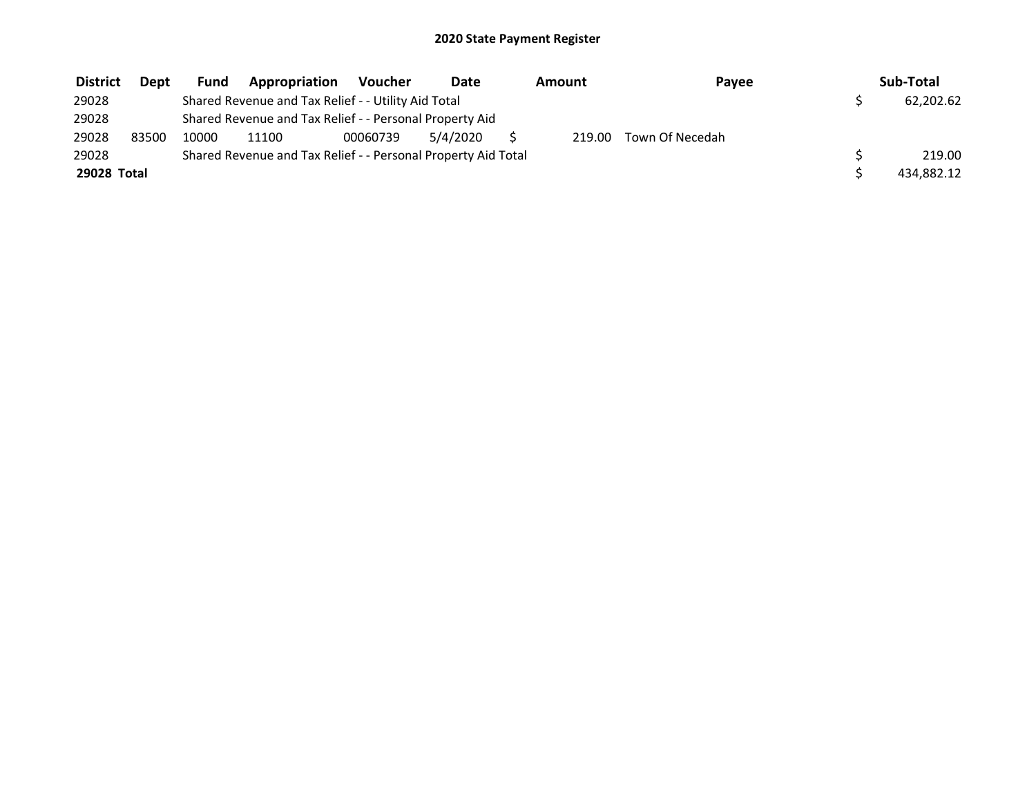# 2020 State Payment Register

| District | Dept | Fund | Appropriation | Voucher | Date | Amount | Payee | Sub-Total |
|---|---|---|---|---|---|---|---|---|
| 29028 | | Shared Revenue and Tax Relief - - Utility Aid Total | | | | | | $ 62,202.62 |
| 29028 | | Shared Revenue and Tax Relief - - Personal Property Aid | | | | | | |
| 29028 | 83500 | 10000 | 11100 | 00060739 | 5/4/2020 | $ 219.00 | Town Of Necedah | |
| 29028 | | Shared Revenue and Tax Relief - - Personal Property Aid Total | | | | | | $ 219.00 |
| **29028 Total** | | | | | | | | $ 434,882.12 |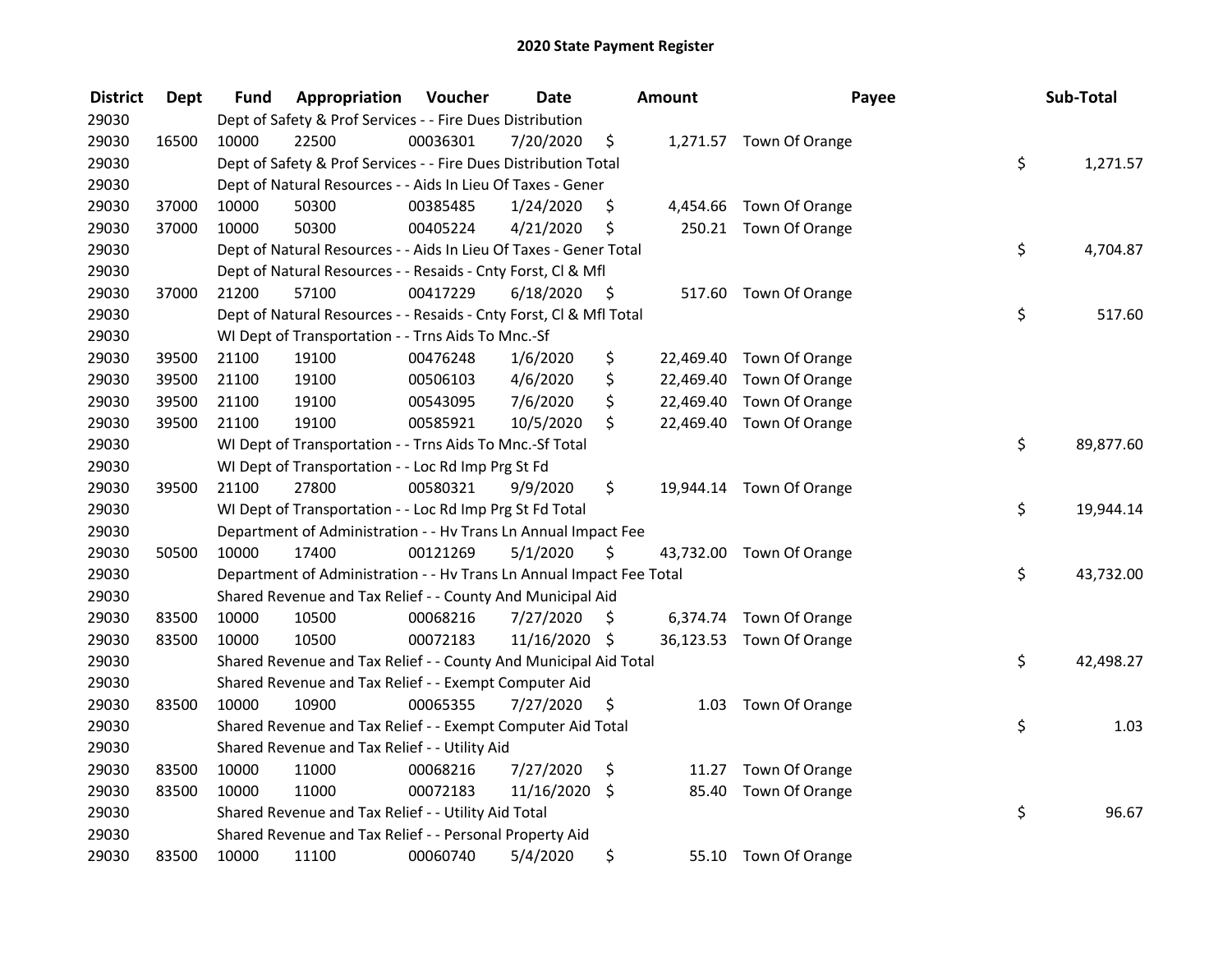# 2020 State Payment Register

| District | Dept | Fund | Appropriation | Voucher | Date | Amount | Payee | Sub-Total |
|---|---|---|---|---|---|---|---|---|
| 29030 | | Dept of Safety & Prof Services - - Fire Dues Distribution | | | | | | |
| 29030 | 16500 | 10000 | 22500 | 00036301 | 7/20/2020 | $ 1,271.57 | Town Of Orange | |
| 29030 | | Dept of Safety & Prof Services - - Fire Dues Distribution Total | | | | | | $ 1,271.57 |
| 29030 | | Dept of Natural Resources - - Aids In Lieu Of Taxes - Gener | | | | | | |
| 29030 | 37000 | 10000 | 50300 | 00385485 | 1/24/2020 | $ 4,454.66 | Town Of Orange | |
| 29030 | 37000 | 10000 | 50300 | 00405224 | 4/21/2020 | $ 250.21 | Town Of Orange | |
| 29030 | | Dept of Natural Resources - - Aids In Lieu Of Taxes - Gener Total | | | | | | $ 4,704.87 |
| 29030 | | Dept of Natural Resources - - Resaids - Cnty Forst, Cl & Mfl | | | | | | |
| 29030 | 37000 | 21200 | 57100 | 00417229 | 6/18/2020 | $ 517.60 | Town Of Orange | |
| 29030 | | Dept of Natural Resources - - Resaids - Cnty Forst, Cl & Mfl Total | | | | | | $ 517.60 |
| 29030 | | WI Dept of Transportation - - Trns Aids To Mnc.-Sf | | | | | | |
| 29030 | 39500 | 21100 | 19100 | 00476248 | 1/6/2020 | $ 22,469.40 | Town Of Orange | |
| 29030 | 39500 | 21100 | 19100 | 00506103 | 4/6/2020 | $ 22,469.40 | Town Of Orange | |
| 29030 | 39500 | 21100 | 19100 | 00543095 | 7/6/2020 | $ 22,469.40 | Town Of Orange | |
| 29030 | 39500 | 21100 | 19100 | 00585921 | 10/5/2020 | $ 22,469.40 | Town Of Orange | |
| 29030 | | WI Dept of Transportation - - Trns Aids To Mnc.-Sf Total | | | | | | $ 89,877.60 |
| 29030 | | WI Dept of Transportation - - Loc Rd Imp Prg St Fd | | | | | | |
| 29030 | 39500 | 21100 | 27800 | 00580321 | 9/9/2020 | $ 19,944.14 | Town Of Orange | |
| 29030 | | WI Dept of Transportation - - Loc Rd Imp Prg St Fd Total | | | | | | $ 19,944.14 |
| 29030 | | Department of Administration - - Hv Trans Ln Annual Impact Fee | | | | | | |
| 29030 | 50500 | 10000 | 17400 | 00121269 | 5/1/2020 | $ 43,732.00 | Town Of Orange | |
| 29030 | | Department of Administration - - Hv Trans Ln Annual Impact Fee Total | | | | | | $ 43,732.00 |
| 29030 | | Shared Revenue and Tax Relief - - County And Municipal Aid | | | | | | |
| 29030 | 83500 | 10000 | 10500 | 00068216 | 7/27/2020 | $ 6,374.74 | Town Of Orange | |
| 29030 | 83500 | 10000 | 10500 | 00072183 | 11/16/2020 | $ 36,123.53 | Town Of Orange | |
| 29030 | | Shared Revenue and Tax Relief - - County And Municipal Aid Total | | | | | | $ 42,498.27 |
| 29030 | | Shared Revenue and Tax Relief - - Exempt Computer Aid | | | | | | |
| 29030 | 83500 | 10000 | 10900 | 00065355 | 7/27/2020 | $ 1.03 | Town Of Orange | |
| 29030 | | Shared Revenue and Tax Relief - - Exempt Computer Aid Total | | | | | | $ 1.03 |
| 29030 | | Shared Revenue and Tax Relief - - Utility Aid | | | | | | |
| 29030 | 83500 | 10000 | 11000 | 00068216 | 7/27/2020 | $ 11.27 | Town Of Orange | |
| 29030 | 83500 | 10000 | 11000 | 00072183 | 11/16/2020 | $ 85.40 | Town Of Orange | |
| 29030 | | Shared Revenue and Tax Relief - - Utility Aid Total | | | | | | $ 96.67 |
| 29030 | | Shared Revenue and Tax Relief - - Personal Property Aid | | | | | | |
| 29030 | 83500 | 10000 | 11100 | 00060740 | 5/4/2020 | $ 55.10 | Town Of Orange | |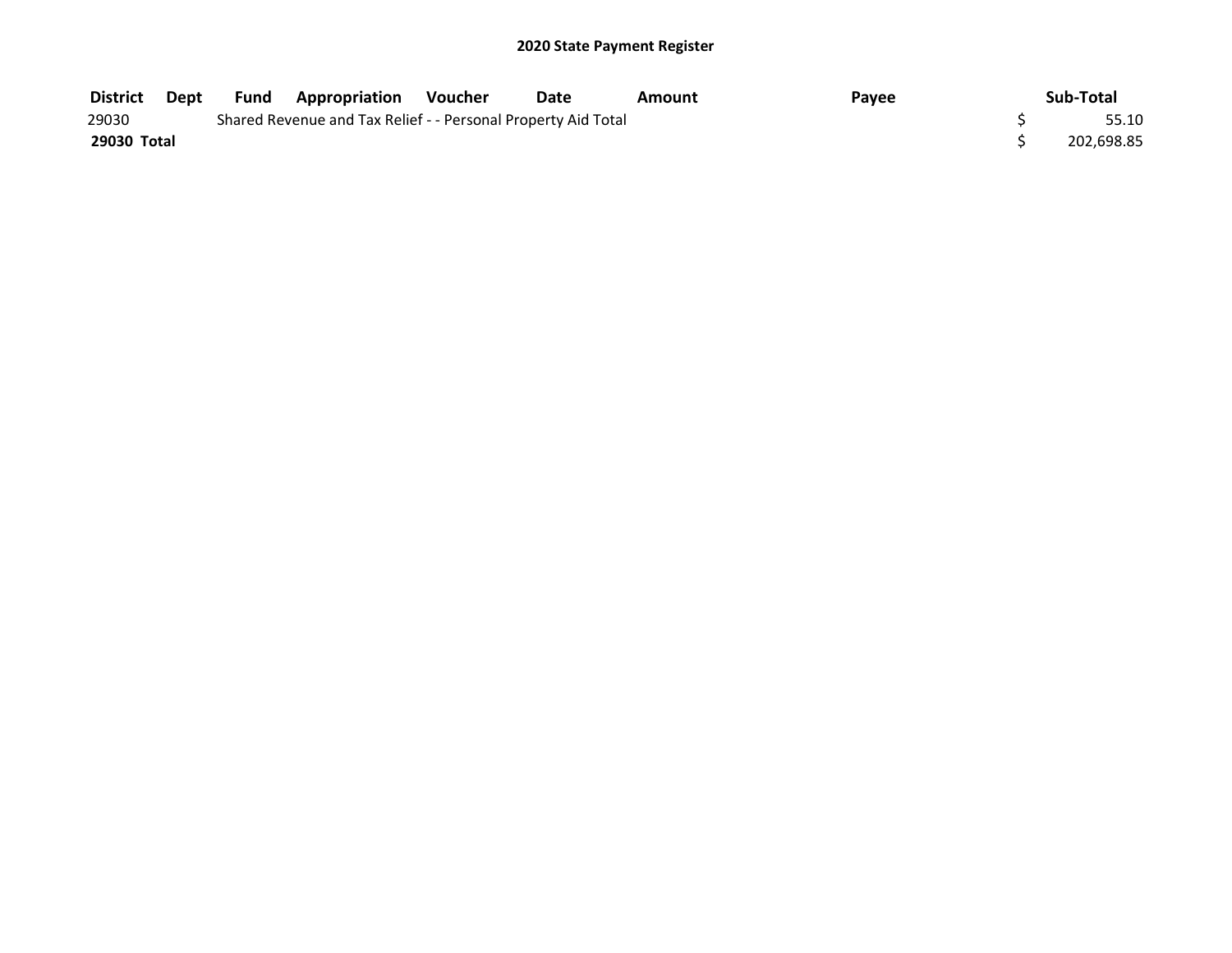## 2020 State Payment Register

| District | Dept | Fund | Appropriation | Voucher | Date | Amount | Payee | Sub-Total |
|---|---|---|---|---|---|---|---|---|
| 29030 | | Shared Revenue and Tax Relief - - Personal Property Aid Total | | | | | | $ 55.10 |
| **29030 Total** | | | | | | | | $ 202,698.85 |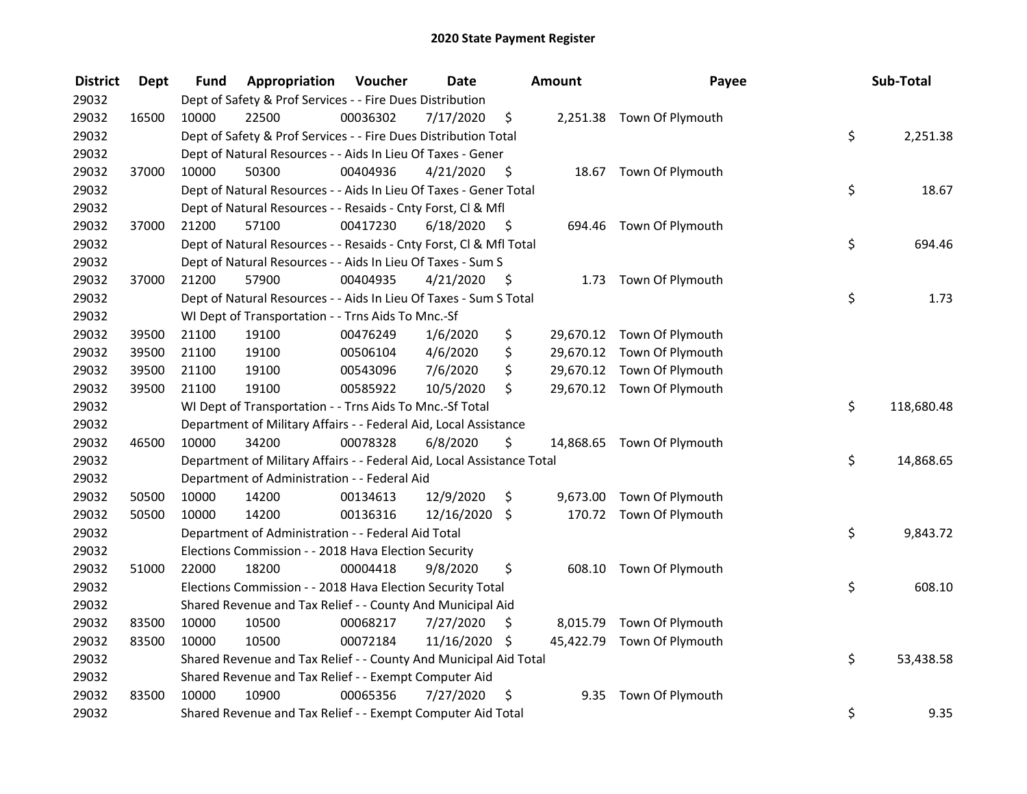# 2020 State Payment Register

| District | Dept | Fund | Appropriation | Voucher | Date | Amount | Payee | Sub-Total |
|---|---|---|---|---|---|---|---|---|
| 29032 | | Dept of Safety & Prof Services - - Fire Dues Distribution | | | | | | |
| 29032 | 16500 | 10000 | 22500 | 00036302 | 7/17/2020 | $ 2,251.38 | Town Of Plymouth | |
| 29032 | | Dept of Safety & Prof Services - - Fire Dues Distribution Total | | | | | | $ 2,251.38 |
| 29032 | | Dept of Natural Resources - - Aids In Lieu Of Taxes - Gener | | | | | | |
| 29032 | 37000 | 10000 | 50300 | 00404936 | 4/21/2020 | $ 18.67 | Town Of Plymouth | |
| 29032 | | Dept of Natural Resources - - Aids In Lieu Of Taxes - Gener Total | | | | | | $ 18.67 |
| 29032 | | Dept of Natural Resources - - Resaids - Cnty Forst, Cl & Mfl | | | | | | |
| 29032 | 37000 | 21200 | 57100 | 00417230 | 6/18/2020 | $ 694.46 | Town Of Plymouth | |
| 29032 | | Dept of Natural Resources - - Resaids - Cnty Forst, Cl & Mfl Total | | | | | | $ 694.46 |
| 29032 | | Dept of Natural Resources - - Aids In Lieu Of Taxes - Sum S | | | | | | |
| 29032 | 37000 | 21200 | 57900 | 00404935 | 4/21/2020 | $ 1.73 | Town Of Plymouth | |
| 29032 | | Dept of Natural Resources - - Aids In Lieu Of Taxes - Sum S Total | | | | | | $ 1.73 |
| 29032 | | WI Dept of Transportation - - Trns Aids To Mnc.-Sf | | | | | | |
| 29032 | 39500 | 21100 | 19100 | 00476249 | 1/6/2020 | $ 29,670.12 | Town Of Plymouth | |
| 29032 | 39500 | 21100 | 19100 | 00506104 | 4/6/2020 | $ 29,670.12 | Town Of Plymouth | |
| 29032 | 39500 | 21100 | 19100 | 00543096 | 7/6/2020 | $ 29,670.12 | Town Of Plymouth | |
| 29032 | 39500 | 21100 | 19100 | 00585922 | 10/5/2020 | $ 29,670.12 | Town Of Plymouth | |
| 29032 | | WI Dept of Transportation - - Trns Aids To Mnc.-Sf Total | | | | | | $ 118,680.48 |
| 29032 | | Department of Military Affairs - - Federal Aid, Local Assistance | | | | | | |
| 29032 | 46500 | 10000 | 34200 | 00078328 | 6/8/2020 | $ 14,868.65 | Town Of Plymouth | |
| 29032 | | Department of Military Affairs - - Federal Aid, Local Assistance Total | | | | | | $ 14,868.65 |
| 29032 | | Department of Administration - - Federal Aid | | | | | | |
| 29032 | 50500 | 10000 | 14200 | 00134613 | 12/9/2020 | $ 9,673.00 | Town Of Plymouth | |
| 29032 | 50500 | 10000 | 14200 | 00136316 | 12/16/2020 | $ 170.72 | Town Of Plymouth | |
| 29032 | | Department of Administration - - Federal Aid Total | | | | | | $ 9,843.72 |
| 29032 | | Elections Commission - - 2018 Hava Election Security | | | | | | |
| 29032 | 51000 | 22000 | 18200 | 00004418 | 9/8/2020 | $ 608.10 | Town Of Plymouth | |
| 29032 | | Elections Commission - - 2018 Hava Election Security Total | | | | | | $ 608.10 |
| 29032 | | Shared Revenue and Tax Relief - - County And Municipal Aid | | | | | | |
| 29032 | 83500 | 10000 | 10500 | 00068217 | 7/27/2020 | $ 8,015.79 | Town Of Plymouth | |
| 29032 | 83500 | 10000 | 10500 | 00072184 | 11/16/2020 | $ 45,422.79 | Town Of Plymouth | |
| 29032 | | Shared Revenue and Tax Relief - - County And Municipal Aid Total | | | | | | $ 53,438.58 |
| 29032 | | Shared Revenue and Tax Relief - - Exempt Computer Aid | | | | | | |
| 29032 | 83500 | 10000 | 10900 | 00065356 | 7/27/2020 | $ 9.35 | Town Of Plymouth | |
| 29032 | | Shared Revenue and Tax Relief - - Exempt Computer Aid Total | | | | | | $ 9.35 |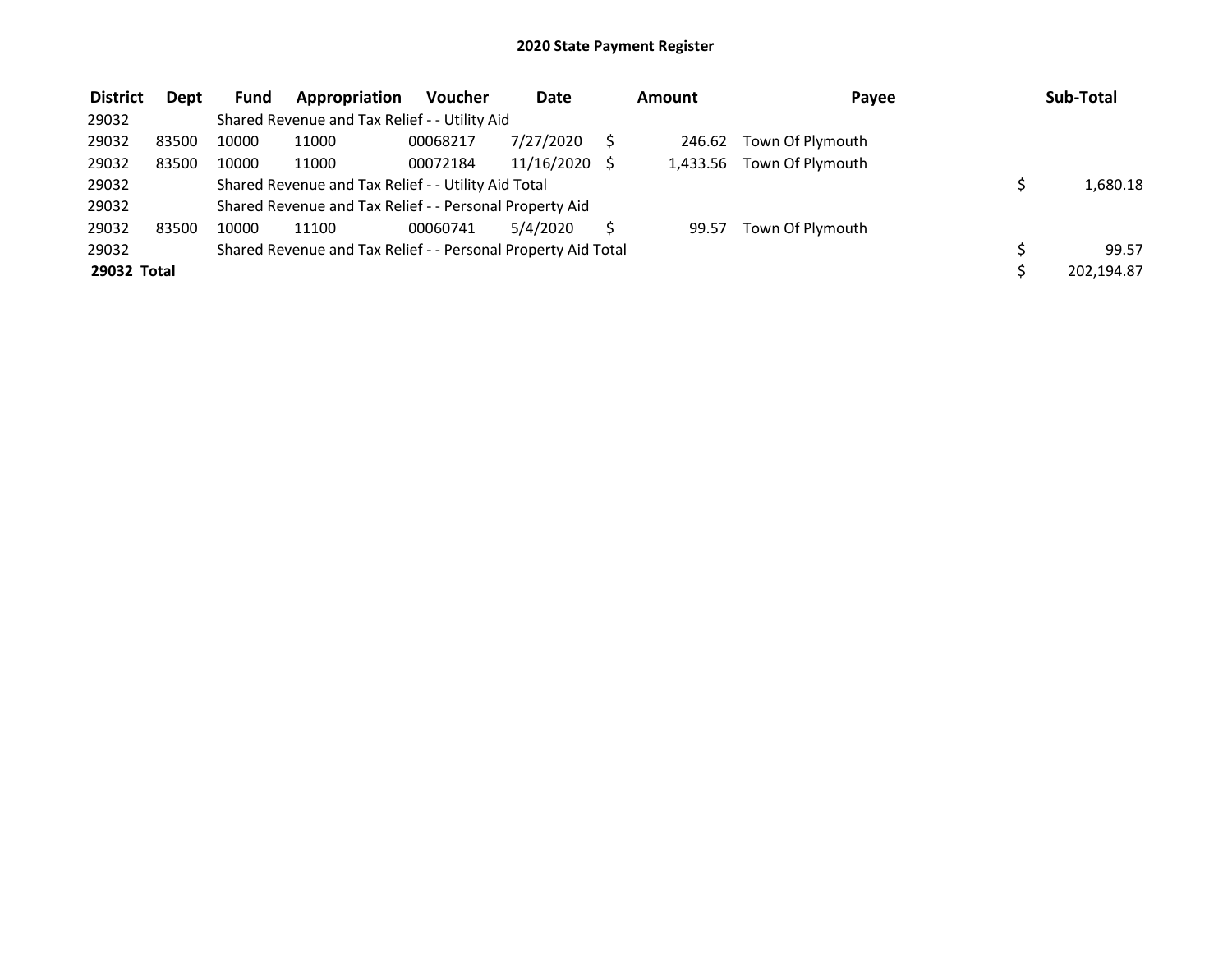# 2020 State Payment Register

| District | Dept | Fund | Appropriation | Voucher | Date | Amount | Payee | Sub-Total |
|---|---|---|---|---|---|---|---|---|
| 29032 | | Shared Revenue and Tax Relief - - Utility Aid | | | | | | |
| 29032 | 83500 | 10000 | 11000 | 00068217 | 7/27/2020 | $ 246.62 | Town Of Plymouth | |
| 29032 | 83500 | 10000 | 11000 | 00072184 | 11/16/2020 | $ 1,433.56 | Town Of Plymouth | |
| 29032 | | Shared Revenue and Tax Relief - - Utility Aid Total | | | | | | $ 1,680.18 |
| 29032 | | Shared Revenue and Tax Relief - - Personal Property Aid | | | | | | |
| 29032 | 83500 | 10000 | 11100 | 00060741 | 5/4/2020 | $ 99.57 | Town Of Plymouth | |
| 29032 | | Shared Revenue and Tax Relief - - Personal Property Aid Total | | | | | | $ 99.57 |
| **29032 Total** | | | | | | | | $ 202,194.87 |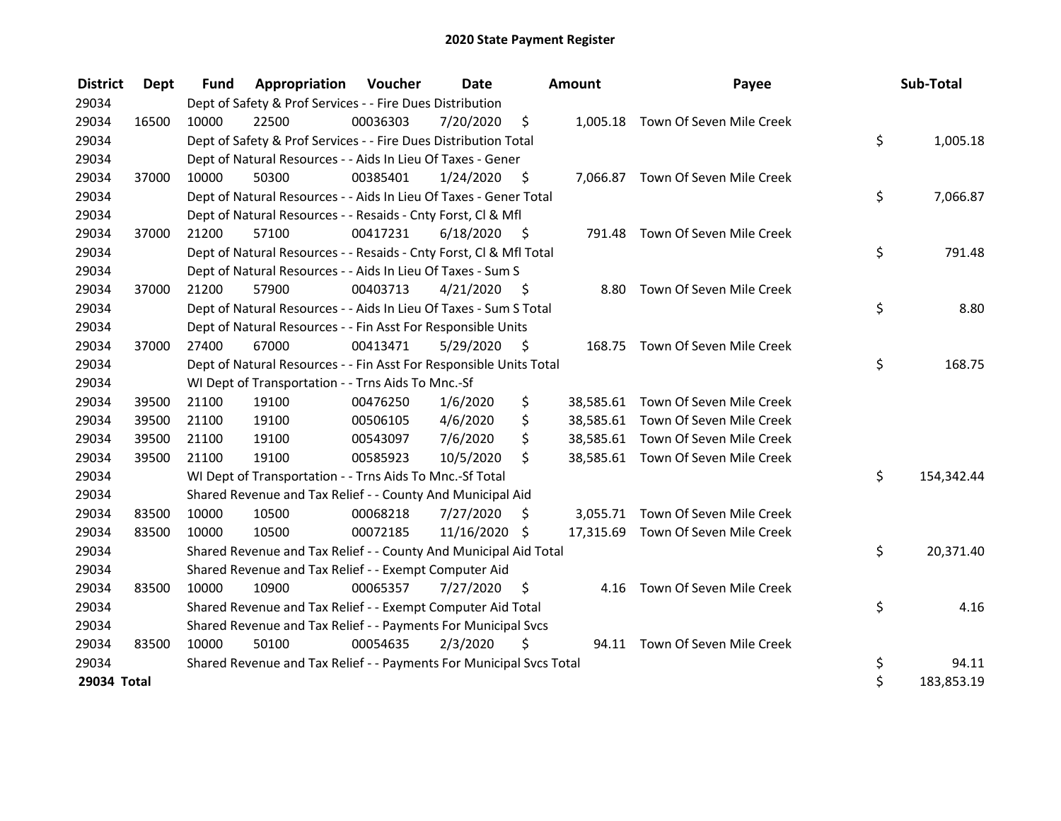# 2020 State Payment Register

| District | Dept | Fund | Appropriation | Voucher | Date | Amount | Payee | Sub-Total |
|---|---|---|---|---|---|---|---|---|
| 29034 | | Dept of Safety & Prof Services - - Fire Dues Distribution | | | | | | |
| 29034 | 16500 | 10000 | 22500 | 00036303 | 7/20/2020 | $ 1,005.18 | Town Of Seven Mile Creek | |
| 29034 | | Dept of Safety & Prof Services - - Fire Dues Distribution Total | | | | | | $ 1,005.18 |
| 29034 | | Dept of Natural Resources - - Aids In Lieu Of Taxes - Gener | | | | | | |
| 29034 | 37000 | 10000 | 50300 | 00385401 | 1/24/2020 | $ 7,066.87 | Town Of Seven Mile Creek | |
| 29034 | | Dept of Natural Resources - - Aids In Lieu Of Taxes - Gener Total | | | | | | $ 7,066.87 |
| 29034 | | Dept of Natural Resources - - Resaids - Cnty Forst, Cl & Mfl | | | | | | |
| 29034 | 37000 | 21200 | 57100 | 00417231 | 6/18/2020 | $ 791.48 | Town Of Seven Mile Creek | |
| 29034 | | Dept of Natural Resources - - Resaids - Cnty Forst, Cl & Mfl Total | | | | | | $ 791.48 |
| 29034 | | Dept of Natural Resources - - Aids In Lieu Of Taxes - Sum S | | | | | | |
| 29034 | 37000 | 21200 | 57900 | 00403713 | 4/21/2020 | $ 8.80 | Town Of Seven Mile Creek | |
| 29034 | | Dept of Natural Resources - - Aids In Lieu Of Taxes - Sum S Total | | | | | | $ 8.80 |
| 29034 | | Dept of Natural Resources - - Fin Asst For Responsible Units | | | | | | |
| 29034 | 37000 | 27400 | 67000 | 00413471 | 5/29/2020 | $ 168.75 | Town Of Seven Mile Creek | |
| 29034 | | Dept of Natural Resources - - Fin Asst For Responsible Units Total | | | | | | $ 168.75 |
| 29034 | | WI Dept of Transportation - - Trns Aids To Mnc.-Sf | | | | | | |
| 29034 | 39500 | 21100 | 19100 | 00476250 | 1/6/2020 | $ 38,585.61 | Town Of Seven Mile Creek | |
| 29034 | 39500 | 21100 | 19100 | 00506105 | 4/6/2020 | $ 38,585.61 | Town Of Seven Mile Creek | |
| 29034 | 39500 | 21100 | 19100 | 00543097 | 7/6/2020 | $ 38,585.61 | Town Of Seven Mile Creek | |
| 29034 | 39500 | 21100 | 19100 | 00585923 | 10/5/2020 | $ 38,585.61 | Town Of Seven Mile Creek | |
| 29034 | | WI Dept of Transportation - - Trns Aids To Mnc.-Sf Total | | | | | | $ 154,342.44 |
| 29034 | | Shared Revenue and Tax Relief - - County And Municipal Aid | | | | | | |
| 29034 | 83500 | 10000 | 10500 | 00068218 | 7/27/2020 | $ 3,055.71 | Town Of Seven Mile Creek | |
| 29034 | 83500 | 10000 | 10500 | 00072185 | 11/16/2020 | $ 17,315.69 | Town Of Seven Mile Creek | |
| 29034 | | Shared Revenue and Tax Relief - - County And Municipal Aid Total | | | | | | $ 20,371.40 |
| 29034 | | Shared Revenue and Tax Relief - - Exempt Computer Aid | | | | | | |
| 29034 | 83500 | 10000 | 10900 | 00065357 | 7/27/2020 | $ 4.16 | Town Of Seven Mile Creek | |
| 29034 | | Shared Revenue and Tax Relief - - Exempt Computer Aid Total | | | | | | $ 4.16 |
| 29034 | | Shared Revenue and Tax Relief - - Payments For Municipal Svcs | | | | | | |
| 29034 | 83500 | 10000 | 50100 | 00054635 | 2/3/2020 | $ 94.11 | Town Of Seven Mile Creek | |
| 29034 | | Shared Revenue and Tax Relief - - Payments For Municipal Svcs Total | | | | | | $ 94.11 |
| **29034 Total** | | | | | | | | $ 183,853.19 |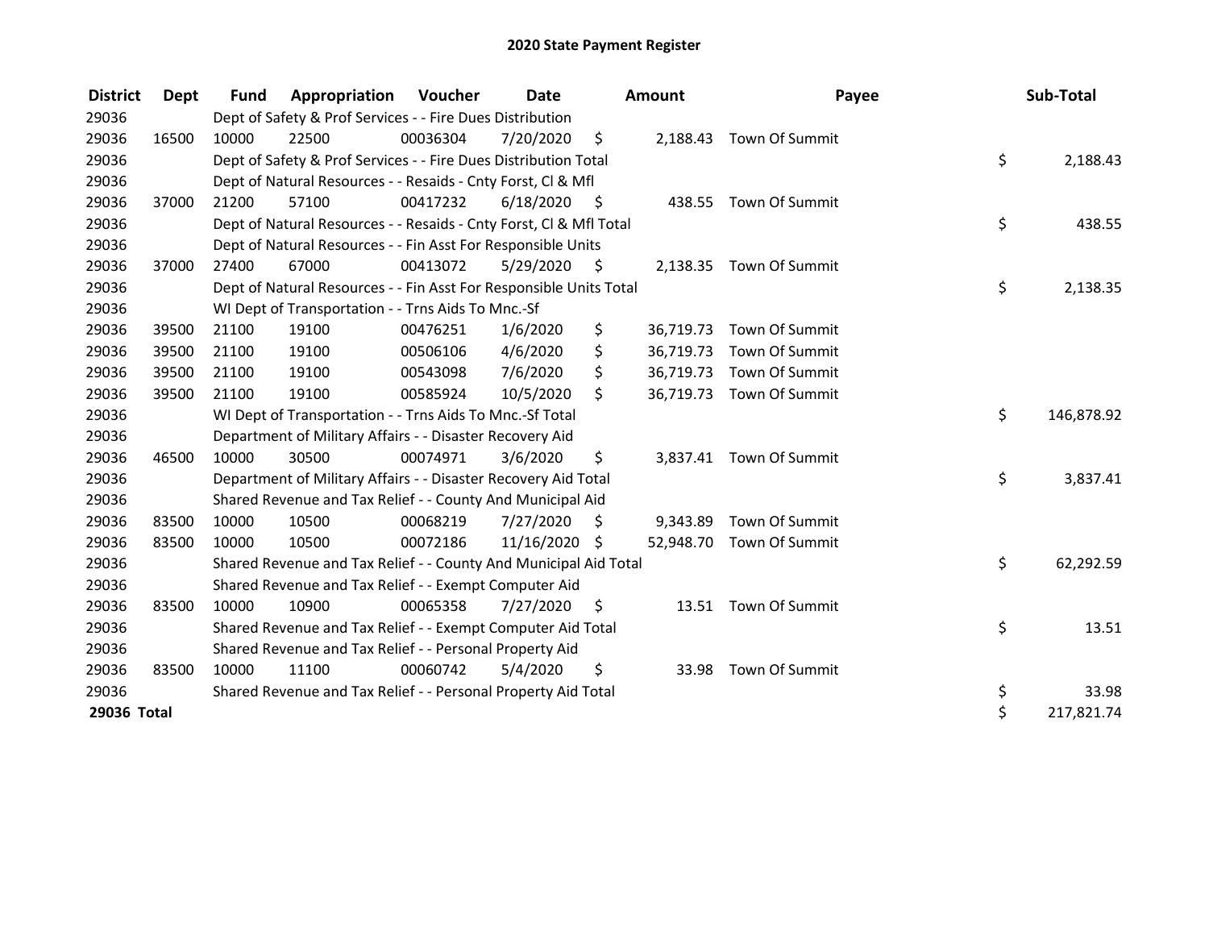# 2020 State Payment Register

| District | Dept | Fund | Appropriation | Voucher | Date | Amount | Payee | Sub-Total |
|---|---|---|---|---|---|---|---|---|
| 29036 | | Dept of Safety & Prof Services - - Fire Dues Distribution | | | | | | |
| 29036 | 16500 | 10000 | 22500 | 00036304 | 7/20/2020 | $ 2,188.43 | Town Of Summit | |
| 29036 | | Dept of Safety & Prof Services - - Fire Dues Distribution Total | | | | | | $ 2,188.43 |
| 29036 | | Dept of Natural Resources - - Resaids - Cnty Forst, Cl & Mfl | | | | | | |
| 29036 | 37000 | 21200 | 57100 | 00417232 | 6/18/2020 | $ 438.55 | Town Of Summit | |
| 29036 | | Dept of Natural Resources - - Resaids - Cnty Forst, Cl & Mfl Total | | | | | | $ 438.55 |
| 29036 | | Dept of Natural Resources - - Fin Asst For Responsible Units | | | | | | |
| 29036 | 37000 | 27400 | 67000 | 00413072 | 5/29/2020 | $ 2,138.35 | Town Of Summit | |
| 29036 | | Dept of Natural Resources - - Fin Asst For Responsible Units Total | | | | | | $ 2,138.35 |
| 29036 | | WI Dept of Transportation - - Trns Aids To Mnc.-Sf | | | | | | |
| 29036 | 39500 | 21100 | 19100 | 00476251 | 1/6/2020 | $ 36,719.73 | Town Of Summit | |
| 29036 | 39500 | 21100 | 19100 | 00506106 | 4/6/2020 | $ 36,719.73 | Town Of Summit | |
| 29036 | 39500 | 21100 | 19100 | 00543098 | 7/6/2020 | $ 36,719.73 | Town Of Summit | |
| 29036 | 39500 | 21100 | 19100 | 00585924 | 10/5/2020 | $ 36,719.73 | Town Of Summit | |
| 29036 | | WI Dept of Transportation - - Trns Aids To Mnc.-Sf Total | | | | | | $ 146,878.92 |
| 29036 | | Department of Military Affairs - - Disaster Recovery Aid | | | | | | |
| 29036 | 46500 | 10000 | 30500 | 00074971 | 3/6/2020 | $ 3,837.41 | Town Of Summit | |
| 29036 | | Department of Military Affairs - - Disaster Recovery Aid Total | | | | | | $ 3,837.41 |
| 29036 | | Shared Revenue and Tax Relief - - County And Municipal Aid | | | | | | |
| 29036 | 83500 | 10000 | 10500 | 00068219 | 7/27/2020 | $ 9,343.89 | Town Of Summit | |
| 29036 | 83500 | 10000 | 10500 | 00072186 | 11/16/2020 | $ 52,948.70 | Town Of Summit | |
| 29036 | | Shared Revenue and Tax Relief - - County And Municipal Aid Total | | | | | | $ 62,292.59 |
| 29036 | | Shared Revenue and Tax Relief - - Exempt Computer Aid | | | | | | |
| 29036 | 83500 | 10000 | 10900 | 00065358 | 7/27/2020 | $ 13.51 | Town Of Summit | |
| 29036 | | Shared Revenue and Tax Relief - - Exempt Computer Aid Total | | | | | | $ 13.51 |
| 29036 | | Shared Revenue and Tax Relief - - Personal Property Aid | | | | | | |
| 29036 | 83500 | 10000 | 11100 | 00060742 | 5/4/2020 | $ 33.98 | Town Of Summit | |
| 29036 | | Shared Revenue and Tax Relief - - Personal Property Aid Total | | | | | | $ 33.98 |
| **29036 Total** | | | | | | | | $ 217,821.74 |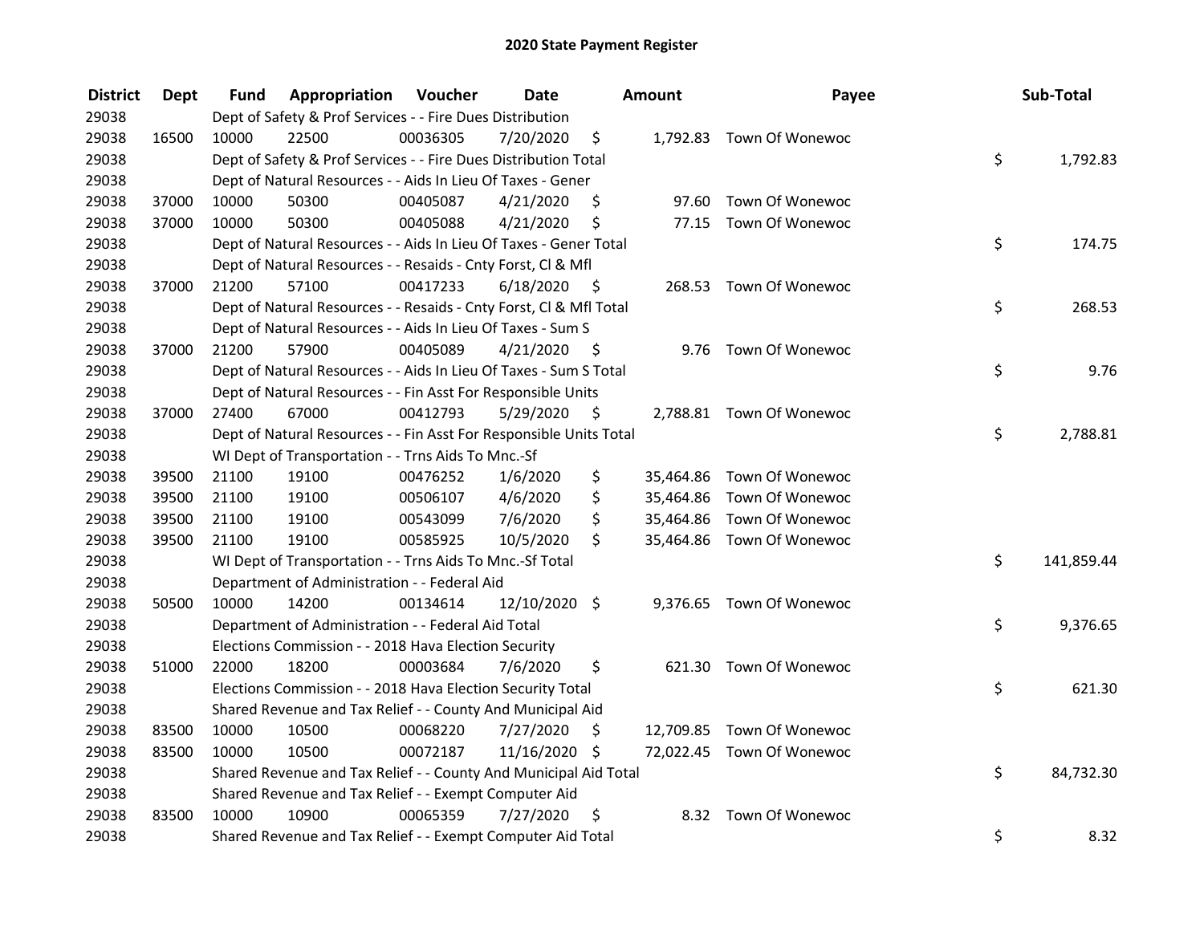# 2020 State Payment Register

| District | Dept | Fund | Appropriation | Voucher | Date | Amount | Payee | Sub-Total |
|---|---|---|---|---|---|---|---|---|
| 29038 | | Dept of Safety & Prof Services - - Fire Dues Distribution | | | | | | |
| 29038 | 16500 | 10000 | 22500 | 00036305 | 7/20/2020 | $ 1,792.83 | Town Of Wonewoc | |
| 29038 | | Dept of Safety & Prof Services - - Fire Dues Distribution Total | | | | | | $ 1,792.83 |
| 29038 | | Dept of Natural Resources - - Aids In Lieu Of Taxes - Gener | | | | | | |
| 29038 | 37000 | 10000 | 50300 | 00405087 | 4/21/2020 | $ 97.60 | Town Of Wonewoc | |
| 29038 | 37000 | 10000 | 50300 | 00405088 | 4/21/2020 | $ 77.15 | Town Of Wonewoc | |
| 29038 | | Dept of Natural Resources - - Aids In Lieu Of Taxes - Gener Total | | | | | | $ 174.75 |
| 29038 | | Dept of Natural Resources - - Resaids - Cnty Forst, Cl & Mfl | | | | | | |
| 29038 | 37000 | 21200 | 57100 | 00417233 | 6/18/2020 | $ 268.53 | Town Of Wonewoc | |
| 29038 | | Dept of Natural Resources - - Resaids - Cnty Forst, Cl & Mfl Total | | | | | | $ 268.53 |
| 29038 | | Dept of Natural Resources - - Aids In Lieu Of Taxes - Sum S | | | | | | |
| 29038 | 37000 | 21200 | 57900 | 00405089 | 4/21/2020 | $ 9.76 | Town Of Wonewoc | |
| 29038 | | Dept of Natural Resources - - Aids In Lieu Of Taxes - Sum S Total | | | | | | $ 9.76 |
| 29038 | | Dept of Natural Resources - - Fin Asst For Responsible Units | | | | | | |
| 29038 | 37000 | 27400 | 67000 | 00412793 | 5/29/2020 | $ 2,788.81 | Town Of Wonewoc | |
| 29038 | | Dept of Natural Resources - - Fin Asst For Responsible Units Total | | | | | | $ 2,788.81 |
| 29038 | | WI Dept of Transportation - - Trns Aids To Mnc.-Sf | | | | | | |
| 29038 | 39500 | 21100 | 19100 | 00476252 | 1/6/2020 | $ 35,464.86 | Town Of Wonewoc | |
| 29038 | 39500 | 21100 | 19100 | 00506107 | 4/6/2020 | $ 35,464.86 | Town Of Wonewoc | |
| 29038 | 39500 | 21100 | 19100 | 00543099 | 7/6/2020 | $ 35,464.86 | Town Of Wonewoc | |
| 29038 | 39500 | 21100 | 19100 | 00585925 | 10/5/2020 | $ 35,464.86 | Town Of Wonewoc | |
| 29038 | | WI Dept of Transportation - - Trns Aids To Mnc.-Sf Total | | | | | | $ 141,859.44 |
| 29038 | | Department of Administration - - Federal Aid | | | | | | |
| 29038 | 50500 | 10000 | 14200 | 00134614 | 12/10/2020 | $ 9,376.65 | Town Of Wonewoc | |
| 29038 | | Department of Administration - - Federal Aid Total | | | | | | $ 9,376.65 |
| 29038 | | Elections Commission - - 2018 Hava Election Security | | | | | | |
| 29038 | 51000 | 22000 | 18200 | 00003684 | 7/6/2020 | $ 621.30 | Town Of Wonewoc | |
| 29038 | | Elections Commission - - 2018 Hava Election Security Total | | | | | | $ 621.30 |
| 29038 | | Shared Revenue and Tax Relief - - County And Municipal Aid | | | | | | |
| 29038 | 83500 | 10000 | 10500 | 00068220 | 7/27/2020 | $ 12,709.85 | Town Of Wonewoc | |
| 29038 | 83500 | 10000 | 10500 | 00072187 | 11/16/2020 | $ 72,022.45 | Town Of Wonewoc | |
| 29038 | | Shared Revenue and Tax Relief - - County And Municipal Aid Total | | | | | | $ 84,732.30 |
| 29038 | | Shared Revenue and Tax Relief - - Exempt Computer Aid | | | | | | |
| 29038 | 83500 | 10000 | 10900 | 00065359 | 7/27/2020 | $ 8.32 | Town Of Wonewoc | |
| 29038 | | Shared Revenue and Tax Relief - - Exempt Computer Aid Total | | | | | | $ 8.32 |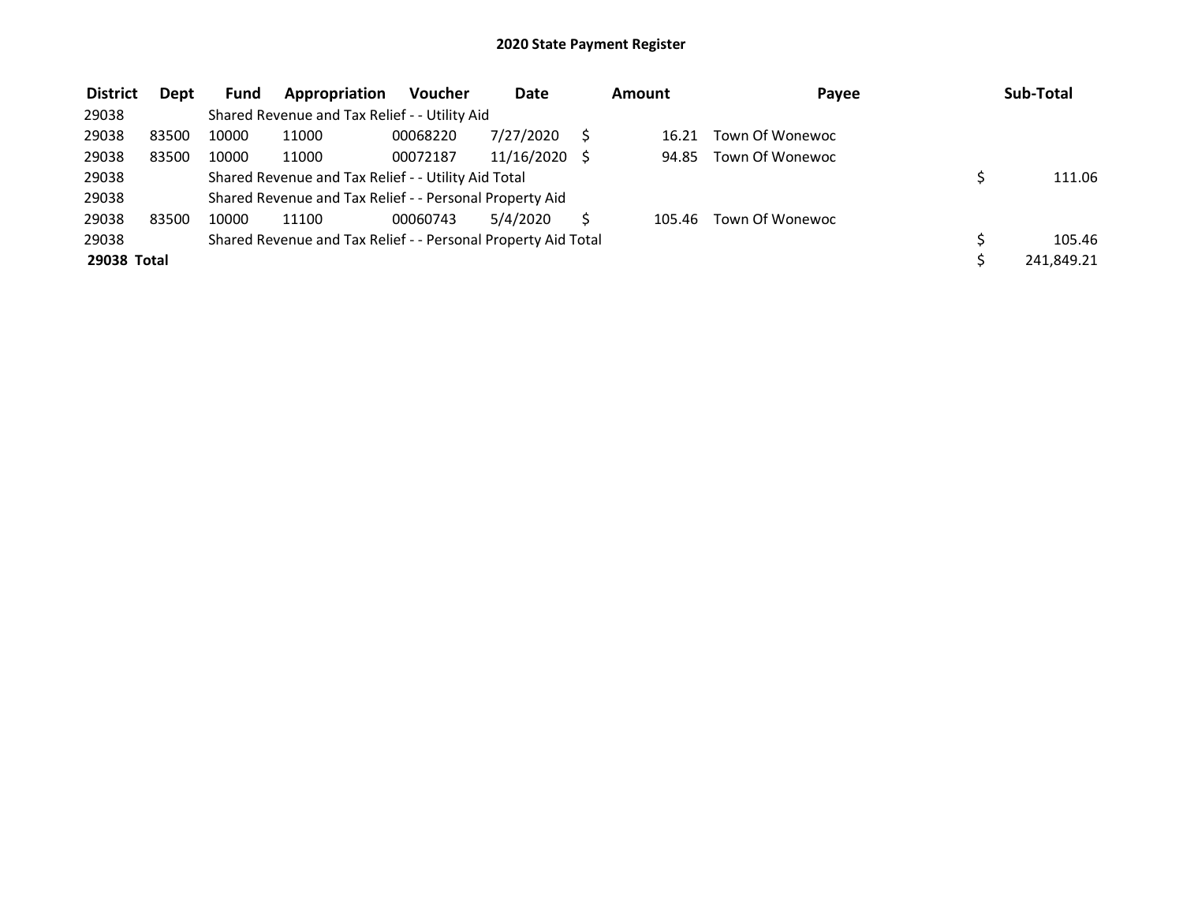# 2020 State Payment Register

| District | Dept | Fund | Appropriation | Voucher | Date | Amount | Payee | Sub-Total |
|---|---|---|---|---|---|---|---|---|
| 29038 | | Shared Revenue and Tax Relief - - Utility Aid | | | | | | |
| 29038 | 83500 | 10000 | 11000 | 00068220 | 7/27/2020 | $ 16.21 | Town Of Wonewoc | |
| 29038 | 83500 | 10000 | 11000 | 00072187 | 11/16/2020 | $ 94.85 | Town Of Wonewoc | |
| 29038 | | Shared Revenue and Tax Relief - - Utility Aid Total | | | | | | $ 111.06 |
| 29038 | | Shared Revenue and Tax Relief - - Personal Property Aid | | | | | | |
| 29038 | 83500 | 10000 | 11100 | 00060743 | 5/4/2020 | $ 105.46 | Town Of Wonewoc | |
| 29038 | | Shared Revenue and Tax Relief - - Personal Property Aid Total | | | | | | $ 105.46 |
| **29038 Total** | | | | | | | | $ 241,849.21 |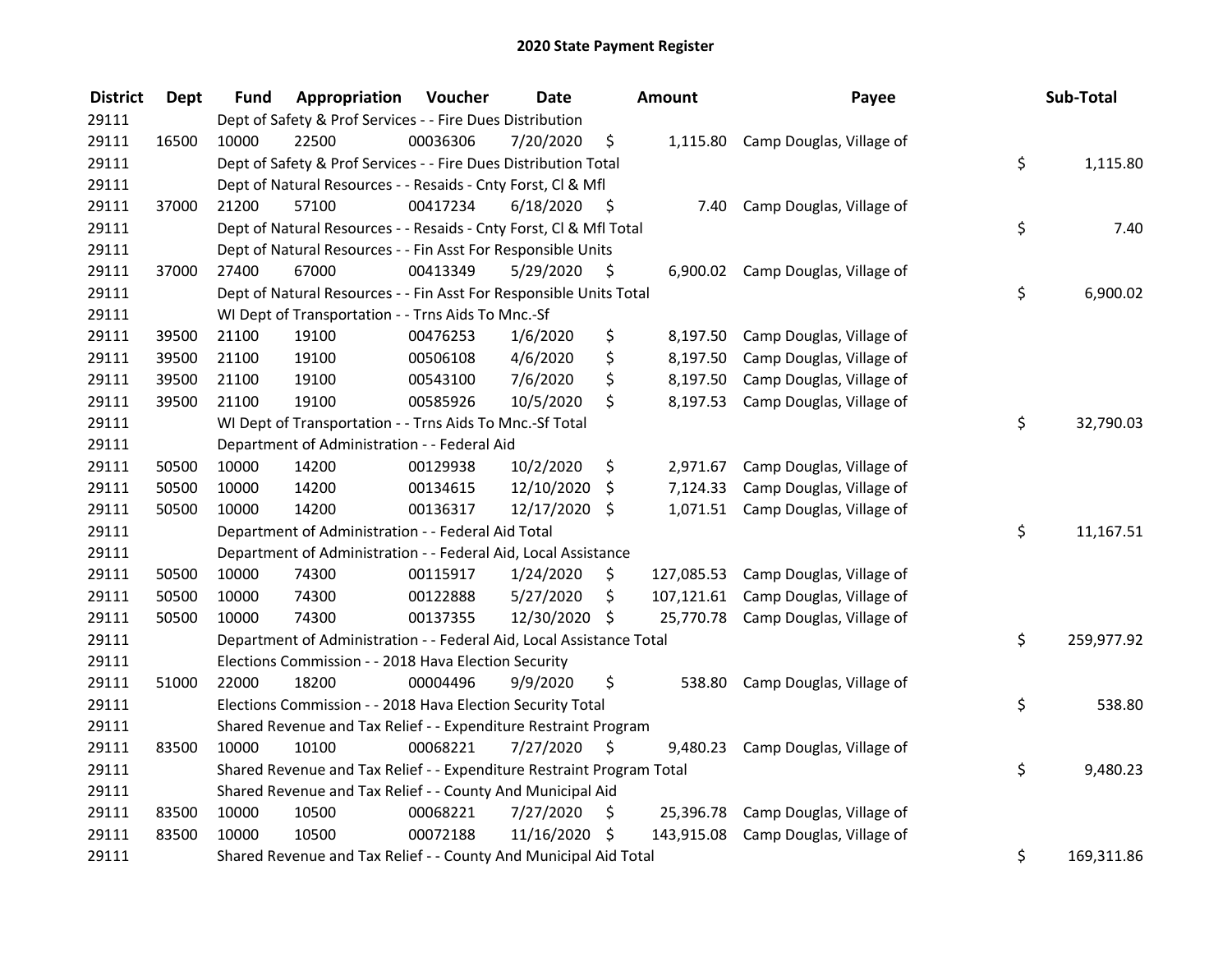# 2020 State Payment Register

| District | Dept | Fund | Appropriation | Voucher | Date | Amount | Payee | Sub-Total |
|---|---|---|---|---|---|---|---|---|
| 29111 | | Dept of Safety & Prof Services - - Fire Dues Distribution | | | | | | |
| 29111 | 16500 | 10000 | 22500 | 00036306 | 7/20/2020 | $ 1,115.80 | Camp Douglas, Village of | |
| 29111 | | Dept of Safety & Prof Services - - Fire Dues Distribution Total | | | | | | $ 1,115.80 |
| 29111 | | Dept of Natural Resources - - Resaids - Cnty Forst, Cl & Mfl | | | | | | |
| 29111 | 37000 | 21200 | 57100 | 00417234 | 6/18/2020 | $ 7.40 | Camp Douglas, Village of | |
| 29111 | | Dept of Natural Resources - - Resaids - Cnty Forst, Cl & Mfl Total | | | | | | $ 7.40 |
| 29111 | | Dept of Natural Resources - - Fin Asst For Responsible Units | | | | | | |
| 29111 | 37000 | 27400 | 67000 | 00413349 | 5/29/2020 | $ 6,900.02 | Camp Douglas, Village of | |
| 29111 | | Dept of Natural Resources - - Fin Asst For Responsible Units Total | | | | | | $ 6,900.02 |
| 29111 | | WI Dept of Transportation - - Trns Aids To Mnc.-Sf | | | | | | |
| 29111 | 39500 | 21100 | 19100 | 00476253 | 1/6/2020 | $ 8,197.50 | Camp Douglas, Village of | |
| 29111 | 39500 | 21100 | 19100 | 00506108 | 4/6/2020 | $ 8,197.50 | Camp Douglas, Village of | |
| 29111 | 39500 | 21100 | 19100 | 00543100 | 7/6/2020 | $ 8,197.50 | Camp Douglas, Village of | |
| 29111 | 39500 | 21100 | 19100 | 00585926 | 10/5/2020 | $ 8,197.53 | Camp Douglas, Village of | |
| 29111 | | WI Dept of Transportation - - Trns Aids To Mnc.-Sf Total | | | | | | $ 32,790.03 |
| 29111 | | Department of Administration - - Federal Aid | | | | | | |
| 29111 | 50500 | 10000 | 14200 | 00129938 | 10/2/2020 | $ 2,971.67 | Camp Douglas, Village of | |
| 29111 | 50500 | 10000 | 14200 | 00134615 | 12/10/2020 | $ 7,124.33 | Camp Douglas, Village of | |
| 29111 | 50500 | 10000 | 14200 | 00136317 | 12/17/2020 | $ 1,071.51 | Camp Douglas, Village of | |
| 29111 | | Department of Administration - - Federal Aid Total | | | | | | $ 11,167.51 |
| 29111 | | Department of Administration - - Federal Aid, Local Assistance | | | | | | |
| 29111 | 50500 | 10000 | 74300 | 00115917 | 1/24/2020 | $ 127,085.53 | Camp Douglas, Village of | |
| 29111 | 50500 | 10000 | 74300 | 00122888 | 5/27/2020 | $ 107,121.61 | Camp Douglas, Village of | |
| 29111 | 50500 | 10000 | 74300 | 00137355 | 12/30/2020 | $ 25,770.78 | Camp Douglas, Village of | |
| 29111 | | Department of Administration - - Federal Aid, Local Assistance Total | | | | | | $ 259,977.92 |
| 29111 | | Elections Commission - - 2018 Hava Election Security | | | | | | |
| 29111 | 51000 | 22000 | 18200 | 00004496 | 9/9/2020 | $ 538.80 | Camp Douglas, Village of | |
| 29111 | | Elections Commission - - 2018 Hava Election Security Total | | | | | | $ 538.80 |
| 29111 | | Shared Revenue and Tax Relief - - Expenditure Restraint Program | | | | | | |
| 29111 | 83500 | 10000 | 10100 | 00068221 | 7/27/2020 | $ 9,480.23 | Camp Douglas, Village of | |
| 29111 | | Shared Revenue and Tax Relief - - Expenditure Restraint Program Total | | | | | | $ 9,480.23 |
| 29111 | | Shared Revenue and Tax Relief - - County And Municipal Aid | | | | | | |
| 29111 | 83500 | 10000 | 10500 | 00068221 | 7/27/2020 | $ 25,396.78 | Camp Douglas, Village of | |
| 29111 | 83500 | 10000 | 10500 | 00072188 | 11/16/2020 | $ 143,915.08 | Camp Douglas, Village of | |
| 29111 | | Shared Revenue and Tax Relief - - County And Municipal Aid Total | | | | | | $ 169,311.86 |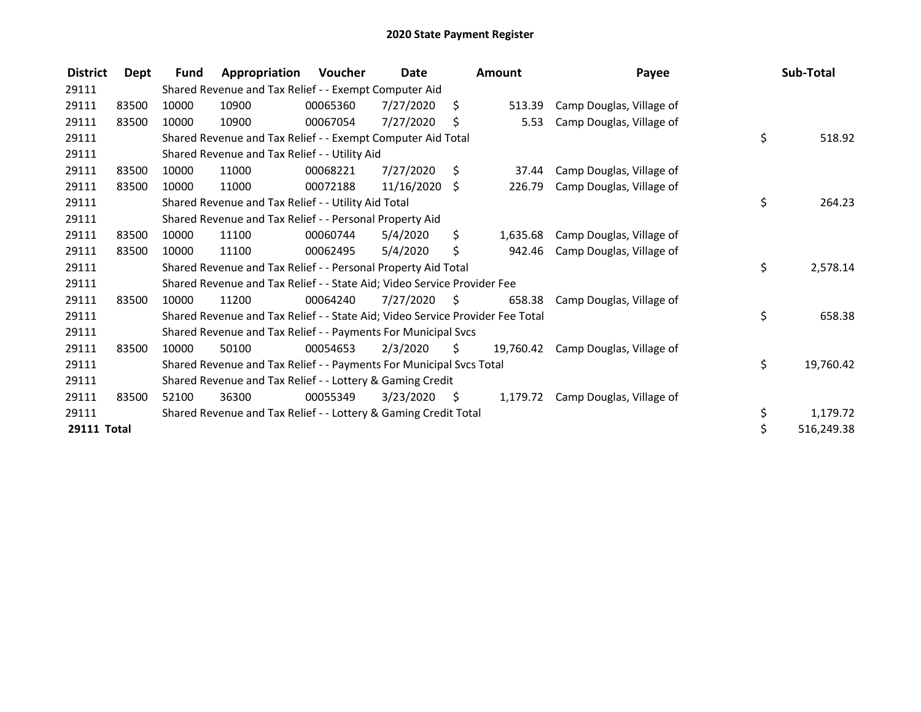# 2020 State Payment Register

| District | Dept | Fund | Appropriation | Voucher | Date | Amount | Payee | Sub-Total |
|---|---|---|---|---|---|---|---|---|
| 29111 | | Shared Revenue and Tax Relief - - Exempt Computer Aid | | | | | | |
| 29111 | 83500 | 10000 | 10900 | 00065360 | 7/27/2020 | $ 513.39 | Camp Douglas, Village of | |
| 29111 | 83500 | 10000 | 10900 | 00067054 | 7/27/2020 | $ 5.53 | Camp Douglas, Village of | |
| 29111 | | Shared Revenue and Tax Relief - - Exempt Computer Aid Total | | | | | | $ 518.92 |
| 29111 | | Shared Revenue and Tax Relief - - Utility Aid | | | | | | |
| 29111 | 83500 | 10000 | 11000 | 00068221 | 7/27/2020 | $ 37.44 | Camp Douglas, Village of | |
| 29111 | 83500 | 10000 | 11000 | 00072188 | 11/16/2020 | $ 226.79 | Camp Douglas, Village of | |
| 29111 | | Shared Revenue and Tax Relief - - Utility Aid Total | | | | | | $ 264.23 |
| 29111 | | Shared Revenue and Tax Relief - - Personal Property Aid | | | | | | |
| 29111 | 83500 | 10000 | 11100 | 00060744 | 5/4/2020 | $ 1,635.68 | Camp Douglas, Village of | |
| 29111 | 83500 | 10000 | 11100 | 00062495 | 5/4/2020 | $ 942.46 | Camp Douglas, Village of | |
| 29111 | | Shared Revenue and Tax Relief - - Personal Property Aid Total | | | | | | $ 2,578.14 |
| 29111 | | Shared Revenue and Tax Relief - - State Aid; Video Service Provider Fee | | | | | | |
| 29111 | 83500 | 10000 | 11200 | 00064240 | 7/27/2020 | $ 658.38 | Camp Douglas, Village of | |
| 29111 | | Shared Revenue and Tax Relief - - State Aid; Video Service Provider Fee Total | | | | | | $ 658.38 |
| 29111 | | Shared Revenue and Tax Relief - - Payments For Municipal Svcs | | | | | | |
| 29111 | 83500 | 10000 | 50100 | 00054653 | 2/3/2020 | $ 19,760.42 | Camp Douglas, Village of | |
| 29111 | | Shared Revenue and Tax Relief - - Payments For Municipal Svcs Total | | | | | | $ 19,760.42 |
| 29111 | | Shared Revenue and Tax Relief - - Lottery & Gaming Credit | | | | | | |
| 29111 | 83500 | 52100 | 36300 | 00055349 | 3/23/2020 | $ 1,179.72 | Camp Douglas, Village of | |
| 29111 | | Shared Revenue and Tax Relief - - Lottery & Gaming Credit Total | | | | | | $ 1,179.72 |
| **29111 Total** | | | | | | | | $ 516,249.38 |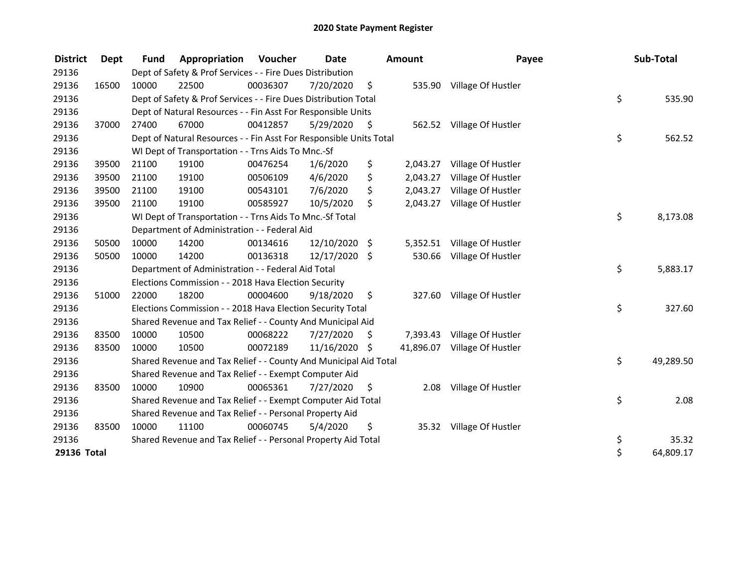# 2020 State Payment Register

| District | Dept | Fund | Appropriation | Voucher | Date | Amount | Payee | Sub-Total |
|---|---|---|---|---|---|---|---|---|
| 29136 | | Dept of Safety & Prof Services - - Fire Dues Distribution | | | | | | |
| 29136 | 16500 | 10000 | 22500 | 00036307 | 7/20/2020 | $ 535.90 | Village Of Hustler | |
| 29136 | | Dept of Safety & Prof Services - - Fire Dues Distribution Total | | | | | | $ 535.90 |
| 29136 | | Dept of Natural Resources - - Fin Asst For Responsible Units | | | | | | |
| 29136 | 37000 | 27400 | 67000 | 00412857 | 5/29/2020 | $ 562.52 | Village Of Hustler | |
| 29136 | | Dept of Natural Resources - - Fin Asst For Responsible Units Total | | | | | | $ 562.52 |
| 29136 | | WI Dept of Transportation - - Trns Aids To Mnc.-Sf | | | | | | |
| 29136 | 39500 | 21100 | 19100 | 00476254 | 1/6/2020 | $ 2,043.27 | Village Of Hustler | |
| 29136 | 39500 | 21100 | 19100 | 00506109 | 4/6/2020 | $ 2,043.27 | Village Of Hustler | |
| 29136 | 39500 | 21100 | 19100 | 00543101 | 7/6/2020 | $ 2,043.27 | Village Of Hustler | |
| 29136 | 39500 | 21100 | 19100 | 00585927 | 10/5/2020 | $ 2,043.27 | Village Of Hustler | |
| 29136 | | WI Dept of Transportation - - Trns Aids To Mnc.-Sf Total | | | | | | $ 8,173.08 |
| 29136 | | Department of Administration - - Federal Aid | | | | | | |
| 29136 | 50500 | 10000 | 14200 | 00134616 | 12/10/2020 | $ 5,352.51 | Village Of Hustler | |
| 29136 | 50500 | 10000 | 14200 | 00136318 | 12/17/2020 | $ 530.66 | Village Of Hustler | |
| 29136 | | Department of Administration - - Federal Aid Total | | | | | | $ 5,883.17 |
| 29136 | | Elections Commission - - 2018 Hava Election Security | | | | | | |
| 29136 | 51000 | 22000 | 18200 | 00004600 | 9/18/2020 | $ 327.60 | Village Of Hustler | |
| 29136 | | Elections Commission - - 2018 Hava Election Security Total | | | | | | $ 327.60 |
| 29136 | | Shared Revenue and Tax Relief - - County And Municipal Aid | | | | | | |
| 29136 | 83500 | 10000 | 10500 | 00068222 | 7/27/2020 | $ 7,393.43 | Village Of Hustler | |
| 29136 | 83500 | 10000 | 10500 | 00072189 | 11/16/2020 | $ 41,896.07 | Village Of Hustler | |
| 29136 | | Shared Revenue and Tax Relief - - County And Municipal Aid Total | | | | | | $ 49,289.50 |
| 29136 | | Shared Revenue and Tax Relief - - Exempt Computer Aid | | | | | | |
| 29136 | 83500 | 10000 | 10900 | 00065361 | 7/27/2020 | $ 2.08 | Village Of Hustler | |
| 29136 | | Shared Revenue and Tax Relief - - Exempt Computer Aid Total | | | | | | $ 2.08 |
| 29136 | | Shared Revenue and Tax Relief - - Personal Property Aid | | | | | | |
| 29136 | 83500 | 10000 | 11100 | 00060745 | 5/4/2020 | $ 35.32 | Village Of Hustler | |
| 29136 | | Shared Revenue and Tax Relief - - Personal Property Aid Total | | | | | | $ 35.32 |
| **29136 Total** | | | | | | | | $ 64,809.17 |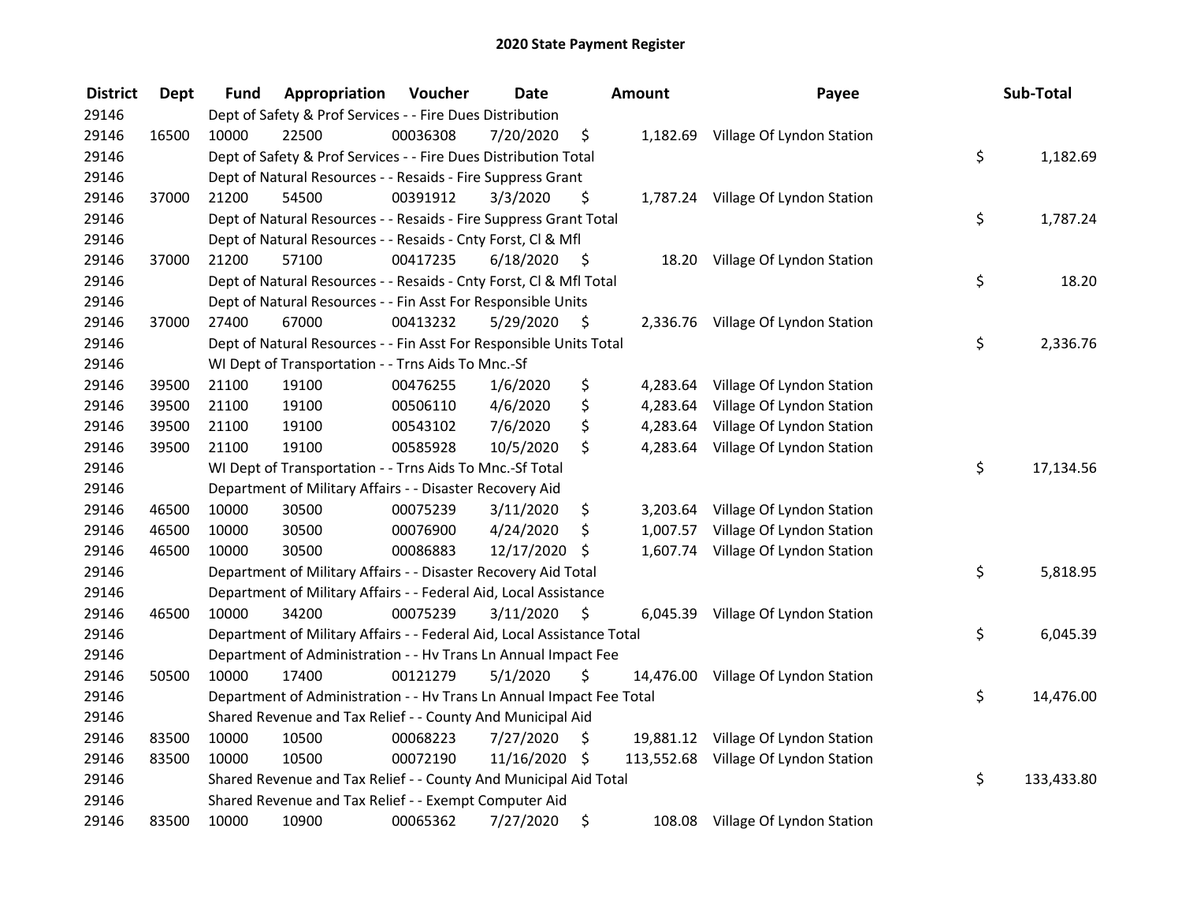# 2020 State Payment Register

| District | Dept | Fund | Appropriation | Voucher | Date | Amount | Payee | Sub-Total |
|---|---|---|---|---|---|---|---|---|
| 29146 | | Dept of Safety & Prof Services - - Fire Dues Distribution | | | | | | |
| 29146 | 16500 | 10000 | 22500 | 00036308 | 7/20/2020 | $ 1,182.69 | Village Of Lyndon Station | |
| 29146 | | Dept of Safety & Prof Services - - Fire Dues Distribution Total | | | | | | $ 1,182.69 |
| 29146 | | Dept of Natural Resources - - Resaids - Fire Suppress Grant | | | | | | |
| 29146 | 37000 | 21200 | 54500 | 00391912 | 3/3/2020 | $ 1,787.24 | Village Of Lyndon Station | |
| 29146 | | Dept of Natural Resources - - Resaids - Fire Suppress Grant Total | | | | | | $ 1,787.24 |
| 29146 | | Dept of Natural Resources - - Resaids - Cnty Forst, Cl & Mfl | | | | | | |
| 29146 | 37000 | 21200 | 57100 | 00417235 | 6/18/2020 | $ 18.20 | Village Of Lyndon Station | |
| 29146 | | Dept of Natural Resources - - Resaids - Cnty Forst, Cl & Mfl Total | | | | | | $ 18.20 |
| 29146 | | Dept of Natural Resources - - Fin Asst For Responsible Units | | | | | | |
| 29146 | 37000 | 27400 | 67000 | 00413232 | 5/29/2020 | $ 2,336.76 | Village Of Lyndon Station | |
| 29146 | | Dept of Natural Resources - - Fin Asst For Responsible Units Total | | | | | | $ 2,336.76 |
| 29146 | | WI Dept of Transportation - - Trns Aids To Mnc.-Sf | | | | | | |
| 29146 | 39500 | 21100 | 19100 | 00476255 | 1/6/2020 | $ 4,283.64 | Village Of Lyndon Station | |
| 29146 | 39500 | 21100 | 19100 | 00506110 | 4/6/2020 | $ 4,283.64 | Village Of Lyndon Station | |
| 29146 | 39500 | 21100 | 19100 | 00543102 | 7/6/2020 | $ 4,283.64 | Village Of Lyndon Station | |
| 29146 | 39500 | 21100 | 19100 | 00585928 | 10/5/2020 | $ 4,283.64 | Village Of Lyndon Station | |
| 29146 | | WI Dept of Transportation - - Trns Aids To Mnc.-Sf Total | | | | | | $ 17,134.56 |
| 29146 | | Department of Military Affairs - - Disaster Recovery Aid | | | | | | |
| 29146 | 46500 | 10000 | 30500 | 00075239 | 3/11/2020 | $ 3,203.64 | Village Of Lyndon Station | |
| 29146 | 46500 | 10000 | 30500 | 00076900 | 4/24/2020 | $ 1,007.57 | Village Of Lyndon Station | |
| 29146 | 46500 | 10000 | 30500 | 00086883 | 12/17/2020 | $ 1,607.74 | Village Of Lyndon Station | |
| 29146 | | Department of Military Affairs - - Disaster Recovery Aid Total | | | | | | $ 5,818.95 |
| 29146 | | Department of Military Affairs - - Federal Aid, Local Assistance | | | | | | |
| 29146 | 46500 | 10000 | 34200 | 00075239 | 3/11/2020 | $ 6,045.39 | Village Of Lyndon Station | |
| 29146 | | Department of Military Affairs - - Federal Aid, Local Assistance Total | | | | | | $ 6,045.39 |
| 29146 | | Department of Administration - - Hv Trans Ln Annual Impact Fee | | | | | | |
| 29146 | 50500 | 10000 | 17400 | 00121279 | 5/1/2020 | $ 14,476.00 | Village Of Lyndon Station | |
| 29146 | | Department of Administration - - Hv Trans Ln Annual Impact Fee Total | | | | | | $ 14,476.00 |
| 29146 | | Shared Revenue and Tax Relief - - County And Municipal Aid | | | | | | |
| 29146 | 83500 | 10000 | 10500 | 00068223 | 7/27/2020 | $ 19,881.12 | Village Of Lyndon Station | |
| 29146 | 83500 | 10000 | 10500 | 00072190 | 11/16/2020 | $ 113,552.68 | Village Of Lyndon Station | |
| 29146 | | Shared Revenue and Tax Relief - - County And Municipal Aid Total | | | | | | $ 133,433.80 |
| 29146 | | Shared Revenue and Tax Relief - - Exempt Computer Aid | | | | | | |
| 29146 | 83500 | 10000 | 10900 | 00065362 | 7/27/2020 | $ 108.08 | Village Of Lyndon Station | |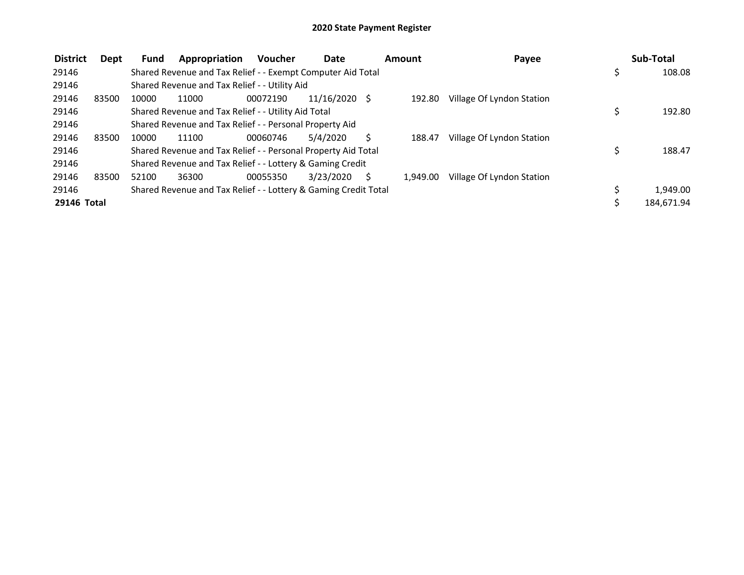# 2020 State Payment Register

| District | Dept | Fund | Appropriation | Voucher | Date | Amount | Payee | Sub-Total |
|---|---|---|---|---|---|---|---|---|
| 29146 | | Shared Revenue and Tax Relief - - Exempt Computer Aid Total | | | | | | $ 108.08 |
| 29146 | | Shared Revenue and Tax Relief - - Utility Aid | | | | | | |
| 29146 | 83500 | 10000 | 11000 | 00072190 | 11/16/2020 | $ 192.80 | Village Of Lyndon Station | |
| 29146 | | Shared Revenue and Tax Relief - - Utility Aid Total | | | | | | $ 192.80 |
| 29146 | | Shared Revenue and Tax Relief - - Personal Property Aid | | | | | | |
| 29146 | 83500 | 10000 | 11100 | 00060746 | 5/4/2020 | $ 188.47 | Village Of Lyndon Station | |
| 29146 | | Shared Revenue and Tax Relief - - Personal Property Aid Total | | | | | | $ 188.47 |
| 29146 | | Shared Revenue and Tax Relief - - Lottery & Gaming Credit | | | | | | |
| 29146 | 83500 | 52100 | 36300 | 00055350 | 3/23/2020 | $ 1,949.00 | Village Of Lyndon Station | |
| 29146 | | Shared Revenue and Tax Relief - - Lottery & Gaming Credit Total | | | | | | $ 1,949.00 |
| **29146 Total** | | | | | | | | $ 184,671.94 |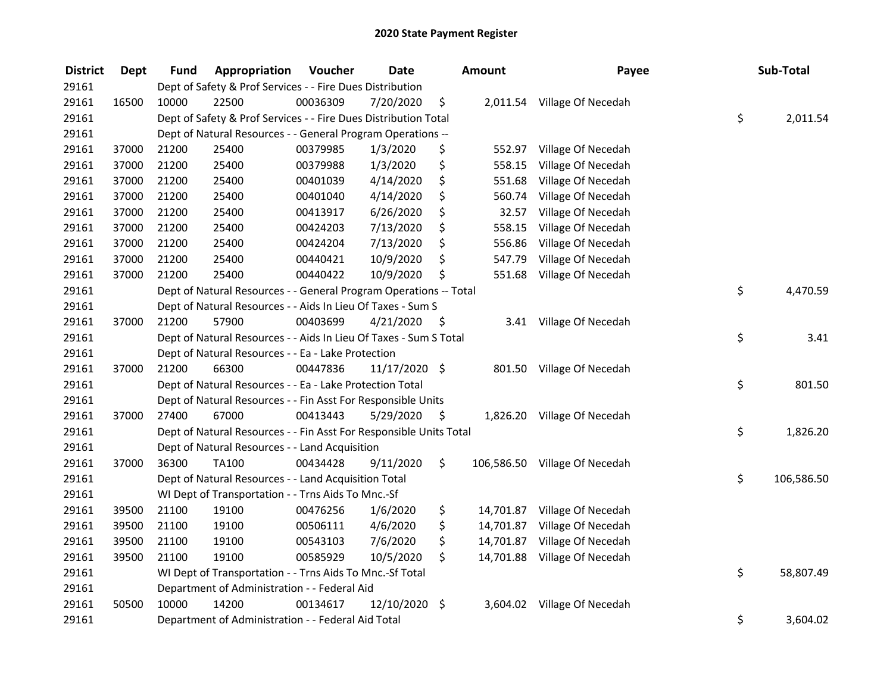# 2020 State Payment Register

| District | Dept | Fund | Appropriation | Voucher | Date | Amount | Payee | Sub-Total |
|---|---|---|---|---|---|---|---|---|
| 29161 | | Dept of Safety & Prof Services - - Fire Dues Distribution | | | | | | |
| 29161 | 16500 | 10000 | 22500 | 00036309 | 7/20/2020 | $ 2,011.54 | Village Of Necedah | |
| 29161 | | Dept of Safety & Prof Services - - Fire Dues Distribution Total | | | | | | $ 2,011.54 |
| 29161 | | Dept of Natural Resources - - General Program Operations -- | | | | | | |
| 29161 | 37000 | 21200 | 25400 | 00379985 | 1/3/2020 | $ 552.97 | Village Of Necedah | |
| 29161 | 37000 | 21200 | 25400 | 00379988 | 1/3/2020 | $ 558.15 | Village Of Necedah | |
| 29161 | 37000 | 21200 | 25400 | 00401039 | 4/14/2020 | $ 551.68 | Village Of Necedah | |
| 29161 | 37000 | 21200 | 25400 | 00401040 | 4/14/2020 | $ 560.74 | Village Of Necedah | |
| 29161 | 37000 | 21200 | 25400 | 00413917 | 6/26/2020 | $ 32.57 | Village Of Necedah | |
| 29161 | 37000 | 21200 | 25400 | 00424203 | 7/13/2020 | $ 558.15 | Village Of Necedah | |
| 29161 | 37000 | 21200 | 25400 | 00424204 | 7/13/2020 | $ 556.86 | Village Of Necedah | |
| 29161 | 37000 | 21200 | 25400 | 00440421 | 10/9/2020 | $ 547.79 | Village Of Necedah | |
| 29161 | 37000 | 21200 | 25400 | 00440422 | 10/9/2020 | $ 551.68 | Village Of Necedah | |
| 29161 | | Dept of Natural Resources - - General Program Operations -- Total | | | | | | $ 4,470.59 |
| 29161 | | Dept of Natural Resources - - Aids In Lieu Of Taxes - Sum S | | | | | | |
| 29161 | 37000 | 21200 | 57900 | 00403699 | 4/21/2020 | $ 3.41 | Village Of Necedah | |
| 29161 | | Dept of Natural Resources - - Aids In Lieu Of Taxes - Sum S Total | | | | | | $ 3.41 |
| 29161 | | Dept of Natural Resources - - Ea - Lake Protection | | | | | | |
| 29161 | 37000 | 21200 | 66300 | 00447836 | 11/17/2020 | $ 801.50 | Village Of Necedah | |
| 29161 | | Dept of Natural Resources - - Ea - Lake Protection Total | | | | | | $ 801.50 |
| 29161 | | Dept of Natural Resources - - Fin Asst For Responsible Units | | | | | | |
| 29161 | 37000 | 27400 | 67000 | 00413443 | 5/29/2020 | $ 1,826.20 | Village Of Necedah | |
| 29161 | | Dept of Natural Resources - - Fin Asst For Responsible Units Total | | | | | | $ 1,826.20 |
| 29161 | | Dept of Natural Resources - - Land Acquisition | | | | | | |
| 29161 | 37000 | 36300 | TA100 | 00434428 | 9/11/2020 | $ 106,586.50 | Village Of Necedah | |
| 29161 | | Dept of Natural Resources - - Land Acquisition Total | | | | | | $ 106,586.50 |
| 29161 | | WI Dept of Transportation - - Trns Aids To Mnc.-Sf | | | | | | |
| 29161 | 39500 | 21100 | 19100 | 00476256 | 1/6/2020 | $ 14,701.87 | Village Of Necedah | |
| 29161 | 39500 | 21100 | 19100 | 00506111 | 4/6/2020 | $ 14,701.87 | Village Of Necedah | |
| 29161 | 39500 | 21100 | 19100 | 00543103 | 7/6/2020 | $ 14,701.87 | Village Of Necedah | |
| 29161 | 39500 | 21100 | 19100 | 00585929 | 10/5/2020 | $ 14,701.88 | Village Of Necedah | |
| 29161 | | WI Dept of Transportation - - Trns Aids To Mnc.-Sf Total | | | | | | $ 58,807.49 |
| 29161 | | Department of Administration - - Federal Aid | | | | | | |
| 29161 | 50500 | 10000 | 14200 | 00134617 | 12/10/2020 | $ 3,604.02 | Village Of Necedah | |
| 29161 | | Department of Administration - - Federal Aid Total | | | | | | $ 3,604.02 |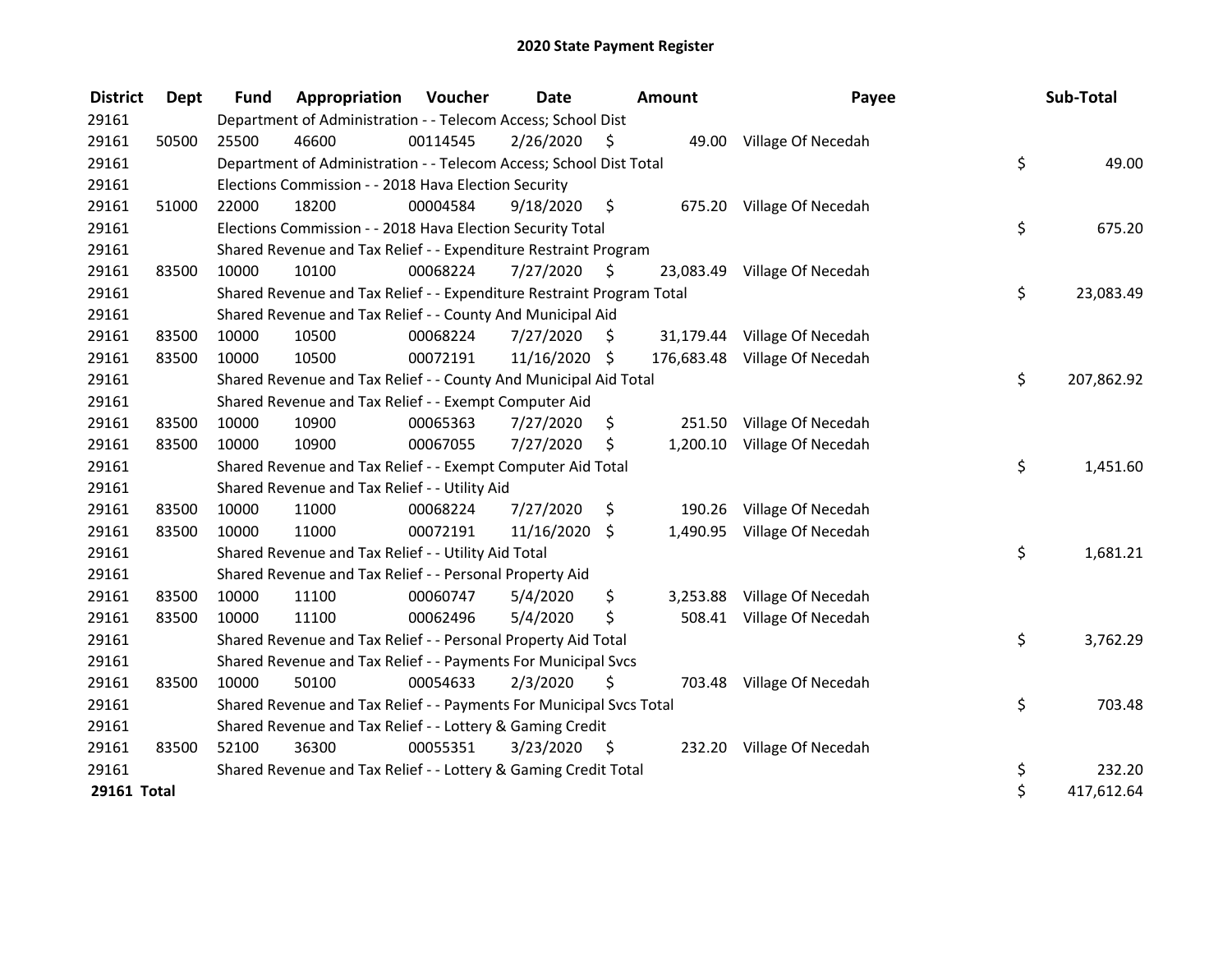# 2020 State Payment Register

| District | Dept | Fund | Appropriation | Voucher | Date | Amount | Payee | Sub-Total |
|---|---|---|---|---|---|---|---|---|
| 29161 | | Department of Administration - - Telecom Access; School Dist | | | | | | |
| 29161 | 50500 | 25500 | 46600 | 00114545 | 2/26/2020 | $ 49.00 | Village Of Necedah | |
| 29161 | | Department of Administration - - Telecom Access; School Dist Total | | | | | | $ 49.00 |
| 29161 | | Elections Commission - - 2018 Hava Election Security | | | | | | |
| 29161 | 51000 | 22000 | 18200 | 00004584 | 9/18/2020 | $ 675.20 | Village Of Necedah | |
| 29161 | | Elections Commission - - 2018 Hava Election Security Total | | | | | | $ 675.20 |
| 29161 | | Shared Revenue and Tax Relief - - Expenditure Restraint Program | | | | | | |
| 29161 | 83500 | 10000 | 10100 | 00068224 | 7/27/2020 | $ 23,083.49 | Village Of Necedah | |
| 29161 | | Shared Revenue and Tax Relief - - Expenditure Restraint Program Total | | | | | | $ 23,083.49 |
| 29161 | | Shared Revenue and Tax Relief - - County And Municipal Aid | | | | | | |
| 29161 | 83500 | 10000 | 10500 | 00068224 | 7/27/2020 | $ 31,179.44 | Village Of Necedah | |
| 29161 | 83500 | 10000 | 10500 | 00072191 | 11/16/2020 | $ 176,683.48 | Village Of Necedah | |
| 29161 | | Shared Revenue and Tax Relief - - County And Municipal Aid Total | | | | | | $ 207,862.92 |
| 29161 | | Shared Revenue and Tax Relief - - Exempt Computer Aid | | | | | | |
| 29161 | 83500 | 10000 | 10900 | 00065363 | 7/27/2020 | $ 251.50 | Village Of Necedah | |
| 29161 | 83500 | 10000 | 10900 | 00067055 | 7/27/2020 | $ 1,200.10 | Village Of Necedah | |
| 29161 | | Shared Revenue and Tax Relief - - Exempt Computer Aid Total | | | | | | $ 1,451.60 |
| 29161 | | Shared Revenue and Tax Relief - - Utility Aid | | | | | | |
| 29161 | 83500 | 10000 | 11000 | 00068224 | 7/27/2020 | $ 190.26 | Village Of Necedah | |
| 29161 | 83500 | 10000 | 11000 | 00072191 | 11/16/2020 | $ 1,490.95 | Village Of Necedah | |
| 29161 | | Shared Revenue and Tax Relief - - Utility Aid Total | | | | | | $ 1,681.21 |
| 29161 | | Shared Revenue and Tax Relief - - Personal Property Aid | | | | | | |
| 29161 | 83500 | 10000 | 11100 | 00060747 | 5/4/2020 | $ 3,253.88 | Village Of Necedah | |
| 29161 | 83500 | 10000 | 11100 | 00062496 | 5/4/2020 | $ 508.41 | Village Of Necedah | |
| 29161 | | Shared Revenue and Tax Relief - - Personal Property Aid Total | | | | | | $ 3,762.29 |
| 29161 | | Shared Revenue and Tax Relief - - Payments For Municipal Svcs | | | | | | |
| 29161 | 83500 | 10000 | 50100 | 00054633 | 2/3/2020 | $ 703.48 | Village Of Necedah | |
| 29161 | | Shared Revenue and Tax Relief - - Payments For Municipal Svcs Total | | | | | | $ 703.48 |
| 29161 | | Shared Revenue and Tax Relief - - Lottery & Gaming Credit | | | | | | |
| 29161 | 83500 | 52100 | 36300 | 00055351 | 3/23/2020 | $ 232.20 | Village Of Necedah | |
| 29161 | | Shared Revenue and Tax Relief - - Lottery & Gaming Credit Total | | | | | | $ 232.20 |
| **29161 Total** | | | | | | | | $ 417,612.64 |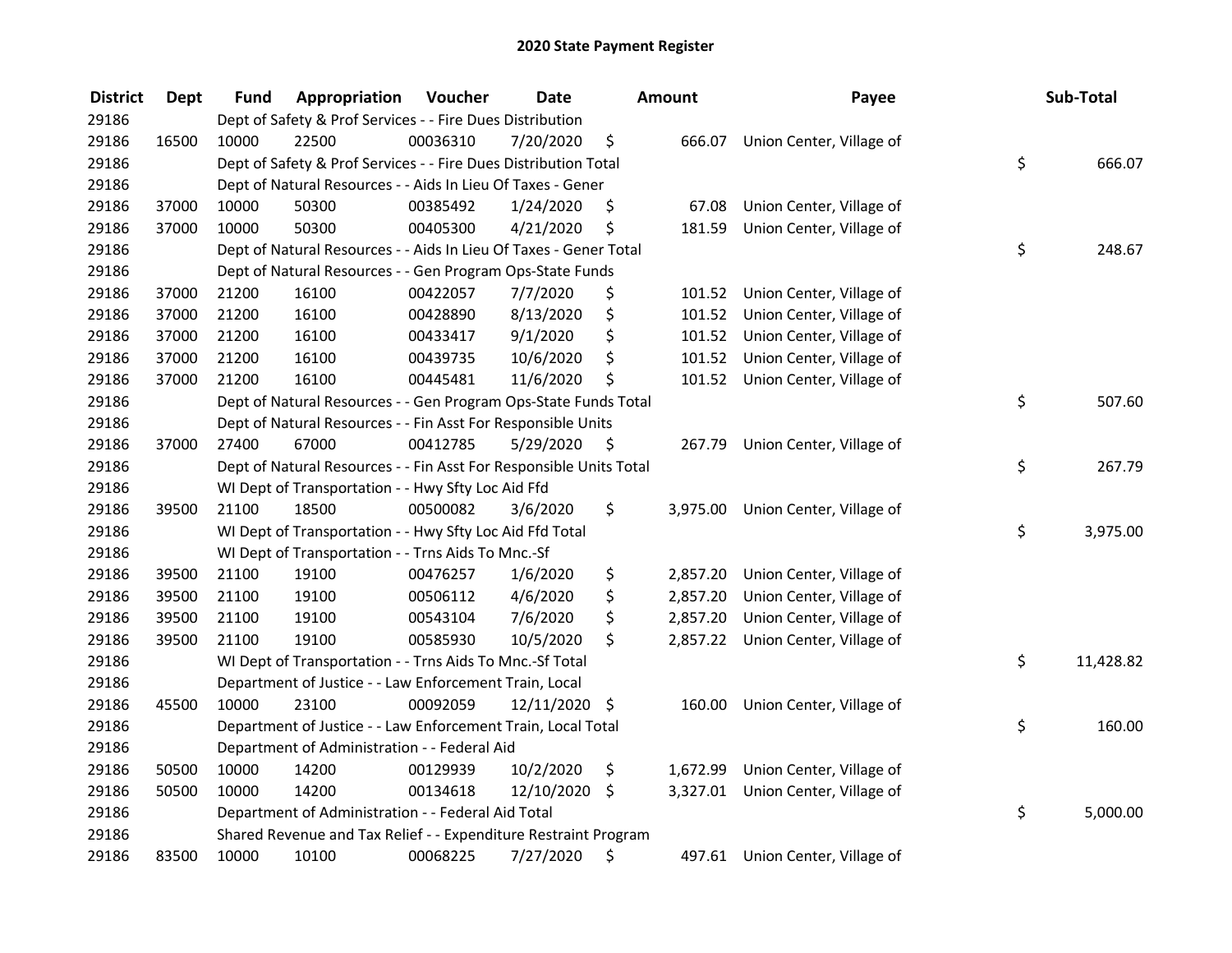# 2020 State Payment Register

| District | Dept | Fund | Appropriation | Voucher | Date | Amount | Payee | Sub-Total |
|---|---|---|---|---|---|---|---|---|
| 29186 | | Dept of Safety & Prof Services - - Fire Dues Distribution | | | | | | |
| 29186 | 16500 | 10000 | 22500 | 00036310 | 7/20/2020 | $ 666.07 | Union Center, Village of | |
| 29186 | | Dept of Safety & Prof Services - - Fire Dues Distribution Total | | | | | | $ 666.07 |
| 29186 | | Dept of Natural Resources - - Aids In Lieu Of Taxes - Gener | | | | | | |
| 29186 | 37000 | 10000 | 50300 | 00385492 | 1/24/2020 | $ 67.08 | Union Center, Village of | |
| 29186 | 37000 | 10000 | 50300 | 00405300 | 4/21/2020 | $ 181.59 | Union Center, Village of | |
| 29186 | | Dept of Natural Resources - - Aids In Lieu Of Taxes - Gener Total | | | | | | $ 248.67 |
| 29186 | | Dept of Natural Resources - - Gen Program Ops-State Funds | | | | | | |
| 29186 | 37000 | 21200 | 16100 | 00422057 | 7/7/2020 | $ 101.52 | Union Center, Village of | |
| 29186 | 37000 | 21200 | 16100 | 00428890 | 8/13/2020 | $ 101.52 | Union Center, Village of | |
| 29186 | 37000 | 21200 | 16100 | 00433417 | 9/1/2020 | $ 101.52 | Union Center, Village of | |
| 29186 | 37000 | 21200 | 16100 | 00439735 | 10/6/2020 | $ 101.52 | Union Center, Village of | |
| 29186 | 37000 | 21200 | 16100 | 00445481 | 11/6/2020 | $ 101.52 | Union Center, Village of | |
| 29186 | | Dept of Natural Resources - - Gen Program Ops-State Funds Total | | | | | | $ 507.60 |
| 29186 | | Dept of Natural Resources - - Fin Asst For Responsible Units | | | | | | |
| 29186 | 37000 | 27400 | 67000 | 00412785 | 5/29/2020 | $ 267.79 | Union Center, Village of | |
| 29186 | | Dept of Natural Resources - - Fin Asst For Responsible Units Total | | | | | | $ 267.79 |
| 29186 | | WI Dept of Transportation - - Hwy Sfty Loc Aid Ffd | | | | | | |
| 29186 | 39500 | 21100 | 18500 | 00500082 | 3/6/2020 | $ 3,975.00 | Union Center, Village of | |
| 29186 | | WI Dept of Transportation - - Hwy Sfty Loc Aid Ffd Total | | | | | | $ 3,975.00 |
| 29186 | | WI Dept of Transportation - - Trns Aids To Mnc.-Sf | | | | | | |
| 29186 | 39500 | 21100 | 19100 | 00476257 | 1/6/2020 | $ 2,857.20 | Union Center, Village of | |
| 29186 | 39500 | 21100 | 19100 | 00506112 | 4/6/2020 | $ 2,857.20 | Union Center, Village of | |
| 29186 | 39500 | 21100 | 19100 | 00543104 | 7/6/2020 | $ 2,857.20 | Union Center, Village of | |
| 29186 | 39500 | 21100 | 19100 | 00585930 | 10/5/2020 | $ 2,857.22 | Union Center, Village of | |
| 29186 | | WI Dept of Transportation - - Trns Aids To Mnc.-Sf Total | | | | | | $ 11,428.82 |
| 29186 | | Department of Justice - - Law Enforcement Train, Local | | | | | | |
| 29186 | 45500 | 10000 | 23100 | 00092059 | 12/11/2020 | $ 160.00 | Union Center, Village of | |
| 29186 | | Department of Justice - - Law Enforcement Train, Local Total | | | | | | $ 160.00 |
| 29186 | | Department of Administration - - Federal Aid | | | | | | |
| 29186 | 50500 | 10000 | 14200 | 00129939 | 10/2/2020 | $ 1,672.99 | Union Center, Village of | |
| 29186 | 50500 | 10000 | 14200 | 00134618 | 12/10/2020 | $ 3,327.01 | Union Center, Village of | |
| 29186 | | Department of Administration - - Federal Aid Total | | | | | | $ 5,000.00 |
| 29186 | | Shared Revenue and Tax Relief - - Expenditure Restraint Program | | | | | | |
| 29186 | 83500 | 10000 | 10100 | 00068225 | 7/27/2020 | $ 497.61 | Union Center, Village of | |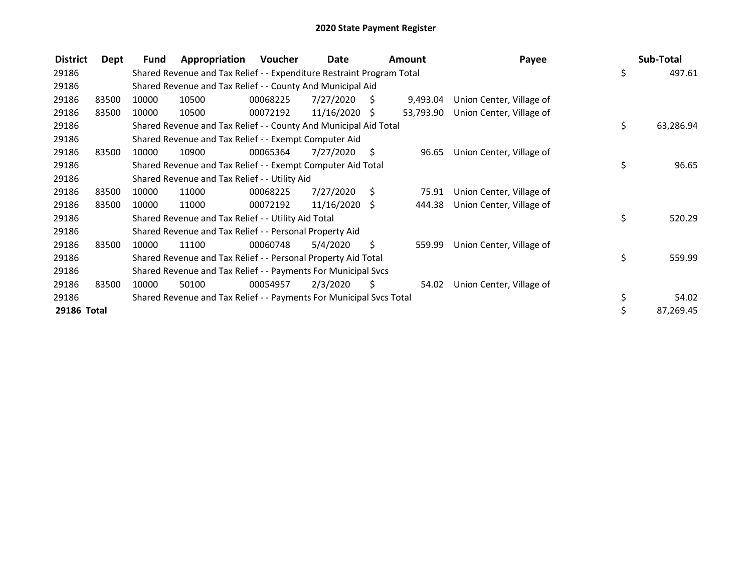# 2020 State Payment Register

| District | Dept | Fund | Appropriation | Voucher | Date | Amount | Payee | Sub-Total |
|---|---|---|---|---|---|---|---|---|
| 29186 | | Shared Revenue and Tax Relief - - Expenditure Restraint Program Total | | | | | | $ 497.61 |
| 29186 | | Shared Revenue and Tax Relief - - County And Municipal Aid | | | | | | |
| 29186 | 83500 | 10000 | 10500 | 00068225 | 7/27/2020 | $ 9,493.04 | Union Center, Village of | |
| 29186 | 83500 | 10000 | 10500 | 00072192 | 11/16/2020 | $ 53,793.90 | Union Center, Village of | |
| 29186 | | Shared Revenue and Tax Relief - - County And Municipal Aid Total | | | | | | $ 63,286.94 |
| 29186 | | Shared Revenue and Tax Relief - - Exempt Computer Aid | | | | | | |
| 29186 | 83500 | 10000 | 10900 | 00065364 | 7/27/2020 | $ 96.65 | Union Center, Village of | |
| 29186 | | Shared Revenue and Tax Relief - - Exempt Computer Aid Total | | | | | | $ 96.65 |
| 29186 | | Shared Revenue and Tax Relief - - Utility Aid | | | | | | |
| 29186 | 83500 | 10000 | 11000 | 00068225 | 7/27/2020 | $ 75.91 | Union Center, Village of | |
| 29186 | 83500 | 10000 | 11000 | 00072192 | 11/16/2020 | $ 444.38 | Union Center, Village of | |
| 29186 | | Shared Revenue and Tax Relief - - Utility Aid Total | | | | | | $ 520.29 |
| 29186 | | Shared Revenue and Tax Relief - - Personal Property Aid | | | | | | |
| 29186 | 83500 | 10000 | 11100 | 00060748 | 5/4/2020 | $ 559.99 | Union Center, Village of | |
| 29186 | | Shared Revenue and Tax Relief - - Personal Property Aid Total | | | | | | $ 559.99 |
| 29186 | | Shared Revenue and Tax Relief - - Payments For Municipal Svcs | | | | | | |
| 29186 | 83500 | 10000 | 50100 | 00054957 | 2/3/2020 | $ 54.02 | Union Center, Village of | |
| 29186 | | Shared Revenue and Tax Relief - - Payments For Municipal Svcs Total | | | | | | $ 54.02 |
| **29186 Total** | | | | | | | | $ 87,269.45 |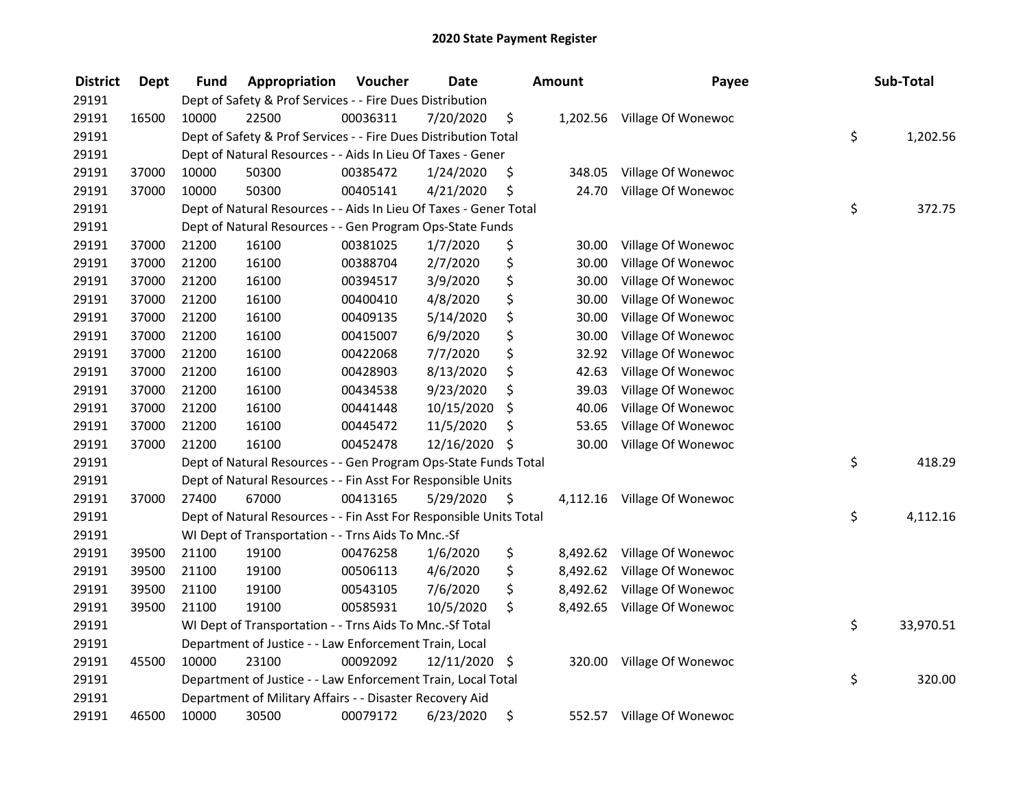# 2020 State Payment Register

| District | Dept | Fund | Appropriation | Voucher | Date | Amount | Payee | Sub-Total |
|---|---|---|---|---|---|---|---|---|
| 29191 | | | Dept of Safety & Prof Services - - Fire Dues Distribution | | | | | |
| 29191 | 16500 | 10000 | 22500 | 00036311 | 7/20/2020 | $ 1,202.56 | Village Of Wonewoc | |
| 29191 | | | Dept of Safety & Prof Services - - Fire Dues Distribution Total | | | | | $ 1,202.56 |
| 29191 | | | Dept of Natural Resources - - Aids In Lieu Of Taxes - Gener | | | | | |
| 29191 | 37000 | 10000 | 50300 | 00385472 | 1/24/2020 | $ 348.05 | Village Of Wonewoc | |
| 29191 | 37000 | 10000 | 50300 | 00405141 | 4/21/2020 | $ 24.70 | Village Of Wonewoc | |
| 29191 | | | Dept of Natural Resources - - Aids In Lieu Of Taxes - Gener Total | | | | | $ 372.75 |
| 29191 | | | Dept of Natural Resources - - Gen Program Ops-State Funds | | | | | |
| 29191 | 37000 | 21200 | 16100 | 00381025 | 1/7/2020 | $ 30.00 | Village Of Wonewoc | |
| 29191 | 37000 | 21200 | 16100 | 00388704 | 2/7/2020 | $ 30.00 | Village Of Wonewoc | |
| 29191 | 37000 | 21200 | 16100 | 00394517 | 3/9/2020 | $ 30.00 | Village Of Wonewoc | |
| 29191 | 37000 | 21200 | 16100 | 00400410 | 4/8/2020 | $ 30.00 | Village Of Wonewoc | |
| 29191 | 37000 | 21200 | 16100 | 00409135 | 5/14/2020 | $ 30.00 | Village Of Wonewoc | |
| 29191 | 37000 | 21200 | 16100 | 00415007 | 6/9/2020 | $ 30.00 | Village Of Wonewoc | |
| 29191 | 37000 | 21200 | 16100 | 00422068 | 7/7/2020 | $ 32.92 | Village Of Wonewoc | |
| 29191 | 37000 | 21200 | 16100 | 00428903 | 8/13/2020 | $ 42.63 | Village Of Wonewoc | |
| 29191 | 37000 | 21200 | 16100 | 00434538 | 9/23/2020 | $ 39.03 | Village Of Wonewoc | |
| 29191 | 37000 | 21200 | 16100 | 00441448 | 10/15/2020 | $ 40.06 | Village Of Wonewoc | |
| 29191 | 37000 | 21200 | 16100 | 00445472 | 11/5/2020 | $ 53.65 | Village Of Wonewoc | |
| 29191 | 37000 | 21200 | 16100 | 00452478 | 12/16/2020 | $ 30.00 | Village Of Wonewoc | |
| 29191 | | | Dept of Natural Resources - - Gen Program Ops-State Funds Total | | | | | $ 418.29 |
| 29191 | | | Dept of Natural Resources - - Fin Asst For Responsible Units | | | | | |
| 29191 | 37000 | 27400 | 67000 | 00413165 | 5/29/2020 | $ 4,112.16 | Village Of Wonewoc | |
| 29191 | | | Dept of Natural Resources - - Fin Asst For Responsible Units Total | | | | | $ 4,112.16 |
| 29191 | | | WI Dept of Transportation - - Trns Aids To Mnc.-Sf | | | | | |
| 29191 | 39500 | 21100 | 19100 | 00476258 | 1/6/2020 | $ 8,492.62 | Village Of Wonewoc | |
| 29191 | 39500 | 21100 | 19100 | 00506113 | 4/6/2020 | $ 8,492.62 | Village Of Wonewoc | |
| 29191 | 39500 | 21100 | 19100 | 00543105 | 7/6/2020 | $ 8,492.62 | Village Of Wonewoc | |
| 29191 | 39500 | 21100 | 19100 | 00585931 | 10/5/2020 | $ 8,492.65 | Village Of Wonewoc | |
| 29191 | | | WI Dept of Transportation - - Trns Aids To Mnc.-Sf Total | | | | | $ 33,970.51 |
| 29191 | | | Department of Justice - - Law Enforcement Train, Local | | | | | |
| 29191 | 45500 | 10000 | 23100 | 00092092 | 12/11/2020 | $ 320.00 | Village Of Wonewoc | |
| 29191 | | | Department of Justice - - Law Enforcement Train, Local Total | | | | | $ 320.00 |
| 29191 | | | Department of Military Affairs - - Disaster Recovery Aid | | | | | |
| 29191 | 46500 | 10000 | 30500 | 00079172 | 6/23/2020 | $ 552.57 | Village Of Wonewoc | |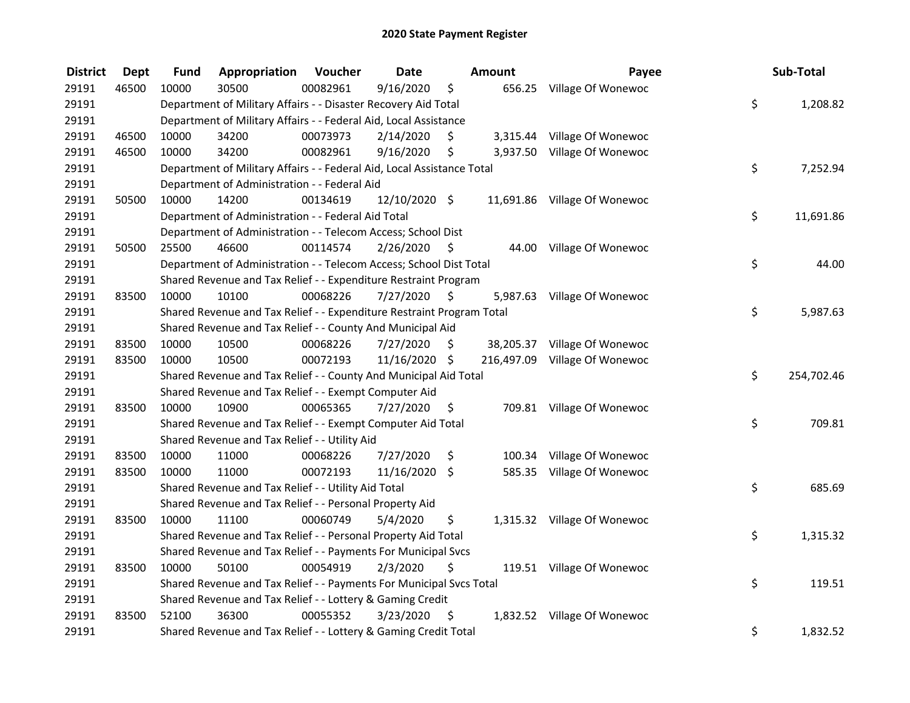# 2020 State Payment Register

| District | Dept | Fund | Appropriation | Voucher | Date | Amount | Payee | Sub-Total |
|---|---|---|---|---|---|---|---|---|
| 29191 | 46500 | 10000 | 30500 | 00082961 | 9/16/2020 | $ 656.25 | Village Of Wonewoc | |
| 29191 | | Department of Military Affairs - - Disaster Recovery Aid Total | | | | | | $ 1,208.82 |
| 29191 | | Department of Military Affairs - - Federal Aid, Local Assistance | | | | | | |
| 29191 | 46500 | 10000 | 34200 | 00073973 | 2/14/2020 | $ 3,315.44 | Village Of Wonewoc | |
| 29191 | 46500 | 10000 | 34200 | 00082961 | 9/16/2020 | $ 3,937.50 | Village Of Wonewoc | |
| 29191 | | Department of Military Affairs - - Federal Aid, Local Assistance Total | | | | | | $ 7,252.94 |
| 29191 | | Department of Administration - - Federal Aid | | | | | | |
| 29191 | 50500 | 10000 | 14200 | 00134619 | 12/10/2020 | $ 11,691.86 | Village Of Wonewoc | |
| 29191 | | Department of Administration - - Federal Aid Total | | | | | | $ 11,691.86 |
| 29191 | | Department of Administration - - Telecom Access; School Dist | | | | | | |
| 29191 | 50500 | 25500 | 46600 | 00114574 | 2/26/2020 | $ 44.00 | Village Of Wonewoc | |
| 29191 | | Department of Administration - - Telecom Access; School Dist Total | | | | | | $ 44.00 |
| 29191 | | Shared Revenue and Tax Relief - - Expenditure Restraint Program | | | | | | |
| 29191 | 83500 | 10000 | 10100 | 00068226 | 7/27/2020 | $ 5,987.63 | Village Of Wonewoc | |
| 29191 | | Shared Revenue and Tax Relief - - Expenditure Restraint Program Total | | | | | | $ 5,987.63 |
| 29191 | | Shared Revenue and Tax Relief - - County And Municipal Aid | | | | | | |
| 29191 | 83500 | 10000 | 10500 | 00068226 | 7/27/2020 | $ 38,205.37 | Village Of Wonewoc | |
| 29191 | 83500 | 10000 | 10500 | 00072193 | 11/16/2020 | $ 216,497.09 | Village Of Wonewoc | |
| 29191 | | Shared Revenue and Tax Relief - - County And Municipal Aid Total | | | | | | $ 254,702.46 |
| 29191 | | Shared Revenue and Tax Relief - - Exempt Computer Aid | | | | | | |
| 29191 | 83500 | 10000 | 10900 | 00065365 | 7/27/2020 | $ 709.81 | Village Of Wonewoc | |
| 29191 | | Shared Revenue and Tax Relief - - Exempt Computer Aid Total | | | | | | $ 709.81 |
| 29191 | | Shared Revenue and Tax Relief - - Utility Aid | | | | | | |
| 29191 | 83500 | 10000 | 11000 | 00068226 | 7/27/2020 | $ 100.34 | Village Of Wonewoc | |
| 29191 | 83500 | 10000 | 11000 | 00072193 | 11/16/2020 | $ 585.35 | Village Of Wonewoc | |
| 29191 | | Shared Revenue and Tax Relief - - Utility Aid Total | | | | | | $ 685.69 |
| 29191 | | Shared Revenue and Tax Relief - - Personal Property Aid | | | | | | |
| 29191 | 83500 | 10000 | 11100 | 00060749 | 5/4/2020 | $ 1,315.32 | Village Of Wonewoc | |
| 29191 | | Shared Revenue and Tax Relief - - Personal Property Aid Total | | | | | | $ 1,315.32 |
| 29191 | | Shared Revenue and Tax Relief - - Payments For Municipal Svcs | | | | | | |
| 29191 | 83500 | 10000 | 50100 | 00054919 | 2/3/2020 | $ 119.51 | Village Of Wonewoc | |
| 29191 | | Shared Revenue and Tax Relief - - Payments For Municipal Svcs Total | | | | | | $ 119.51 |
| 29191 | | Shared Revenue and Tax Relief - - Lottery & Gaming Credit | | | | | | |
| 29191 | 83500 | 52100 | 36300 | 00055352 | 3/23/2020 | $ 1,832.52 | Village Of Wonewoc | |
| 29191 | | Shared Revenue and Tax Relief - - Lottery & Gaming Credit Total | | | | | | $ 1,832.52 |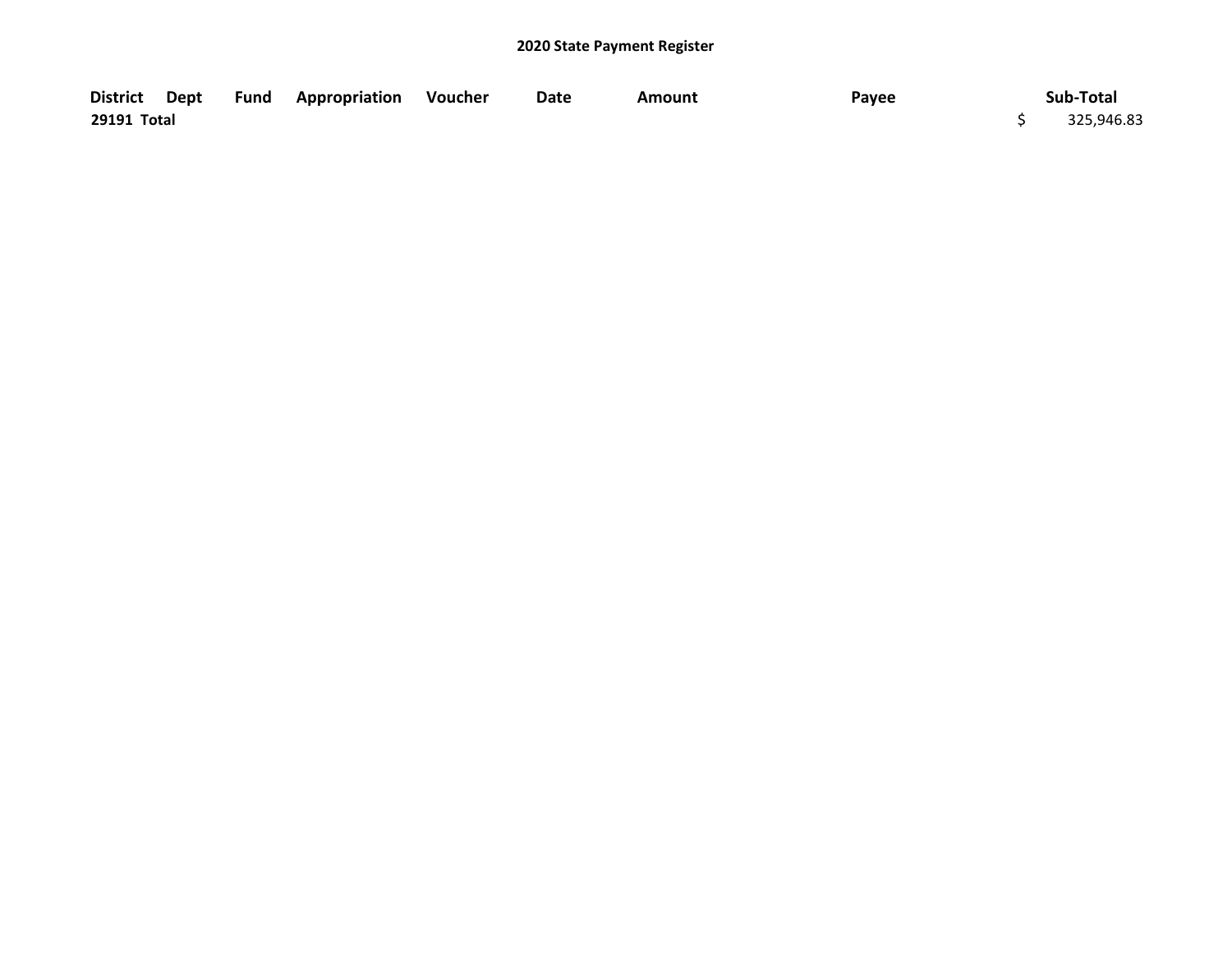## 2020 State Payment Register

| District | Dept | Fund | Appropriation | Voucher | Date | Amount | Payee | Sub-Total |
|---|---|---|---|---|---|---|---|---|
| **29191 Total** | | | | | | | | $ 325,946.83 |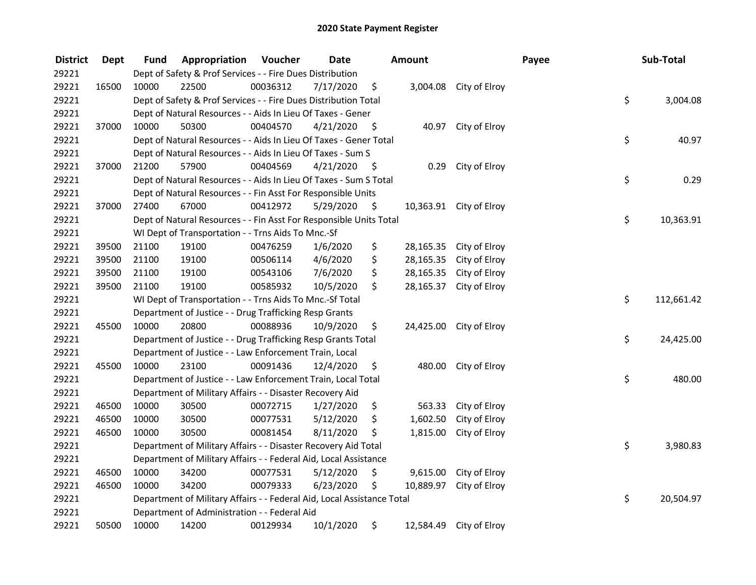# 2020 State Payment Register

| District | Dept | Fund | Appropriation | Voucher | Date | Amount | | Payee | Sub-Total |
|---|---|---|---|---|---|---|---|---|---|
| 29221 | | Dept of Safety & Prof Services - - Fire Dues Distribution | | | | | | | |
| 29221 | 16500 | 10000 | 22500 | 00036312 | 7/17/2020 | $ 3,004.08 | City of Elroy | | |
| 29221 | | Dept of Safety & Prof Services - - Fire Dues Distribution Total | | | | | | | $ 3,004.08 |
| 29221 | | Dept of Natural Resources - - Aids In Lieu Of Taxes - Gener | | | | | | | |
| 29221 | 37000 | 10000 | 50300 | 00404570 | 4/21/2020 | $ 40.97 | City of Elroy | | |
| 29221 | | Dept of Natural Resources - - Aids In Lieu Of Taxes - Gener Total | | | | | | | $ 40.97 |
| 29221 | | Dept of Natural Resources - - Aids In Lieu Of Taxes - Sum S | | | | | | | |
| 29221 | 37000 | 21200 | 57900 | 00404569 | 4/21/2020 | $ 0.29 | City of Elroy | | |
| 29221 | | Dept of Natural Resources - - Aids In Lieu Of Taxes - Sum S Total | | | | | | | $ 0.29 |
| 29221 | | Dept of Natural Resources - - Fin Asst For Responsible Units | | | | | | | |
| 29221 | 37000 | 27400 | 67000 | 00412972 | 5/29/2020 | $ 10,363.91 | City of Elroy | | |
| 29221 | | Dept of Natural Resources - - Fin Asst For Responsible Units Total | | | | | | | $ 10,363.91 |
| 29221 | | WI Dept of Transportation - - Trns Aids To Mnc.-Sf | | | | | | | |
| 29221 | 39500 | 21100 | 19100 | 00476259 | 1/6/2020 | $ 28,165.35 | City of Elroy | | |
| 29221 | 39500 | 21100 | 19100 | 00506114 | 4/6/2020 | $ 28,165.35 | City of Elroy | | |
| 29221 | 39500 | 21100 | 19100 | 00543106 | 7/6/2020 | $ 28,165.35 | City of Elroy | | |
| 29221 | 39500 | 21100 | 19100 | 00585932 | 10/5/2020 | $ 28,165.37 | City of Elroy | | |
| 29221 | | WI Dept of Transportation - - Trns Aids To Mnc.-Sf Total | | | | | | | $ 112,661.42 |
| 29221 | | Department of Justice - - Drug Trafficking Resp Grants | | | | | | | |
| 29221 | 45500 | 10000 | 20800 | 00088936 | 10/9/2020 | $ 24,425.00 | City of Elroy | | |
| 29221 | | Department of Justice - - Drug Trafficking Resp Grants Total | | | | | | | $ 24,425.00 |
| 29221 | | Department of Justice - - Law Enforcement Train, Local | | | | | | | |
| 29221 | 45500 | 10000 | 23100 | 00091436 | 12/4/2020 | $ 480.00 | City of Elroy | | |
| 29221 | | Department of Justice - - Law Enforcement Train, Local Total | | | | | | | $ 480.00 |
| 29221 | | Department of Military Affairs - - Disaster Recovery Aid | | | | | | | |
| 29221 | 46500 | 10000 | 30500 | 00072715 | 1/27/2020 | $ 563.33 | City of Elroy | | |
| 29221 | 46500 | 10000 | 30500 | 00077531 | 5/12/2020 | $ 1,602.50 | City of Elroy | | |
| 29221 | 46500 | 10000 | 30500 | 00081454 | 8/11/2020 | $ 1,815.00 | City of Elroy | | |
| 29221 | | Department of Military Affairs - - Disaster Recovery Aid Total | | | | | | | $ 3,980.83 |
| 29221 | | Department of Military Affairs - - Federal Aid, Local Assistance | | | | | | | |
| 29221 | 46500 | 10000 | 34200 | 00077531 | 5/12/2020 | $ 9,615.00 | City of Elroy | | |
| 29221 | 46500 | 10000 | 34200 | 00079333 | 6/23/2020 | $ 10,889.97 | City of Elroy | | |
| 29221 | | Department of Military Affairs - - Federal Aid, Local Assistance Total | | | | | | | $ 20,504.97 |
| 29221 | | Department of Administration - - Federal Aid | | | | | | | |
| 29221 | 50500 | 10000 | 14200 | 00129934 | 10/1/2020 | $ 12,584.49 | City of Elroy | | |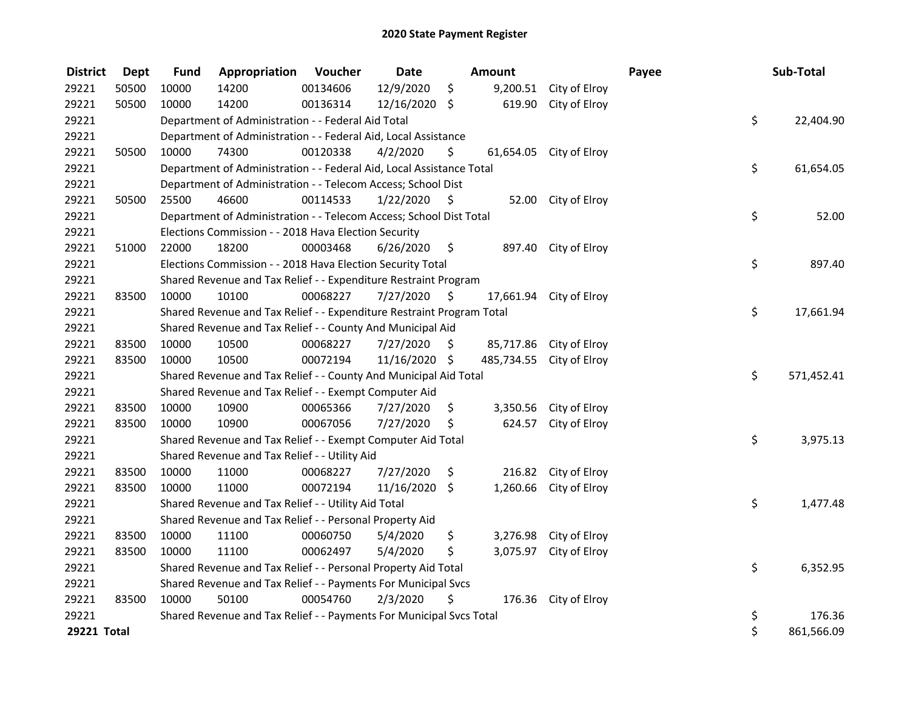# 2020 State Payment Register

| District | Dept | Fund | Appropriation | Voucher | Date | Amount | Payee | Sub-Total |
|---|---|---|---|---|---|---|---|---|
| 29221 | 50500 | 10000 | 14200 | 00134606 | 12/9/2020 | $ 9,200.51 | City of Elroy | |
| 29221 | 50500 | 10000 | 14200 | 00136314 | 12/16/2020 | $ 619.90 | City of Elroy | |
| 29221 | | Department of Administration - - Federal Aid Total | | | | | | $ 22,404.90 |
| 29221 | | Department of Administration - - Federal Aid, Local Assistance | | | | | | |
| 29221 | 50500 | 10000 | 74300 | 00120338 | 4/2/2020 | $ 61,654.05 | City of Elroy | |
| 29221 | | Department of Administration - - Federal Aid, Local Assistance Total | | | | | | $ 61,654.05 |
| 29221 | | Department of Administration - - Telecom Access; School Dist | | | | | | |
| 29221 | 50500 | 25500 | 46600 | 00114533 | 1/22/2020 | $ 52.00 | City of Elroy | |
| 29221 | | Department of Administration - - Telecom Access; School Dist Total | | | | | | $ 52.00 |
| 29221 | | Elections Commission - - 2018 Hava Election Security | | | | | | |
| 29221 | 51000 | 22000 | 18200 | 00003468 | 6/26/2020 | $ 897.40 | City of Elroy | |
| 29221 | | Elections Commission - - 2018 Hava Election Security Total | | | | | | $ 897.40 |
| 29221 | | Shared Revenue and Tax Relief - - Expenditure Restraint Program | | | | | | |
| 29221 | 83500 | 10000 | 10100 | 00068227 | 7/27/2020 | $ 17,661.94 | City of Elroy | |
| 29221 | | Shared Revenue and Tax Relief - - Expenditure Restraint Program Total | | | | | | $ 17,661.94 |
| 29221 | | Shared Revenue and Tax Relief - - County And Municipal Aid | | | | | | |
| 29221 | 83500 | 10000 | 10500 | 00068227 | 7/27/2020 | $ 85,717.86 | City of Elroy | |
| 29221 | 83500 | 10000 | 10500 | 00072194 | 11/16/2020 | $ 485,734.55 | City of Elroy | |
| 29221 | | Shared Revenue and Tax Relief - - County And Municipal Aid Total | | | | | | $ 571,452.41 |
| 29221 | | Shared Revenue and Tax Relief - - Exempt Computer Aid | | | | | | |
| 29221 | 83500 | 10000 | 10900 | 00065366 | 7/27/2020 | $ 3,350.56 | City of Elroy | |
| 29221 | 83500 | 10000 | 10900 | 00067056 | 7/27/2020 | $ 624.57 | City of Elroy | |
| 29221 | | Shared Revenue and Tax Relief - - Exempt Computer Aid Total | | | | | | $ 3,975.13 |
| 29221 | | Shared Revenue and Tax Relief - - Utility Aid | | | | | | |
| 29221 | 83500 | 10000 | 11000 | 00068227 | 7/27/2020 | $ 216.82 | City of Elroy | |
| 29221 | 83500 | 10000 | 11000 | 00072194 | 11/16/2020 | $ 1,260.66 | City of Elroy | |
| 29221 | | Shared Revenue and Tax Relief - - Utility Aid Total | | | | | | $ 1,477.48 |
| 29221 | | Shared Revenue and Tax Relief - - Personal Property Aid | | | | | | |
| 29221 | 83500 | 10000 | 11100 | 00060750 | 5/4/2020 | $ 3,276.98 | City of Elroy | |
| 29221 | 83500 | 10000 | 11100 | 00062497 | 5/4/2020 | $ 3,075.97 | City of Elroy | |
| 29221 | | Shared Revenue and Tax Relief - - Personal Property Aid Total | | | | | | $ 6,352.95 |
| 29221 | | Shared Revenue and Tax Relief - - Payments For Municipal Svcs | | | | | | |
| 29221 | 83500 | 10000 | 50100 | 00054760 | 2/3/2020 | $ 176.36 | City of Elroy | |
| 29221 | | Shared Revenue and Tax Relief - - Payments For Municipal Svcs Total | | | | | | $ 176.36 |
| **29221 Total** | | | | | | | | $ 861,566.09 |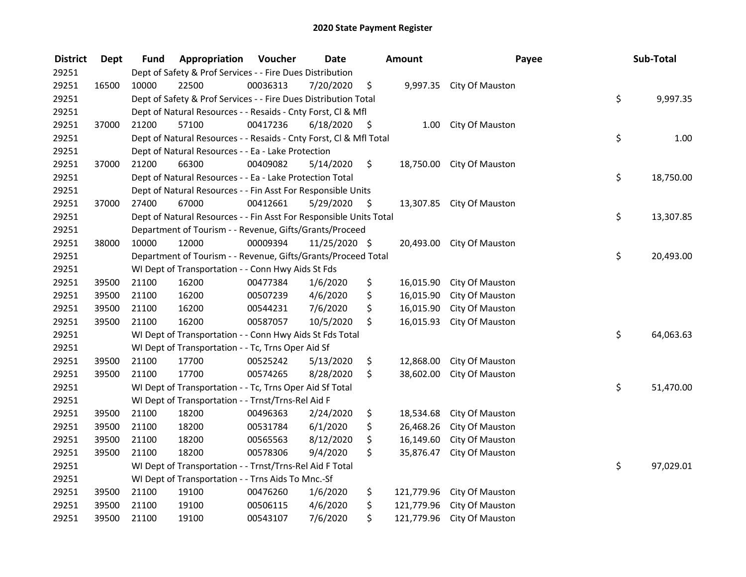## 2020 State Payment Register

| District | Dept | Fund | Appropriation | Voucher | Date | Amount | Payee | Sub-Total |
|---|---|---|---|---|---|---|---|---|
| 29251 | | Dept of Safety & Prof Services - - Fire Dues Distribution | | | | | | |
| 29251 | 16500 | 10000 | 22500 | 00036313 | 7/20/2020 | $ 9,997.35 | City Of Mauston | |
| 29251 | | Dept of Safety & Prof Services - - Fire Dues Distribution Total | | | | | | $ 9,997.35 |
| 29251 | | Dept of Natural Resources - - Resaids - Cnty Forst, Cl & Mfl | | | | | | |
| 29251 | 37000 | 21200 | 57100 | 00417236 | 6/18/2020 | $ 1.00 | City Of Mauston | |
| 29251 | | Dept of Natural Resources - - Resaids - Cnty Forst, Cl & Mfl Total | | | | | | $ 1.00 |
| 29251 | | Dept of Natural Resources - - Ea - Lake Protection | | | | | | |
| 29251 | 37000 | 21200 | 66300 | 00409082 | 5/14/2020 | $ 18,750.00 | City Of Mauston | |
| 29251 | | Dept of Natural Resources - - Ea - Lake Protection Total | | | | | | $ 18,750.00 |
| 29251 | | Dept of Natural Resources - - Fin Asst For Responsible Units | | | | | | |
| 29251 | 37000 | 27400 | 67000 | 00412661 | 5/29/2020 | $ 13,307.85 | City Of Mauston | |
| 29251 | | Dept of Natural Resources - - Fin Asst For Responsible Units Total | | | | | | $ 13,307.85 |
| 29251 | | Department of Tourism - - Revenue, Gifts/Grants/Proceed | | | | | | |
| 29251 | 38000 | 10000 | 12000 | 00009394 | 11/25/2020 | $ 20,493.00 | City Of Mauston | |
| 29251 | | Department of Tourism - - Revenue, Gifts/Grants/Proceed Total | | | | | | $ 20,493.00 |
| 29251 | | WI Dept of Transportation - - Conn Hwy Aids St Fds | | | | | | |
| 29251 | 39500 | 21100 | 16200 | 00477384 | 1/6/2020 | $ 16,015.90 | City Of Mauston | |
| 29251 | 39500 | 21100 | 16200 | 00507239 | 4/6/2020 | $ 16,015.90 | City Of Mauston | |
| 29251 | 39500 | 21100 | 16200 | 00544231 | 7/6/2020 | $ 16,015.90 | City Of Mauston | |
| 29251 | 39500 | 21100 | 16200 | 00587057 | 10/5/2020 | $ 16,015.93 | City Of Mauston | |
| 29251 | | WI Dept of Transportation - - Conn Hwy Aids St Fds Total | | | | | | $ 64,063.63 |
| 29251 | | WI Dept of Transportation - - Tc, Trns Oper Aid Sf | | | | | | |
| 29251 | 39500 | 21100 | 17700 | 00525242 | 5/13/2020 | $ 12,868.00 | City Of Mauston | |
| 29251 | 39500 | 21100 | 17700 | 00574265 | 8/28/2020 | $ 38,602.00 | City Of Mauston | |
| 29251 | | WI Dept of Transportation - - Tc, Trns Oper Aid Sf Total | | | | | | $ 51,470.00 |
| 29251 | | WI Dept of Transportation - - Trnst/Trns-Rel Aid F | | | | | | |
| 29251 | 39500 | 21100 | 18200 | 00496363 | 2/24/2020 | $ 18,534.68 | City Of Mauston | |
| 29251 | 39500 | 21100 | 18200 | 00531784 | 6/1/2020 | $ 26,468.26 | City Of Mauston | |
| 29251 | 39500 | 21100 | 18200 | 00565563 | 8/12/2020 | $ 16,149.60 | City Of Mauston | |
| 29251 | 39500 | 21100 | 18200 | 00578306 | 9/4/2020 | $ 35,876.47 | City Of Mauston | |
| 29251 | | WI Dept of Transportation - - Trnst/Trns-Rel Aid F Total | | | | | | $ 97,029.01 |
| 29251 | | WI Dept of Transportation - - Trns Aids To Mnc.-Sf | | | | | | |
| 29251 | 39500 | 21100 | 19100 | 00476260 | 1/6/2020 | $ 121,779.96 | City Of Mauston | |
| 29251 | 39500 | 21100 | 19100 | 00506115 | 4/6/2020 | $ 121,779.96 | City Of Mauston | |
| 29251 | 39500 | 21100 | 19100 | 00543107 | 7/6/2020 | $ 121,779.96 | City Of Mauston | |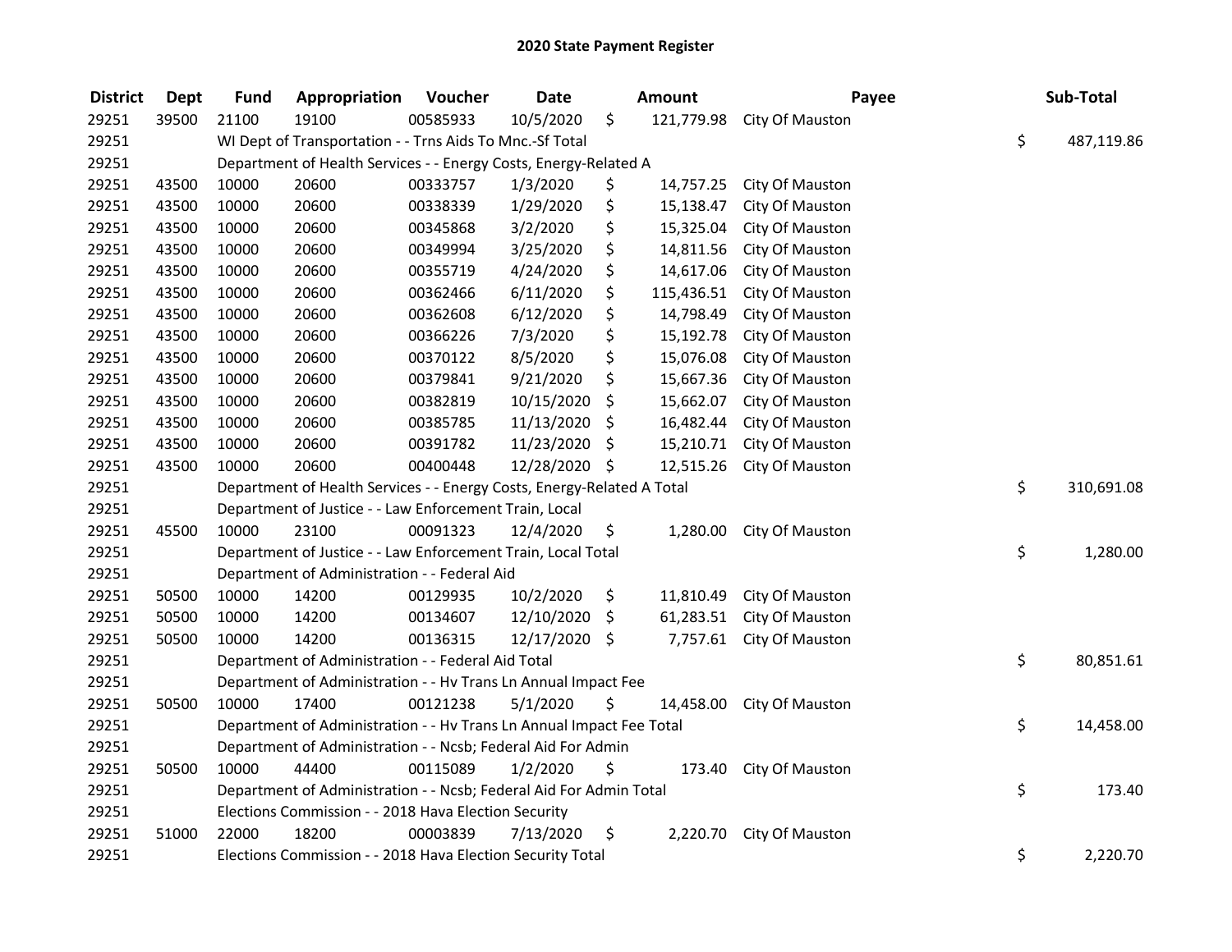## 2020 State Payment Register

| District | Dept | Fund | Appropriation | Voucher | Date | Amount | Payee | Sub-Total |
|---|---|---|---|---|---|---|---|---|
| 29251 | 39500 | 21100 | 19100 | 00585933 | 10/5/2020 | $ 121,779.98 | City Of Mauston | |
| 29251 | | WI Dept of Transportation - - Trns Aids To Mnc.-Sf Total | | | | | | $ 487,119.86 |
| 29251 | | Department of Health Services - - Energy Costs, Energy-Related A | | | | | | |
| 29251 | 43500 | 10000 | 20600 | 00333757 | 1/3/2020 | $ 14,757.25 | City Of Mauston | |
| 29251 | 43500 | 10000 | 20600 | 00338339 | 1/29/2020 | $ 15,138.47 | City Of Mauston | |
| 29251 | 43500 | 10000 | 20600 | 00345868 | 3/2/2020 | $ 15,325.04 | City Of Mauston | |
| 29251 | 43500 | 10000 | 20600 | 00349994 | 3/25/2020 | $ 14,811.56 | City Of Mauston | |
| 29251 | 43500 | 10000 | 20600 | 00355719 | 4/24/2020 | $ 14,617.06 | City Of Mauston | |
| 29251 | 43500 | 10000 | 20600 | 00362466 | 6/11/2020 | $ 115,436.51 | City Of Mauston | |
| 29251 | 43500 | 10000 | 20600 | 00362608 | 6/12/2020 | $ 14,798.49 | City Of Mauston | |
| 29251 | 43500 | 10000 | 20600 | 00366226 | 7/3/2020 | $ 15,192.78 | City Of Mauston | |
| 29251 | 43500 | 10000 | 20600 | 00370122 | 8/5/2020 | $ 15,076.08 | City Of Mauston | |
| 29251 | 43500 | 10000 | 20600 | 00379841 | 9/21/2020 | $ 15,667.36 | City Of Mauston | |
| 29251 | 43500 | 10000 | 20600 | 00382819 | 10/15/2020 | $ 15,662.07 | City Of Mauston | |
| 29251 | 43500 | 10000 | 20600 | 00385785 | 11/13/2020 | $ 16,482.44 | City Of Mauston | |
| 29251 | 43500 | 10000 | 20600 | 00391782 | 11/23/2020 | $ 15,210.71 | City Of Mauston | |
| 29251 | 43500 | 10000 | 20600 | 00400448 | 12/28/2020 | $ 12,515.26 | City Of Mauston | |
| 29251 | | Department of Health Services - - Energy Costs, Energy-Related A Total | | | | | | $ 310,691.08 |
| 29251 | | Department of Justice - - Law Enforcement Train, Local | | | | | | |
| 29251 | 45500 | 10000 | 23100 | 00091323 | 12/4/2020 | $ 1,280.00 | City Of Mauston | |
| 29251 | | Department of Justice - - Law Enforcement Train, Local Total | | | | | | $ 1,280.00 |
| 29251 | | Department of Administration - - Federal Aid | | | | | | |
| 29251 | 50500 | 10000 | 14200 | 00129935 | 10/2/2020 | $ 11,810.49 | City Of Mauston | |
| 29251 | 50500 | 10000 | 14200 | 00134607 | 12/10/2020 | $ 61,283.51 | City Of Mauston | |
| 29251 | 50500 | 10000 | 14200 | 00136315 | 12/17/2020 | $ 7,757.61 | City Of Mauston | |
| 29251 | | Department of Administration - - Federal Aid Total | | | | | | $ 80,851.61 |
| 29251 | | Department of Administration - - Hv Trans Ln Annual Impact Fee | | | | | | |
| 29251 | 50500 | 10000 | 17400 | 00121238 | 5/1/2020 | $ 14,458.00 | City Of Mauston | |
| 29251 | | Department of Administration - - Hv Trans Ln Annual Impact Fee Total | | | | | | $ 14,458.00 |
| 29251 | | Department of Administration - - Ncsb; Federal Aid For Admin | | | | | | |
| 29251 | 50500 | 10000 | 44400 | 00115089 | 1/2/2020 | $ 173.40 | City Of Mauston | |
| 29251 | | Department of Administration - - Ncsb; Federal Aid For Admin Total | | | | | | $ 173.40 |
| 29251 | | Elections Commission - - 2018 Hava Election Security | | | | | | |
| 29251 | 51000 | 22000 | 18200 | 00003839 | 7/13/2020 | $ 2,220.70 | City Of Mauston | |
| 29251 | | Elections Commission - - 2018 Hava Election Security Total | | | | | | $ 2,220.70 |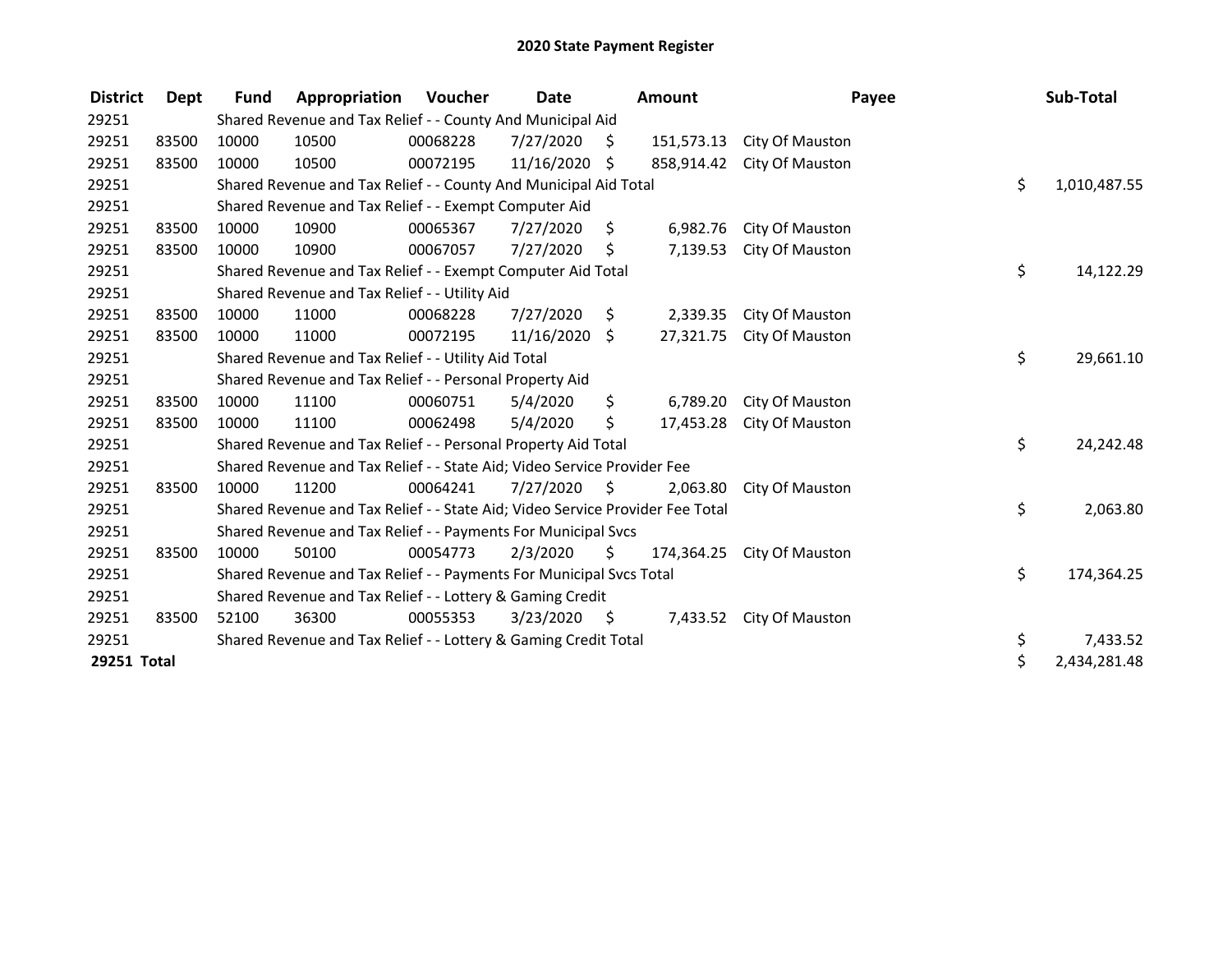# 2020 State Payment Register

| District | Dept | Fund | Appropriation | Voucher | Date | Amount | Payee | Sub-Total |
|---|---|---|---|---|---|---|---|---|
| 29251 | | Shared Revenue and Tax Relief - - County And Municipal Aid | | | | | | |
| 29251 | 83500 | 10000 | 10500 | 00068228 | 7/27/2020 | $ 151,573.13 | City Of Mauston | |
| 29251 | 83500 | 10000 | 10500 | 00072195 | 11/16/2020 | $ 858,914.42 | City Of Mauston | |
| 29251 | | Shared Revenue and Tax Relief - - County And Municipal Aid Total | | | | | | $ 1,010,487.55 |
| 29251 | | Shared Revenue and Tax Relief - - Exempt Computer Aid | | | | | | |
| 29251 | 83500 | 10000 | 10900 | 00065367 | 7/27/2020 | $ 6,982.76 | City Of Mauston | |
| 29251 | 83500 | 10000 | 10900 | 00067057 | 7/27/2020 | $ 7,139.53 | City Of Mauston | |
| 29251 | | Shared Revenue and Tax Relief - - Exempt Computer Aid Total | | | | | | $ 14,122.29 |
| 29251 | | Shared Revenue and Tax Relief - - Utility Aid | | | | | | |
| 29251 | 83500 | 10000 | 11000 | 00068228 | 7/27/2020 | $ 2,339.35 | City Of Mauston | |
| 29251 | 83500 | 10000 | 11000 | 00072195 | 11/16/2020 | $ 27,321.75 | City Of Mauston | |
| 29251 | | Shared Revenue and Tax Relief - - Utility Aid Total | | | | | | $ 29,661.10 |
| 29251 | | Shared Revenue and Tax Relief - - Personal Property Aid | | | | | | |
| 29251 | 83500 | 10000 | 11100 | 00060751 | 5/4/2020 | $ 6,789.20 | City Of Mauston | |
| 29251 | 83500 | 10000 | 11100 | 00062498 | 5/4/2020 | $ 17,453.28 | City Of Mauston | |
| 29251 | | Shared Revenue and Tax Relief - - Personal Property Aid Total | | | | | | $ 24,242.48 |
| 29251 | | Shared Revenue and Tax Relief - - State Aid; Video Service Provider Fee | | | | | | |
| 29251 | 83500 | 10000 | 11200 | 00064241 | 7/27/2020 | $ 2,063.80 | City Of Mauston | |
| 29251 | | Shared Revenue and Tax Relief - - State Aid; Video Service Provider Fee Total | | | | | | $ 2,063.80 |
| 29251 | | Shared Revenue and Tax Relief - - Payments For Municipal Svcs | | | | | | |
| 29251 | 83500 | 10000 | 50100 | 00054773 | 2/3/2020 | $ 174,364.25 | City Of Mauston | |
| 29251 | | Shared Revenue and Tax Relief - - Payments For Municipal Svcs Total | | | | | | $ 174,364.25 |
| 29251 | | Shared Revenue and Tax Relief - - Lottery & Gaming Credit | | | | | | |
| 29251 | 83500 | 52100 | 36300 | 00055353 | 3/23/2020 | $ 7,433.52 | City Of Mauston | |
| 29251 | | Shared Revenue and Tax Relief - - Lottery & Gaming Credit Total | | | | | | $ 7,433.52 |
| **29251 Total** | | | | | | | | $ 2,434,281.48 |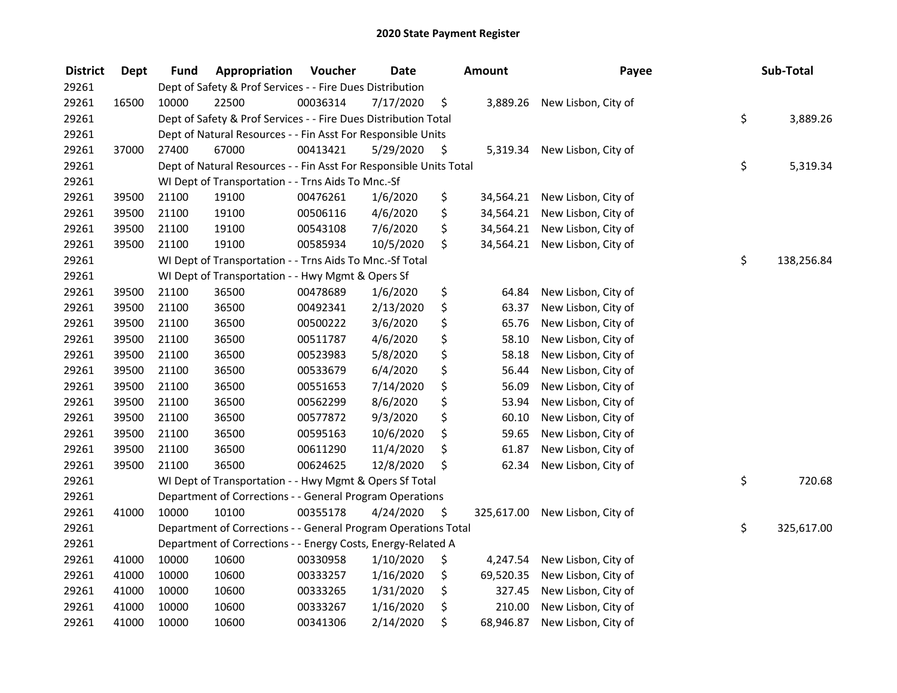## 2020 State Payment Register

| District | Dept | Fund | Appropriation | Voucher | Date | Amount | Payee | Sub-Total |
|---|---|---|---|---|---|---|---|---|
| 29261 | | Dept of Safety & Prof Services - - Fire Dues Distribution | | | | | | |
| 29261 | 16500 | 10000 | 22500 | 00036314 | 7/17/2020 | $ 3,889.26 | New Lisbon, City of | |
| 29261 | | Dept of Safety & Prof Services - - Fire Dues Distribution Total | | | | | | $ 3,889.26 |
| 29261 | | Dept of Natural Resources - - Fin Asst For Responsible Units | | | | | | |
| 29261 | 37000 | 27400 | 67000 | 00413421 | 5/29/2020 | $ 5,319.34 | New Lisbon, City of | |
| 29261 | | Dept of Natural Resources - - Fin Asst For Responsible Units Total | | | | | | $ 5,319.34 |
| 29261 | | WI Dept of Transportation - - Trns Aids To Mnc.-Sf | | | | | | |
| 29261 | 39500 | 21100 | 19100 | 00476261 | 1/6/2020 | $ 34,564.21 | New Lisbon, City of | |
| 29261 | 39500 | 21100 | 19100 | 00506116 | 4/6/2020 | $ 34,564.21 | New Lisbon, City of | |
| 29261 | 39500 | 21100 | 19100 | 00543108 | 7/6/2020 | $ 34,564.21 | New Lisbon, City of | |
| 29261 | 39500 | 21100 | 19100 | 00585934 | 10/5/2020 | $ 34,564.21 | New Lisbon, City of | |
| 29261 | | WI Dept of Transportation - - Trns Aids To Mnc.-Sf Total | | | | | | $ 138,256.84 |
| 29261 | | WI Dept of Transportation - - Hwy Mgmt & Opers Sf | | | | | | |
| 29261 | 39500 | 21100 | 36500 | 00478689 | 1/6/2020 | $ 64.84 | New Lisbon, City of | |
| 29261 | 39500 | 21100 | 36500 | 00492341 | 2/13/2020 | $ 63.37 | New Lisbon, City of | |
| 29261 | 39500 | 21100 | 36500 | 00500222 | 3/6/2020 | $ 65.76 | New Lisbon, City of | |
| 29261 | 39500 | 21100 | 36500 | 00511787 | 4/6/2020 | $ 58.10 | New Lisbon, City of | |
| 29261 | 39500 | 21100 | 36500 | 00523983 | 5/8/2020 | $ 58.18 | New Lisbon, City of | |
| 29261 | 39500 | 21100 | 36500 | 00533679 | 6/4/2020 | $ 56.44 | New Lisbon, City of | |
| 29261 | 39500 | 21100 | 36500 | 00551653 | 7/14/2020 | $ 56.09 | New Lisbon, City of | |
| 29261 | 39500 | 21100 | 36500 | 00562299 | 8/6/2020 | $ 53.94 | New Lisbon, City of | |
| 29261 | 39500 | 21100 | 36500 | 00577872 | 9/3/2020 | $ 60.10 | New Lisbon, City of | |
| 29261 | 39500 | 21100 | 36500 | 00595163 | 10/6/2020 | $ 59.65 | New Lisbon, City of | |
| 29261 | 39500 | 21100 | 36500 | 00611290 | 11/4/2020 | $ 61.87 | New Lisbon, City of | |
| 29261 | 39500 | 21100 | 36500 | 00624625 | 12/8/2020 | $ 62.34 | New Lisbon, City of | |
| 29261 | | WI Dept of Transportation - - Hwy Mgmt & Opers Sf Total | | | | | | $ 720.68 |
| 29261 | | Department of Corrections - - General Program Operations | | | | | | |
| 29261 | 41000 | 10000 | 10100 | 00355178 | 4/24/2020 | $ 325,617.00 | New Lisbon, City of | |
| 29261 | | Department of Corrections - - General Program Operations Total | | | | | | $ 325,617.00 |
| 29261 | | Department of Corrections - - Energy Costs, Energy-Related A | | | | | | |
| 29261 | 41000 | 10000 | 10600 | 00330958 | 1/10/2020 | $ 4,247.54 | New Lisbon, City of | |
| 29261 | 41000 | 10000 | 10600 | 00333257 | 1/16/2020 | $ 69,520.35 | New Lisbon, City of | |
| 29261 | 41000 | 10000 | 10600 | 00333265 | 1/31/2020 | $ 327.45 | New Lisbon, City of | |
| 29261 | 41000 | 10000 | 10600 | 00333267 | 1/16/2020 | $ 210.00 | New Lisbon, City of | |
| 29261 | 41000 | 10000 | 10600 | 00341306 | 2/14/2020 | $ 68,946.87 | New Lisbon, City of | |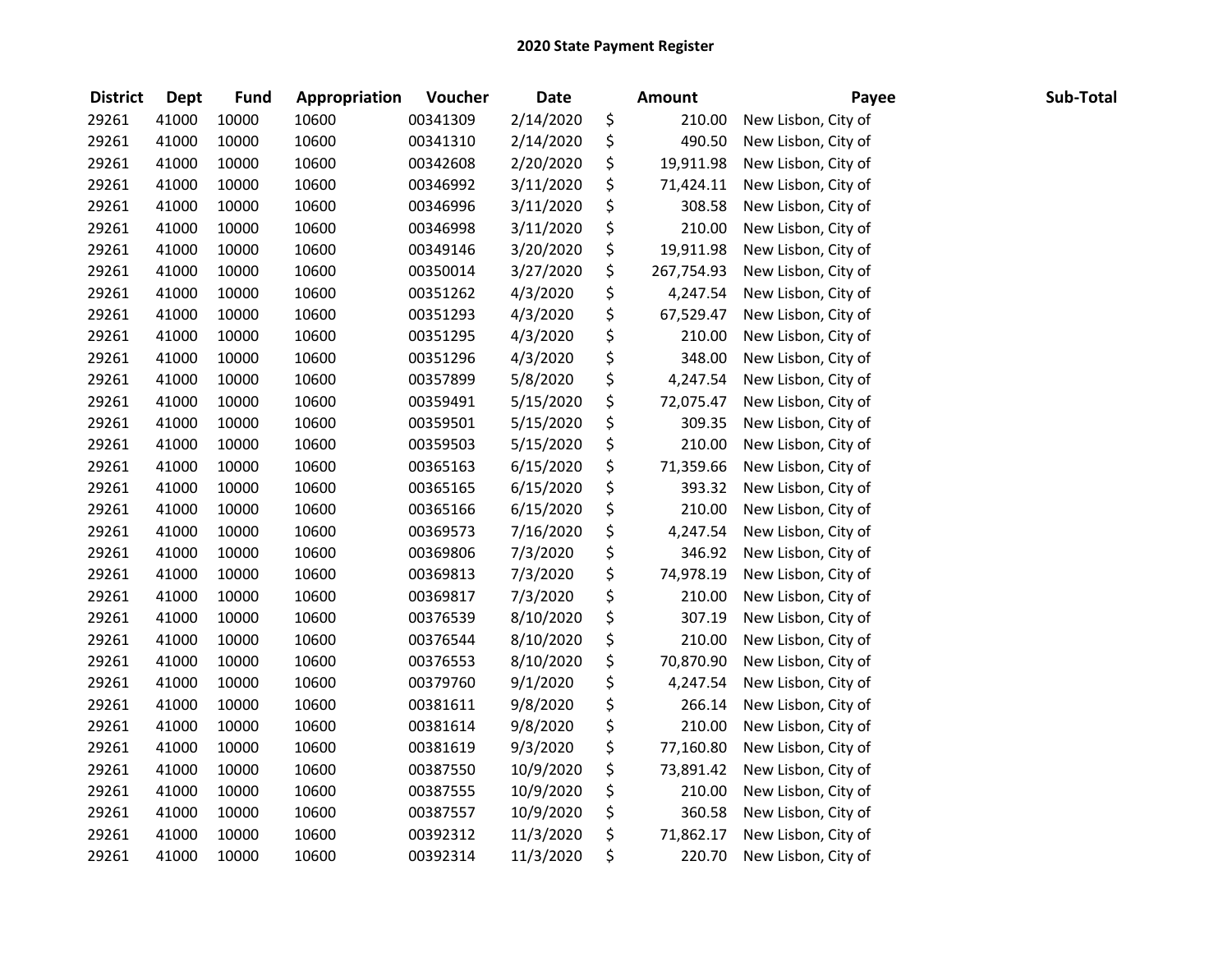# 2020 State Payment Register

| District | Dept | Fund | Appropriation | Voucher | Date | Amount | Payee | Sub-Total |
|---|---|---|---|---|---|---|---|---|
| 29261 | 41000 | 10000 | 10600 | 00341309 | 2/14/2020 | $ 210.00 | New Lisbon, City of | |
| 29261 | 41000 | 10000 | 10600 | 00341310 | 2/14/2020 | $ 490.50 | New Lisbon, City of | |
| 29261 | 41000 | 10000 | 10600 | 00342608 | 2/20/2020 | $ 19,911.98 | New Lisbon, City of | |
| 29261 | 41000 | 10000 | 10600 | 00346992 | 3/11/2020 | $ 71,424.11 | New Lisbon, City of | |
| 29261 | 41000 | 10000 | 10600 | 00346996 | 3/11/2020 | $ 308.58 | New Lisbon, City of | |
| 29261 | 41000 | 10000 | 10600 | 00346998 | 3/11/2020 | $ 210.00 | New Lisbon, City of | |
| 29261 | 41000 | 10000 | 10600 | 00349146 | 3/20/2020 | $ 19,911.98 | New Lisbon, City of | |
| 29261 | 41000 | 10000 | 10600 | 00350014 | 3/27/2020 | $ 267,754.93 | New Lisbon, City of | |
| 29261 | 41000 | 10000 | 10600 | 00351262 | 4/3/2020 | $ 4,247.54 | New Lisbon, City of | |
| 29261 | 41000 | 10000 | 10600 | 00351293 | 4/3/2020 | $ 67,529.47 | New Lisbon, City of | |
| 29261 | 41000 | 10000 | 10600 | 00351295 | 4/3/2020 | $ 210.00 | New Lisbon, City of | |
| 29261 | 41000 | 10000 | 10600 | 00351296 | 4/3/2020 | $ 348.00 | New Lisbon, City of | |
| 29261 | 41000 | 10000 | 10600 | 00357899 | 5/8/2020 | $ 4,247.54 | New Lisbon, City of | |
| 29261 | 41000 | 10000 | 10600 | 00359491 | 5/15/2020 | $ 72,075.47 | New Lisbon, City of | |
| 29261 | 41000 | 10000 | 10600 | 00359501 | 5/15/2020 | $ 309.35 | New Lisbon, City of | |
| 29261 | 41000 | 10000 | 10600 | 00359503 | 5/15/2020 | $ 210.00 | New Lisbon, City of | |
| 29261 | 41000 | 10000 | 10600 | 00365163 | 6/15/2020 | $ 71,359.66 | New Lisbon, City of | |
| 29261 | 41000 | 10000 | 10600 | 00365165 | 6/15/2020 | $ 393.32 | New Lisbon, City of | |
| 29261 | 41000 | 10000 | 10600 | 00365166 | 6/15/2020 | $ 210.00 | New Lisbon, City of | |
| 29261 | 41000 | 10000 | 10600 | 00369573 | 7/16/2020 | $ 4,247.54 | New Lisbon, City of | |
| 29261 | 41000 | 10000 | 10600 | 00369806 | 7/3/2020 | $ 346.92 | New Lisbon, City of | |
| 29261 | 41000 | 10000 | 10600 | 00369813 | 7/3/2020 | $ 74,978.19 | New Lisbon, City of | |
| 29261 | 41000 | 10000 | 10600 | 00369817 | 7/3/2020 | $ 210.00 | New Lisbon, City of | |
| 29261 | 41000 | 10000 | 10600 | 00376539 | 8/10/2020 | $ 307.19 | New Lisbon, City of | |
| 29261 | 41000 | 10000 | 10600 | 00376544 | 8/10/2020 | $ 210.00 | New Lisbon, City of | |
| 29261 | 41000 | 10000 | 10600 | 00376553 | 8/10/2020 | $ 70,870.90 | New Lisbon, City of | |
| 29261 | 41000 | 10000 | 10600 | 00379760 | 9/1/2020 | $ 4,247.54 | New Lisbon, City of | |
| 29261 | 41000 | 10000 | 10600 | 00381611 | 9/8/2020 | $ 266.14 | New Lisbon, City of | |
| 29261 | 41000 | 10000 | 10600 | 00381614 | 9/8/2020 | $ 210.00 | New Lisbon, City of | |
| 29261 | 41000 | 10000 | 10600 | 00381619 | 9/3/2020 | $ 77,160.80 | New Lisbon, City of | |
| 29261 | 41000 | 10000 | 10600 | 00387550 | 10/9/2020 | $ 73,891.42 | New Lisbon, City of | |
| 29261 | 41000 | 10000 | 10600 | 00387555 | 10/9/2020 | $ 210.00 | New Lisbon, City of | |
| 29261 | 41000 | 10000 | 10600 | 00387557 | 10/9/2020 | $ 360.58 | New Lisbon, City of | |
| 29261 | 41000 | 10000 | 10600 | 00392312 | 11/3/2020 | $ 71,862.17 | New Lisbon, City of | |
| 29261 | 41000 | 10000 | 10600 | 00392314 | 11/3/2020 | $ 220.70 | New Lisbon, City of | |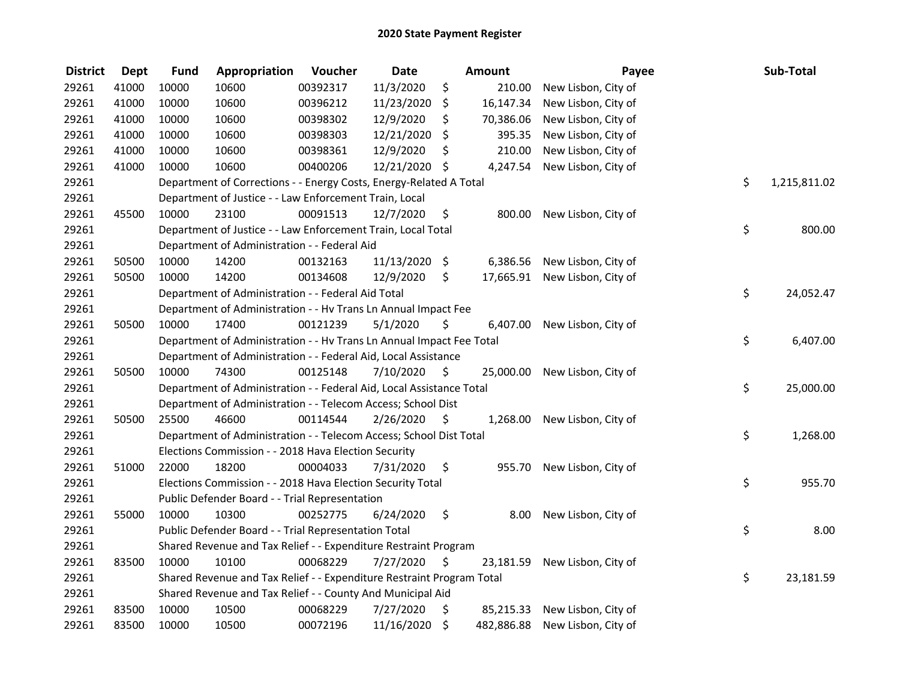# 2020 State Payment Register

| District | Dept | Fund | Appropriation | Voucher | Date | Amount | Payee | Sub-Total |
|---|---|---|---|---|---|---|---|---|
| 29261 | 41000 | 10000 | 10600 | 00392317 | 11/3/2020 | $ 210.00 | New Lisbon, City of | |
| 29261 | 41000 | 10000 | 10600 | 00396212 | 11/23/2020 | $ 16,147.34 | New Lisbon, City of | |
| 29261 | 41000 | 10000 | 10600 | 00398302 | 12/9/2020 | $ 70,386.06 | New Lisbon, City of | |
| 29261 | 41000 | 10000 | 10600 | 00398303 | 12/21/2020 | $ 395.35 | New Lisbon, City of | |
| 29261 | 41000 | 10000 | 10600 | 00398361 | 12/9/2020 | $ 210.00 | New Lisbon, City of | |
| 29261 | 41000 | 10000 | 10600 | 00400206 | 12/21/2020 | $ 4,247.54 | New Lisbon, City of | |
| 29261 | | Department of Corrections - - Energy Costs, Energy-Related A Total | | | | | | $ 1,215,811.02 |
| 29261 | | Department of Justice - - Law Enforcement Train, Local | | | | | | |
| 29261 | 45500 | 10000 | 23100 | 00091513 | 12/7/2020 | $ 800.00 | New Lisbon, City of | |
| 29261 | | Department of Justice - - Law Enforcement Train, Local Total | | | | | | $ 800.00 |
| 29261 | | Department of Administration - - Federal Aid | | | | | | |
| 29261 | 50500 | 10000 | 14200 | 00132163 | 11/13/2020 | $ 6,386.56 | New Lisbon, City of | |
| 29261 | 50500 | 10000 | 14200 | 00134608 | 12/9/2020 | $ 17,665.91 | New Lisbon, City of | |
| 29261 | | Department of Administration - - Federal Aid Total | | | | | | $ 24,052.47 |
| 29261 | | Department of Administration - - Hv Trans Ln Annual Impact Fee | | | | | | |
| 29261 | 50500 | 10000 | 17400 | 00121239 | 5/1/2020 | $ 6,407.00 | New Lisbon, City of | |
| 29261 | | Department of Administration - - Hv Trans Ln Annual Impact Fee Total | | | | | | $ 6,407.00 |
| 29261 | | Department of Administration - - Federal Aid, Local Assistance | | | | | | |
| 29261 | 50500 | 10000 | 74300 | 00125148 | 7/10/2020 | $ 25,000.00 | New Lisbon, City of | |
| 29261 | | Department of Administration - - Federal Aid, Local Assistance Total | | | | | | $ 25,000.00 |
| 29261 | | Department of Administration - - Telecom Access; School Dist | | | | | | |
| 29261 | 50500 | 25500 | 46600 | 00114544 | 2/26/2020 | $ 1,268.00 | New Lisbon, City of | |
| 29261 | | Department of Administration - - Telecom Access; School Dist Total | | | | | | $ 1,268.00 |
| 29261 | | Elections Commission - - 2018 Hava Election Security | | | | | | |
| 29261 | 51000 | 22000 | 18200 | 00004033 | 7/31/2020 | $ 955.70 | New Lisbon, City of | |
| 29261 | | Elections Commission - - 2018 Hava Election Security Total | | | | | | $ 955.70 |
| 29261 | | Public Defender Board - - Trial Representation | | | | | | |
| 29261 | 55000 | 10000 | 10300 | 00252775 | 6/24/2020 | $ 8.00 | New Lisbon, City of | |
| 29261 | | Public Defender Board - - Trial Representation Total | | | | | | $ 8.00 |
| 29261 | | Shared Revenue and Tax Relief - - Expenditure Restraint Program | | | | | | |
| 29261 | 83500 | 10000 | 10100 | 00068229 | 7/27/2020 | $ 23,181.59 | New Lisbon, City of | |
| 29261 | | Shared Revenue and Tax Relief - - Expenditure Restraint Program Total | | | | | | $ 23,181.59 |
| 29261 | | Shared Revenue and Tax Relief - - County And Municipal Aid | | | | | | |
| 29261 | 83500 | 10000 | 10500 | 00068229 | 7/27/2020 | $ 85,215.33 | New Lisbon, City of | |
| 29261 | 83500 | 10000 | 10500 | 00072196 | 11/16/2020 | $ 482,886.88 | New Lisbon, City of | |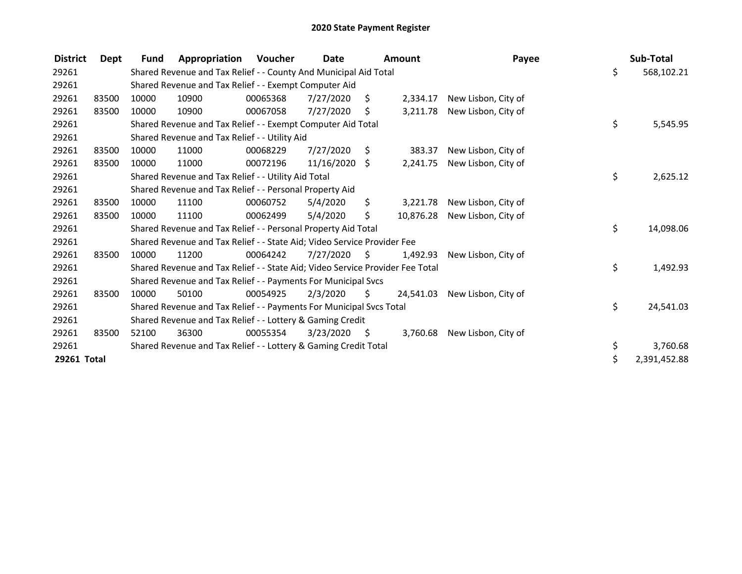# 2020 State Payment Register

| District | Dept | Fund | Appropriation | Voucher | Date | Amount | Payee | Sub-Total |
|---|---|---|---|---|---|---|---|---|
| 29261 | | Shared Revenue and Tax Relief - - County And Municipal Aid Total | | | | | | $ 568,102.21 |
| 29261 | | Shared Revenue and Tax Relief - - Exempt Computer Aid | | | | | | |
| 29261 | 83500 | 10000 | 10900 | 00065368 | 7/27/2020 | $ 2,334.17 | New Lisbon, City of | |
| 29261 | 83500 | 10000 | 10900 | 00067058 | 7/27/2020 | $ 3,211.78 | New Lisbon, City of | |
| 29261 | | Shared Revenue and Tax Relief - - Exempt Computer Aid Total | | | | | | $ 5,545.95 |
| 29261 | | Shared Revenue and Tax Relief - - Utility Aid | | | | | | |
| 29261 | 83500 | 10000 | 11000 | 00068229 | 7/27/2020 | $ 383.37 | New Lisbon, City of | |
| 29261 | 83500 | 10000 | 11000 | 00072196 | 11/16/2020 | $ 2,241.75 | New Lisbon, City of | |
| 29261 | | Shared Revenue and Tax Relief - - Utility Aid Total | | | | | | $ 2,625.12 |
| 29261 | | Shared Revenue and Tax Relief - - Personal Property Aid | | | | | | |
| 29261 | 83500 | 10000 | 11100 | 00060752 | 5/4/2020 | $ 3,221.78 | New Lisbon, City of | |
| 29261 | 83500 | 10000 | 11100 | 00062499 | 5/4/2020 | $ 10,876.28 | New Lisbon, City of | |
| 29261 | | Shared Revenue and Tax Relief - - Personal Property Aid Total | | | | | | $ 14,098.06 |
| 29261 | | Shared Revenue and Tax Relief - - State Aid; Video Service Provider Fee | | | | | | |
| 29261 | 83500 | 10000 | 11200 | 00064242 | 7/27/2020 | $ 1,492.93 | New Lisbon, City of | |
| 29261 | | Shared Revenue and Tax Relief - - State Aid; Video Service Provider Fee Total | | | | | | $ 1,492.93 |
| 29261 | | Shared Revenue and Tax Relief - - Payments For Municipal Svcs | | | | | | |
| 29261 | 83500 | 10000 | 50100 | 00054925 | 2/3/2020 | $ 24,541.03 | New Lisbon, City of | |
| 29261 | | Shared Revenue and Tax Relief - - Payments For Municipal Svcs Total | | | | | | $ 24,541.03 |
| 29261 | | Shared Revenue and Tax Relief - - Lottery & Gaming Credit | | | | | | |
| 29261 | 83500 | 52100 | 36300 | 00055354 | 3/23/2020 | $ 3,760.68 | New Lisbon, City of | |
| 29261 | | Shared Revenue and Tax Relief - - Lottery & Gaming Credit Total | | | | | | $ 3,760.68 |
| **29261 Total** | | | | | | | | $ 2,391,452.88 |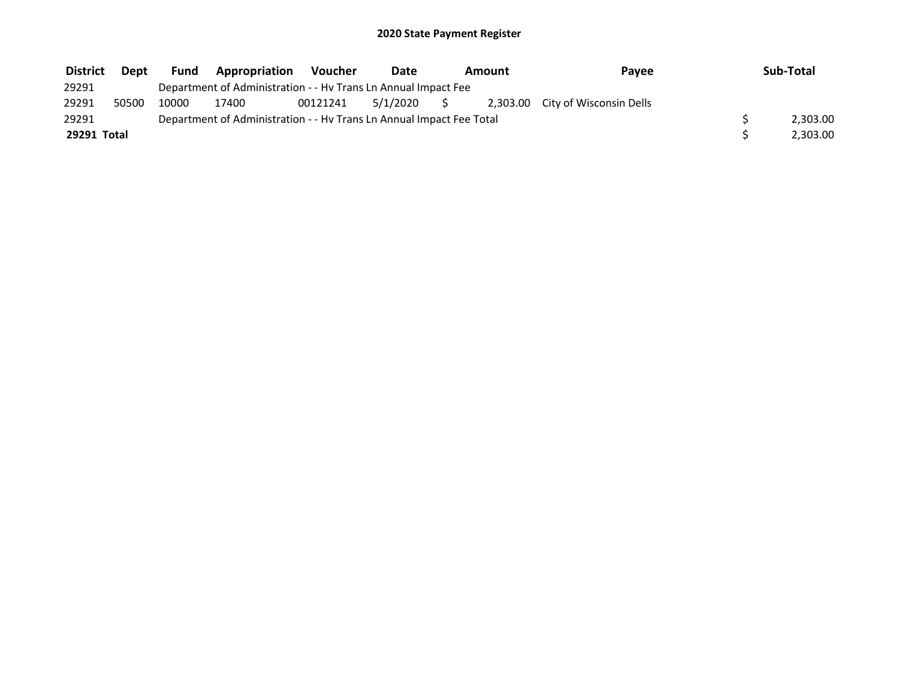# 2020 State Payment Register

| District | Dept | Fund | Appropriation | Voucher | Date | Amount | Payee | Sub-Total |
|---|---|---|---|---|---|---|---|---|
| 29291 | | Department of Administration - - Hv Trans Ln Annual Impact Fee | | | | | | |
| 29291 | 50500 | 10000 | 17400 | 00121241 | 5/1/2020 | $ 2,303.00 | City of Wisconsin Dells | |
| 29291 | | Department of Administration - - Hv Trans Ln Annual Impact Fee Total | | | | | | $ 2,303.00 |
| **29291 Total** | | | | | | | | $ 2,303.00 |